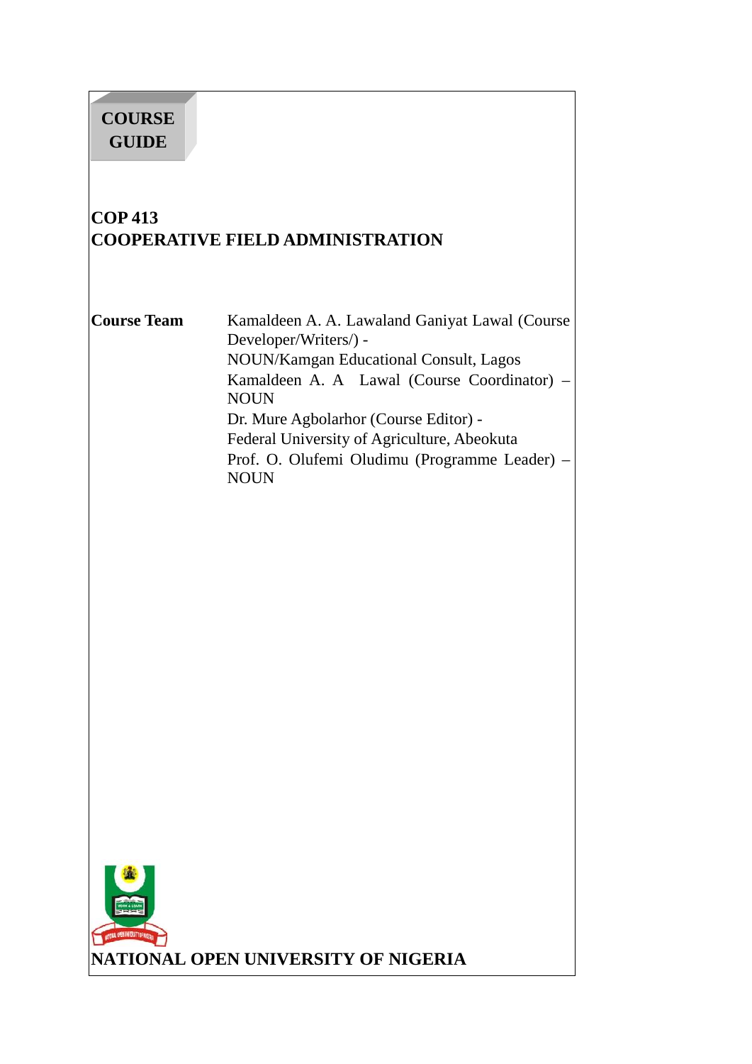**COURSE GUIDE**

# COP 413
# COOPERATIVE FIELD ADMINISTRATION

| | |
|---|---|
| **Course Team** | Kamaldeen A. A. Lawaland Ganiyat Lawal (Course Developer/Writers/) - NOUN/Kamgan Educational Consult, Lagos |
| | Kamaldeen A. A Lawal (Course Coordinator) – NOUN |
| | Dr. Mure Agbolarhor (Course Editor) - Federal University of Agriculture, Abeokuta |
| | Prof. O. Olufemi Oludimu (Programme Leader) – NOUN |

**NATIONAL OPEN UNIVERSITY OF NIGERIA**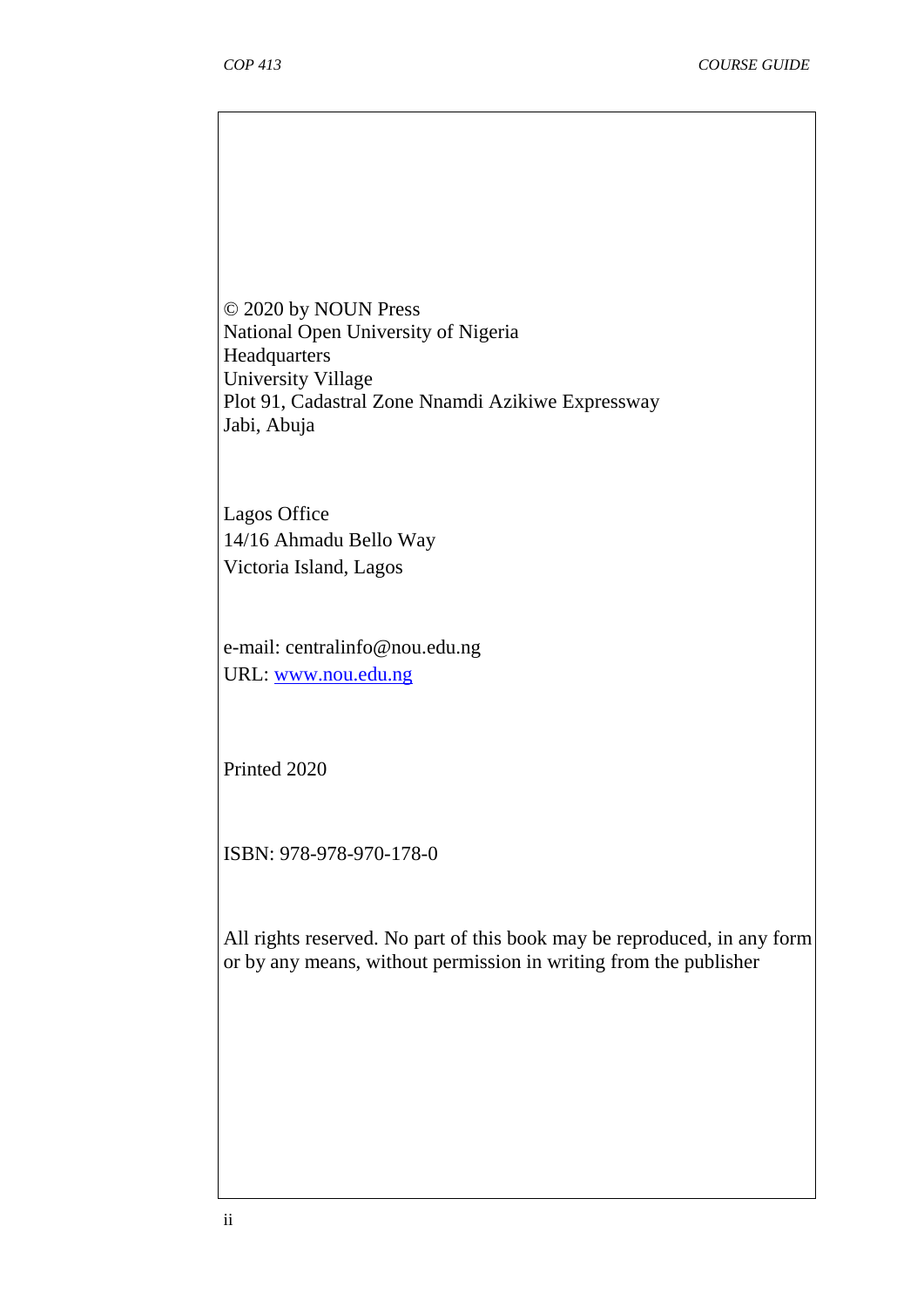© 2020 by NOUN Press
National Open University of Nigeria
Headquarters
University Village
Plot 91, Cadastral Zone Nnamdi Azikiwe Expressway
Jabi, Abuja

Lagos Office
14/16 Ahmadu Bello Way
Victoria Island, Lagos

e-mail: centralinfo@nou.edu.ng
URL: [www.nou.edu.ng](http://www.nou.edu.ng)

Printed 2020

ISBN: 978-978-970-178-0

All rights reserved. No part of this book may be reproduced, in any form or by any means, without permission in writing from the publisher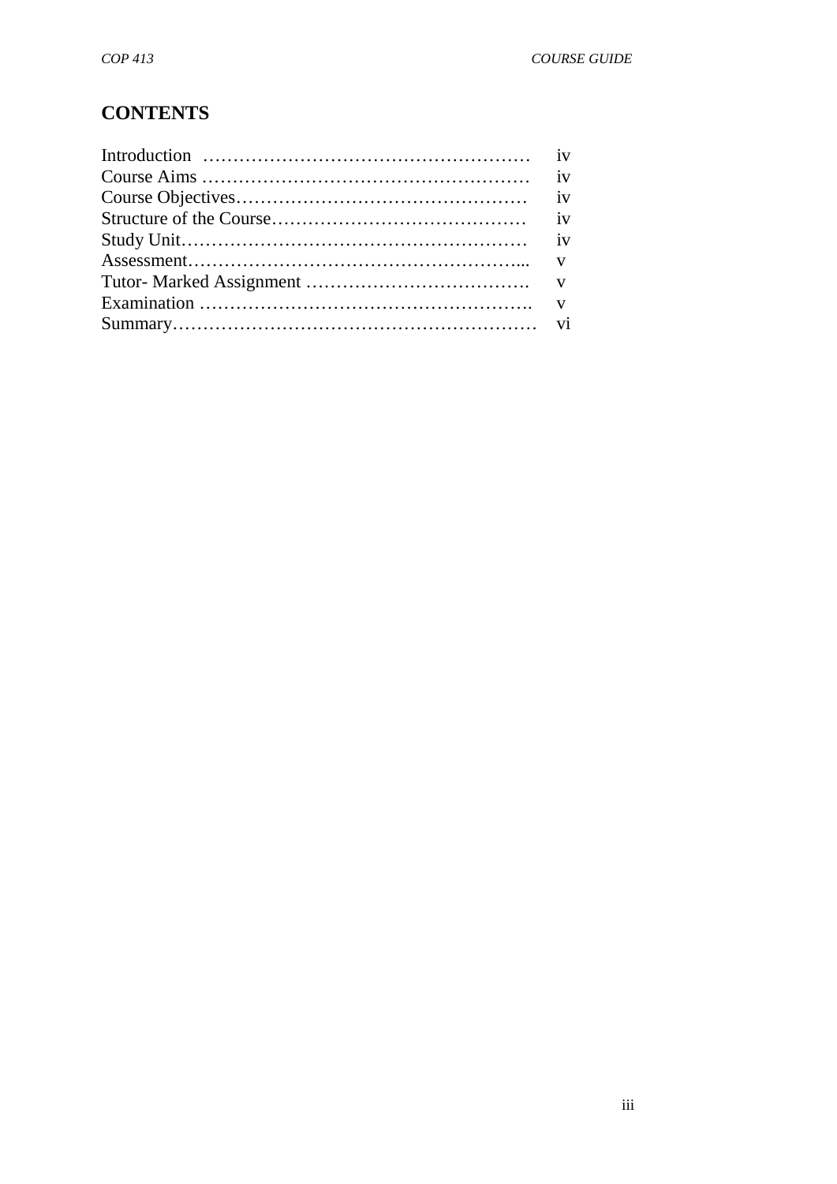# CONTENTS

| | |
|---|---|
| Introduction ……………………………………………… | iv |
| Course Aims ……………………………………………… | iv |
| Course Objectives………………………………………… | iv |
| Structure of the Course…………………………………… | iv |
| Study Unit………………………………………………… | iv |
| Assessment……………………………………………... | v |
| Tutor- Marked Assignment ………………………………. | v |
| Examination ………………………………………………. | v |
| Summary…………………………………………………… | vi |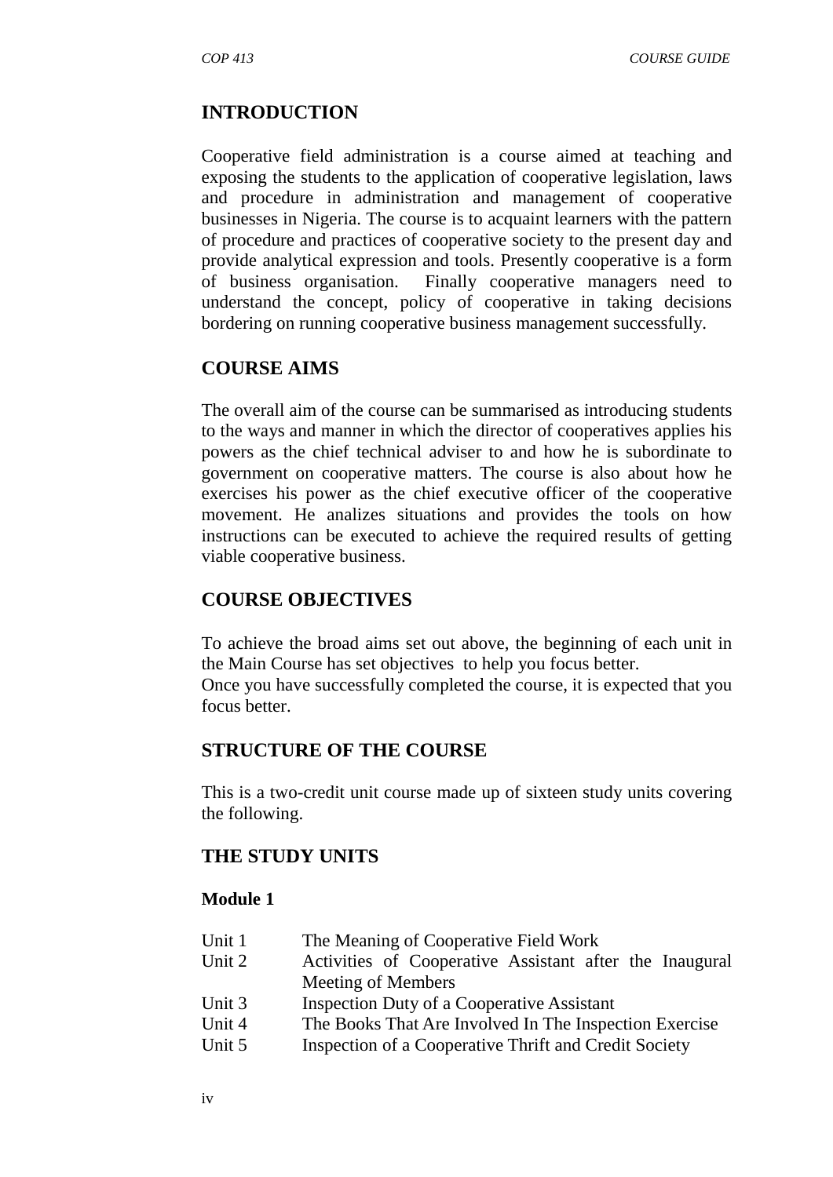## INTRODUCTION

Cooperative field administration is a course aimed at teaching and exposing the students to the application of cooperative legislation, laws and procedure in administration and management of cooperative businesses in Nigeria. The course is to acquaint learners with the pattern of procedure and practices of cooperative society to the present day and provide analytical expression and tools. Presently cooperative is a form of business organisation. Finally cooperative managers need to understand the concept, policy of cooperative in taking decisions bordering on running cooperative business management successfully.

## COURSE AIMS

The overall aim of the course can be summarised as introducing students to the ways and manner in which the director of cooperatives applies his powers as the chief technical adviser to and how he is subordinate to government on cooperative matters. The course is also about how he exercises his power as the chief executive officer of the cooperative movement. He analizes situations and provides the tools on how instructions can be executed to achieve the required results of getting viable cooperative business.

## COURSE OBJECTIVES

To achieve the broad aims set out above, the beginning of each unit in the Main Course has set objectives to help you focus better.
Once you have successfully completed the course, it is expected that you focus better.

## STRUCTURE OF THE COURSE

This is a two-credit unit course made up of sixteen study units covering the following.

## THE STUDY UNITS

**Module 1**

| | |
|---|---|
| Unit 1 | The Meaning of Cooperative Field Work |
| Unit 2 | Activities of Cooperative Assistant after the Inaugural Meeting of Members |
| Unit 3 | Inspection Duty of a Cooperative Assistant |
| Unit 4 | The Books That Are Involved In The Inspection Exercise |
| Unit 5 | Inspection of a Cooperative Thrift and Credit Society |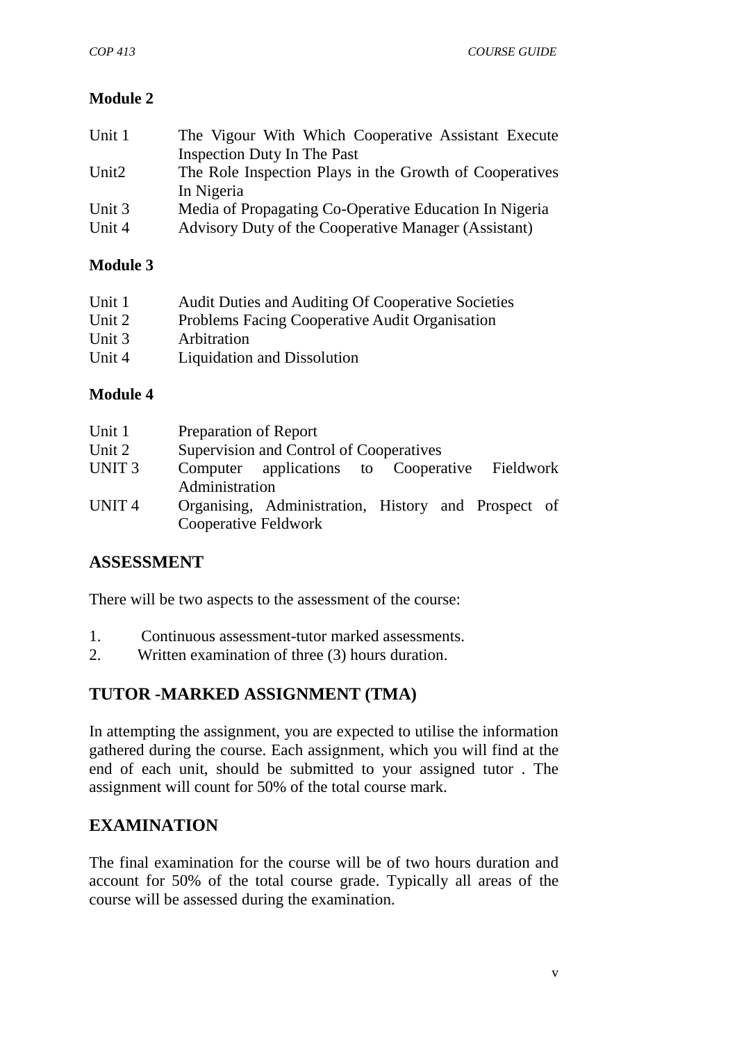**Module 2**

| | |
|---|---|
| Unit 1 | The Vigour With Which Cooperative Assistant Execute Inspection Duty In The Past |
| Unit2 | The Role Inspection Plays in the Growth of Cooperatives In Nigeria |
| Unit 3 | Media of Propagating Co-Operative Education In Nigeria |
| Unit 4 | Advisory Duty of the Cooperative Manager (Assistant) |

**Module 3**

| | |
|---|---|
| Unit 1 | Audit Duties and Auditing Of Cooperative Societies |
| Unit 2 | Problems Facing Cooperative Audit Organisation |
| Unit 3 | Arbitration |
| Unit 4 | Liquidation and Dissolution |

**Module 4**

| | |
|---|---|
| Unit 1 | Preparation of Report |
| Unit 2 | Supervision and Control of Cooperatives |
| UNIT 3 | Computer applications to Cooperative Fieldwork Administration |
| UNIT 4 | Organising, Administration, History and Prospect of Cooperative Feldwork |

## ASSESSMENT

There will be two aspects to the assessment of the course:

1. Continuous assessment-tutor marked assessments.
2. Written examination of three (3) hours duration.

## TUTOR -MARKED ASSIGNMENT (TMA)

In attempting the assignment, you are expected to utilise the information gathered during the course. Each assignment, which you will find at the end of each unit, should be submitted to your assigned tutor . The assignment will count for 50% of the total course mark.

## EXAMINATION

The final examination for the course will be of two hours duration and account for 50% of the total course grade. Typically all areas of the course will be assessed during the examination.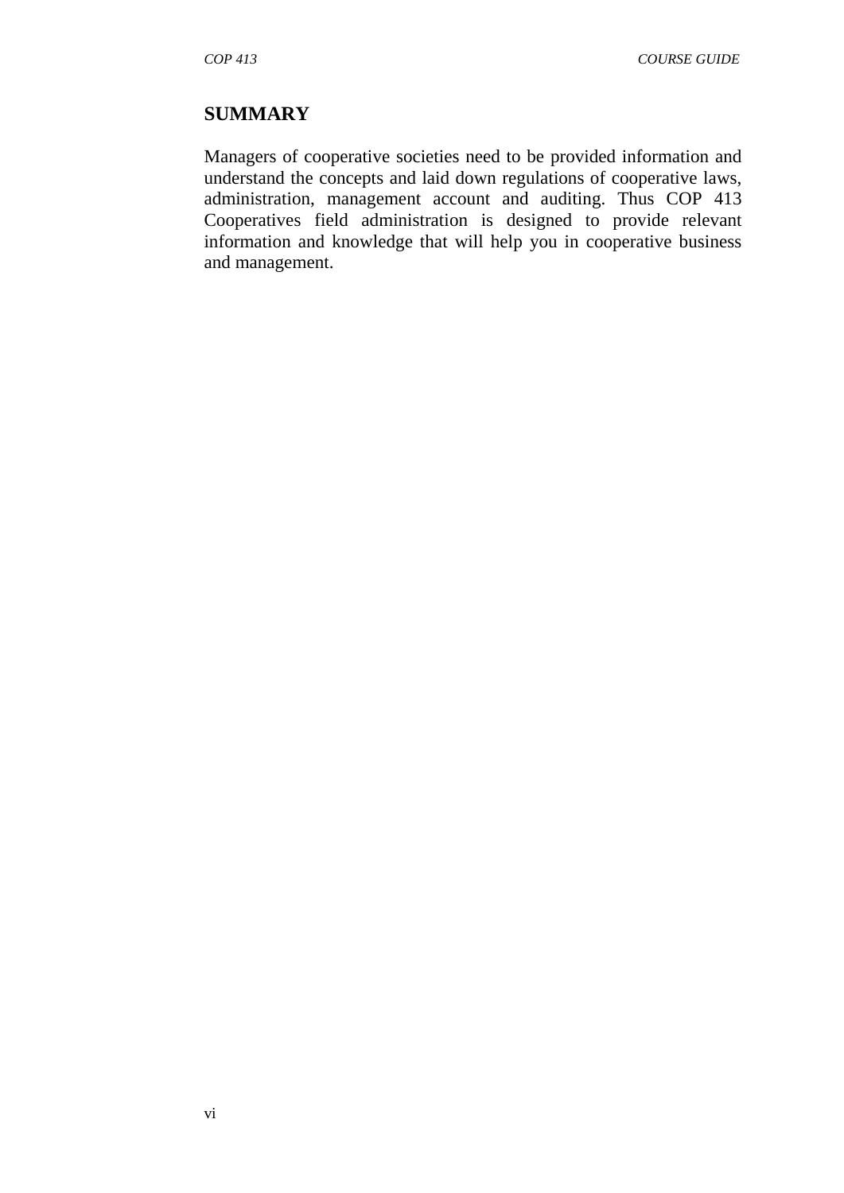## SUMMARY

Managers of cooperative societies need to be provided information and understand the concepts and laid down regulations of cooperative laws, administration, management account and auditing. Thus COP 413 Cooperatives field administration is designed to provide relevant information and knowledge that will help you in cooperative business and management.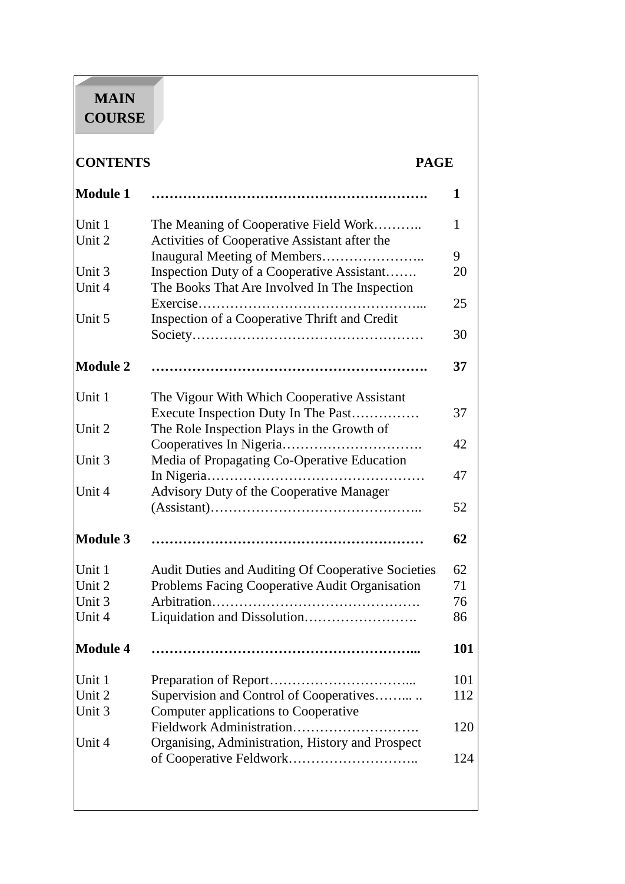# MAIN COURSE

| CONTENTS | | PAGE |
|---|---|---|
| **Module 1** | **…………………………………………………….** | **1** |
| Unit 1 | The Meaning of Cooperative Field Work……….. | 1 |
| Unit 2 | Activities of Cooperative Assistant after the Inaugural Meeting of Members………………….. | 9 |
| Unit 3 | Inspection Duty of a Cooperative Assistant……. | 20 |
| Unit 4 | The Books That Are Involved In The Inspection Exercise………………………………………... | 25 |
| Unit 5 | Inspection of a Cooperative Thrift and Credit Society…………………………………………… | 30 |
| **Module 2** | **…………………………………………………….** | **37** |
| Unit 1 | The Vigour With Which Cooperative Assistant Execute Inspection Duty In The Past…………… | 37 |
| Unit 2 | The Role Inspection Plays in the Growth of Cooperatives In Nigeria…………………………. | 42 |
| Unit 3 | Media of Propagating Co-Operative Education In Nigeria………………………………………… | 47 |
| Unit 4 | Advisory Duty of the Cooperative Manager (Assistant)……………………………………….. | 52 |
| **Module 3** | **……………………………………………………** | **62** |
| Unit 1 | Audit Duties and Auditing Of Cooperative Societies | 62 |
| Unit 2 | Problems Facing Cooperative Audit Organisation | 71 |
| Unit 3 | Arbitration………………………………………. | 76 |
| Unit 4 | Liquidation and Dissolution……………………. | 86 |
| **Module 4** | **…………………………………………………...** | **101** |
| Unit 1 | Preparation of Report…………………………... | 101 |
| Unit 2 | Supervision and Control of Cooperatives……... .. | 112 |
| Unit 3 | Computer applications to Cooperative Fieldwork Administration………………………. | 120 |
| Unit 4 | Organising, Administration, History and Prospect of Cooperative Feldwork……………………….. | 124 |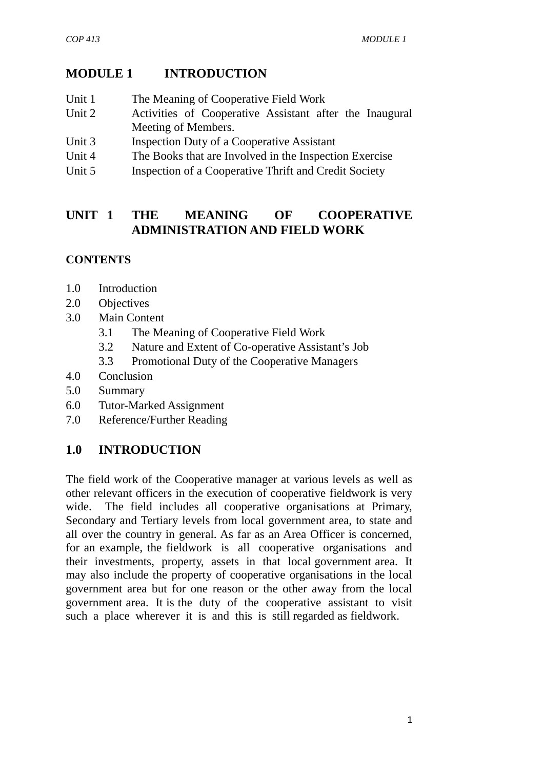# MODULE 1 INTRODUCTION

Unit 1 The Meaning of Cooperative Field Work
Unit 2 Activities of Cooperative Assistant after the Inaugural Meeting of Members.
Unit 3 Inspection Duty of a Cooperative Assistant
Unit 4 The Books that are Involved in the Inspection Exercise
Unit 5 Inspection of a Cooperative Thrift and Credit Society

## UNIT 1 THE MEANING OF COOPERATIVE ADMINISTRATION AND FIELD WORK

**CONTENTS**

1.0 Introduction
2.0 Objectives
3.0 Main Content
 3.1 The Meaning of Cooperative Field Work
 3.2 Nature and Extent of Co-operative Assistant's Job
 3.3 Promotional Duty of the Cooperative Managers
4.0 Conclusion
5.0 Summary
6.0 Tutor-Marked Assignment
7.0 Reference/Further Reading

## 1.0 INTRODUCTION

The field work of the Cooperative manager at various levels as well as other relevant officers in the execution of cooperative fieldwork is very wide. The field includes all cooperative organisations at Primary, Secondary and Tertiary levels from local government area, to state and all over the country in general. As far as an Area Officer is concerned, for an example, the fieldwork is all cooperative organisations and their investments, property, assets in that local government area. It may also include the property of cooperative organisations in the local government area but for one reason or the other away from the local government area. It is the duty of the cooperative assistant to visit such a place wherever it is and this is still regarded as fieldwork.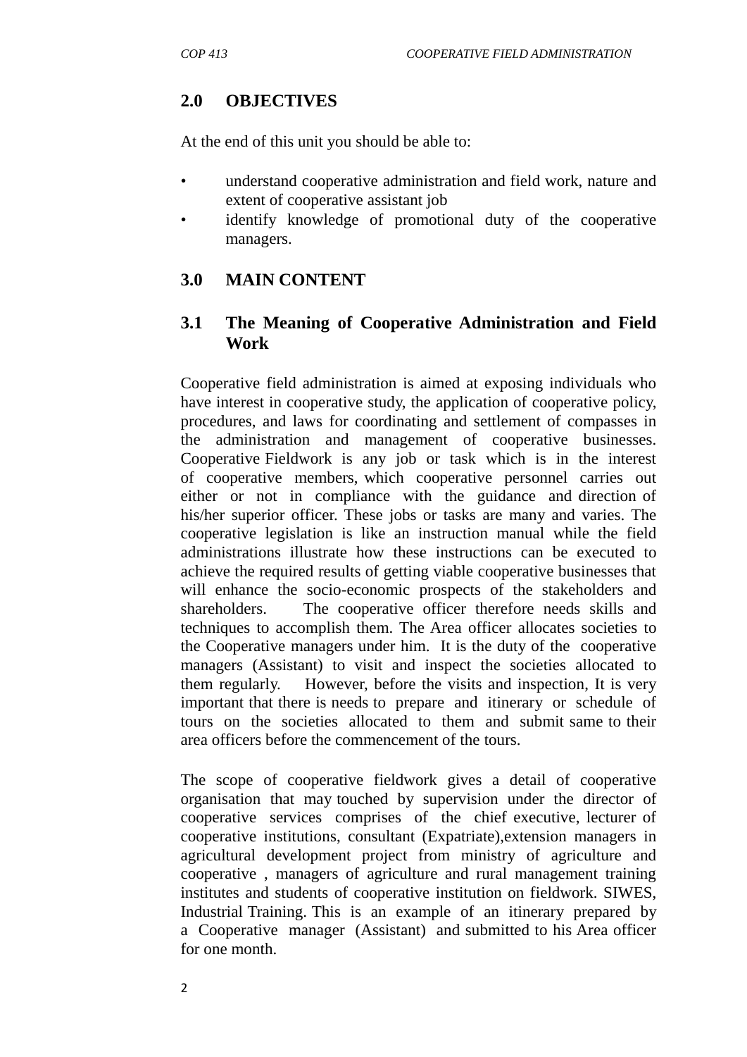## 2.0 OBJECTIVES

At the end of this unit you should be able to:

- understand cooperative administration and field work, nature and extent of cooperative assistant job
- identify knowledge of promotional duty of the cooperative managers.

## 3.0 MAIN CONTENT

### 3.1 The Meaning of Cooperative Administration and Field Work

Cooperative field administration is aimed at exposing individuals who have interest in cooperative study, the application of cooperative policy, procedures, and laws for coordinating and settlement of compasses in the administration and management of cooperative businesses. Cooperative Fieldwork is any job or task which is in the interest of cooperative members, which cooperative personnel carries out either or not in compliance with the guidance and direction of his/her superior officer. These jobs or tasks are many and varies. The cooperative legislation is like an instruction manual while the field administrations illustrate how these instructions can be executed to achieve the required results of getting viable cooperative businesses that will enhance the socio-economic prospects of the stakeholders and shareholders. The cooperative officer therefore needs skills and techniques to accomplish them. The Area officer allocates societies to the Cooperative managers under him. It is the duty of the cooperative managers (Assistant) to visit and inspect the societies allocated to them regularly. However, before the visits and inspection, It is very important that there is needs to prepare and itinerary or schedule of tours on the societies allocated to them and submit same to their area officers before the commencement of the tours.

The scope of cooperative fieldwork gives a detail of cooperative organisation that may touched by supervision under the director of cooperative services comprises of the chief executive, lecturer of cooperative institutions, consultant (Expatriate),extension managers in agricultural development project from ministry of agriculture and cooperative , managers of agriculture and rural management training institutes and students of cooperative institution on fieldwork. SIWES, Industrial Training. This is an example of an itinerary prepared by a Cooperative manager (Assistant) and submitted to his Area officer for one month.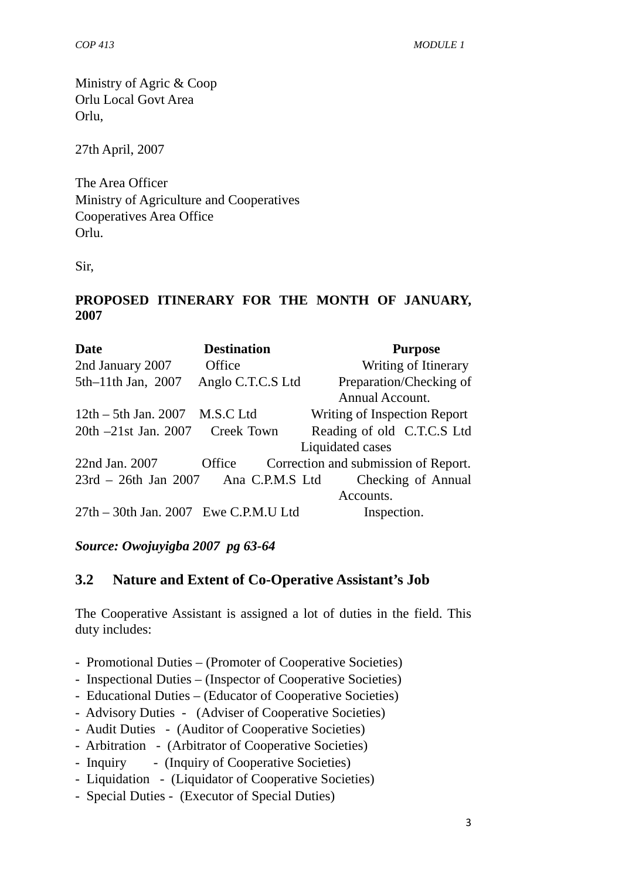Ministry of Agric & Coop
Orlu Local Govt Area
Orlu,

27th April, 2007

The Area Officer
Ministry of Agriculture and Cooperatives
Cooperatives Area Office
Orlu.

Sir,

**PROPOSED ITINERARY FOR THE MONTH OF JANUARY, 2007**

| **Date** | **Destination** | **Purpose** |
|---|---|---|
| 2nd January 2007 | Office | Writing of Itinerary |
| 5th–11th Jan, 2007 | Anglo C.T.C.S Ltd | Preparation/Checking of Annual Account. |
| 12th – 5th Jan. 2007 | M.S.C Ltd | Writing of Inspection Report |
| 20th –21st Jan. 2007 | Creek Town | Reading of old C.T.C.S Ltd Liquidated cases |
| 22nd Jan. 2007 | Office | Correction and submission of Report. |
| 23rd – 26th Jan 2007 | Ana C.P.M.S Ltd | Checking of Annual Accounts. |
| 27th – 30th Jan. 2007 | Ewe C.P.M.U Ltd | Inspection. |

***Source: Owojuyigba 2007 pg 63-64***

## 3.2 Nature and Extent of Co-Operative Assistant's Job

The Cooperative Assistant is assigned a lot of duties in the field. This duty includes:

- Promotional Duties – (Promoter of Cooperative Societies)
- Inspectional Duties – (Inspector of Cooperative Societies)
- Educational Duties – (Educator of Cooperative Societies)
- Advisory Duties - (Adviser of Cooperative Societies)
- Audit Duties - (Auditor of Cooperative Societies)
- Arbitration - (Arbitrator of Cooperative Societies)
- Inquiry - (Inquiry of Cooperative Societies)
- Liquidation - (Liquidator of Cooperative Societies)
- Special Duties - (Executor of Special Duties)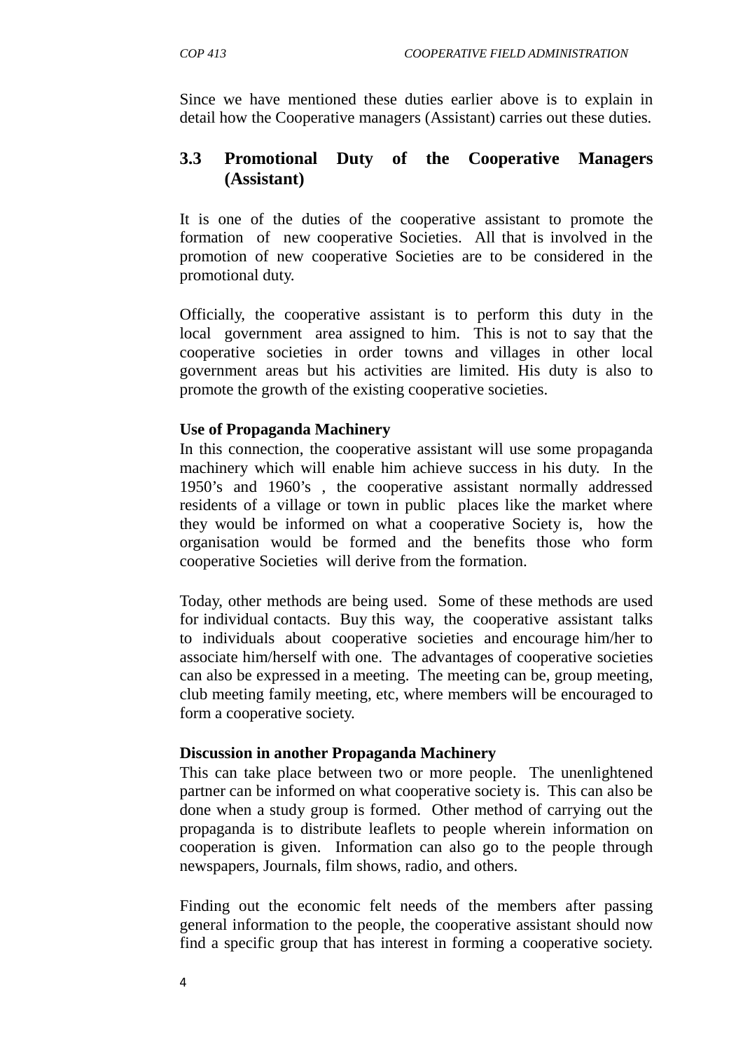Since we have mentioned these duties earlier above is to explain in detail how the Cooperative managers (Assistant) carries out these duties.

## 3.3 Promotional Duty of the Cooperative Managers (Assistant)

It is one of the duties of the cooperative assistant to promote the formation of new cooperative Societies. All that is involved in the promotion of new cooperative Societies are to be considered in the promotional duty.

Officially, the cooperative assistant is to perform this duty in the local government area assigned to him. This is not to say that the cooperative societies in order towns and villages in other local government areas but his activities are limited. His duty is also to promote the growth of the existing cooperative societies.

**Use of Propaganda Machinery**

In this connection, the cooperative assistant will use some propaganda machinery which will enable him achieve success in his duty. In the 1950's and 1960's , the cooperative assistant normally addressed residents of a village or town in public places like the market where they would be informed on what a cooperative Society is, how the organisation would be formed and the benefits those who form cooperative Societies will derive from the formation.

Today, other methods are being used. Some of these methods are used for individual contacts. Buy this way, the cooperative assistant talks to individuals about cooperative societies and encourage him/her to associate him/herself with one. The advantages of cooperative societies can also be expressed in a meeting. The meeting can be, group meeting, club meeting family meeting, etc, where members will be encouraged to form a cooperative society.

**Discussion in another Propaganda Machinery**

This can take place between two or more people. The unenlightened partner can be informed on what cooperative society is. This can also be done when a study group is formed. Other method of carrying out the propaganda is to distribute leaflets to people wherein information on cooperation is given. Information can also go to the people through newspapers, Journals, film shows, radio, and others.

Finding out the economic felt needs of the members after passing general information to the people, the cooperative assistant should now find a specific group that has interest in forming a cooperative society.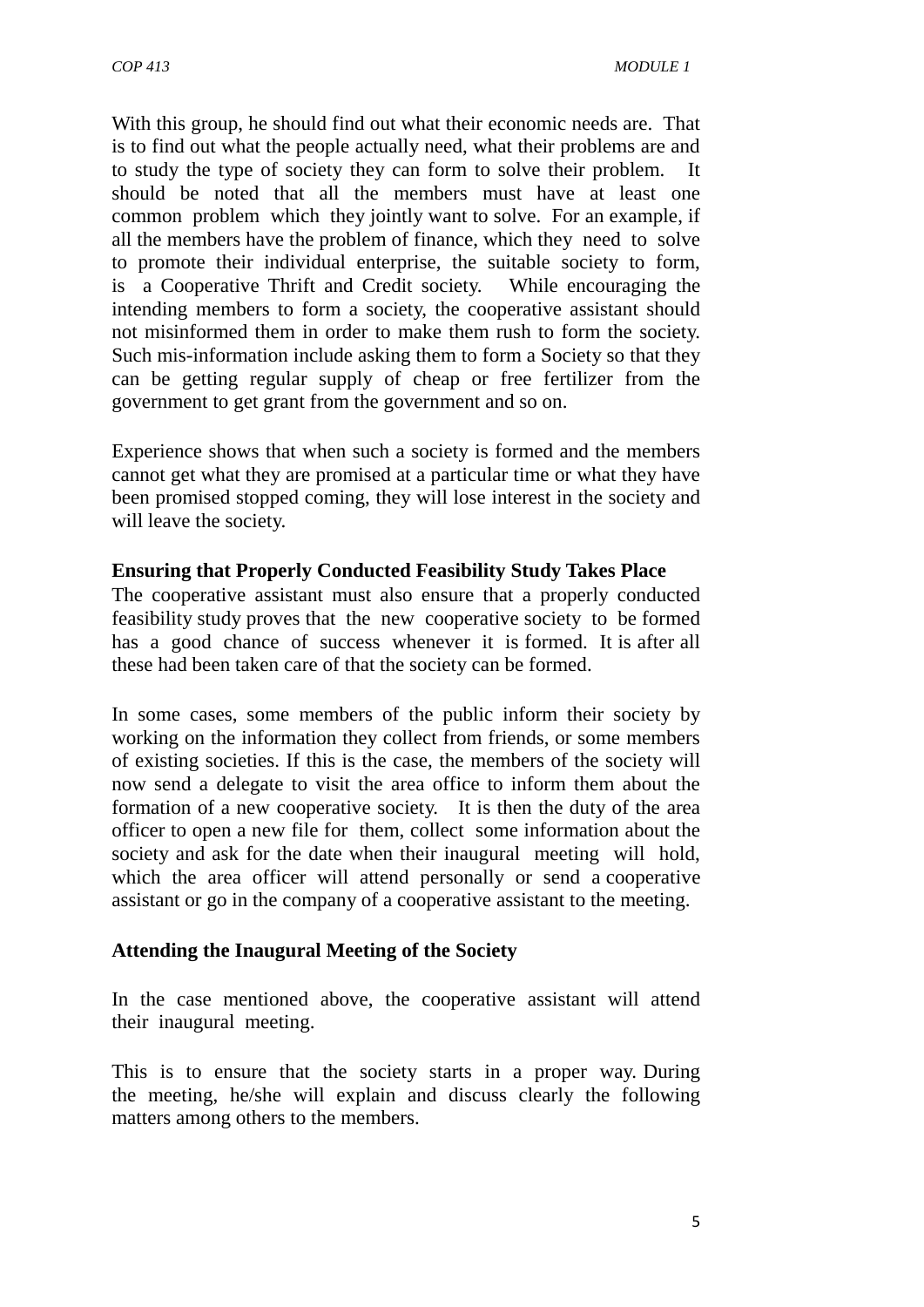With this group, he should find out what their economic needs are. That is to find out what the people actually need, what their problems are and to study the type of society they can form to solve their problem. It should be noted that all the members must have at least one common problem which they jointly want to solve. For an example, if all the members have the problem of finance, which they need to solve to promote their individual enterprise, the suitable society to form, is a Cooperative Thrift and Credit society. While encouraging the intending members to form a society, the cooperative assistant should not misinformed them in order to make them rush to form the society. Such mis-information include asking them to form a Society so that they can be getting regular supply of cheap or free fertilizer from the government to get grant from the government and so on.

Experience shows that when such a society is formed and the members cannot get what they are promised at a particular time or what they have been promised stopped coming, they will lose interest in the society and will leave the society.

**Ensuring that Properly Conducted Feasibility Study Takes Place**

The cooperative assistant must also ensure that a properly conducted feasibility study proves that the new cooperative society to be formed has a good chance of success whenever it is formed. It is after all these had been taken care of that the society can be formed.

In some cases, some members of the public inform their society by working on the information they collect from friends, or some members of existing societies. If this is the case, the members of the society will now send a delegate to visit the area office to inform them about the formation of a new cooperative society. It is then the duty of the area officer to open a new file for them, collect some information about the society and ask for the date when their inaugural meeting will hold, which the area officer will attend personally or send a cooperative assistant or go in the company of a cooperative assistant to the meeting.

**Attending the Inaugural Meeting of the Society**

In the case mentioned above, the cooperative assistant will attend their inaugural meeting.

This is to ensure that the society starts in a proper way. During the meeting, he/she will explain and discuss clearly the following matters among others to the members.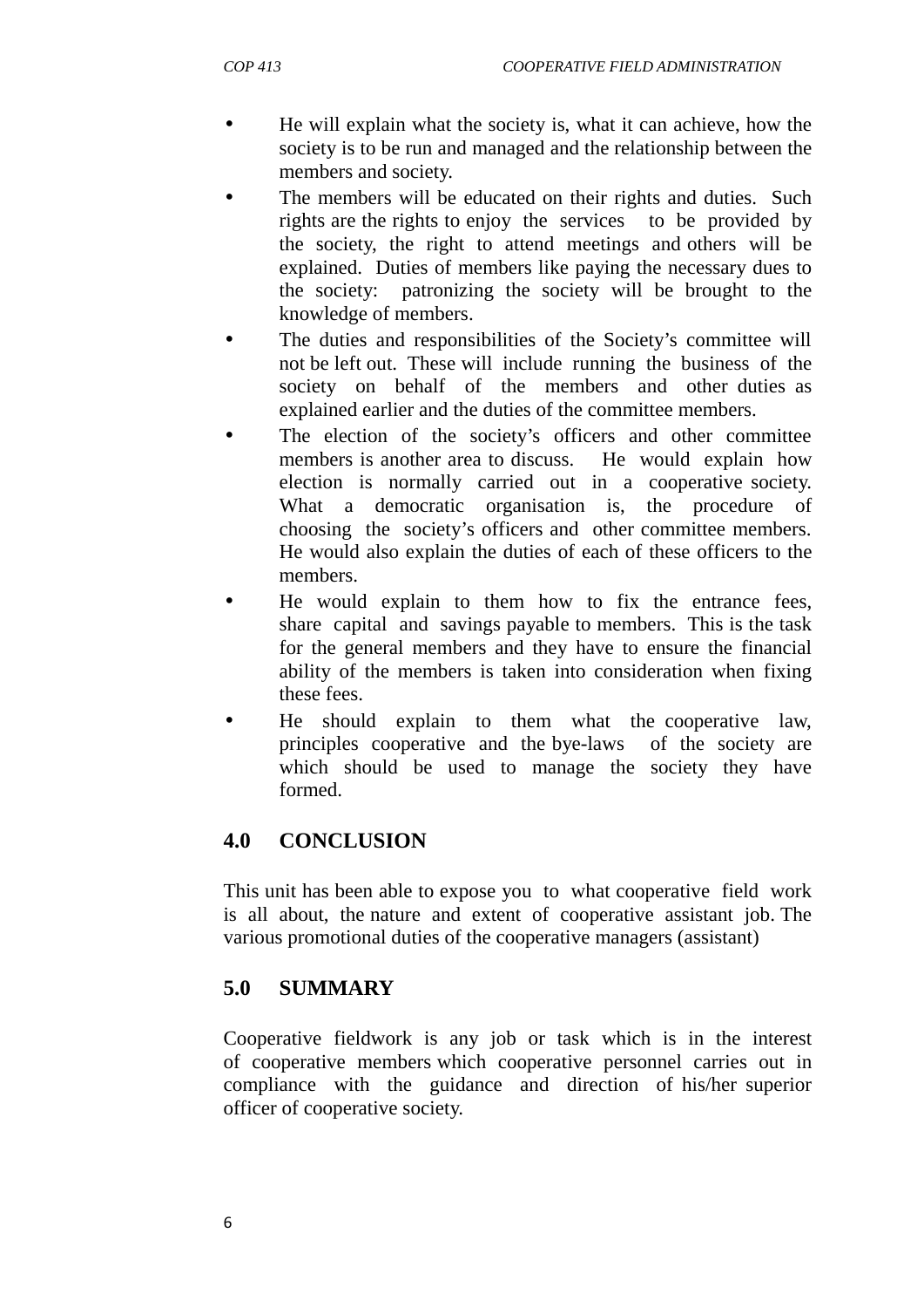- He will explain what the society is, what it can achieve, how the society is to be run and managed and the relationship between the members and society.
- The members will be educated on their rights and duties. Such rights are the rights to enjoy the services to be provided by the society, the right to attend meetings and others will be explained. Duties of members like paying the necessary dues to the society: patronizing the society will be brought to the knowledge of members.
- The duties and responsibilities of the Society's committee will not be left out. These will include running the business of the society on behalf of the members and other duties as explained earlier and the duties of the committee members.
- The election of the society's officers and other committee members is another area to discuss. He would explain how election is normally carried out in a cooperative society. What a democratic organisation is, the procedure of choosing the society's officers and other committee members. He would also explain the duties of each of these officers to the members.
- He would explain to them how to fix the entrance fees, share capital and savings payable to members. This is the task for the general members and they have to ensure the financial ability of the members is taken into consideration when fixing these fees.
- He should explain to them what the cooperative law, principles cooperative and the bye-laws of the society are which should be used to manage the society they have formed.

## 4.0 CONCLUSION

This unit has been able to expose you to what cooperative field work is all about, the nature and extent of cooperative assistant job. The various promotional duties of the cooperative managers (assistant)

## 5.0 SUMMARY

Cooperative fieldwork is any job or task which is in the interest of cooperative members which cooperative personnel carries out in compliance with the guidance and direction of his/her superior officer of cooperative society.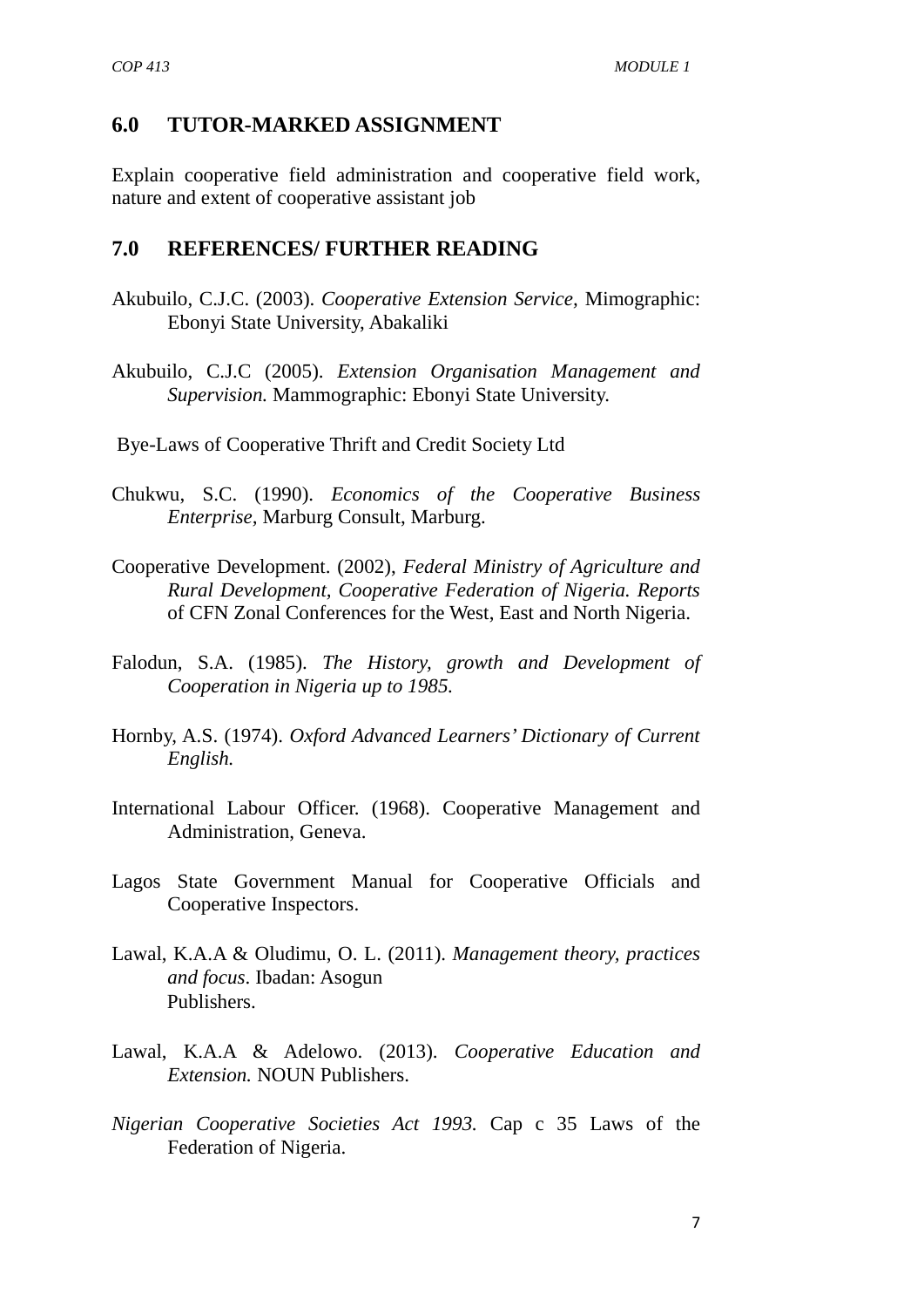## 6.0 TUTOR-MARKED ASSIGNMENT

Explain cooperative field administration and cooperative field work, nature and extent of cooperative assistant job

## 7.0 REFERENCES/ FURTHER READING

Akubuilo, C.J.C. (2003). *Cooperative Extension Service*, Mimographic: Ebonyi State University, Abakaliki

Akubuilo, C.J.C (2005). *Extension Organisation Management and Supervision.* Mammographic: Ebonyi State University.

Bye-Laws of Cooperative Thrift and Credit Society Ltd

Chukwu, S.C. (1990). *Economics of the Cooperative Business Enterprise*, Marburg Consult, Marburg.

Cooperative Development. (2002), *Federal Ministry of Agriculture and Rural Development, Cooperative Federation of Nigeria. Reports* of CFN Zonal Conferences for the West, East and North Nigeria.

Falodun, S.A. (1985). *The History, growth and Development of Cooperation in Nigeria up to 1985.*

Hornby, A.S. (1974). *Oxford Advanced Learners' Dictionary of Current English.*

International Labour Officer. (1968). Cooperative Management and Administration, Geneva.

Lagos State Government Manual for Cooperative Officials and Cooperative Inspectors.

Lawal, K.A.A & Oludimu, O. L. (2011). *Management theory, practices and focus*. Ibadan: Asogun Publishers.

Lawal, K.A.A & Adelowo. (2013). *Cooperative Education and Extension.* NOUN Publishers.

*Nigerian Cooperative Societies Act 1993.* Cap c 35 Laws of the Federation of Nigeria.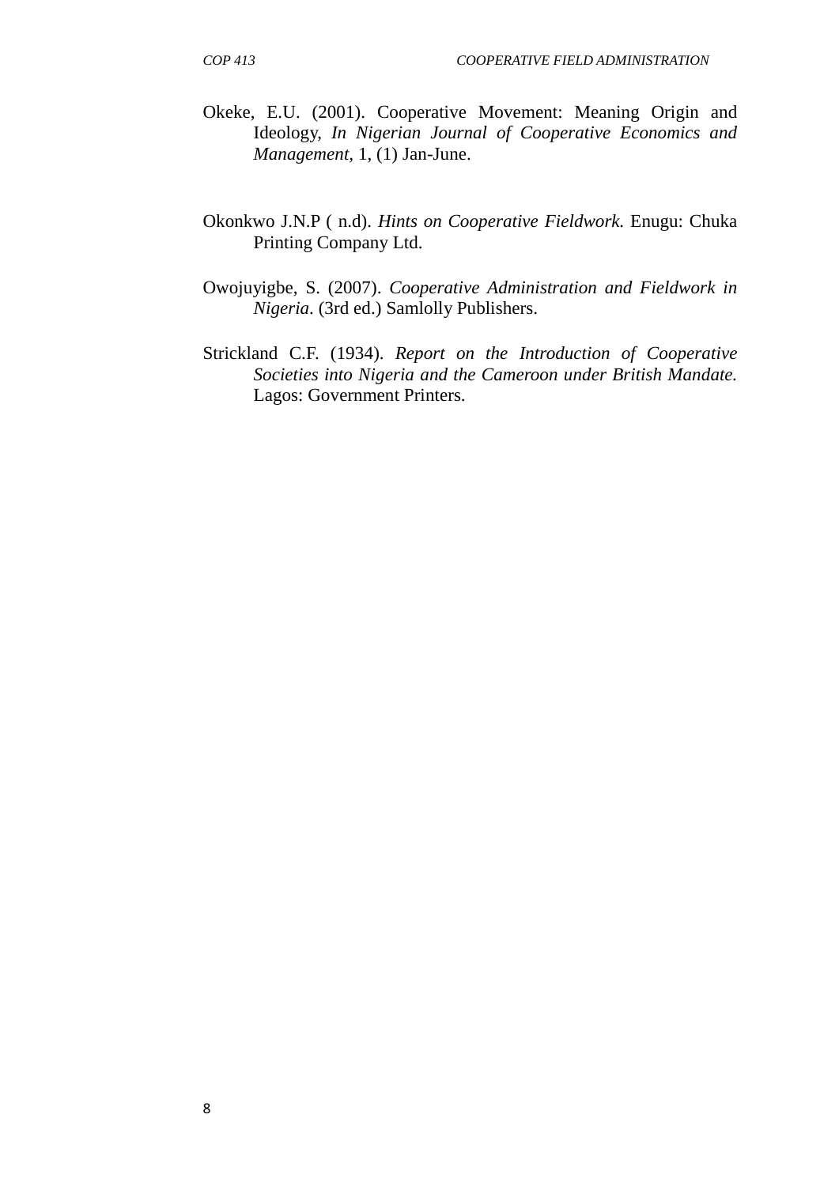Okeke, E.U. (2001). Cooperative Movement: Meaning Origin and Ideology, *In Nigerian Journal of Cooperative Economics and Management*, 1, (1) Jan-June.

Okonkwo J.N.P ( n.d). *Hints on Cooperative Fieldwork*. Enugu: Chuka Printing Company Ltd.

Owojuyigbe, S. (2007). *Cooperative Administration and Fieldwork in Nigeria*. (3rd ed.) Samlolly Publishers.

Strickland C.F. (1934). *Report on the Introduction of Cooperative Societies into Nigeria and the Cameroon under British Mandate.* Lagos: Government Printers.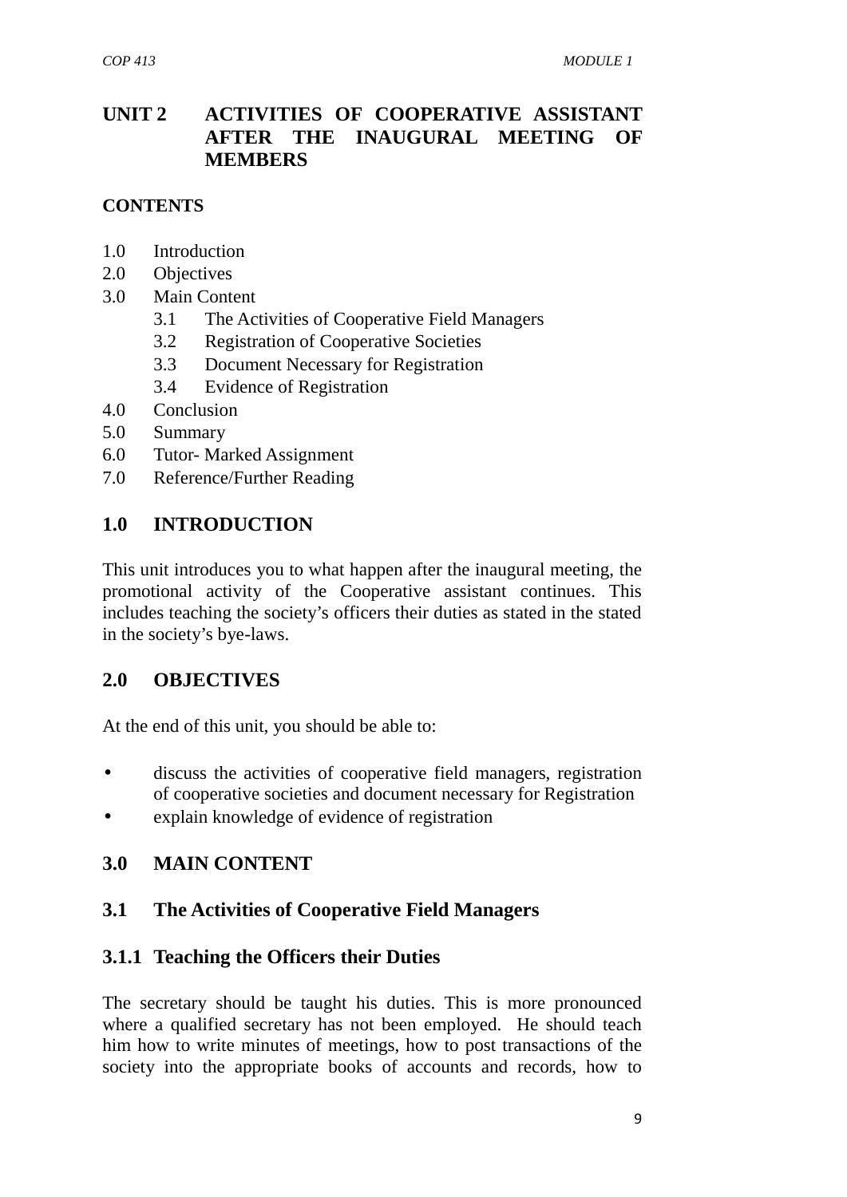# UNIT 2 ACTIVITIES OF COOPERATIVE ASSISTANT AFTER THE INAUGURAL MEETING OF MEMBERS

**CONTENTS**

- 1.0 Introduction
- 2.0 Objectives
- 3.0 Main Content
  - 3.1 The Activities of Cooperative Field Managers
  - 3.2 Registration of Cooperative Societies
  - 3.3 Document Necessary for Registration
  - 3.4 Evidence of Registration
- 4.0 Conclusion
- 5.0 Summary
- 6.0 Tutor- Marked Assignment
- 7.0 Reference/Further Reading

## 1.0 INTRODUCTION

This unit introduces you to what happen after the inaugural meeting, the promotional activity of the Cooperative assistant continues. This includes teaching the society's officers their duties as stated in the stated in the society's bye-laws.

## 2.0 OBJECTIVES

At the end of this unit, you should be able to:

- discuss the activities of cooperative field managers, registration of cooperative societies and document necessary for Registration
- explain knowledge of evidence of registration

## 3.0 MAIN CONTENT

### 3.1 The Activities of Cooperative Field Managers

#### 3.1.1 Teaching the Officers their Duties

The secretary should be taught his duties. This is more pronounced where a qualified secretary has not been employed. He should teach him how to write minutes of meetings, how to post transactions of the society into the appropriate books of accounts and records, how to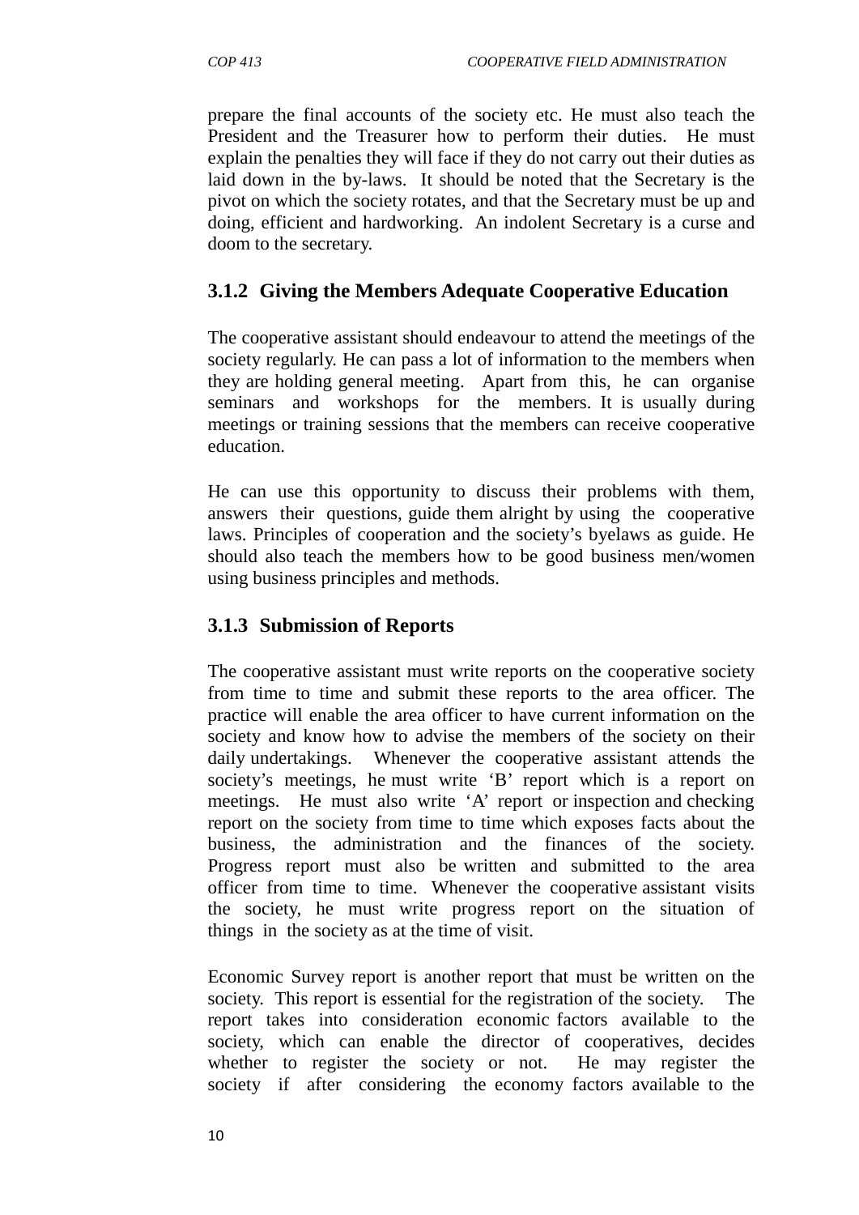prepare the final accounts of the society etc. He must also teach the President and the Treasurer how to perform their duties. He must explain the penalties they will face if they do not carry out their duties as laid down in the by-laws. It should be noted that the Secretary is the pivot on which the society rotates, and that the Secretary must be up and doing, efficient and hardworking. An indolent Secretary is a curse and doom to the secretary.

### 3.1.2 Giving the Members Adequate Cooperative Education

The cooperative assistant should endeavour to attend the meetings of the society regularly. He can pass a lot of information to the members when they are holding general meeting. Apart from this, he can organise seminars and workshops for the members. It is usually during meetings or training sessions that the members can receive cooperative education.

He can use this opportunity to discuss their problems with them, answers their questions, guide them alright by using the cooperative laws. Principles of cooperation and the society's byelaws as guide. He should also teach the members how to be good business men/women using business principles and methods.

### 3.1.3 Submission of Reports

The cooperative assistant must write reports on the cooperative society from time to time and submit these reports to the area officer. The practice will enable the area officer to have current information on the society and know how to advise the members of the society on their daily undertakings. Whenever the cooperative assistant attends the society's meetings, he must write 'B' report which is a report on meetings. He must also write 'A' report or inspection and checking report on the society from time to time which exposes facts about the business, the administration and the finances of the society. Progress report must also be written and submitted to the area officer from time to time. Whenever the cooperative assistant visits the society, he must write progress report on the situation of things in the society as at the time of visit.

Economic Survey report is another report that must be written on the society. This report is essential for the registration of the society. The report takes into consideration economic factors available to the society, which can enable the director of cooperatives, decides whether to register the society or not. He may register the society if after considering the economy factors available to the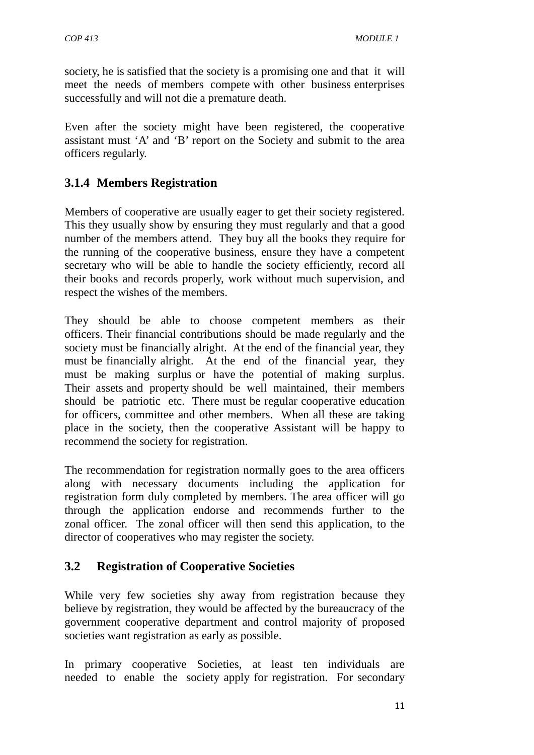society, he is satisfied that the society is a promising one and that it will meet the needs of members compete with other business enterprises successfully and will not die a premature death.

Even after the society might have been registered, the cooperative assistant must 'A' and 'B' report on the Society and submit to the area officers regularly.

### 3.1.4 Members Registration

Members of cooperative are usually eager to get their society registered. This they usually show by ensuring they must regularly and that a good number of the members attend. They buy all the books they require for the running of the cooperative business, ensure they have a competent secretary who will be able to handle the society efficiently, record all their books and records properly, work without much supervision, and respect the wishes of the members.

They should be able to choose competent members as their officers. Their financial contributions should be made regularly and the society must be financially alright. At the end of the financial year, they must be financially alright. At the end of the financial year, they must be making surplus or have the potential of making surplus. Their assets and property should be well maintained, their members should be patriotic etc. There must be regular cooperative education for officers, committee and other members. When all these are taking place in the society, then the cooperative Assistant will be happy to recommend the society for registration.

The recommendation for registration normally goes to the area officers along with necessary documents including the application for registration form duly completed by members. The area officer will go through the application endorse and recommends further to the zonal officer. The zonal officer will then send this application, to the director of cooperatives who may register the society.

## 3.2 Registration of Cooperative Societies

While very few societies shy away from registration because they believe by registration, they would be affected by the bureaucracy of the government cooperative department and control majority of proposed societies want registration as early as possible.

In primary cooperative Societies, at least ten individuals are needed to enable the society apply for registration. For secondary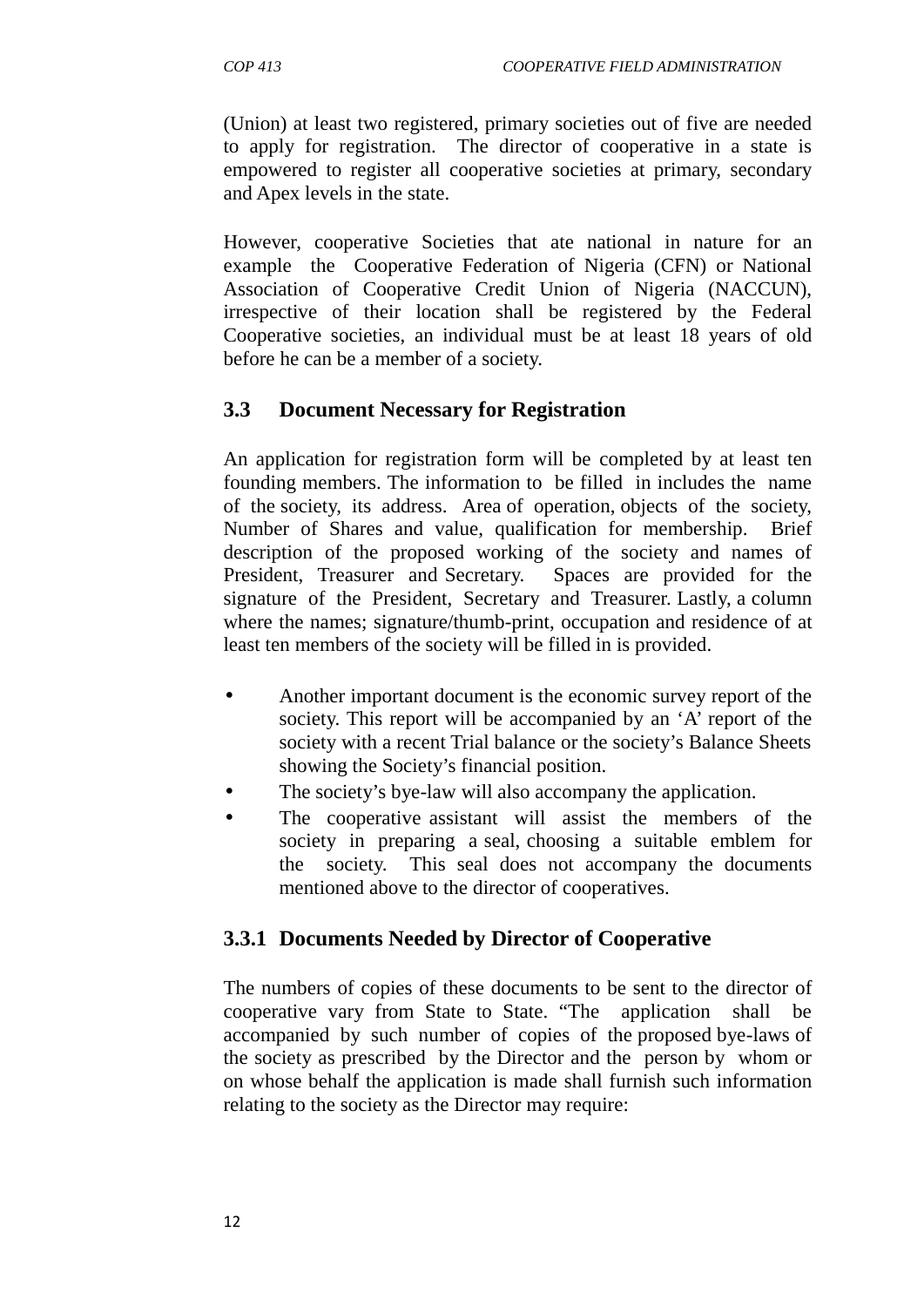(Union) at least two registered, primary societies out of five are needed to apply for registration. The director of cooperative in a state is empowered to register all cooperative societies at primary, secondary and Apex levels in the state.

However, cooperative Societies that ate national in nature for an example the Cooperative Federation of Nigeria (CFN) or National Association of Cooperative Credit Union of Nigeria (NACCUN), irrespective of their location shall be registered by the Federal Cooperative societies, an individual must be at least 18 years of old before he can be a member of a society.

## 3.3 Document Necessary for Registration

An application for registration form will be completed by at least ten founding members. The information to be filled in includes the name of the society, its address. Area of operation, objects of the society, Number of Shares and value, qualification for membership. Brief description of the proposed working of the society and names of President, Treasurer and Secretary. Spaces are provided for the signature of the President, Secretary and Treasurer. Lastly, a column where the names; signature/thumb-print, occupation and residence of at least ten members of the society will be filled in is provided.

- Another important document is the economic survey report of the society. This report will be accompanied by an 'A' report of the society with a recent Trial balance or the society's Balance Sheets showing the Society's financial position.
- The society's bye-law will also accompany the application.
- The cooperative assistant will assist the members of the society in preparing a seal, choosing a suitable emblem for the society. This seal does not accompany the documents mentioned above to the director of cooperatives.

### 3.3.1 Documents Needed by Director of Cooperative

The numbers of copies of these documents to be sent to the director of cooperative vary from State to State. "The application shall be accompanied by such number of copies of the proposed bye-laws of the society as prescribed by the Director and the person by whom or on whose behalf the application is made shall furnish such information relating to the society as the Director may require: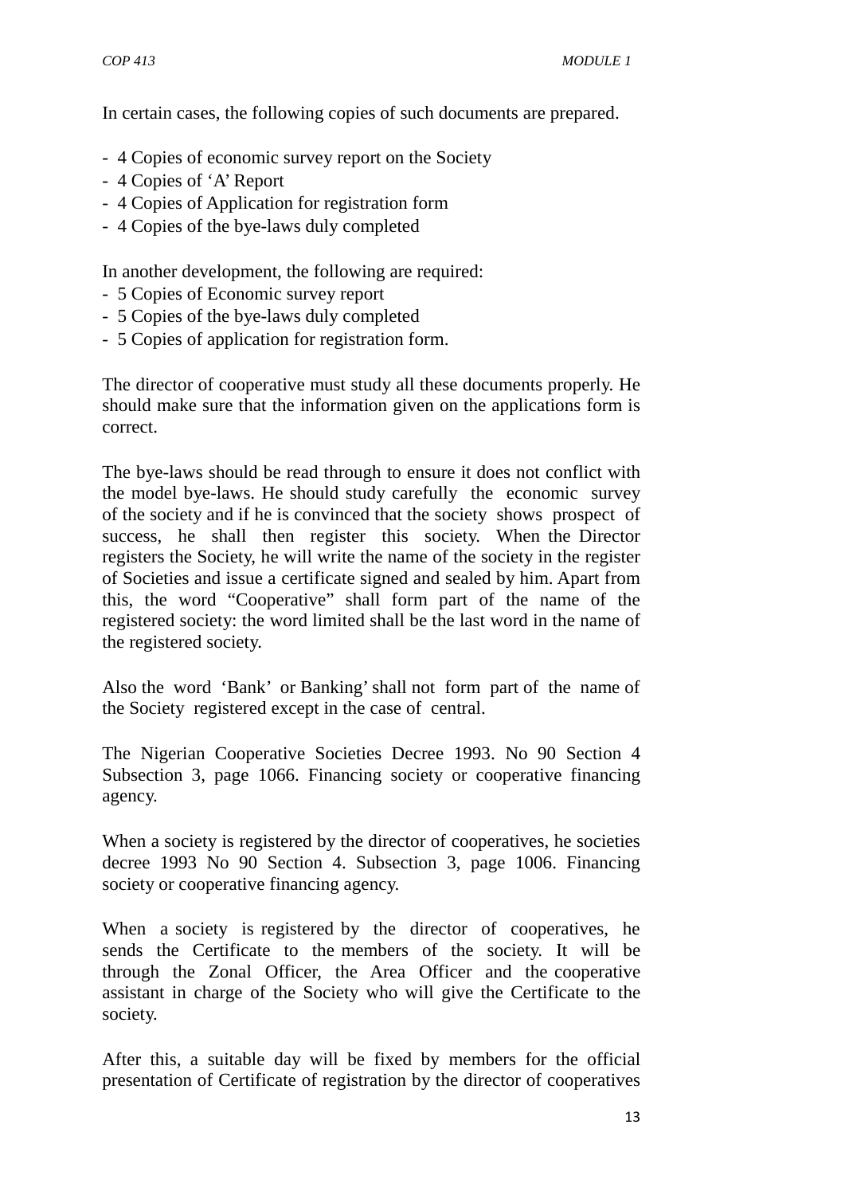In certain cases, the following copies of such documents are prepared.

- 4 Copies of economic survey report on the Society
- 4 Copies of 'A' Report
- 4 Copies of Application for registration form
- 4 Copies of the bye-laws duly completed

In another development, the following are required:
- 5 Copies of Economic survey report
- 5 Copies of the bye-laws duly completed
- 5 Copies of application for registration form.

The director of cooperative must study all these documents properly. He should make sure that the information given on the applications form is correct.

The bye-laws should be read through to ensure it does not conflict with the model bye-laws. He should study carefully the economic survey of the society and if he is convinced that the society shows prospect of success, he shall then register this society. When the Director registers the Society, he will write the name of the society in the register of Societies and issue a certificate signed and sealed by him. Apart from this, the word "Cooperative" shall form part of the name of the registered society: the word limited shall be the last word in the name of the registered society.

Also the word 'Bank' or Banking' shall not form part of the name of the Society registered except in the case of central.

The Nigerian Cooperative Societies Decree 1993. No 90 Section 4 Subsection 3, page 1066. Financing society or cooperative financing agency.

When a society is registered by the director of cooperatives, he societies decree 1993 No 90 Section 4. Subsection 3, page 1006. Financing society or cooperative financing agency.

When a society is registered by the director of cooperatives, he sends the Certificate to the members of the society. It will be through the Zonal Officer, the Area Officer and the cooperative assistant in charge of the Society who will give the Certificate to the society.

After this, a suitable day will be fixed by members for the official presentation of Certificate of registration by the director of cooperatives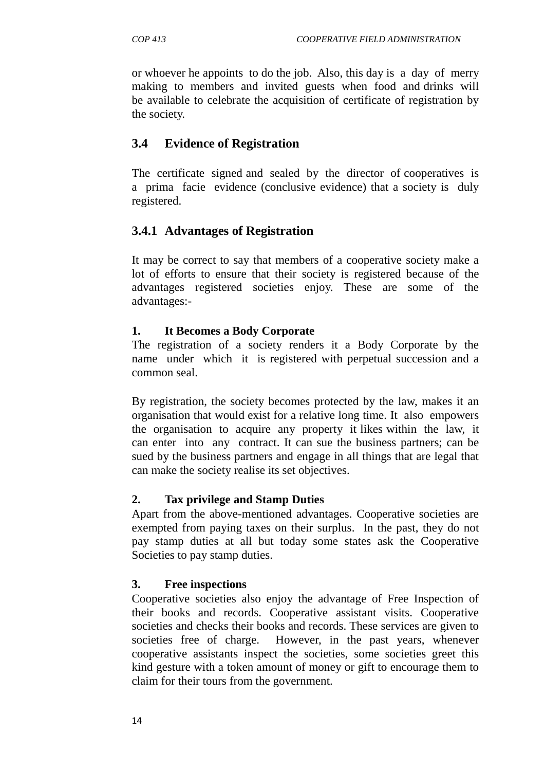or whoever he appoints to do the job. Also, this day is a day of merry making to members and invited guests when food and drinks will be available to celebrate the acquisition of certificate of registration by the society.

## 3.4 Evidence of Registration

The certificate signed and sealed by the director of cooperatives is a prima facie evidence (conclusive evidence) that a society is duly registered.

### 3.4.1 Advantages of Registration

It may be correct to say that members of a cooperative society make a lot of efforts to ensure that their society is registered because of the advantages registered societies enjoy. These are some of the advantages:-

**1. It Becomes a Body Corporate**

The registration of a society renders it a Body Corporate by the name under which it is registered with perpetual succession and a common seal.

By registration, the society becomes protected by the law, makes it an organisation that would exist for a relative long time. It also empowers the organisation to acquire any property it likes within the law, it can enter into any contract. It can sue the business partners; can be sued by the business partners and engage in all things that are legal that can make the society realise its set objectives.

**2. Tax privilege and Stamp Duties**

Apart from the above-mentioned advantages. Cooperative societies are exempted from paying taxes on their surplus. In the past, they do not pay stamp duties at all but today some states ask the Cooperative Societies to pay stamp duties.

**3. Free inspections**

Cooperative societies also enjoy the advantage of Free Inspection of their books and records. Cooperative assistant visits. Cooperative societies and checks their books and records. These services are given to societies free of charge. However, in the past years, whenever cooperative assistants inspect the societies, some societies greet this kind gesture with a token amount of money or gift to encourage them to claim for their tours from the government.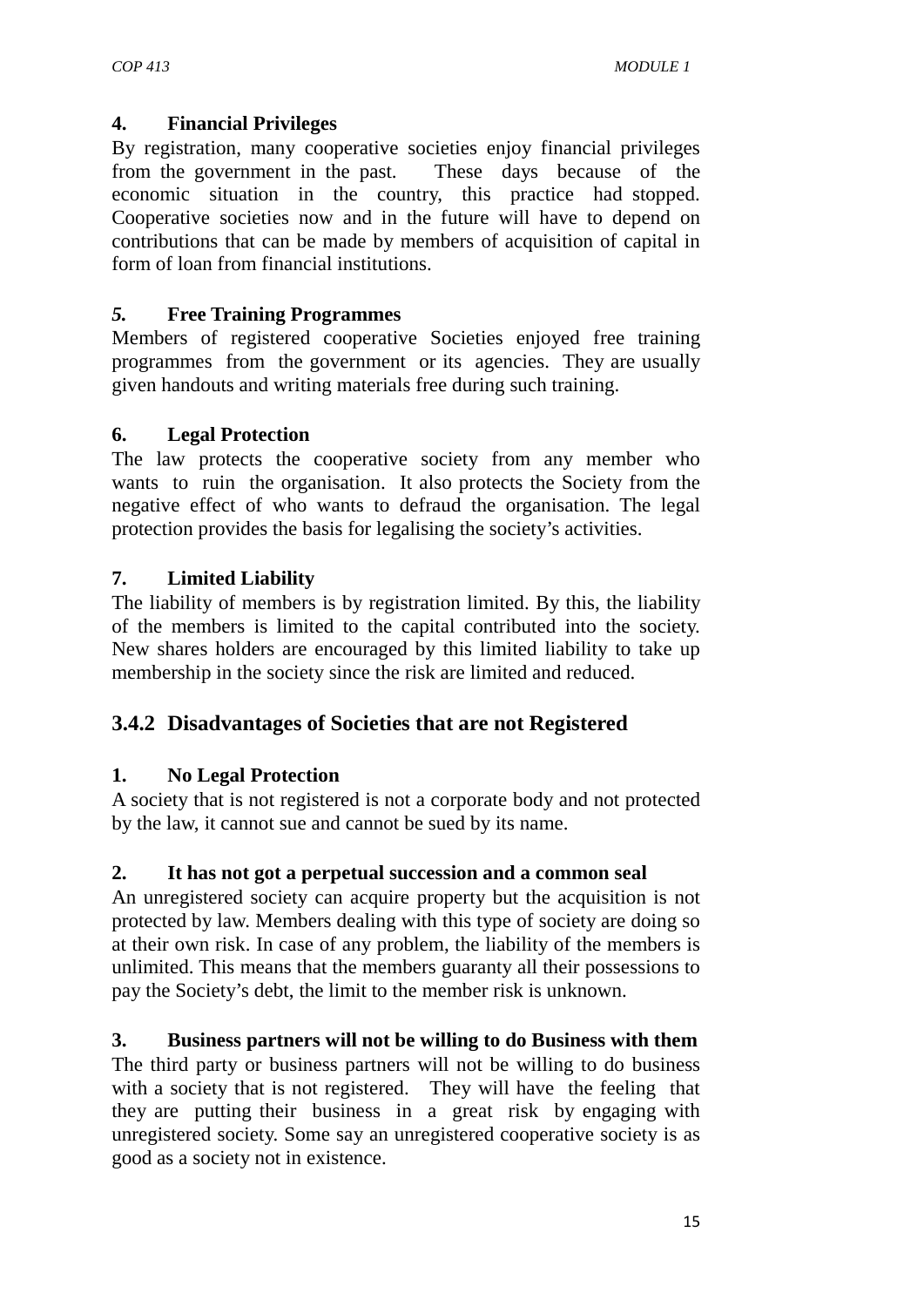**4. Financial Privileges**

By registration, many cooperative societies enjoy financial privileges from the government in the past. These days because of the economic situation in the country, this practice had stopped. Cooperative societies now and in the future will have to depend on contributions that can be made by members of acquisition of capital in form of loan from financial institutions.

***5.* Free Training Programmes**

Members of registered cooperative Societies enjoyed free training programmes from the government or its agencies. They are usually given handouts and writing materials free during such training.

**6. Legal Protection**

The law protects the cooperative society from any member who wants to ruin the organisation. It also protects the Society from the negative effect of who wants to defraud the organisation. The legal protection provides the basis for legalising the society's activities.

**7. Limited Liability**

The liability of members is by registration limited. By this, the liability of the members is limited to the capital contributed into the society. New shares holders are encouraged by this limited liability to take up membership in the society since the risk are limited and reduced.

### 3.4.2 Disadvantages of Societies that are not Registered

**1. No Legal Protection**

A society that is not registered is not a corporate body and not protected by the law, it cannot sue and cannot be sued by its name.

**2. It has not got a perpetual succession and a common seal**

An unregistered society can acquire property but the acquisition is not protected by law. Members dealing with this type of society are doing so at their own risk. In case of any problem, the liability of the members is unlimited. This means that the members guaranty all their possessions to pay the Society's debt, the limit to the member risk is unknown.

**3. Business partners will not be willing to do Business with them**

The third party or business partners will not be willing to do business with a society that is not registered. They will have the feeling that they are putting their business in a great risk by engaging with unregistered society. Some say an unregistered cooperative society is as good as a society not in existence.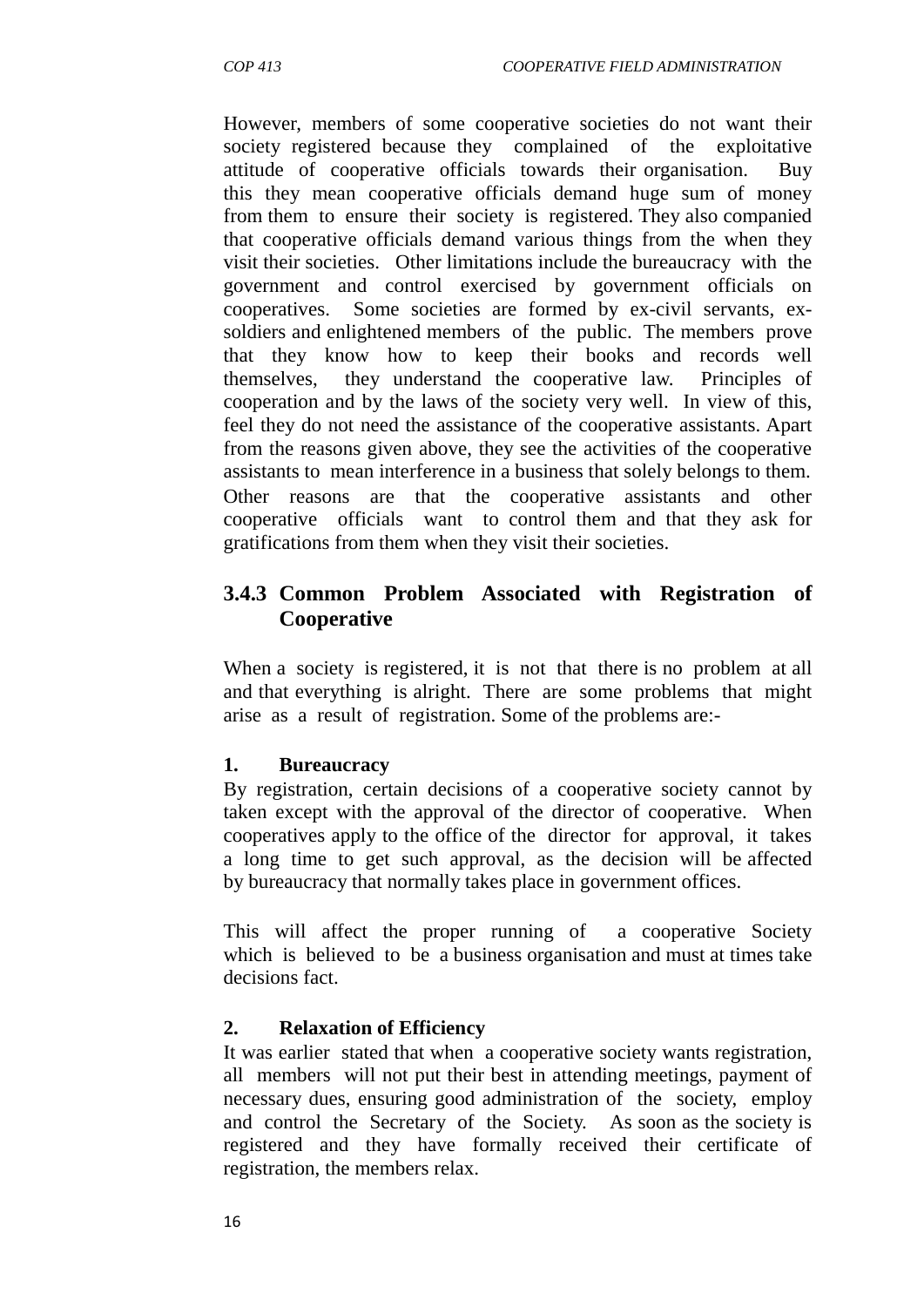However, members of some cooperative societies do not want their society registered because they complained of the exploitative attitude of cooperative officials towards their organisation. Buy this they mean cooperative officials demand huge sum of money from them to ensure their society is registered. They also companied that cooperative officials demand various things from the when they visit their societies. Other limitations include the bureaucracy with the government and control exercised by government officials on cooperatives. Some societies are formed by ex-civil servants, ex-soldiers and enlightened members of the public. The members prove that they know how to keep their books and records well themselves, they understand the cooperative law. Principles of cooperation and by the laws of the society very well. In view of this, feel they do not need the assistance of the cooperative assistants. Apart from the reasons given above, they see the activities of the cooperative assistants to mean interference in a business that solely belongs to them. Other reasons are that the cooperative assistants and other cooperative officials want to control them and that they ask for gratifications from them when they visit their societies.

### 3.4.3 Common Problem Associated with Registration of Cooperative

When a society is registered, it is not that there is no problem at all and that everything is alright. There are some problems that might arise as a result of registration. Some of the problems are:-

**1. Bureaucracy**

By registration, certain decisions of a cooperative society cannot by taken except with the approval of the director of cooperative. When cooperatives apply to the office of the director for approval, it takes a long time to get such approval, as the decision will be affected by bureaucracy that normally takes place in government offices.

This will affect the proper running of a cooperative Society which is believed to be a business organisation and must at times take decisions fact.

**2. Relaxation of Efficiency**

It was earlier stated that when a cooperative society wants registration, all members will not put their best in attending meetings, payment of necessary dues, ensuring good administration of the society, employ and control the Secretary of the Society. As soon as the society is registered and they have formally received their certificate of registration, the members relax.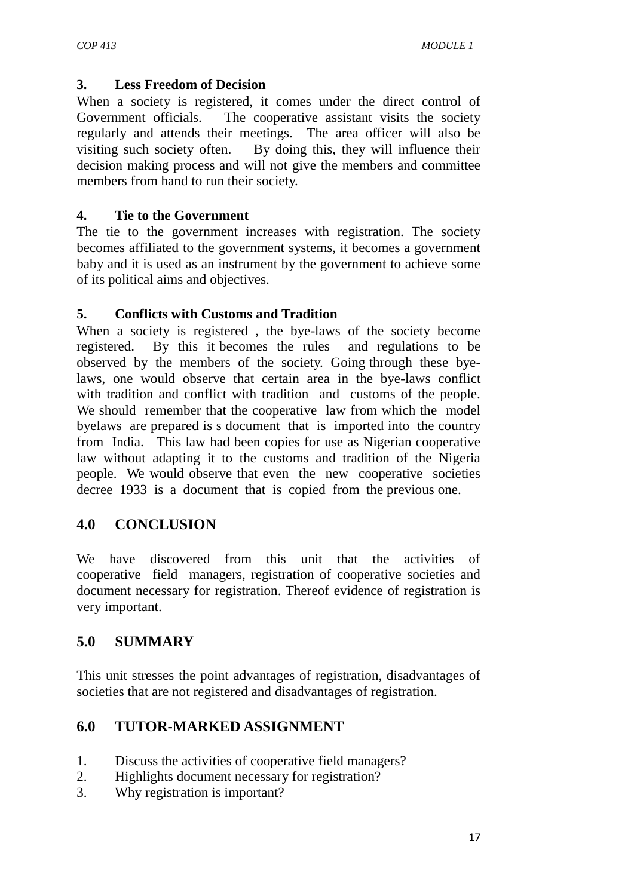### 3. Less Freedom of Decision

When a society is registered, it comes under the direct control of Government officials. The cooperative assistant visits the society regularly and attends their meetings. The area officer will also be visiting such society often. By doing this, they will influence their decision making process and will not give the members and committee members from hand to run their society.

### 4. Tie to the Government

The tie to the government increases with registration. The society becomes affiliated to the government systems, it becomes a government baby and it is used as an instrument by the government to achieve some of its political aims and objectives.

### 5. Conflicts with Customs and Tradition

When a society is registered , the bye-laws of the society become registered. By this it becomes the rules and regulations to be observed by the members of the society. Going through these bye-laws, one would observe that certain area in the bye-laws conflict with tradition and conflict with tradition and customs of the people. We should remember that the cooperative law from which the model byelaws are prepared is s document that is imported into the country from India. This law had been copies for use as Nigerian cooperative law without adapting it to the customs and tradition of the Nigeria people. We would observe that even the new cooperative societies decree 1933 is a document that is copied from the previous one.

## 4.0 CONCLUSION

We have discovered from this unit that the activities of cooperative field managers, registration of cooperative societies and document necessary for registration. Thereof evidence of registration is very important.

## 5.0 SUMMARY

This unit stresses the point advantages of registration, disadvantages of societies that are not registered and disadvantages of registration.

## 6.0 TUTOR-MARKED ASSIGNMENT

1. Discuss the activities of cooperative field managers?
2. Highlights document necessary for registration?
3. Why registration is important?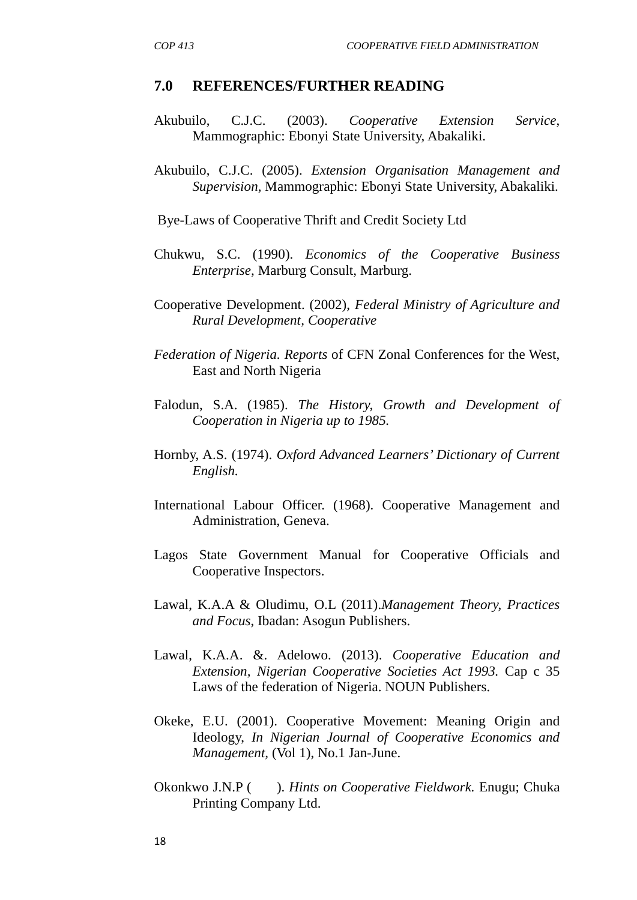## 7.0 REFERENCES/FURTHER READING

Akubuilo, C.J.C. (2003). *Cooperative Extension Service*, Mammographic: Ebonyi State University, Abakaliki.

Akubuilo, C.J.C. (2005). *Extension Organisation Management and Supervision*, Mammographic: Ebonyi State University, Abakaliki.

Bye-Laws of Cooperative Thrift and Credit Society Ltd

Chukwu, S.C. (1990). *Economics of the Cooperative Business Enterprise*, Marburg Consult, Marburg.

Cooperative Development. (2002), *Federal Ministry of Agriculture and Rural Development*, *Cooperative*

*Federation of Nigeria. Reports* of CFN Zonal Conferences for the West, East and North Nigeria

Falodun, S.A. (1985). *The History, Growth and Development of Cooperation in Nigeria up to 1985.*

Hornby, A.S. (1974). *Oxford Advanced Learners' Dictionary of Current English.*

International Labour Officer. (1968). Cooperative Management and Administration, Geneva.

Lagos State Government Manual for Cooperative Officials and Cooperative Inspectors.

Lawal, K.A.A & Oludimu, O.L (2011).*Management Theory, Practices and Focus*, Ibadan: Asogun Publishers.

Lawal, K.A.A. &. Adelowo. (2013). *Cooperative Education and Extension, Nigerian Cooperative Societies Act 1993.* Cap c 35 Laws of the federation of Nigeria. NOUN Publishers.

Okeke, E.U. (2001). Cooperative Movement: Meaning Origin and Ideology, *In Nigerian Journal of Cooperative Economics and Management*, (Vol 1), No.1 Jan-June.

Okonkwo J.N.P ( ). *Hints on Cooperative Fieldwork.* Enugu; Chuka Printing Company Ltd.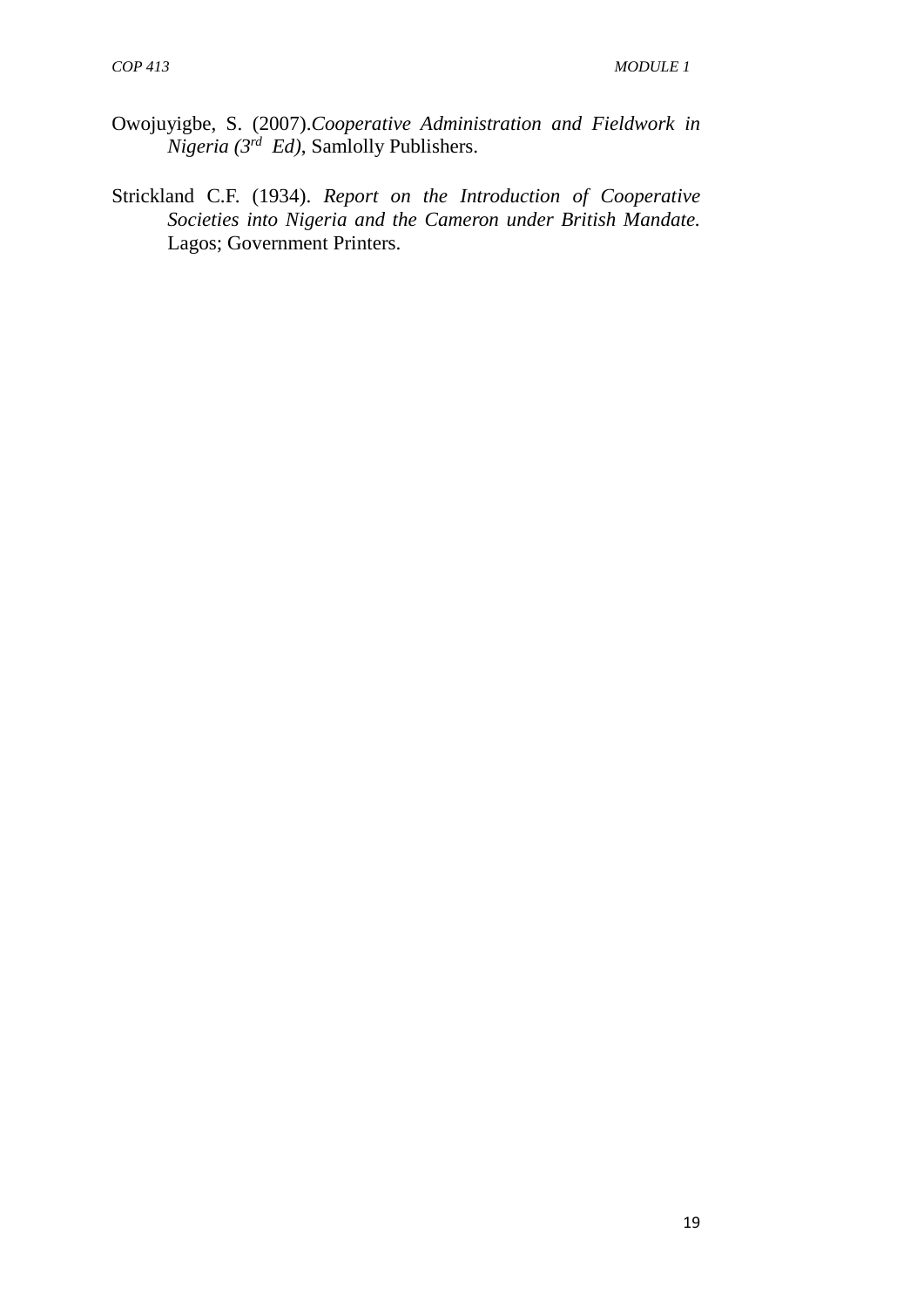Owojuyigbe, S. (2007).*Cooperative Administration and Fieldwork in Nigeria (3rd Ed)*, Samlolly Publishers.

Strickland C.F. (1934). *Report on the Introduction of Cooperative Societies into Nigeria and the Cameron under British Mandate.* Lagos; Government Printers.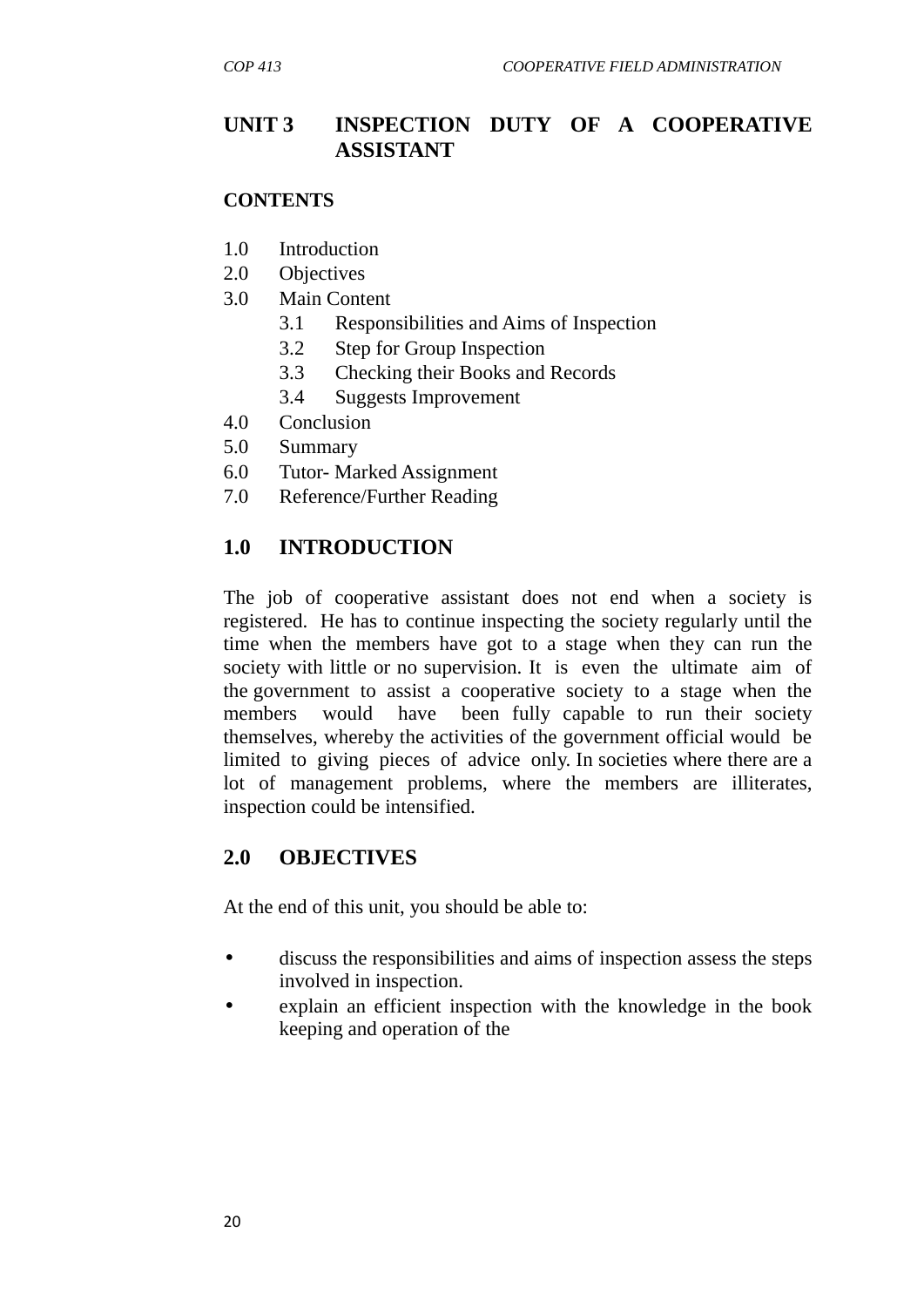# UNIT 3 INSPECTION DUTY OF A COOPERATIVE ASSISTANT

**CONTENTS**

1.0 Introduction
2.0 Objectives
3.0 Main Content
  3.1 Responsibilities and Aims of Inspection
  3.2 Step for Group Inspection
  3.3 Checking their Books and Records
  3.4 Suggests Improvement
4.0 Conclusion
5.0 Summary
6.0 Tutor- Marked Assignment
7.0 Reference/Further Reading

## 1.0 INTRODUCTION

The job of cooperative assistant does not end when a society is registered. He has to continue inspecting the society regularly until the time when the members have got to a stage when they can run the society with little or no supervision. It is even the ultimate aim of the government to assist a cooperative society to a stage when the members would have been fully capable to run their society themselves, whereby the activities of the government official would be limited to giving pieces of advice only. In societies where there are a lot of management problems, where the members are illiterates, inspection could be intensified.

## 2.0 OBJECTIVES

At the end of this unit, you should be able to:

- discuss the responsibilities and aims of inspection assess the steps involved in inspection.
- explain an efficient inspection with the knowledge in the book keeping and operation of the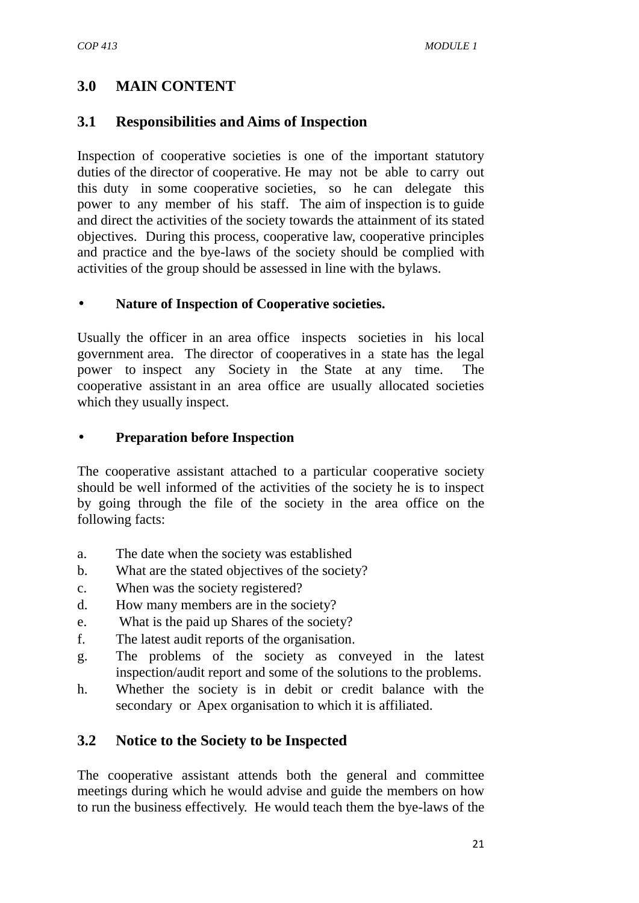## 3.0 MAIN CONTENT

### 3.1 Responsibilities and Aims of Inspection

Inspection of cooperative societies is one of the important statutory duties of the director of cooperative. He may not be able to carry out this duty in some cooperative societies, so he can delegate this power to any member of his staff. The aim of inspection is to guide and direct the activities of the society towards the attainment of its stated objectives. During this process, cooperative law, cooperative principles and practice and the bye-laws of the society should be complied with activities of the group should be assessed in line with the bylaws.

- **Nature of Inspection of Cooperative societies.**

Usually the officer in an area office inspects societies in his local government area. The director of cooperatives in a state has the legal power to inspect any Society in the State at any time. The cooperative assistant in an area office are usually allocated societies which they usually inspect.

- **Preparation before Inspection**

The cooperative assistant attached to a particular cooperative society should be well informed of the activities of the society he is to inspect by going through the file of the society in the area office on the following facts:

a. The date when the society was established
b. What are the stated objectives of the society?
c. When was the society registered?
d. How many members are in the society?
e. What is the paid up Shares of the society?
f. The latest audit reports of the organisation.
g. The problems of the society as conveyed in the latest inspection/audit report and some of the solutions to the problems.
h. Whether the society is in debit or credit balance with the secondary or Apex organisation to which it is affiliated.

### 3.2 Notice to the Society to be Inspected

The cooperative assistant attends both the general and committee meetings during which he would advise and guide the members on how to run the business effectively. He would teach them the bye-laws of the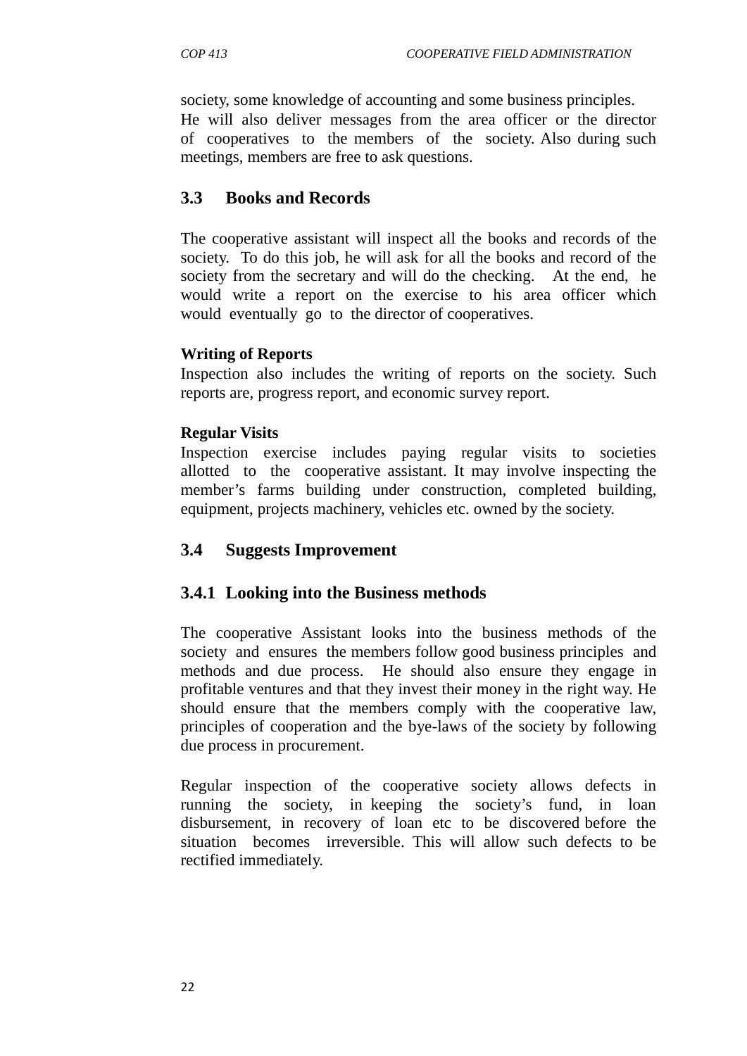society, some knowledge of accounting and some business principles. He will also deliver messages from the area officer or the director of cooperatives to the members of the society. Also during such meetings, members are free to ask questions.

## 3.3 Books and Records

The cooperative assistant will inspect all the books and records of the society. To do this job, he will ask for all the books and record of the society from the secretary and will do the checking. At the end, he would write a report on the exercise to his area officer which would eventually go to the director of cooperatives.

**Writing of Reports**

Inspection also includes the writing of reports on the society. Such reports are, progress report, and economic survey report.

**Regular Visits**

Inspection exercise includes paying regular visits to societies allotted to the cooperative assistant. It may involve inspecting the member's farms building under construction, completed building, equipment, projects machinery, vehicles etc. owned by the society.

## 3.4 Suggests Improvement

### 3.4.1 Looking into the Business methods

The cooperative Assistant looks into the business methods of the society and ensures the members follow good business principles and methods and due process. He should also ensure they engage in profitable ventures and that they invest their money in the right way. He should ensure that the members comply with the cooperative law, principles of cooperation and the bye-laws of the society by following due process in procurement.

Regular inspection of the cooperative society allows defects in running the society, in keeping the society's fund, in loan disbursement, in recovery of loan etc to be discovered before the situation becomes irreversible. This will allow such defects to be rectified immediately.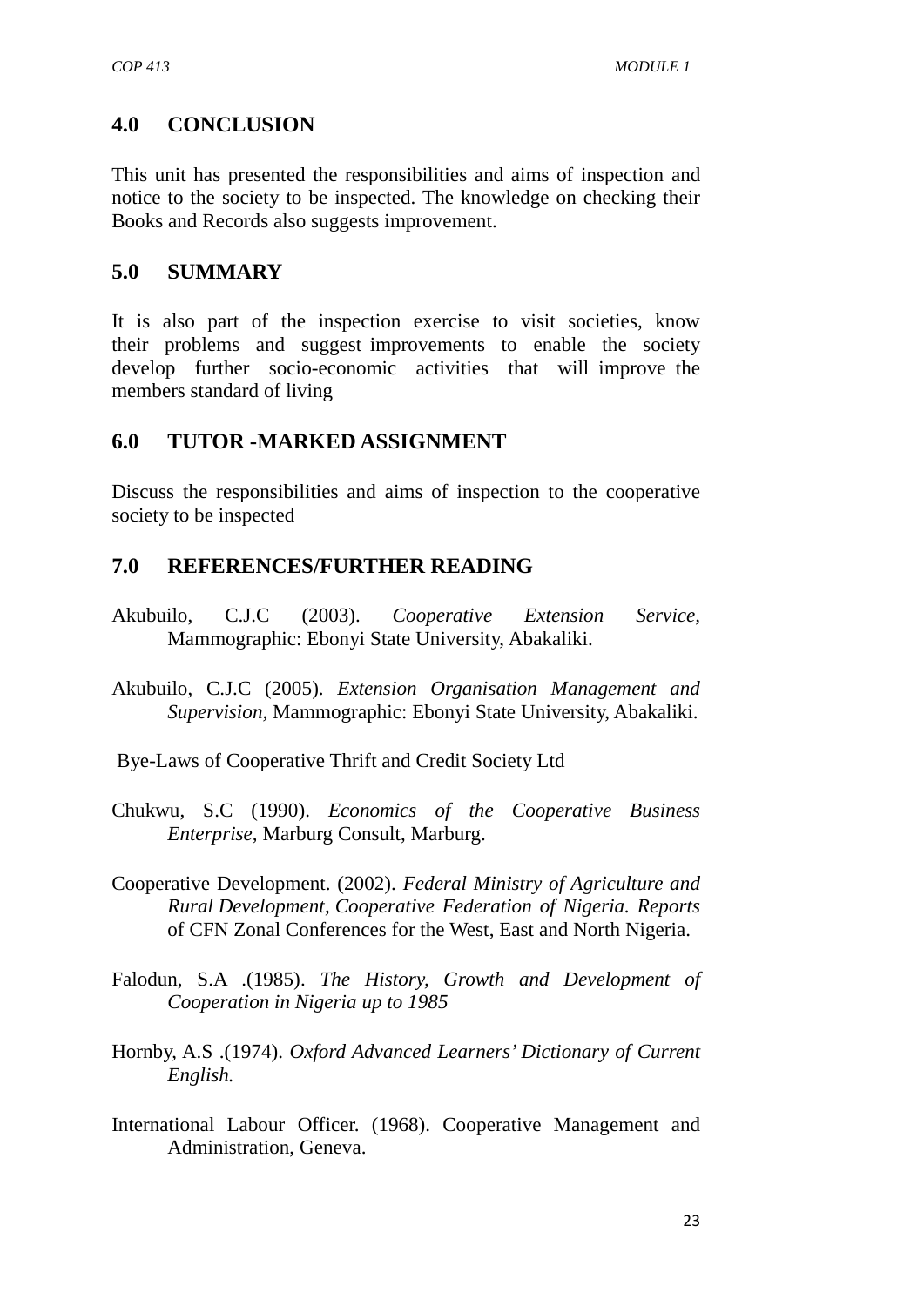## 4.0 CONCLUSION

This unit has presented the responsibilities and aims of inspection and notice to the society to be inspected. The knowledge on checking their Books and Records also suggests improvement.

## 5.0 SUMMARY

It is also part of the inspection exercise to visit societies, know their problems and suggest improvements to enable the society develop further socio-economic activities that will improve the members standard of living

## 6.0 TUTOR -MARKED ASSIGNMENT

Discuss the responsibilities and aims of inspection to the cooperative society to be inspected

## 7.0 REFERENCES/FURTHER READING

Akubuilo, C.J.C (2003). *Cooperative Extension Service,* Mammographic: Ebonyi State University, Abakaliki.

Akubuilo, C.J.C (2005). *Extension Organisation Management and Supervision,* Mammographic: Ebonyi State University, Abakaliki.

Bye-Laws of Cooperative Thrift and Credit Society Ltd

Chukwu, S.C (1990). *Economics of the Cooperative Business Enterprise,* Marburg Consult, Marburg.

Cooperative Development. (2002). *Federal Ministry of Agriculture and Rural Development, Cooperative Federation of Nigeria. Reports* of CFN Zonal Conferences for the West, East and North Nigeria.

Falodun, S.A .(1985). *The History, Growth and Development of Cooperation in Nigeria up to 1985*

Hornby, A.S .(1974). *Oxford Advanced Learners' Dictionary of Current English.*

International Labour Officer. (1968). Cooperative Management and Administration, Geneva.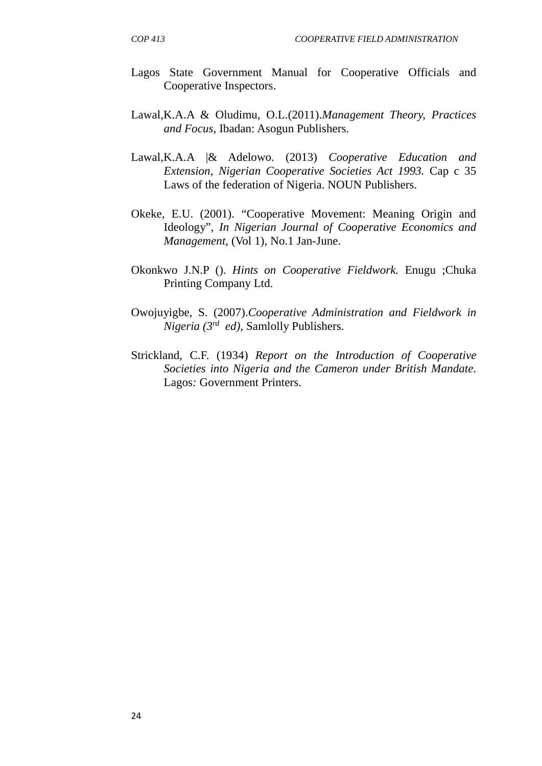Lagos State Government Manual for Cooperative Officials and Cooperative Inspectors.

Lawal,K.A.A & Oludimu, O.L.(2011).*Management Theory, Practices and Focus*, Ibadan: Asogun Publishers.

Lawal,K.A.A |& Adelowo. (2013) *Cooperative Education and Extension, Nigerian Cooperative Societies Act 1993.* Cap c 35 Laws of the federation of Nigeria. NOUN Publishers.

Okeke, E.U. (2001). "Cooperative Movement: Meaning Origin and Ideology", *In Nigerian Journal of Cooperative Economics and Management,* (Vol 1), No.1 Jan-June.

Okonkwo J.N.P (). *Hints on Cooperative Fieldwork.* Enugu ;Chuka Printing Company Ltd.

Owojuyigbe, S. (2007).*Cooperative Administration and Fieldwork in Nigeria (3rd ed)*, Samlolly Publishers.

Strickland, C.F. (1934) *Report on the Introduction of Cooperative Societies into Nigeria and the Cameron under British Mandate*. Lagos*:* Government Printers.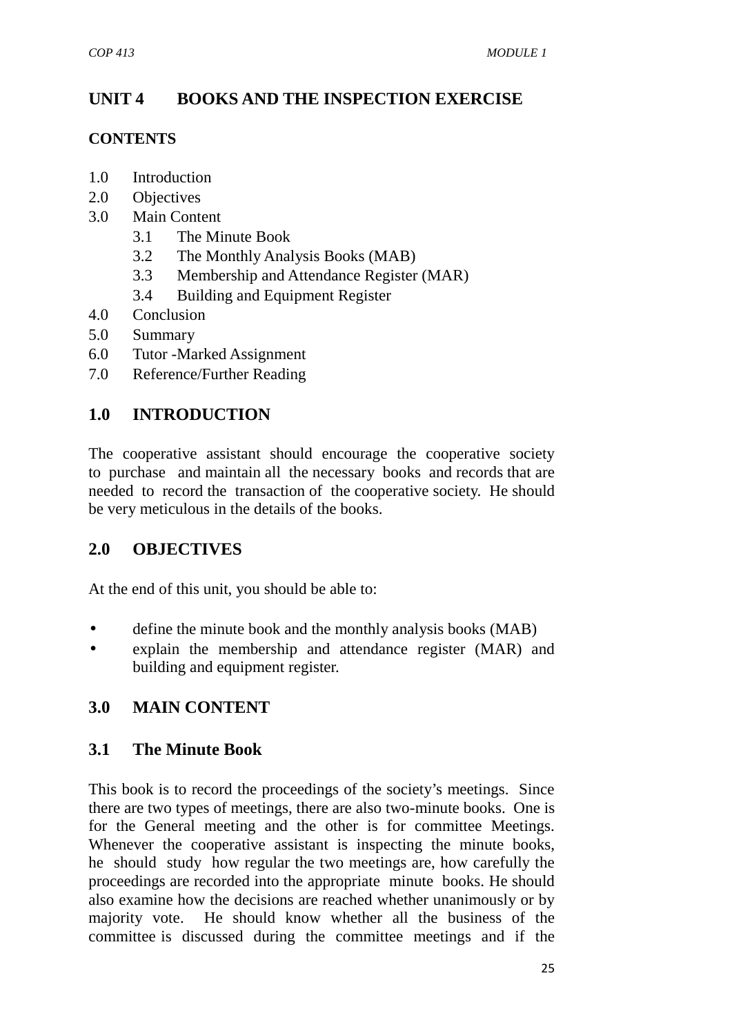# UNIT 4 BOOKS AND THE INSPECTION EXERCISE

**CONTENTS**

1.0 Introduction
2.0 Objectives
3.0 Main Content
    3.1 The Minute Book
    3.2 The Monthly Analysis Books (MAB)
    3.3 Membership and Attendance Register (MAR)
    3.4 Building and Equipment Register
4.0 Conclusion
5.0 Summary
6.0 Tutor -Marked Assignment
7.0 Reference/Further Reading

## 1.0 INTRODUCTION

The cooperative assistant should encourage the cooperative society to purchase and maintain all the necessary books and records that are needed to record the transaction of the cooperative society. He should be very meticulous in the details of the books.

## 2.0 OBJECTIVES

At the end of this unit, you should be able to:

- define the minute book and the monthly analysis books (MAB)
- explain the membership and attendance register (MAR) and building and equipment register.

## 3.0 MAIN CONTENT

### 3.1 The Minute Book

This book is to record the proceedings of the society's meetings. Since there are two types of meetings, there are also two-minute books. One is for the General meeting and the other is for committee Meetings. Whenever the cooperative assistant is inspecting the minute books, he should study how regular the two meetings are, how carefully the proceedings are recorded into the appropriate minute books. He should also examine how the decisions are reached whether unanimously or by majority vote. He should know whether all the business of the committee is discussed during the committee meetings and if the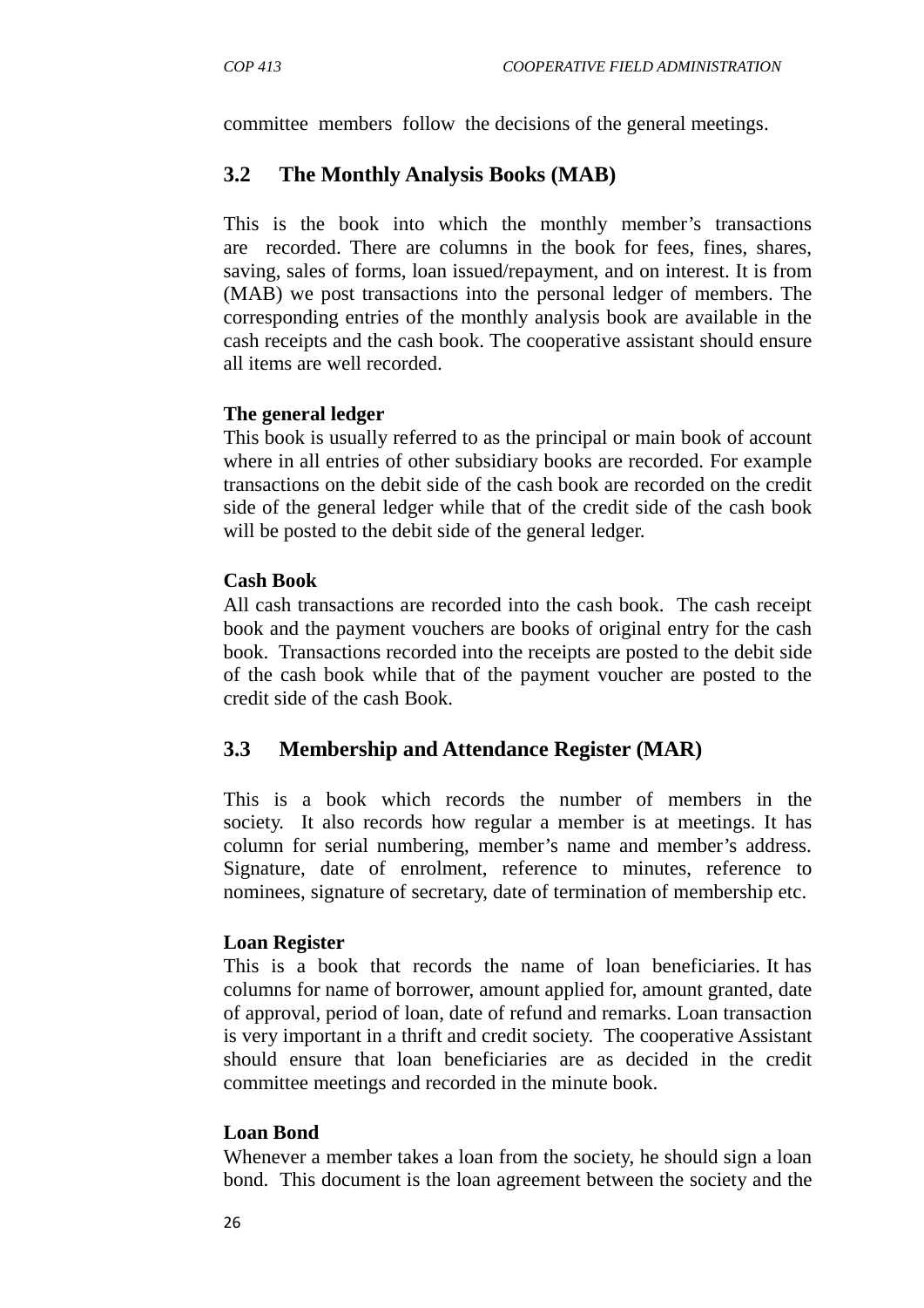committee members follow the decisions of the general meetings.

## 3.2 The Monthly Analysis Books (MAB)

This is the book into which the monthly member's transactions are recorded. There are columns in the book for fees, fines, shares, saving, sales of forms, loan issued/repayment, and on interest. It is from (MAB) we post transactions into the personal ledger of members. The corresponding entries of the monthly analysis book are available in the cash receipts and the cash book. The cooperative assistant should ensure all items are well recorded.

**The general ledger**

This book is usually referred to as the principal or main book of account where in all entries of other subsidiary books are recorded. For example transactions on the debit side of the cash book are recorded on the credit side of the general ledger while that of the credit side of the cash book will be posted to the debit side of the general ledger.

**Cash Book**

All cash transactions are recorded into the cash book. The cash receipt book and the payment vouchers are books of original entry for the cash book. Transactions recorded into the receipts are posted to the debit side of the cash book while that of the payment voucher are posted to the credit side of the cash Book.

## 3.3 Membership and Attendance Register (MAR)

This is a book which records the number of members in the society. It also records how regular a member is at meetings. It has column for serial numbering, member's name and member's address. Signature, date of enrolment, reference to minutes, reference to nominees, signature of secretary, date of termination of membership etc.

**Loan Register**

This is a book that records the name of loan beneficiaries. It has columns for name of borrower, amount applied for, amount granted, date of approval, period of loan, date of refund and remarks. Loan transaction is very important in a thrift and credit society. The cooperative Assistant should ensure that loan beneficiaries are as decided in the credit committee meetings and recorded in the minute book.

**Loan Bond**

Whenever a member takes a loan from the society, he should sign a loan bond. This document is the loan agreement between the society and the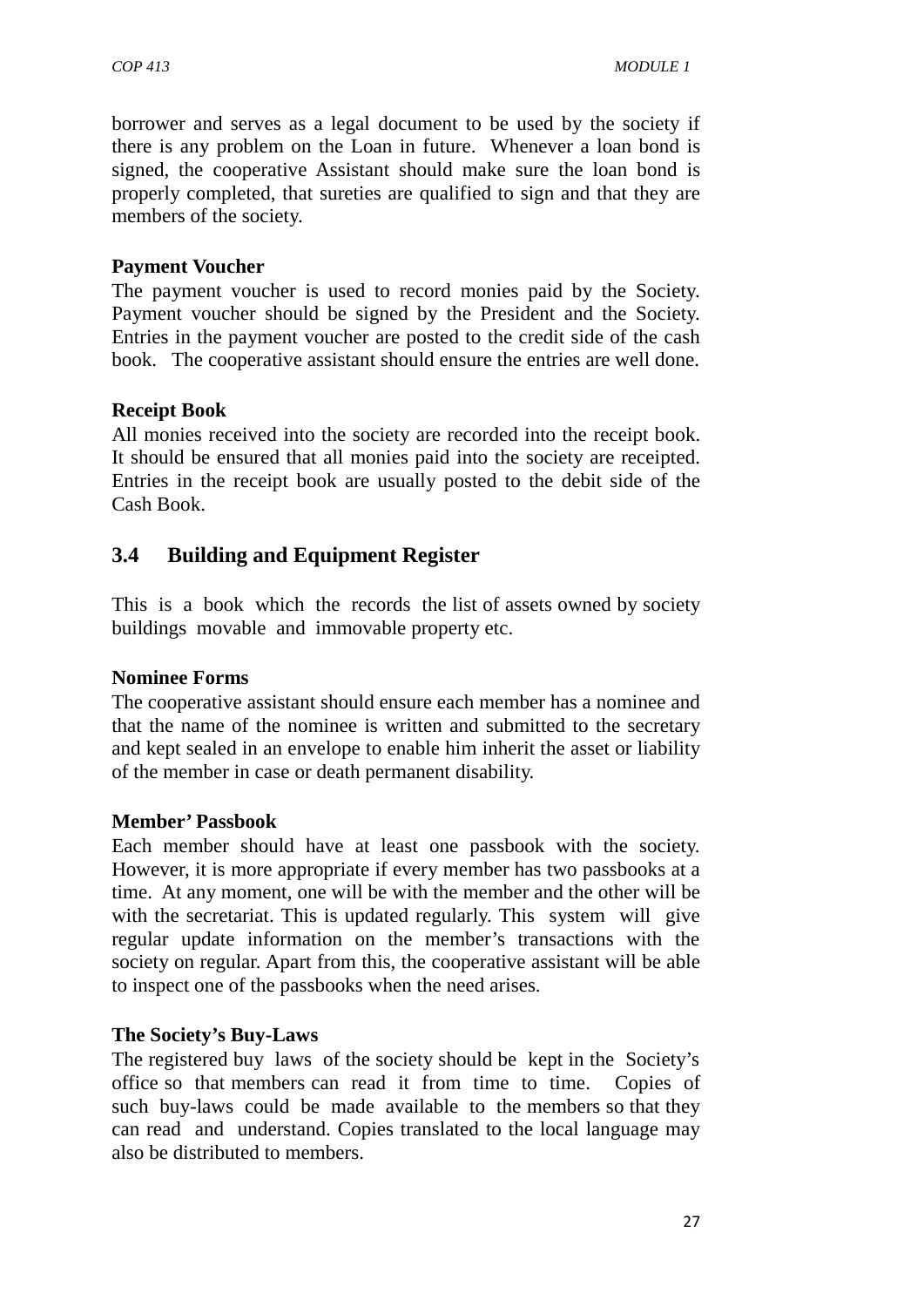borrower and serves as a legal document to be used by the society if there is any problem on the Loan in future. Whenever a loan bond is signed, the cooperative Assistant should make sure the loan bond is properly completed, that sureties are qualified to sign and that they are members of the society.

**Payment Voucher**

The payment voucher is used to record monies paid by the Society. Payment voucher should be signed by the President and the Society. Entries in the payment voucher are posted to the credit side of the cash book. The cooperative assistant should ensure the entries are well done.

**Receipt Book**

All monies received into the society are recorded into the receipt book. It should be ensured that all monies paid into the society are receipted. Entries in the receipt book are usually posted to the debit side of the Cash Book.

## 3.4 Building and Equipment Register

This is a book which the records the list of assets owned by society buildings movable and immovable property etc.

**Nominee Forms**

The cooperative assistant should ensure each member has a nominee and that the name of the nominee is written and submitted to the secretary and kept sealed in an envelope to enable him inherit the asset or liability of the member in case or death permanent disability.

**Member' Passbook**

Each member should have at least one passbook with the society. However, it is more appropriate if every member has two passbooks at a time. At any moment, one will be with the member and the other will be with the secretariat. This is updated regularly. This system will give regular update information on the member's transactions with the society on regular. Apart from this, the cooperative assistant will be able to inspect one of the passbooks when the need arises.

**The Society's Buy-Laws**

The registered buy laws of the society should be kept in the Society's office so that members can read it from time to time. Copies of such buy-laws could be made available to the members so that they can read and understand. Copies translated to the local language may also be distributed to members.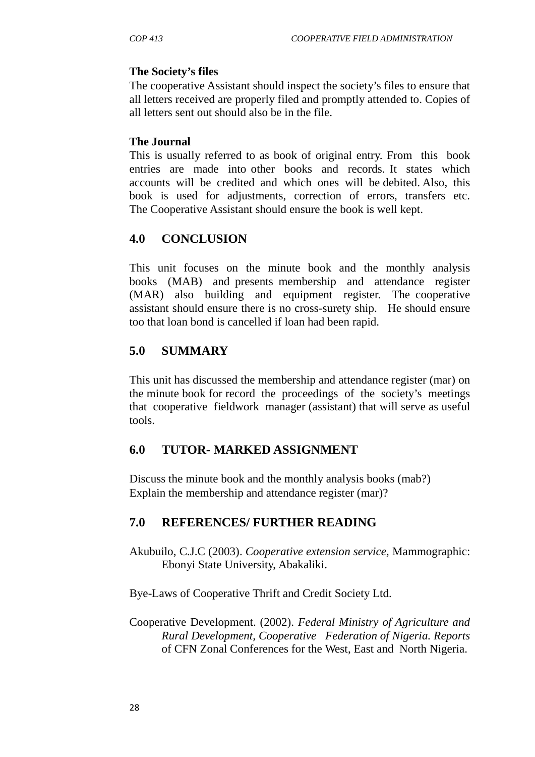**The Society's files**

The cooperative Assistant should inspect the society's files to ensure that all letters received are properly filed and promptly attended to. Copies of all letters sent out should also be in the file.

**The Journal**

This is usually referred to as book of original entry. From this book entries are made into other books and records. It states which accounts will be credited and which ones will be debited. Also, this book is used for adjustments, correction of errors, transfers etc. The Cooperative Assistant should ensure the book is well kept.

## 4.0 CONCLUSION

This unit focuses on the minute book and the monthly analysis books (MAB) and presents membership and attendance register (MAR) also building and equipment register. The cooperative assistant should ensure there is no cross-surety ship. He should ensure too that loan bond is cancelled if loan had been rapid.

## 5.0 SUMMARY

This unit has discussed the membership and attendance register (mar) on the minute book for record the proceedings of the society's meetings that cooperative fieldwork manager (assistant) that will serve as useful tools.

## 6.0 TUTOR- MARKED ASSIGNMENT

Discuss the minute book and the monthly analysis books (mab?)
Explain the membership and attendance register (mar)?

## 7.0 REFERENCES/ FURTHER READING

Akubuilo, C.J.C (2003). *Cooperative extension service*, Mammographic: Ebonyi State University, Abakaliki.

Bye-Laws of Cooperative Thrift and Credit Society Ltd.

Cooperative Development. (2002). *Federal Ministry of Agriculture and Rural Development, Cooperative Federation of Nigeria. Reports* of CFN Zonal Conferences for the West, East and North Nigeria.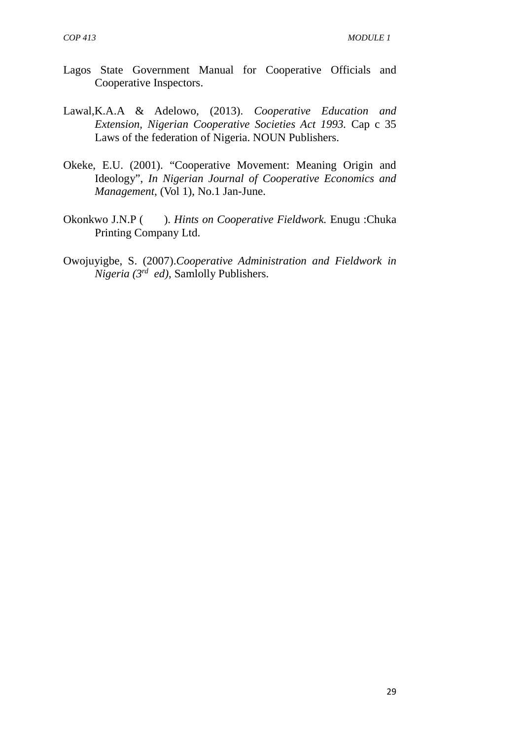Lagos State Government Manual for Cooperative Officials and Cooperative Inspectors.

Lawal,K.A.A & Adelowo, (2013). *Cooperative Education and Extension, Nigerian Cooperative Societies Act 1993.* Cap c 35 Laws of the federation of Nigeria. NOUN Publishers.

Okeke, E.U. (2001). "Cooperative Movement: Meaning Origin and Ideology", *In Nigerian Journal of Cooperative Economics and Management*, (Vol 1), No.1 Jan-June.

Okonkwo J.N.P ( ). *Hints on Cooperative Fieldwork.* Enugu :Chuka Printing Company Ltd.

Owojuyigbe, S. (2007).*Cooperative Administration and Fieldwork in Nigeria (3rd ed)*, Samlolly Publishers.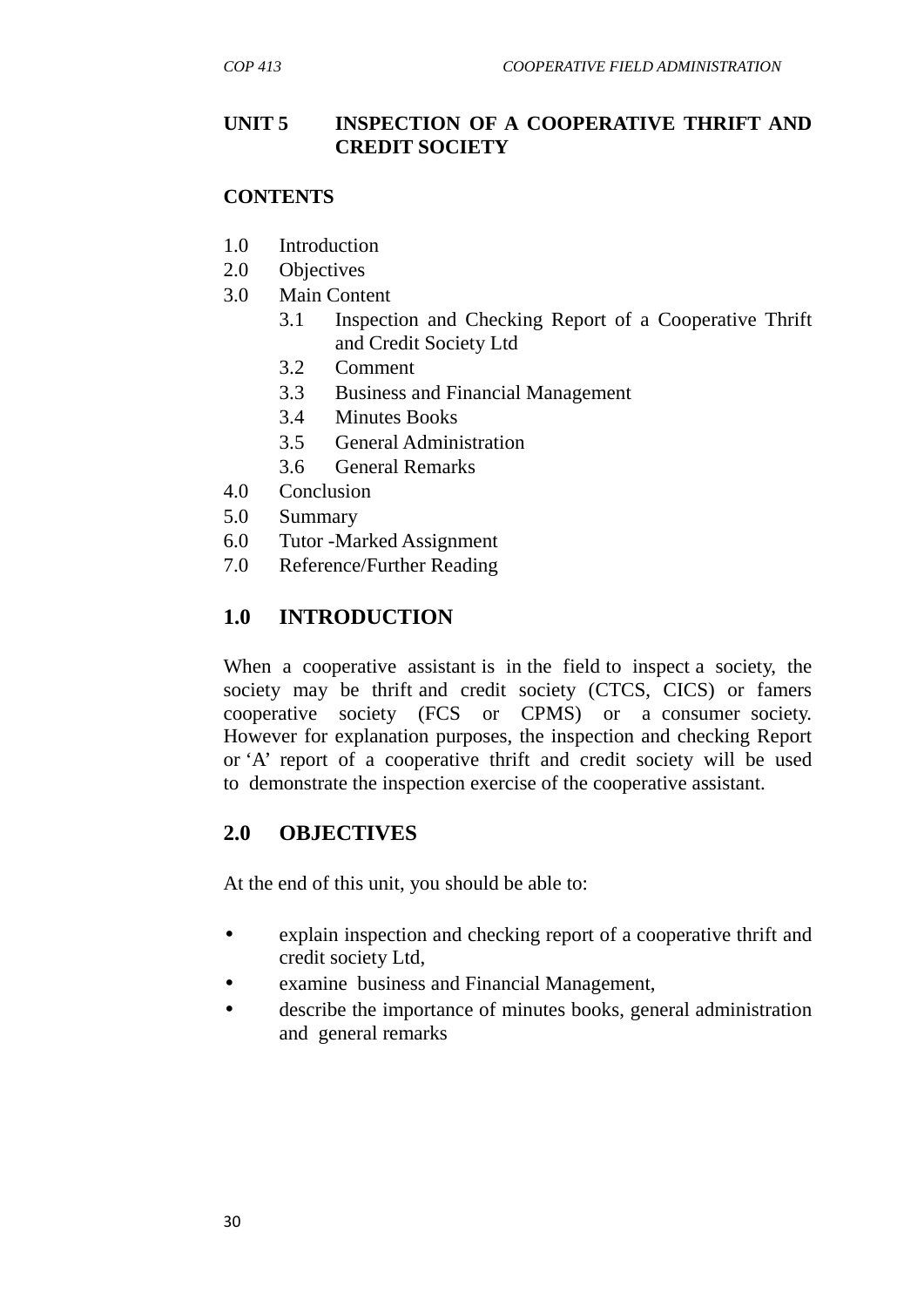## UNIT 5 INSPECTION OF A COOPERATIVE THRIFT AND CREDIT SOCIETY

**CONTENTS**

1.0 Introduction
2.0 Objectives
3.0 Main Content
    3.1 Inspection and Checking Report of a Cooperative Thrift and Credit Society Ltd
    3.2 Comment
    3.3 Business and Financial Management
    3.4 Minutes Books
    3.5 General Administration
    3.6 General Remarks
4.0 Conclusion
5.0 Summary
6.0 Tutor -Marked Assignment
7.0 Reference/Further Reading

## 1.0 INTRODUCTION

When a cooperative assistant is in the field to inspect a society, the society may be thrift and credit society (CTCS, CICS) or famers cooperative society (FCS or CPMS) or a consumer society. However for explanation purposes, the inspection and checking Report or 'A' report of a cooperative thrift and credit society will be used to demonstrate the inspection exercise of the cooperative assistant.

## 2.0 OBJECTIVES

At the end of this unit, you should be able to:

- explain inspection and checking report of a cooperative thrift and credit society Ltd,
- examine business and Financial Management,
- describe the importance of minutes books, general administration and general remarks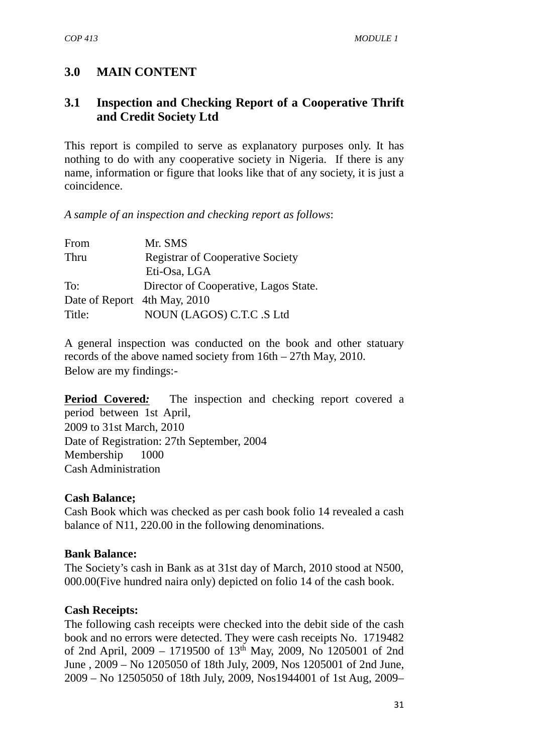## 3.0 MAIN CONTENT

### 3.1 Inspection and Checking Report of a Cooperative Thrift and Credit Society Ltd

This report is compiled to serve as explanatory purposes only. It has nothing to do with any cooperative society in Nigeria. If there is any name, information or figure that looks like that of any society, it is just a coincidence.

*A sample of an inspection and checking report as follows*:

From Mr. SMS
Thru Registrar of Cooperative Society
Eti-Osa, LGA
To: Director of Cooperative, Lagos State.
Date of Report 4th May, 2010
Title: NOUN (LAGOS) C.T.C .S Ltd

A general inspection was conducted on the book and other statuary records of the above named society from 16th – 27th May, 2010.
Below are my findings:-

**Period Covered:** The inspection and checking report covered a period between 1st April,
2009 to 31st March, 2010
Date of Registration: 27th September, 2004
Membership 1000
Cash Administration

**Cash Balance;**
Cash Book which was checked as per cash book folio 14 revealed a cash balance of N11, 220.00 in the following denominations.

**Bank Balance:**
The Society's cash in Bank as at 31st day of March, 2010 stood at N500, 000.00(Five hundred naira only) depicted on folio 14 of the cash book.

**Cash Receipts:**
The following cash receipts were checked into the debit side of the cash book and no errors were detected. They were cash receipts No. 1719482 of 2nd April, 2009 – 1719500 of 13th May, 2009, No 1205001 of 2nd June , 2009 – No 1205050 of 18th July, 2009, Nos 1205001 of 2nd June, 2009 – No 12505050 of 18th July, 2009, Nos1944001 of 1st Aug, 2009–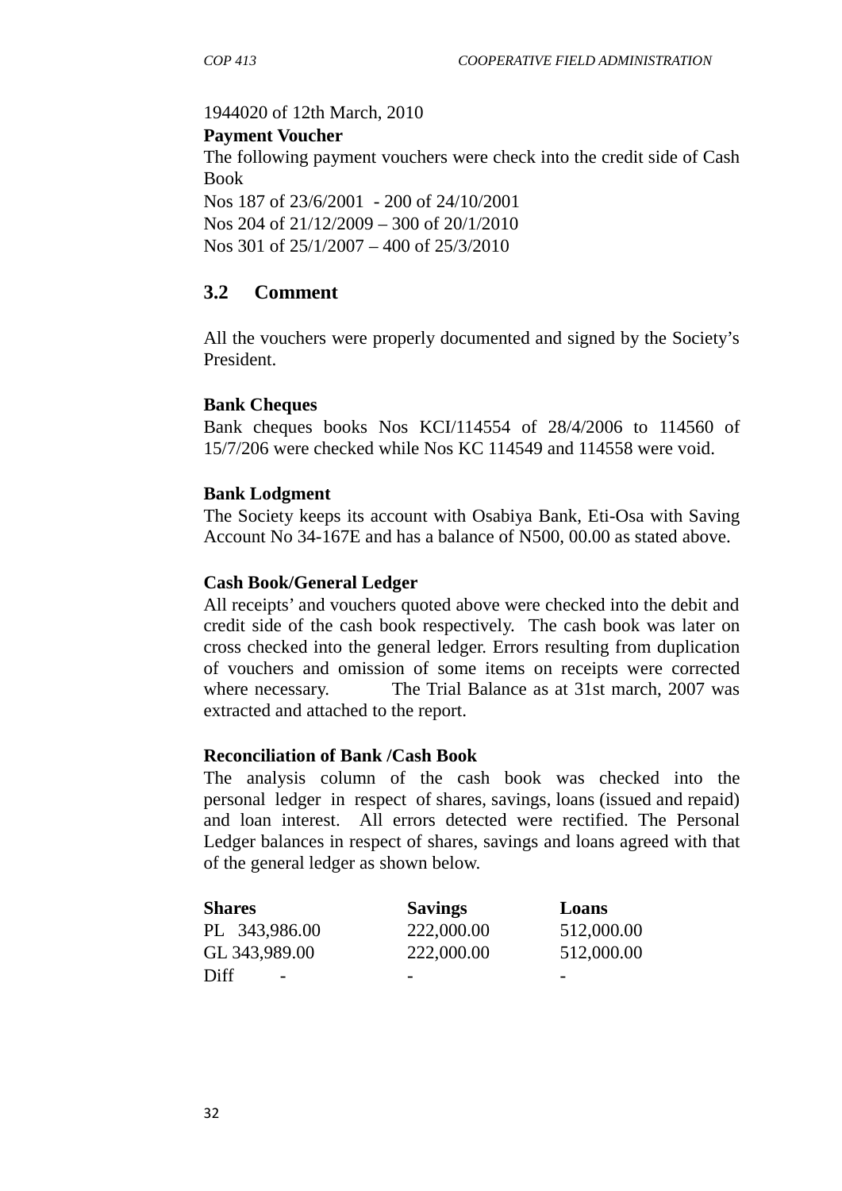1944020 of 12th March, 2010

**Payment Voucher**

The following payment vouchers were check into the credit side of Cash Book

Nos 187 of 23/6/2001 - 200 of 24/10/2001
Nos 204 of 21/12/2009 – 300 of 20/1/2010
Nos 301 of 25/1/2007 – 400 of 25/3/2010

## 3.2 Comment

All the vouchers were properly documented and signed by the Society's President.

**Bank Cheques**

Bank cheques books Nos KCI/114554 of 28/4/2006 to 114560 of 15/7/206 were checked while Nos KC 114549 and 114558 were void.

**Bank Lodgment**

The Society keeps its account with Osabiya Bank, Eti-Osa with Saving Account No 34-167E and has a balance of N500, 00.00 as stated above.

**Cash Book/General Ledger**

All receipts' and vouchers quoted above were checked into the debit and credit side of the cash book respectively. The cash book was later on cross checked into the general ledger. Errors resulting from duplication of vouchers and omission of some items on receipts were corrected where necessary. The Trial Balance as at 31st march, 2007 was extracted and attached to the report.

**Reconciliation of Bank /Cash Book**

The analysis column of the cash book was checked into the personal ledger in respect of shares, savings, loans (issued and repaid) and loan interest. All errors detected were rectified. The Personal Ledger balances in respect of shares, savings and loans agreed with that of the general ledger as shown below.

| **Shares** | **Savings** | **Loans** |
|---|---|---|
| PL 343,986.00 | 222,000.00 | 512,000.00 |
| GL 343,989.00 | 222,000.00 | 512,000.00 |
| Diff - | - | - |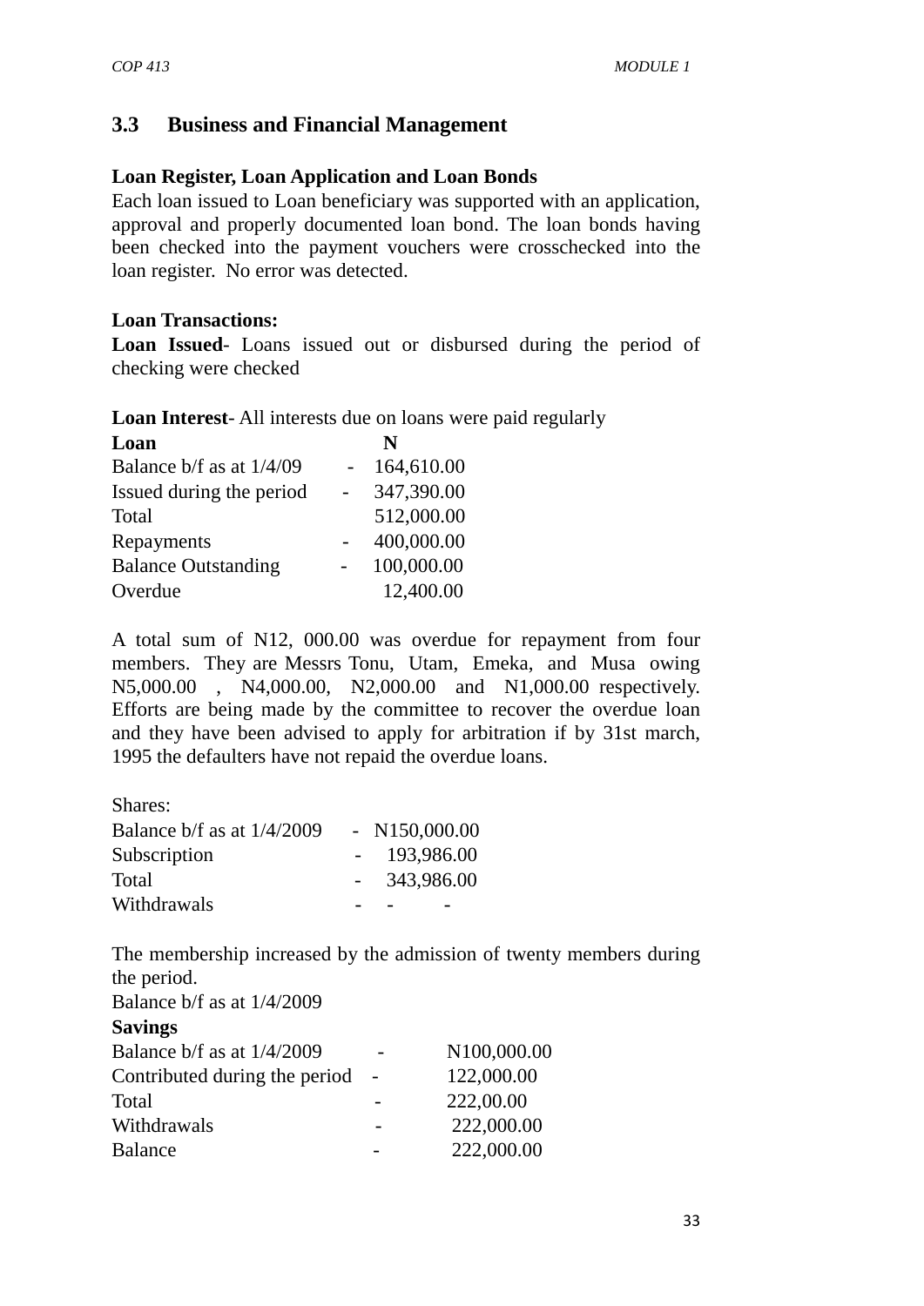## 3.3 Business and Financial Management

**Loan Register, Loan Application and Loan Bonds**

Each loan issued to Loan beneficiary was supported with an application, approval and properly documented loan bond. The loan bonds having been checked into the payment vouchers were crosschecked into the loan register. No error was detected.

**Loan Transactions:**

**Loan Issued**- Loans issued out or disbursed during the period of checking were checked

**Loan Interest**- All interests due on loans were paid regularly

| **Loan** | | **N** |
|---|---|---|
| Balance b/f as at 1/4/09 | - | 164,610.00 |
| Issued during the period | - | 347,390.00 |
| Total | | 512,000.00 |
| Repayments | - | 400,000.00 |
| Balance Outstanding | - | 100,000.00 |
| Overdue | | 12,400.00 |

A total sum of N12, 000.00 was overdue for repayment from four members. They are Messrs Tonu, Utam, Emeka, and Musa owing N5,000.00 , N4,000.00, N2,000.00 and N1,000.00 respectively. Efforts are being made by the committee to recover the overdue loan and they have been advised to apply for arbitration if by 31st march, 1995 the defaulters have not repaid the overdue loans.

| Shares: | | |
|---|---|---|
| Balance b/f as at 1/4/2009 | - | N150,000.00 |
| Subscription | - | 193,986.00 |
| Total | - | 343,986.00 |
| Withdrawals | - | - - |

The membership increased by the admission of twenty members during the period.

Balance b/f as at 1/4/2009

| **Savings** | | |
|---|---|---|
| Balance b/f as at 1/4/2009 | - | N100,000.00 |
| Contributed during the period | - | 122,000.00 |
| Total | - | 222,00.00 |
| Withdrawals | - | 222,000.00 |
| Balance | - | 222,000.00 |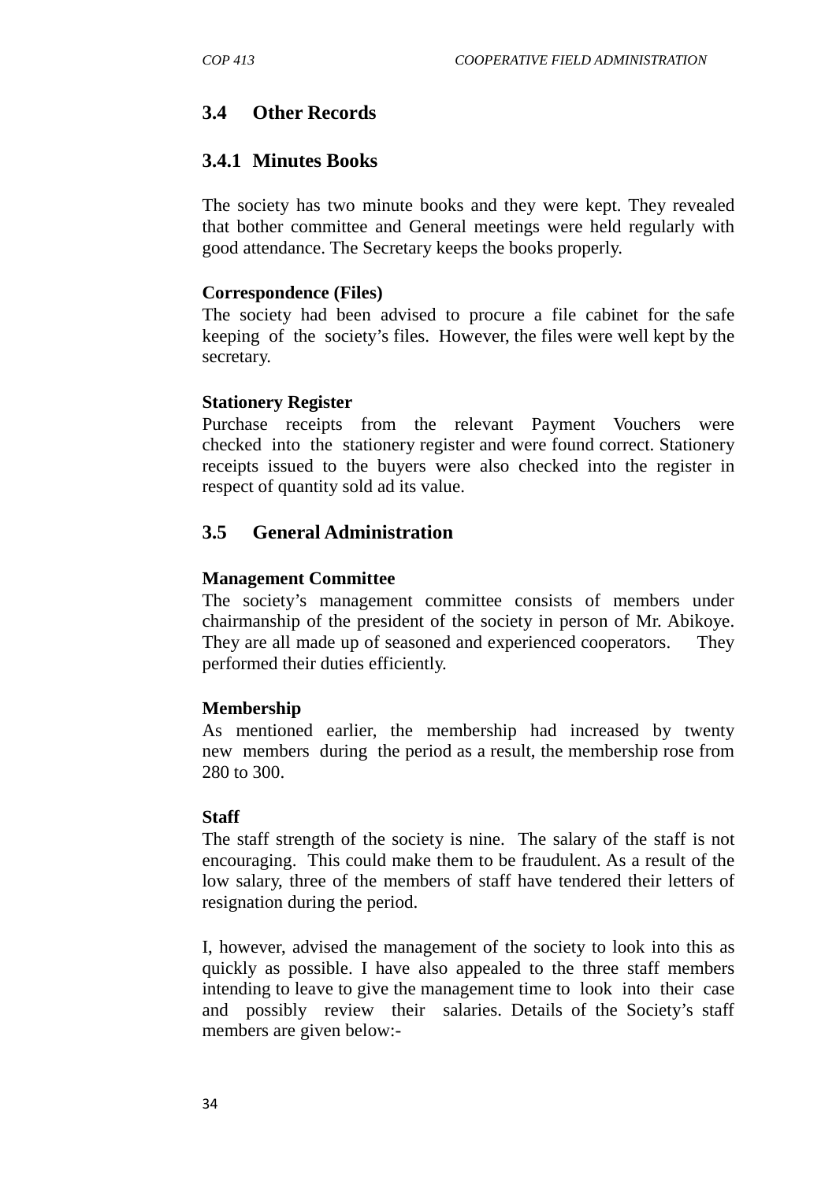## 3.4 Other Records

### 3.4.1 Minutes Books

The society has two minute books and they were kept. They revealed that bother committee and General meetings were held regularly with good attendance. The Secretary keeps the books properly.

**Correspondence (Files)**

The society had been advised to procure a file cabinet for the safe keeping of the society's files. However, the files were well kept by the secretary.

**Stationery Register**

Purchase receipts from the relevant Payment Vouchers were checked into the stationery register and were found correct. Stationery receipts issued to the buyers were also checked into the register in respect of quantity sold ad its value.

## 3.5 General Administration

**Management Committee**

The society's management committee consists of members under chairmanship of the president of the society in person of Mr. Abikoye. They are all made up of seasoned and experienced cooperators. They performed their duties efficiently.

**Membership**

As mentioned earlier, the membership had increased by twenty new members during the period as a result, the membership rose from 280 to 300.

**Staff**

The staff strength of the society is nine. The salary of the staff is not encouraging. This could make them to be fraudulent. As a result of the low salary, three of the members of staff have tendered their letters of resignation during the period.

I, however, advised the management of the society to look into this as quickly as possible. I have also appealed to the three staff members intending to leave to give the management time to look into their case and possibly review their salaries. Details of the Society's staff members are given below:-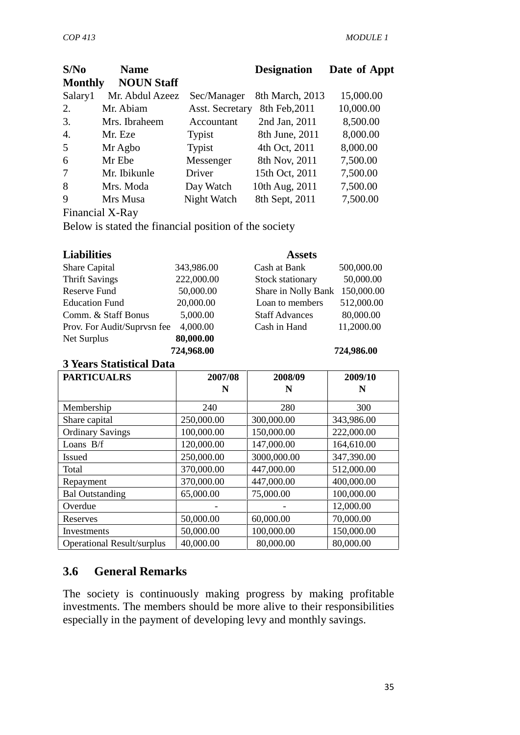| S/No | Name | Designation | Date of Appt | Monthly Salary |
|---|---|---|---|---|
| | **NOUN Staff** | | | |
| 1 | Mr. Abdul Azeez | Sec/Manager | 8th March, 2013 | 15,000.00 |
| 2. | Mr. Abiam | Asst. Secretary | 8th Feb,2011 | 10,000.00 |
| 3. | Mrs. Ibraheem | Accountant | 2nd Jan, 2011 | 8,500.00 |
| 4. | Mr. Eze | Typist | 8th June, 2011 | 8,000.00 |
| 5 | Mr Agbo | Typist | 4th Oct, 2011 | 8,000.00 |
| 6 | Mr Ebe | Messenger | 8th Nov, 2011 | 7,500.00 |
| 7 | Mr. Ibikunle | Driver | 15th Oct, 2011 | 7,500.00 |
| 8 | Mrs. Moda | Day Watch | 10th Aug, 2011 | 7,500.00 |
| 9 | Mrs Musa | Night Watch | 8th Sept, 2011 | 7,500.00 |

Financial X-Ray

Below is stated the financial position of the society

| **Liabilities** | | **Assets** | |
|---|---|---|---|
| Share Capital | 343,986.00 | Cash at Bank | 500,000.00 |
| Thrift Savings | 222,000.00 | Stock stationary | 50,000.00 |
| Reserve Fund | 50,000.00 | Share in Nolly Bank | 150,000.00 |
| Education Fund | 20,000.00 | Loan to members | 512,000.00 |
| Comm. & Staff Bonus | 5,000.00 | Staff Advances | 80,000.00 |
| Prov. For Audit/Suprvsn fee | 4,000.00 | Cash in Hand | 11,2000.00 |
| Net Surplus | **80,000.00** | | |
| | **724,968.00** | | **724,986.00** |

**3 Years Statistical Data**

| PARTICUALRS | 2007/08 N | 2008/09 N | 2009/10 N |
|---|---|---|---|
| Membership | 240 | 280 | 300 |
| Share capital | 250,000.00 | 300,000.00 | 343,986.00 |
| Ordinary Savings | 100,000.00 | 150,000.00 | 222,000.00 |
| Loans B/f | 120,000.00 | 147,000.00 | 164,610.00 |
| Issued | 250,000.00 | 3000,000.00 | 347,390.00 |
| Total | 370,000.00 | 447,000.00 | 512,000.00 |
| Repayment | 370,000.00 | 447,000.00 | 400,000.00 |
| Bal Outstanding | 65,000.00 | 75,000.00 | 100,000.00 |
| Overdue | - | - | 12,000.00 |
| Reserves | 50,000.00 | 60,000.00 | 70,000.00 |
| Investments | 50,000.00 | 100,000.00 | 150,000.00 |
| Operational Result/surplus | 40,000.00 | 80,000.00 | 80,000.00 |

## 3.6 General Remarks

The society is continuously making progress by making profitable investments. The members should be more alive to their responsibilities especially in the payment of developing levy and monthly savings.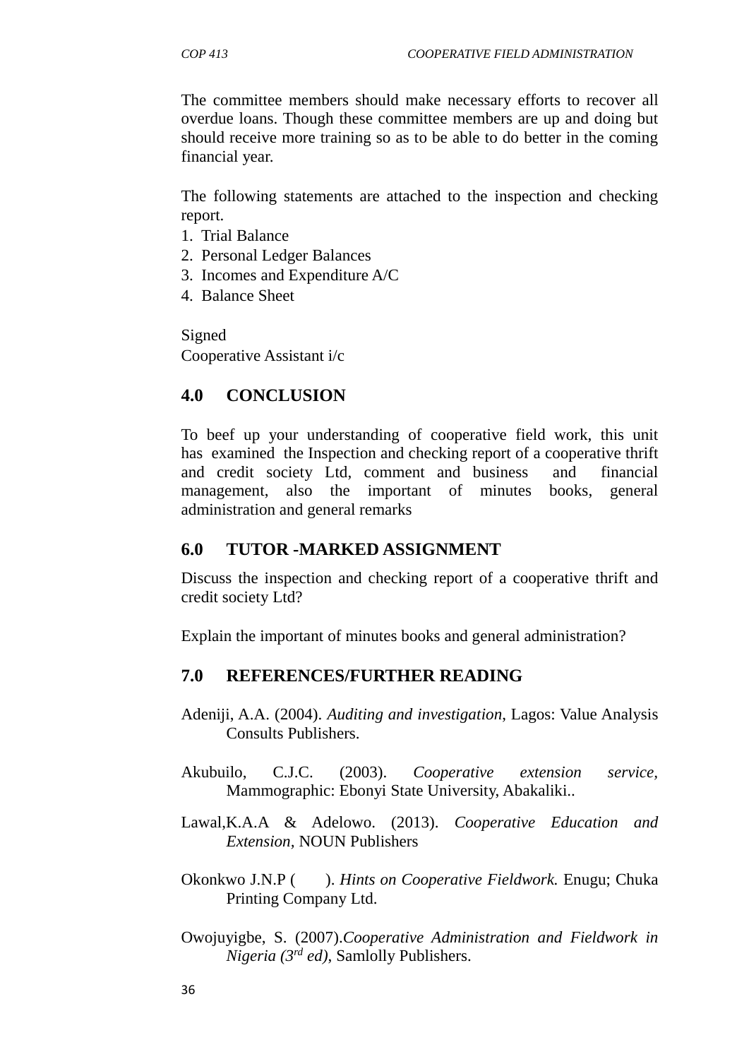The committee members should make necessary efforts to recover all overdue loans. Though these committee members are up and doing but should receive more training so as to be able to do better in the coming financial year.

The following statements are attached to the inspection and checking report.

1. Trial Balance
2. Personal Ledger Balances
3. Incomes and Expenditure A/C
4. Balance Sheet

Signed
Cooperative Assistant i/c

## 4.0 CONCLUSION

To beef up your understanding of cooperative field work, this unit has examined the Inspection and checking report of a cooperative thrift and credit society Ltd, comment and business and financial management, also the important of minutes books, general administration and general remarks

## 6.0 TUTOR -MARKED ASSIGNMENT

Discuss the inspection and checking report of a cooperative thrift and credit society Ltd?

Explain the important of minutes books and general administration?

## 7.0 REFERENCES/FURTHER READING

Adeniji, A.A. (2004). *Auditing and investigation*, Lagos: Value Analysis Consults Publishers.

Akubuilo, C.J.C. (2003). *Cooperative extension service*, Mammographic: Ebonyi State University, Abakaliki..

Lawal,K.A.A & Adelowo. (2013). *Cooperative Education and Extension*, NOUN Publishers

Okonkwo J.N.P ( ). *Hints on Cooperative Fieldwork.* Enugu; Chuka Printing Company Ltd.

Owojuyigbe, S. (2007).*Cooperative Administration and Fieldwork in Nigeria (3rd ed)*, Samlolly Publishers.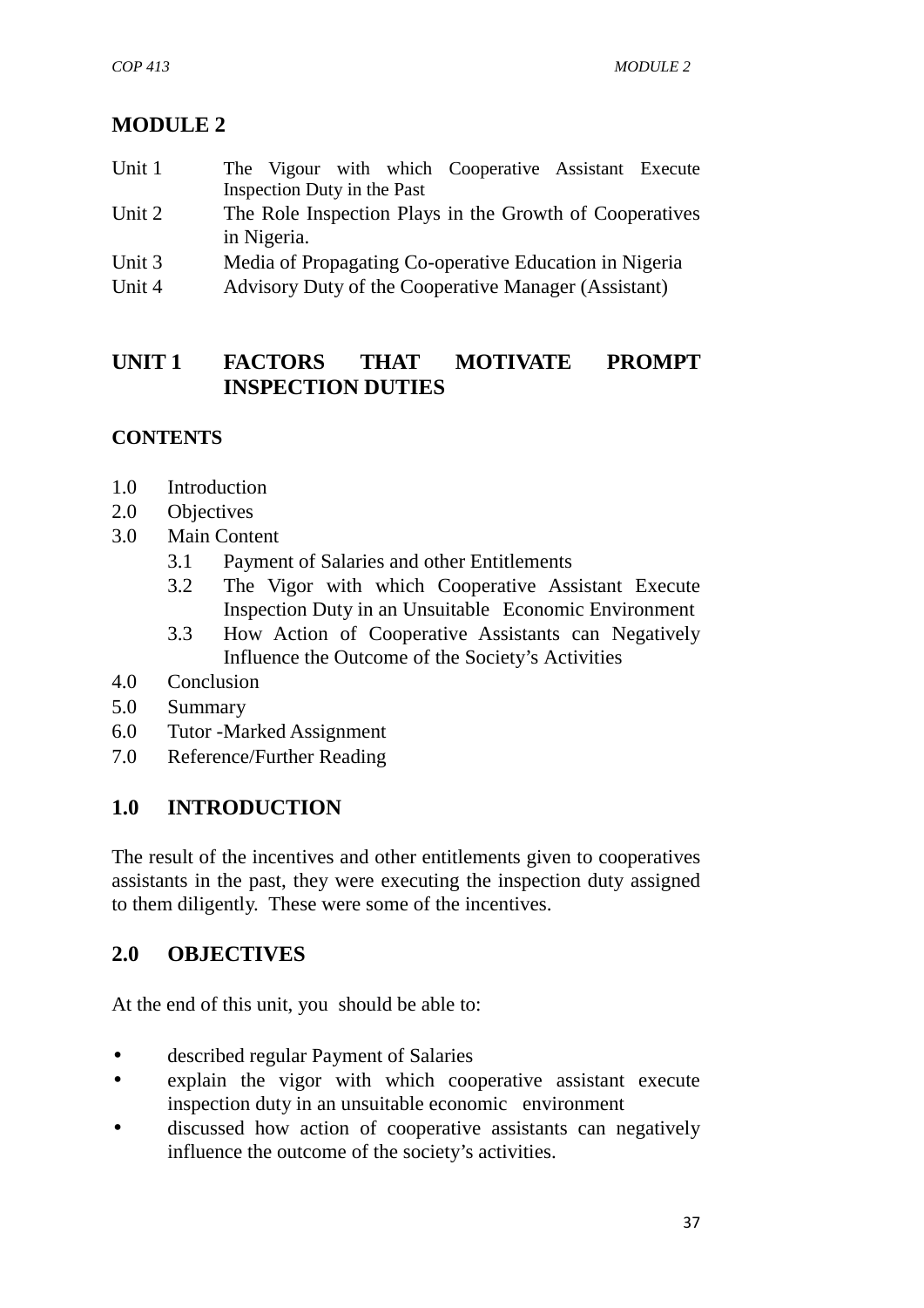# MODULE 2

| | |
|---|---|
| Unit 1 | The Vigour with which Cooperative Assistant Execute Inspection Duty in the Past |
| Unit 2 | The Role Inspection Plays in the Growth of Cooperatives in Nigeria. |
| Unit 3 | Media of Propagating Co-operative Education in Nigeria |
| Unit 4 | Advisory Duty of the Cooperative Manager (Assistant) |

## UNIT 1 FACTORS THAT MOTIVATE PROMPT INSPECTION DUTIES

**CONTENTS**

1.0 Introduction
2.0 Objectives
3.0 Main Content
  3.1 Payment of Salaries and other Entitlements
  3.2 The Vigor with which Cooperative Assistant Execute Inspection Duty in an Unsuitable Economic Environment
  3.3 How Action of Cooperative Assistants can Negatively Influence the Outcome of the Society's Activities
4.0 Conclusion
5.0 Summary
6.0 Tutor -Marked Assignment
7.0 Reference/Further Reading

## 1.0 INTRODUCTION

The result of the incentives and other entitlements given to cooperatives assistants in the past, they were executing the inspection duty assigned to them diligently. These were some of the incentives.

## 2.0 OBJECTIVES

At the end of this unit, you should be able to:

- described regular Payment of Salaries
- explain the vigor with which cooperative assistant execute inspection duty in an unsuitable economic environment
- discussed how action of cooperative assistants can negatively influence the outcome of the society's activities.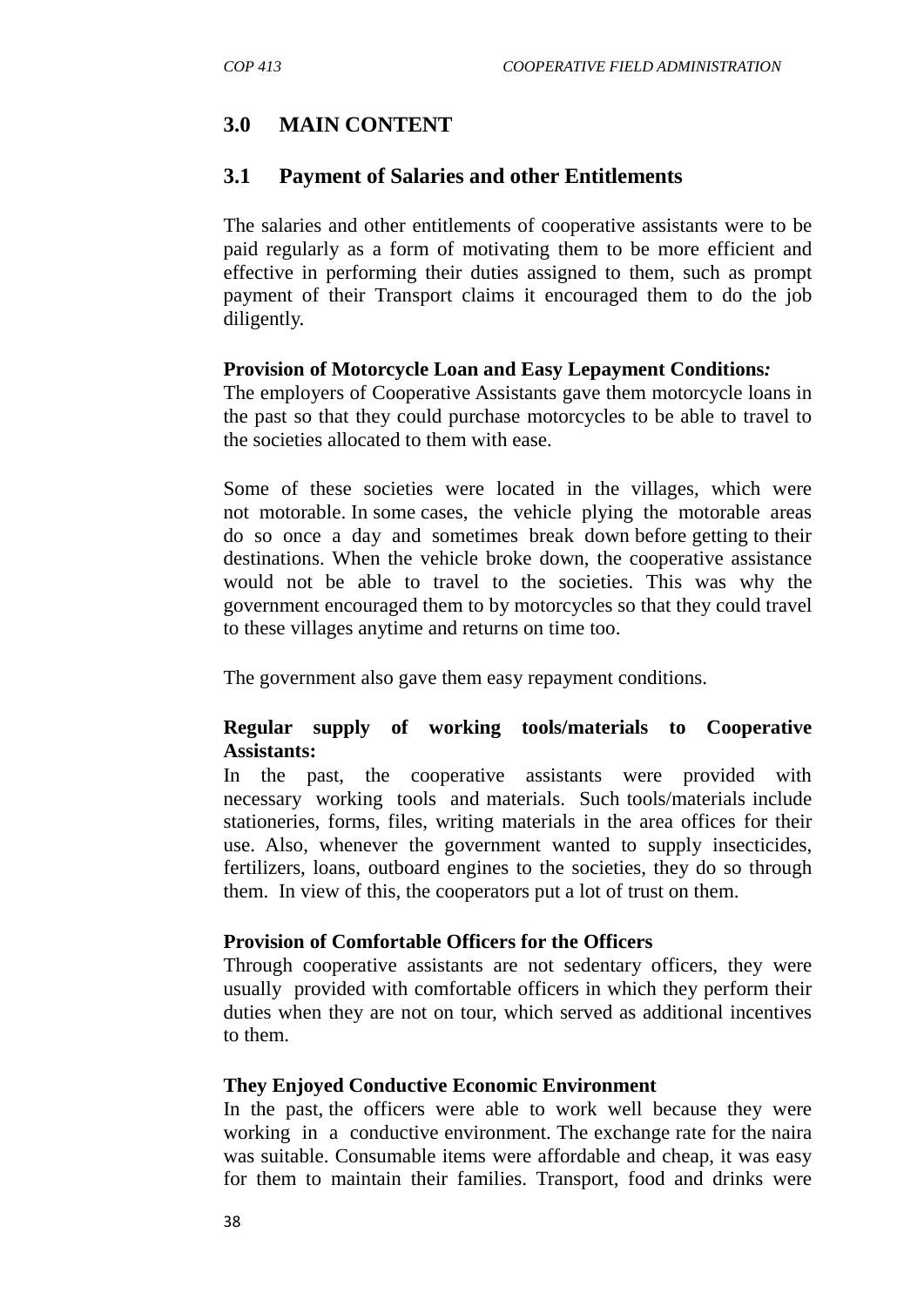## 3.0 MAIN CONTENT

### 3.1 Payment of Salaries and other Entitlements

The salaries and other entitlements of cooperative assistants were to be paid regularly as a form of motivating them to be more efficient and effective in performing their duties assigned to them, such as prompt payment of their Transport claims it encouraged them to do the job diligently.

**Provision of Motorcycle Loan and Easy Lepayment Conditions*:***
The employers of Cooperative Assistants gave them motorcycle loans in the past so that they could purchase motorcycles to be able to travel to the societies allocated to them with ease.

Some of these societies were located in the villages, which were not motorable. In some cases, the vehicle plying the motorable areas do so once a day and sometimes break down before getting to their destinations. When the vehicle broke down, the cooperative assistance would not be able to travel to the societies. This was why the government encouraged them to by motorcycles so that they could travel to these villages anytime and returns on time too.

The government also gave them easy repayment conditions.

**Regular supply of working tools/materials to Cooperative Assistants:**
In the past, the cooperative assistants were provided with necessary working tools and materials. Such tools/materials include stationeries, forms, files, writing materials in the area offices for their use. Also, whenever the government wanted to supply insecticides, fertilizers, loans, outboard engines to the societies, they do so through them. In view of this, the cooperators put a lot of trust on them.

**Provision of Comfortable Officers for the Officers**
Through cooperative assistants are not sedentary officers, they were usually provided with comfortable officers in which they perform their duties when they are not on tour, which served as additional incentives to them.

**They Enjoyed Conductive Economic Environment**
In the past, the officers were able to work well because they were working in a conductive environment. The exchange rate for the naira was suitable. Consumable items were affordable and cheap, it was easy for them to maintain their families. Transport, food and drinks were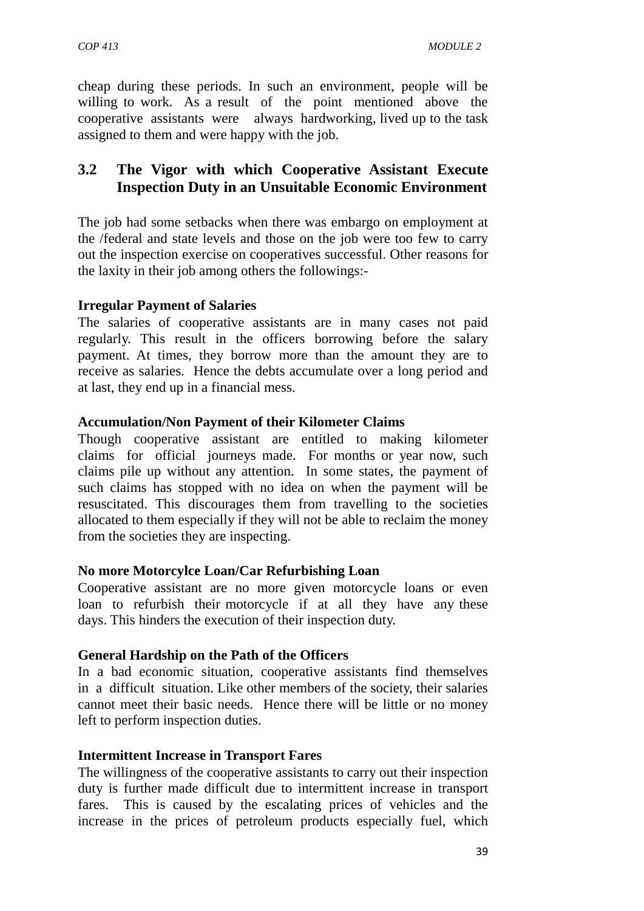cheap during these periods. In such an environment, people will be willing to work. As a result of the point mentioned above the cooperative assistants were always hardworking, lived up to the task assigned to them and were happy with the job.

## 3.2 The Vigor with which Cooperative Assistant Execute Inspection Duty in an Unsuitable Economic Environment

The job had some setbacks when there was embargo on employment at the /federal and state levels and those on the job were too few to carry out the inspection exercise on cooperatives successful. Other reasons for the laxity in their job among others the followings:-

**Irregular Payment of Salaries**

The salaries of cooperative assistants are in many cases not paid regularly. This result in the officers borrowing before the salary payment. At times, they borrow more than the amount they are to receive as salaries. Hence the debts accumulate over a long period and at last, they end up in a financial mess.

**Accumulation/Non Payment of their Kilometer Claims**

Though cooperative assistant are entitled to making kilometer claims for official journeys made. For months or year now, such claims pile up without any attention. In some states, the payment of such claims has stopped with no idea on when the payment will be resuscitated. This discourages them from travelling to the societies allocated to them especially if they will not be able to reclaim the money from the societies they are inspecting.

**No more Motorcylce Loan/Car Refurbishing Loan**

Cooperative assistant are no more given motorcycle loans or even loan to refurbish their motorcycle if at all they have any these days. This hinders the execution of their inspection duty.

**General Hardship on the Path of the Officers**

In a bad economic situation, cooperative assistants find themselves in a difficult situation. Like other members of the society, their salaries cannot meet their basic needs. Hence there will be little or no money left to perform inspection duties.

**Intermittent Increase in Transport Fares**

The willingness of the cooperative assistants to carry out their inspection duty is further made difficult due to intermittent increase in transport fares. This is caused by the escalating prices of vehicles and the increase in the prices of petroleum products especially fuel, which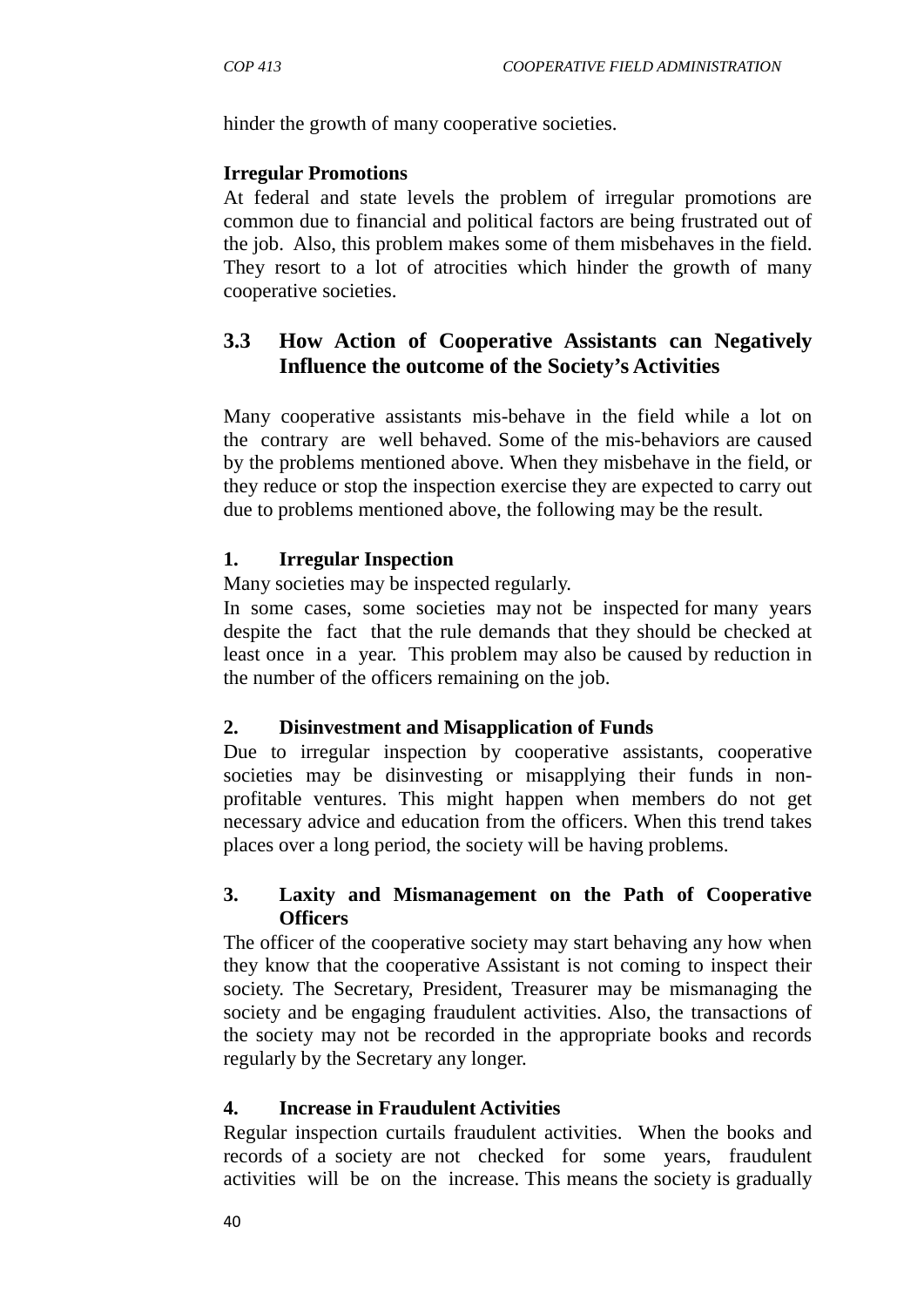hinder the growth of many cooperative societies.

**Irregular Promotions**

At federal and state levels the problem of irregular promotions are common due to financial and political factors are being frustrated out of the job. Also, this problem makes some of them misbehaves in the field. They resort to a lot of atrocities which hinder the growth of many cooperative societies.

## 3.3 How Action of Cooperative Assistants can Negatively Influence the outcome of the Society's Activities

Many cooperative assistants mis-behave in the field while a lot on the contrary are well behaved. Some of the mis-behaviors are caused by the problems mentioned above. When they misbehave in the field, or they reduce or stop the inspection exercise they are expected to carry out due to problems mentioned above, the following may be the result.

**1. Irregular Inspection**

Many societies may be inspected regularly.

In some cases, some societies may not be inspected for many years despite the fact that the rule demands that they should be checked at least once in a year. This problem may also be caused by reduction in the number of the officers remaining on the job.

**2. Disinvestment and Misapplication of Funds**

Due to irregular inspection by cooperative assistants, cooperative societies may be disinvesting or misapplying their funds in non-profitable ventures. This might happen when members do not get necessary advice and education from the officers. When this trend takes places over a long period, the society will be having problems.

**3. Laxity and Mismanagement on the Path of Cooperative Officers**

The officer of the cooperative society may start behaving any how when they know that the cooperative Assistant is not coming to inspect their society. The Secretary, President, Treasurer may be mismanaging the society and be engaging fraudulent activities. Also, the transactions of the society may not be recorded in the appropriate books and records regularly by the Secretary any longer.

**4. Increase in Fraudulent Activities**

Regular inspection curtails fraudulent activities. When the books and records of a society are not checked for some years, fraudulent activities will be on the increase. This means the society is gradually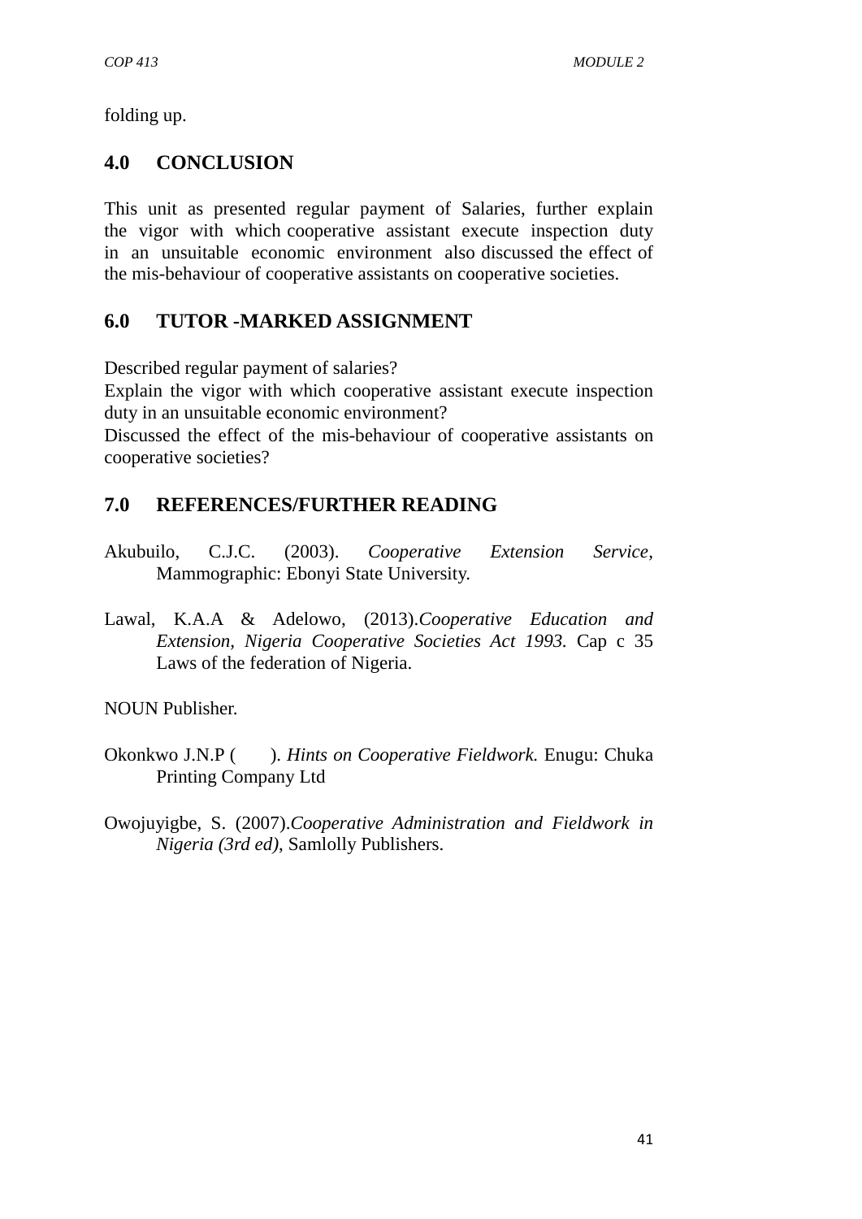folding up.

## 4.0 CONCLUSION

This unit as presented regular payment of Salaries, further explain the vigor with which cooperative assistant execute inspection duty in an unsuitable economic environment also discussed the effect of the mis-behaviour of cooperative assistants on cooperative societies.

## 6.0 TUTOR -MARKED ASSIGNMENT

Described regular payment of salaries?
Explain the vigor with which cooperative assistant execute inspection duty in an unsuitable economic environment?
Discussed the effect of the mis-behaviour of cooperative assistants on cooperative societies?

## 7.0 REFERENCES/FURTHER READING

Akubuilo, C.J.C. (2003). *Cooperative Extension Service*, Mammographic: Ebonyi State University.

Lawal, K.A.A & Adelowo, (2013).*Cooperative Education and Extension*, *Nigeria Cooperative Societies Act 1993.* Cap c 35 Laws of the federation of Nigeria.

NOUN Publisher.

Okonkwo J.N.P ( ). *Hints on Cooperative Fieldwork.* Enugu: Chuka Printing Company Ltd

Owojuyigbe, S. (2007).*Cooperative Administration and Fieldwork in Nigeria (3rd ed)*, Samlolly Publishers.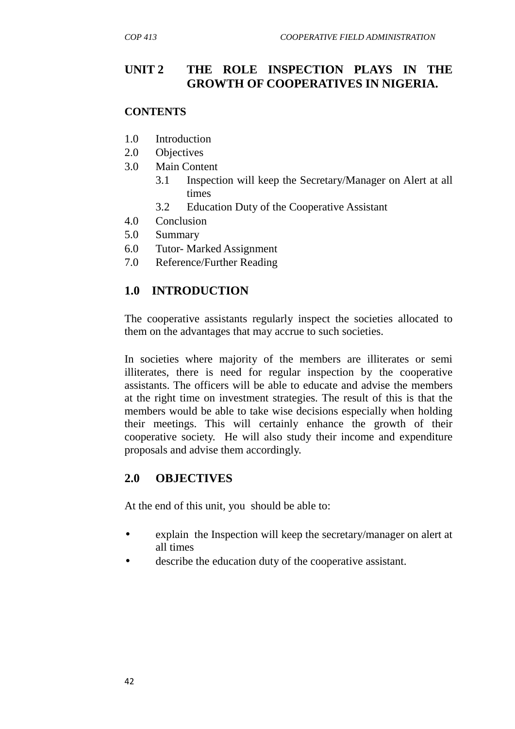# UNIT 2 THE ROLE INSPECTION PLAYS IN THE GROWTH OF COOPERATIVES IN NIGERIA.

**CONTENTS**

1.0 Introduction
2.0 Objectives
3.0 Main Content
    3.1 Inspection will keep the Secretary/Manager on Alert at all times
    3.2 Education Duty of the Cooperative Assistant
4.0 Conclusion
5.0 Summary
6.0 Tutor- Marked Assignment
7.0 Reference/Further Reading

## 1.0 INTRODUCTION

The cooperative assistants regularly inspect the societies allocated to them on the advantages that may accrue to such societies.

In societies where majority of the members are illiterates or semi illiterates, there is need for regular inspection by the cooperative assistants. The officers will be able to educate and advise the members at the right time on investment strategies. The result of this is that the members would be able to take wise decisions especially when holding their meetings. This will certainly enhance the growth of their cooperative society. He will also study their income and expenditure proposals and advise them accordingly.

## 2.0 OBJECTIVES

At the end of this unit, you should be able to:

- explain the Inspection will keep the secretary/manager on alert at all times
- describe the education duty of the cooperative assistant.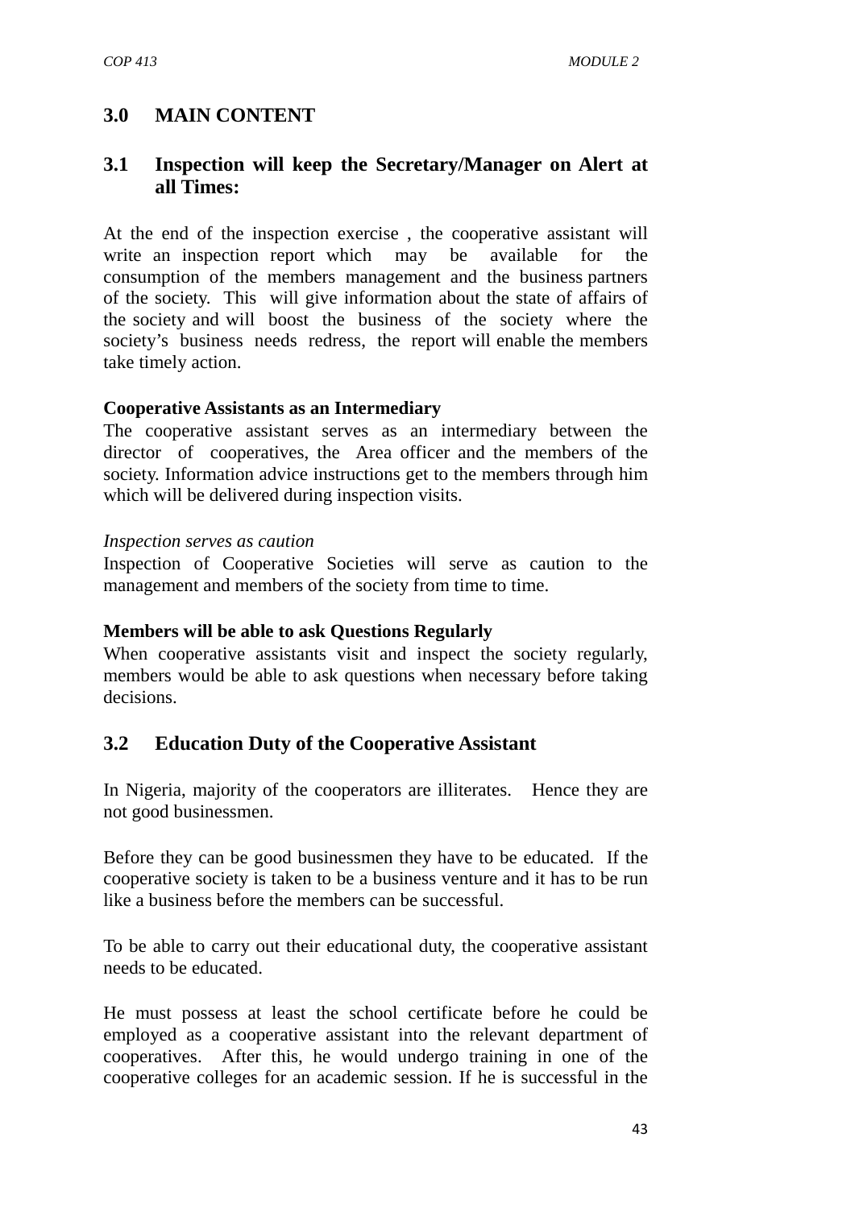## 3.0 MAIN CONTENT

### 3.1 Inspection will keep the Secretary/Manager on Alert at all Times:

At the end of the inspection exercise , the cooperative assistant will write an inspection report which may be available for the consumption of the members management and the business partners of the society. This will give information about the state of affairs of the society and will boost the business of the society where the society's business needs redress, the report will enable the members take timely action.

**Cooperative Assistants as an Intermediary**

The cooperative assistant serves as an intermediary between the director of cooperatives, the Area officer and the members of the society. Information advice instructions get to the members through him which will be delivered during inspection visits.

*Inspection serves as caution*

Inspection of Cooperative Societies will serve as caution to the management and members of the society from time to time.

**Members will be able to ask Questions Regularly**

When cooperative assistants visit and inspect the society regularly, members would be able to ask questions when necessary before taking decisions.

### 3.2 Education Duty of the Cooperative Assistant

In Nigeria, majority of the cooperators are illiterates. Hence they are not good businessmen.

Before they can be good businessmen they have to be educated. If the cooperative society is taken to be a business venture and it has to be run like a business before the members can be successful.

To be able to carry out their educational duty, the cooperative assistant needs to be educated.

He must possess at least the school certificate before he could be employed as a cooperative assistant into the relevant department of cooperatives. After this, he would undergo training in one of the cooperative colleges for an academic session. If he is successful in the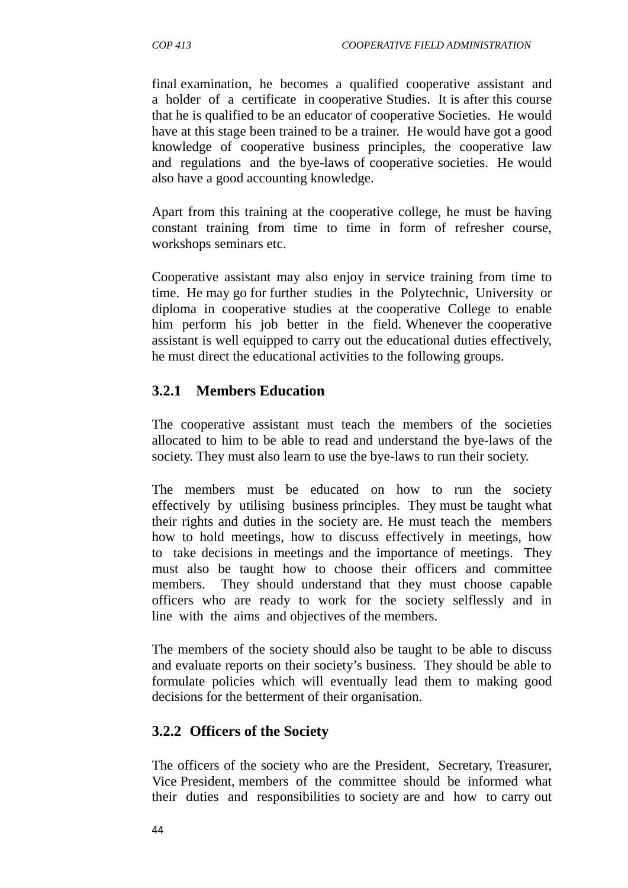final examination, he becomes a qualified cooperative assistant and a holder of a certificate in cooperative Studies. It is after this course that he is qualified to be an educator of cooperative Societies. He would have at this stage been trained to be a trainer. He would have got a good knowledge of cooperative business principles, the cooperative law and regulations and the bye-laws of cooperative societies. He would also have a good accounting knowledge.

Apart from this training at the cooperative college, he must be having constant training from time to time in form of refresher course, workshops seminars etc.

Cooperative assistant may also enjoy in service training from time to time. He may go for further studies in the Polytechnic, University or diploma in cooperative studies at the cooperative College to enable him perform his job better in the field. Whenever the cooperative assistant is well equipped to carry out the educational duties effectively, he must direct the educational activities to the following groups.

### 3.2.1 Members Education

The cooperative assistant must teach the members of the societies allocated to him to be able to read and understand the bye-laws of the society. They must also learn to use the bye-laws to run their society.

The members must be educated on how to run the society effectively by utilising business principles. They must be taught what their rights and duties in the society are. He must teach the members how to hold meetings, how to discuss effectively in meetings, how to take decisions in meetings and the importance of meetings. They must also be taught how to choose their officers and committee members. They should understand that they must choose capable officers who are ready to work for the society selflessly and in line with the aims and objectives of the members.

The members of the society should also be taught to be able to discuss and evaluate reports on their society's business. They should be able to formulate policies which will eventually lead them to making good decisions for the betterment of their organisation.

### 3.2.2 Officers of the Society

The officers of the society who are the President, Secretary, Treasurer, Vice President, members of the committee should be informed what their duties and responsibilities to society are and how to carry out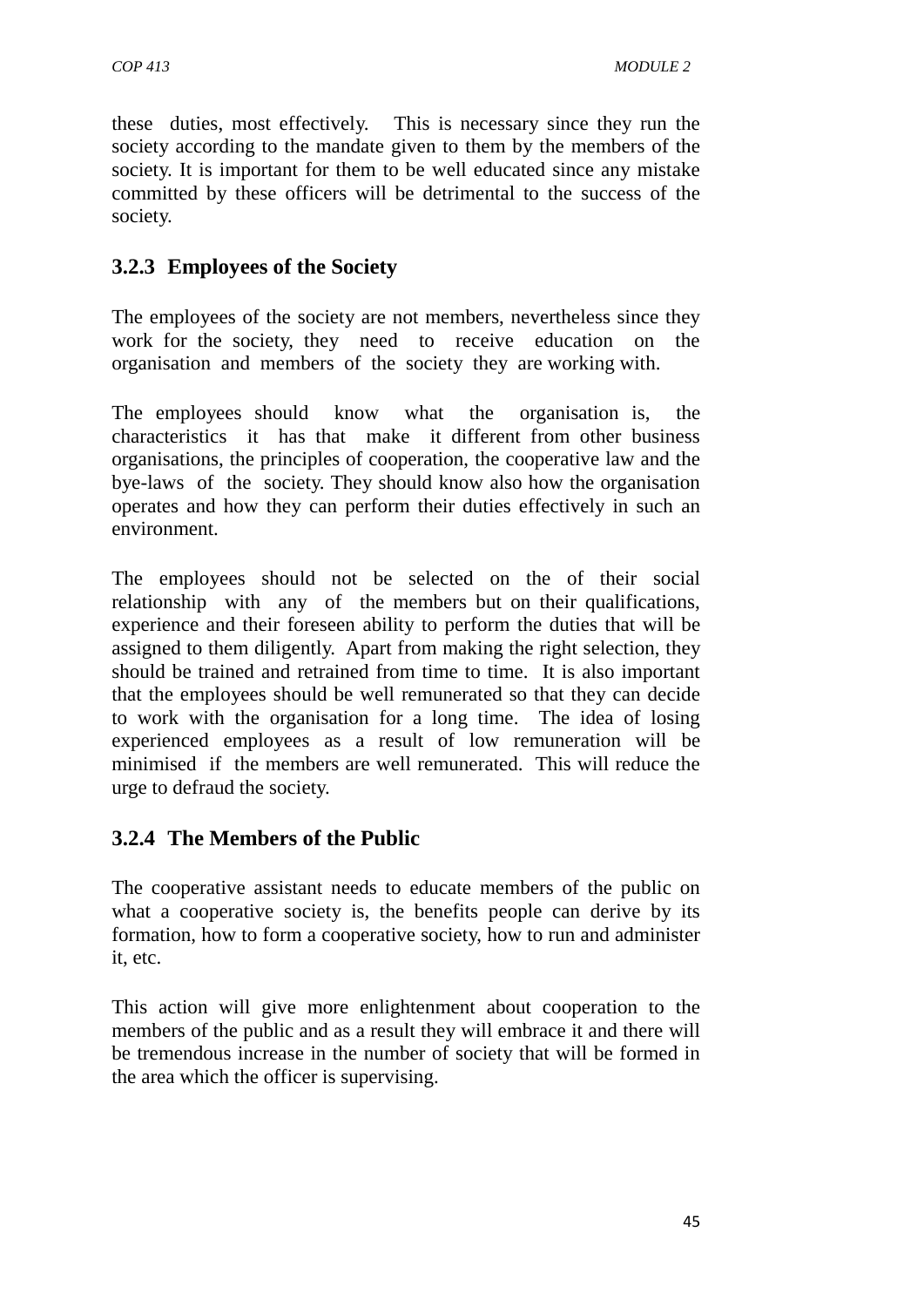these duties, most effectively. This is necessary since they run the society according to the mandate given to them by the members of the society. It is important for them to be well educated since any mistake committed by these officers will be detrimental to the success of the society.

### 3.2.3 Employees of the Society

The employees of the society are not members, nevertheless since they work for the society, they need to receive education on the organisation and members of the society they are working with.

The employees should know what the organisation is, the characteristics it has that make it different from other business organisations, the principles of cooperation, the cooperative law and the bye-laws of the society. They should know also how the organisation operates and how they can perform their duties effectively in such an environment.

The employees should not be selected on the of their social relationship with any of the members but on their qualifications, experience and their foreseen ability to perform the duties that will be assigned to them diligently. Apart from making the right selection, they should be trained and retrained from time to time. It is also important that the employees should be well remunerated so that they can decide to work with the organisation for a long time. The idea of losing experienced employees as a result of low remuneration will be minimised if the members are well remunerated. This will reduce the urge to defraud the society.

### 3.2.4 The Members of the Public

The cooperative assistant needs to educate members of the public on what a cooperative society is, the benefits people can derive by its formation, how to form a cooperative society, how to run and administer it, etc.

This action will give more enlightenment about cooperation to the members of the public and as a result they will embrace it and there will be tremendous increase in the number of society that will be formed in the area which the officer is supervising.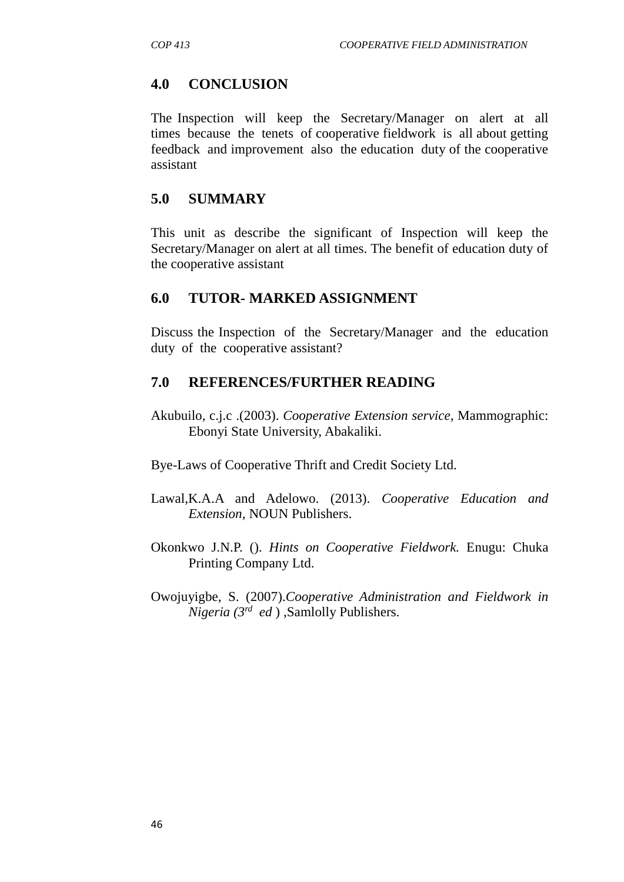## 4.0 CONCLUSION

The Inspection will keep the Secretary/Manager on alert at all times because the tenets of cooperative fieldwork is all about getting feedback and improvement also the education duty of the cooperative assistant

## 5.0 SUMMARY

This unit as describe the significant of Inspection will keep the Secretary/Manager on alert at all times. The benefit of education duty of the cooperative assistant

## 6.0 TUTOR- MARKED ASSIGNMENT

Discuss the Inspection of the Secretary/Manager and the education duty of the cooperative assistant?

## 7.0 REFERENCES/FURTHER READING

Akubuilo, c.j.c .(2003). *Cooperative Extension service*, Mammographic: Ebonyi State University, Abakaliki.

Bye-Laws of Cooperative Thrift and Credit Society Ltd.

Lawal,K.A.A and Adelowo. (2013). *Cooperative Education and Extension*, NOUN Publishers.

Okonkwo J.N.P. (). *Hints on Cooperative Fieldwork.* Enugu: Chuka Printing Company Ltd.

Owojuyigbe, S. (2007).*Cooperative Administration and Fieldwork in Nigeria (3rd ed* ) ,Samlolly Publishers.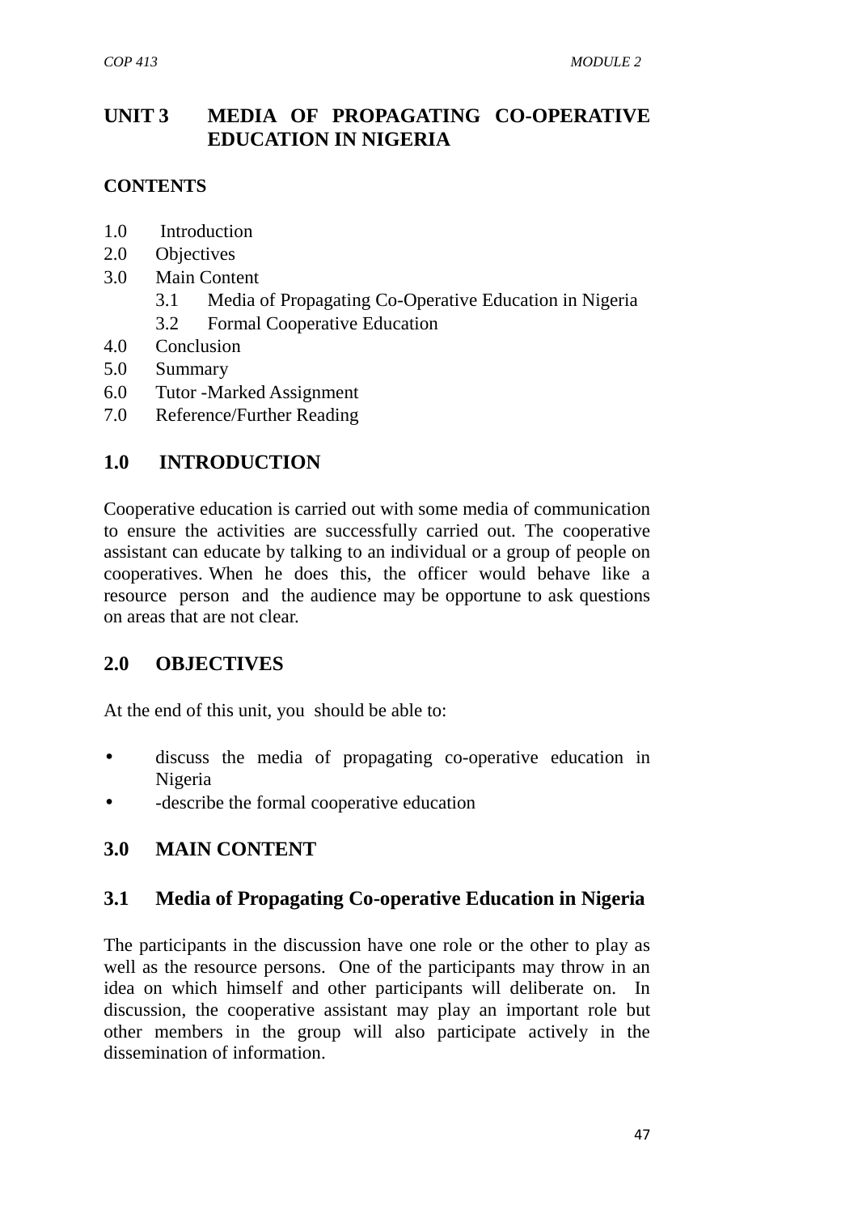# UNIT 3 MEDIA OF PROPAGATING CO-OPERATIVE EDUCATION IN NIGERIA

## CONTENTS

1.0 Introduction
2.0 Objectives
3.0 Main Content
  3.1 Media of Propagating Co-Operative Education in Nigeria
  3.2 Formal Cooperative Education
4.0 Conclusion
5.0 Summary
6.0 Tutor -Marked Assignment
7.0 Reference/Further Reading

## 1.0 INTRODUCTION

Cooperative education is carried out with some media of communication to ensure the activities are successfully carried out. The cooperative assistant can educate by talking to an individual or a group of people on cooperatives. When he does this, the officer would behave like a resource person and the audience may be opportune to ask questions on areas that are not clear.

## 2.0 OBJECTIVES

At the end of this unit, you should be able to:

- discuss the media of propagating co-operative education in Nigeria
- -describe the formal cooperative education

## 3.0 MAIN CONTENT

### 3.1 Media of Propagating Co-operative Education in Nigeria

The participants in the discussion have one role or the other to play as well as the resource persons. One of the participants may throw in an idea on which himself and other participants will deliberate on. In discussion, the cooperative assistant may play an important role but other members in the group will also participate actively in the dissemination of information.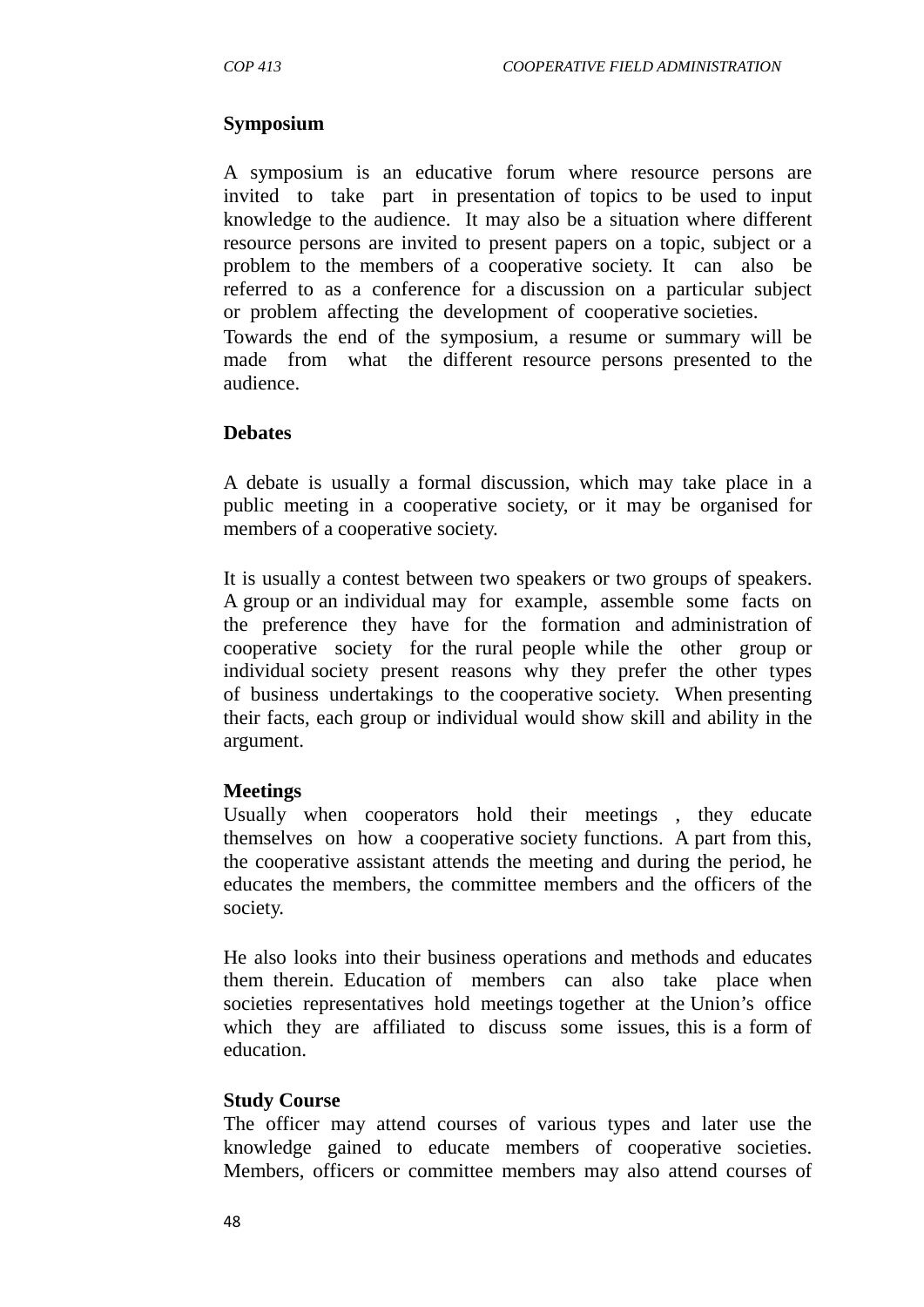**Symposium**

A symposium is an educative forum where resource persons are invited to take part in presentation of topics to be used to input knowledge to the audience. It may also be a situation where different resource persons are invited to present papers on a topic, subject or a problem to the members of a cooperative society. It can also be referred to as a conference for a discussion on a particular subject or problem affecting the development of cooperative societies.
Towards the end of the symposium, a resume or summary will be made from what the different resource persons presented to the audience.

**Debates**

A debate is usually a formal discussion, which may take place in a public meeting in a cooperative society, or it may be organised for members of a cooperative society.

It is usually a contest between two speakers or two groups of speakers. A group or an individual may for example, assemble some facts on the preference they have for the formation and administration of cooperative society for the rural people while the other group or individual society present reasons why they prefer the other types of business undertakings to the cooperative society. When presenting their facts, each group or individual would show skill and ability in the argument.

**Meetings**
Usually when cooperators hold their meetings , they educate themselves on how a cooperative society functions. A part from this, the cooperative assistant attends the meeting and during the period, he educates the members, the committee members and the officers of the society.

He also looks into their business operations and methods and educates them therein. Education of members can also take place when societies representatives hold meetings together at the Union's office which they are affiliated to discuss some issues, this is a form of education.

**Study Course**
The officer may attend courses of various types and later use the knowledge gained to educate members of cooperative societies. Members, officers or committee members may also attend courses of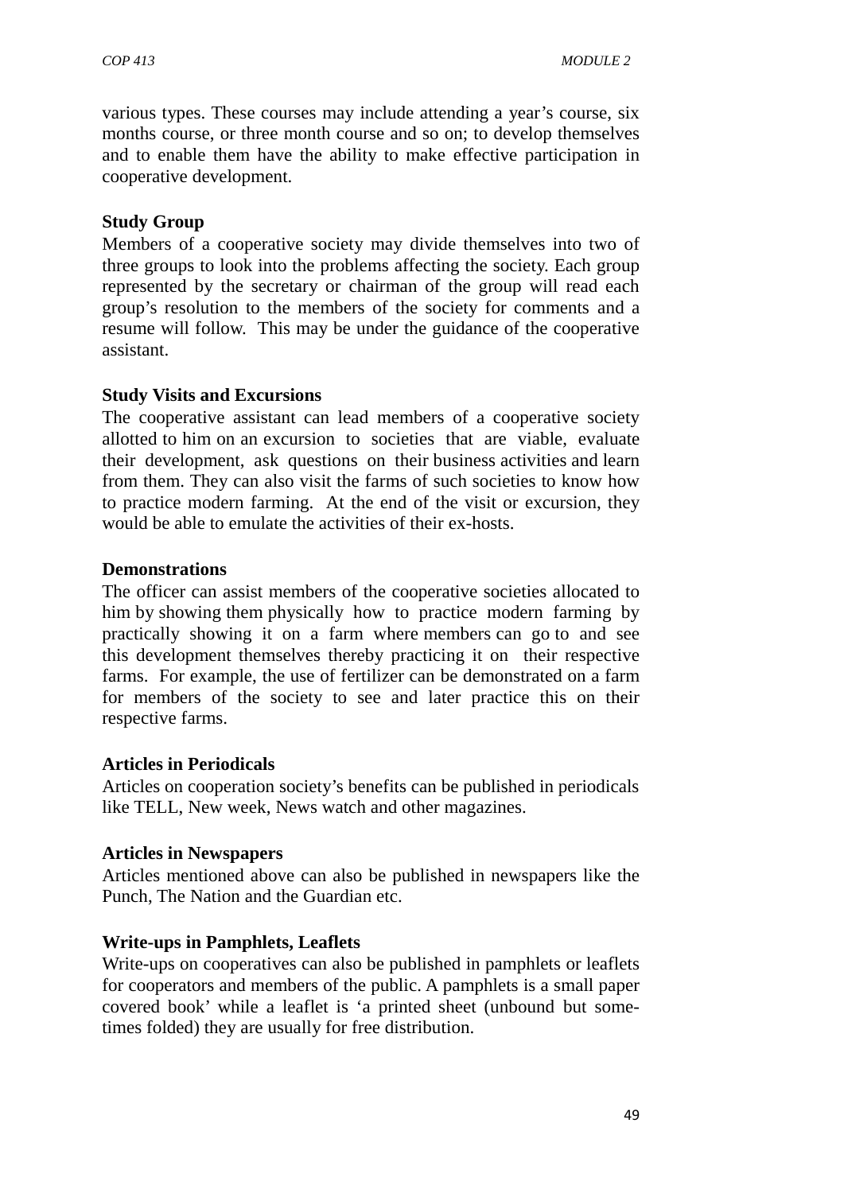various types. These courses may include attending a year's course, six months course, or three month course and so on; to develop themselves and to enable them have the ability to make effective participation in cooperative development.

**Study Group**

Members of a cooperative society may divide themselves into two of three groups to look into the problems affecting the society. Each group represented by the secretary or chairman of the group will read each group's resolution to the members of the society for comments and a resume will follow. This may be under the guidance of the cooperative assistant.

**Study Visits and Excursions**

The cooperative assistant can lead members of a cooperative society allotted to him on an excursion to societies that are viable, evaluate their development, ask questions on their business activities and learn from them. They can also visit the farms of such societies to know how to practice modern farming. At the end of the visit or excursion, they would be able to emulate the activities of their ex-hosts.

**Demonstrations**

The officer can assist members of the cooperative societies allocated to him by showing them physically how to practice modern farming by practically showing it on a farm where members can go to and see this development themselves thereby practicing it on their respective farms. For example, the use of fertilizer can be demonstrated on a farm for members of the society to see and later practice this on their respective farms.

**Articles in Periodicals**

Articles on cooperation society's benefits can be published in periodicals like TELL, New week, News watch and other magazines.

**Articles in Newspapers**

Articles mentioned above can also be published in newspapers like the Punch, The Nation and the Guardian etc.

**Write-ups in Pamphlets, Leaflets**

Write-ups on cooperatives can also be published in pamphlets or leaflets for cooperators and members of the public. A pamphlet is a small paper covered book' while a leaflet is 'a printed sheet (unbound but some-times folded) they are usually for free distribution.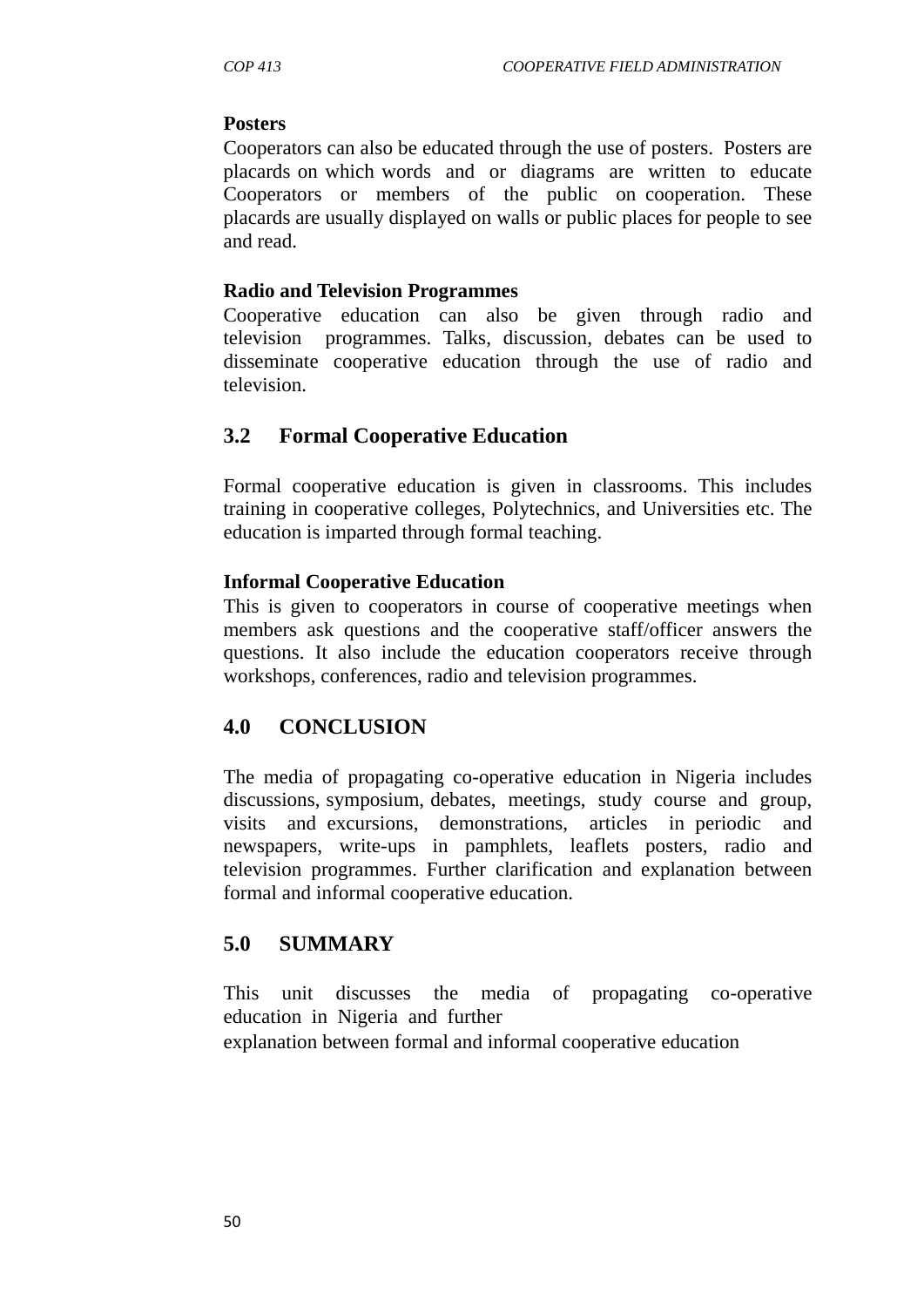**Posters**

Cooperators can also be educated through the use of posters. Posters are placards on which words and or diagrams are written to educate Cooperators or members of the public on cooperation. These placards are usually displayed on walls or public places for people to see and read.

**Radio and Television Programmes**

Cooperative education can also be given through radio and television programmes. Talks, discussion, debates can be used to disseminate cooperative education through the use of radio and television.

## 3.2 Formal Cooperative Education

Formal cooperative education is given in classrooms. This includes training in cooperative colleges, Polytechnics, and Universities etc. The education is imparted through formal teaching.

**Informal Cooperative Education**

This is given to cooperators in course of cooperative meetings when members ask questions and the cooperative staff/officer answers the questions. It also include the education cooperators receive through workshops, conferences, radio and television programmes.

## 4.0 CONCLUSION

The media of propagating co-operative education in Nigeria includes discussions, symposium, debates, meetings, study course and group, visits and excursions, demonstrations, articles in periodic and newspapers, write-ups in pamphlets, leaflets posters, radio and television programmes. Further clarification and explanation between formal and informal cooperative education.

## 5.0 SUMMARY

This unit discusses the media of propagating co-operative education in Nigeria and further explanation between formal and informal cooperative education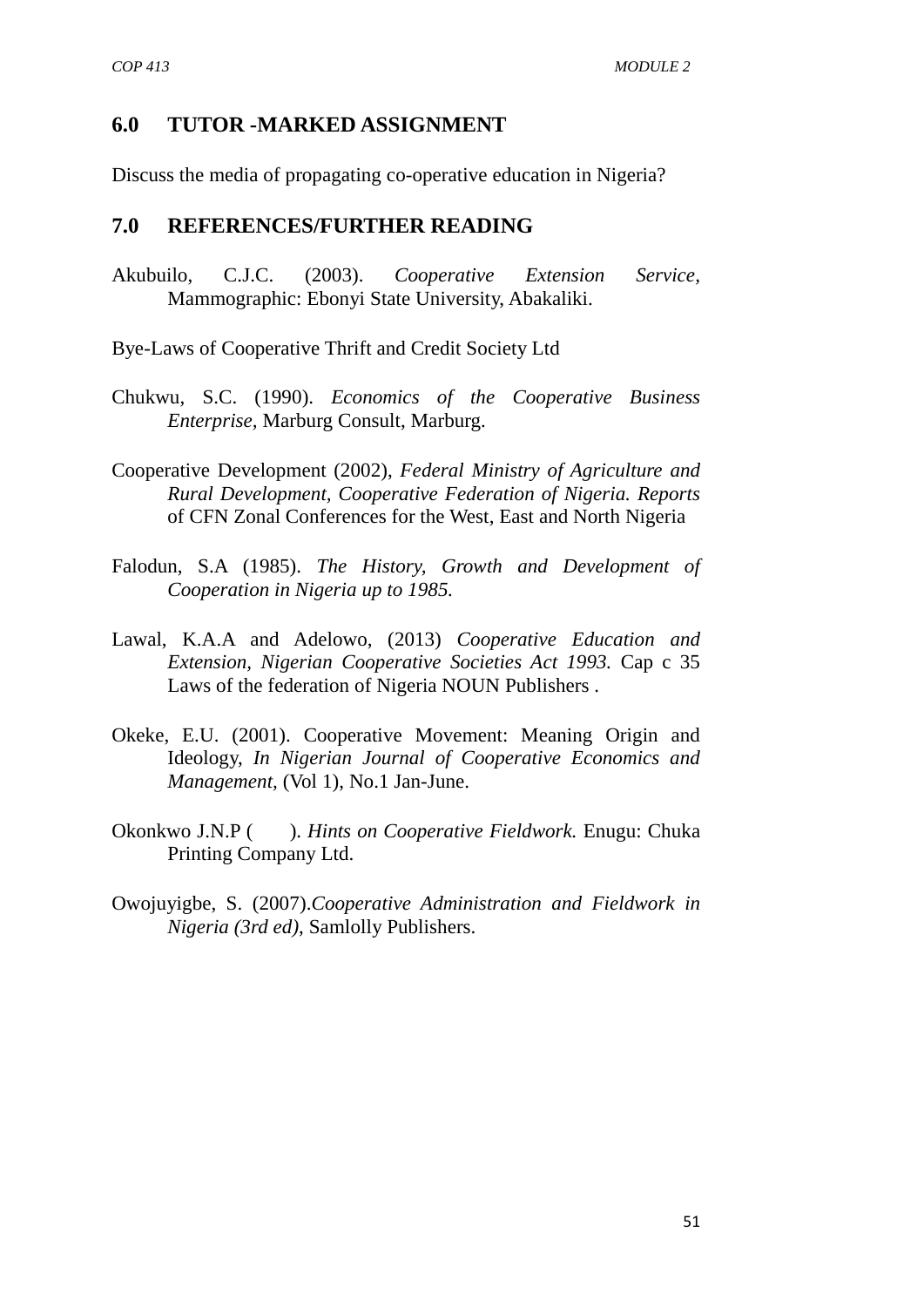## 6.0 TUTOR -MARKED ASSIGNMENT

Discuss the media of propagating co-operative education in Nigeria?

## 7.0 REFERENCES/FURTHER READING

Akubuilo, C.J.C. (2003). *Cooperative Extension Service*, Mammographic: Ebonyi State University, Abakaliki.

Bye-Laws of Cooperative Thrift and Credit Society Ltd

Chukwu, S.C. (1990). *Economics of the Cooperative Business Enterprise*, Marburg Consult, Marburg.

Cooperative Development (2002), *Federal Ministry of Agriculture and Rural Development, Cooperative Federation of Nigeria. Reports* of CFN Zonal Conferences for the West, East and North Nigeria

Falodun, S.A (1985). *The History, Growth and Development of Cooperation in Nigeria up to 1985.*

Lawal, K.A.A and Adelowo, (2013) *Cooperative Education and Extension, Nigerian Cooperative Societies Act 1993.* Cap c 35 Laws of the federation of Nigeria NOUN Publishers .

Okeke, E.U. (2001). Cooperative Movement: Meaning Origin and Ideology, *In Nigerian Journal of Cooperative Economics and Management,* (Vol 1), No.1 Jan-June.

Okonkwo J.N.P ( ). *Hints on Cooperative Fieldwork.* Enugu: Chuka Printing Company Ltd.

Owojuyigbe, S. (2007).*Cooperative Administration and Fieldwork in Nigeria (3rd ed)*, Samlolly Publishers.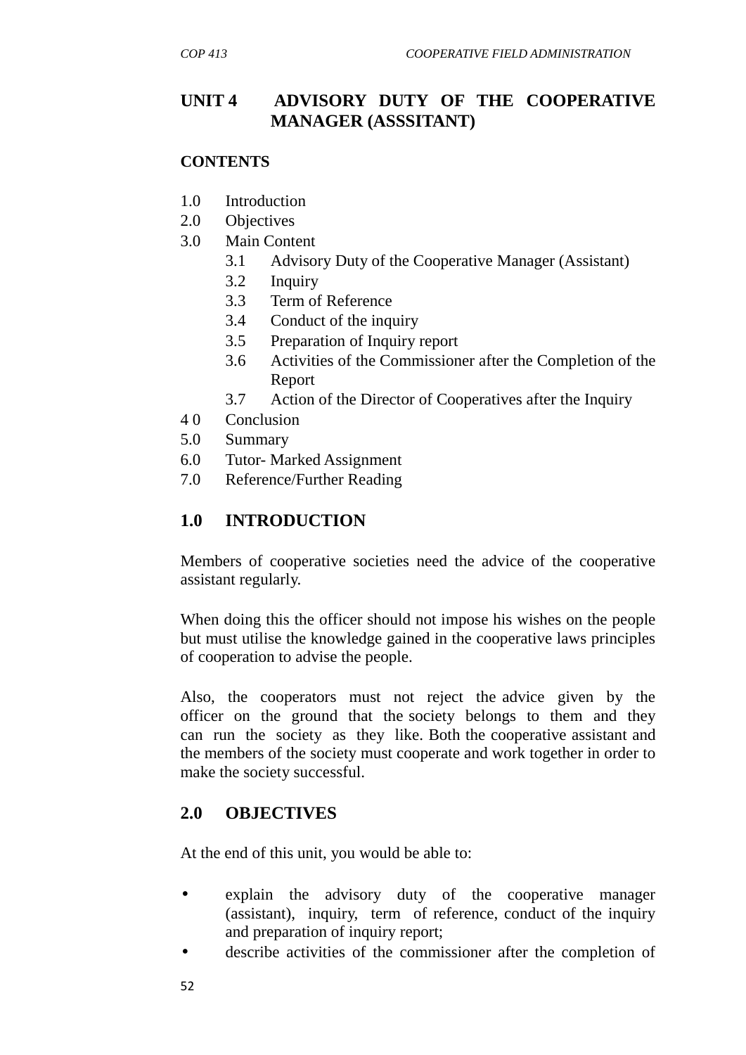# UNIT 4 ADVISORY DUTY OF THE COOPERATIVE MANAGER (ASSSITANT)

**CONTENTS**

1.0 Introduction
2.0 Objectives
3.0 Main Content
    3.1 Advisory Duty of the Cooperative Manager (Assistant)
    3.2 Inquiry
    3.3 Term of Reference
    3.4 Conduct of the inquiry
    3.5 Preparation of Inquiry report
    3.6 Activities of the Commissioner after the Completion of the Report
    3.7 Action of the Director of Cooperatives after the Inquiry
4 0 Conclusion
5.0 Summary
6.0 Tutor- Marked Assignment
7.0 Reference/Further Reading

## 1.0 INTRODUCTION

Members of cooperative societies need the advice of the cooperative assistant regularly.

When doing this the officer should not impose his wishes on the people but must utilise the knowledge gained in the cooperative laws principles of cooperation to advise the people.

Also, the cooperators must not reject the advice given by the officer on the ground that the society belongs to them and they can run the society as they like. Both the cooperative assistant and the members of the society must cooperate and work together in order to make the society successful.

## 2.0 OBJECTIVES

At the end of this unit, you would be able to:

- explain the advisory duty of the cooperative manager (assistant), inquiry, term of reference, conduct of the inquiry and preparation of inquiry report;
- describe activities of the commissioner after the completion of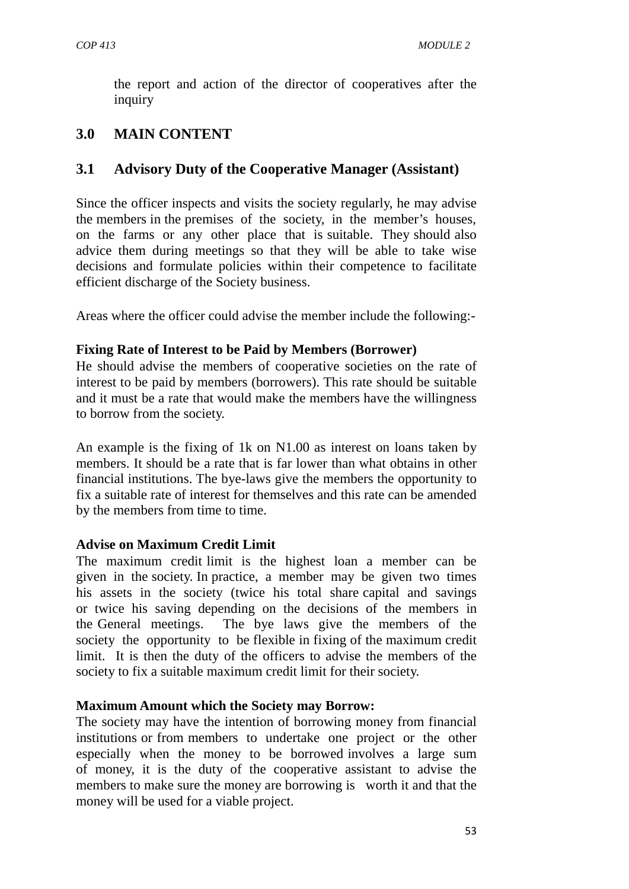the report and action of the director of cooperatives after the inquiry

## 3.0 MAIN CONTENT

### 3.1 Advisory Duty of the Cooperative Manager (Assistant)

Since the officer inspects and visits the society regularly, he may advise the members in the premises of the society, in the member's houses, on the farms or any other place that is suitable. They should also advice them during meetings so that they will be able to take wise decisions and formulate policies within their competence to facilitate efficient discharge of the Society business.

Areas where the officer could advise the member include the following:-

**Fixing Rate of Interest to be Paid by Members (Borrower)**

He should advise the members of cooperative societies on the rate of interest to be paid by members (borrowers). This rate should be suitable and it must be a rate that would make the members have the willingness to borrow from the society.

An example is the fixing of 1k on N1.00 as interest on loans taken by members. It should be a rate that is far lower than what obtains in other financial institutions. The bye-laws give the members the opportunity to fix a suitable rate of interest for themselves and this rate can be amended by the members from time to time.

**Advise on Maximum Credit Limit**

The maximum credit limit is the highest loan a member can be given in the society. In practice, a member may be given two times his assets in the society (twice his total share capital and savings or twice his saving depending on the decisions of the members in the General meetings. The bye laws give the members of the society the opportunity to be flexible in fixing of the maximum credit limit. It is then the duty of the officers to advise the members of the society to fix a suitable maximum credit limit for their society.

**Maximum Amount which the Society may Borrow:**

The society may have the intention of borrowing money from financial institutions or from members to undertake one project or the other especially when the money to be borrowed involves a large sum of money, it is the duty of the cooperative assistant to advise the members to make sure the money are borrowing is worth it and that the money will be used for a viable project.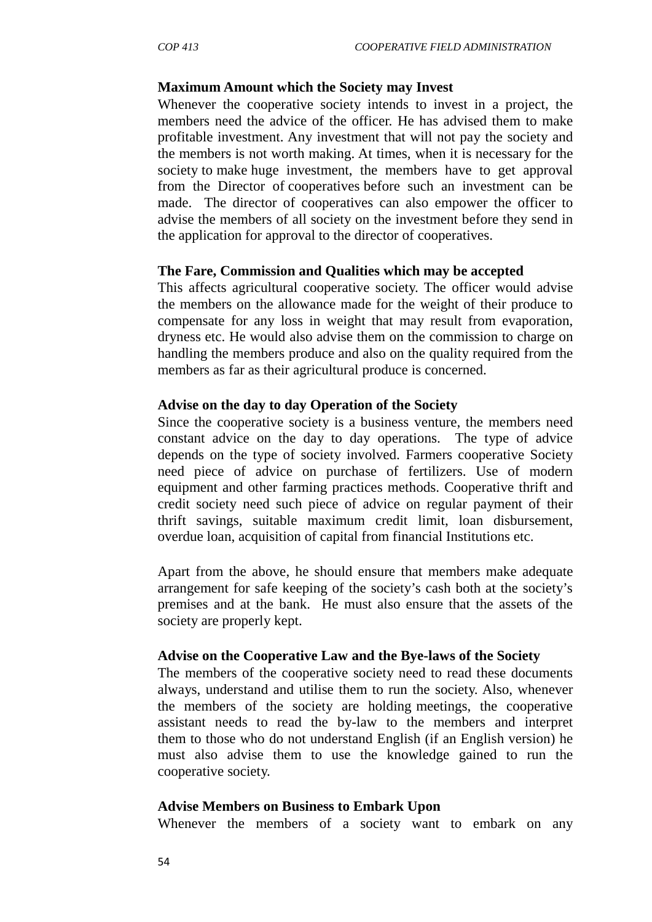**Maximum Amount which the Society may Invest**

Whenever the cooperative society intends to invest in a project, the members need the advice of the officer. He has advised them to make profitable investment. Any investment that will not pay the society and the members is not worth making. At times, when it is necessary for the society to make huge investment, the members have to get approval from the Director of cooperatives before such an investment can be made. The director of cooperatives can also empower the officer to advise the members of all society on the investment before they send in the application for approval to the director of cooperatives.

**The Fare, Commission and Qualities which may be accepted**

This affects agricultural cooperative society. The officer would advise the members on the allowance made for the weight of their produce to compensate for any loss in weight that may result from evaporation, dryness etc. He would also advise them on the commission to charge on handling the members produce and also on the quality required from the members as far as their agricultural produce is concerned.

**Advise on the day to day Operation of the Society**

Since the cooperative society is a business venture, the members need constant advice on the day to day operations. The type of advice depends on the type of society involved. Farmers cooperative Society need piece of advice on purchase of fertilizers. Use of modern equipment and other farming practices methods. Cooperative thrift and credit society need such piece of advice on regular payment of their thrift savings, suitable maximum credit limit, loan disbursement, overdue loan, acquisition of capital from financial Institutions etc.

Apart from the above, he should ensure that members make adequate arrangement for safe keeping of the society's cash both at the society's premises and at the bank. He must also ensure that the assets of the society are properly kept.

**Advise on the Cooperative Law and the Bye-laws of the Society**

The members of the cooperative society need to read these documents always, understand and utilise them to run the society. Also, whenever the members of the society are holding meetings, the cooperative assistant needs to read the by-law to the members and interpret them to those who do not understand English (if an English version) he must also advise them to use the knowledge gained to run the cooperative society.

**Advise Members on Business to Embark Upon**

Whenever the members of a society want to embark on any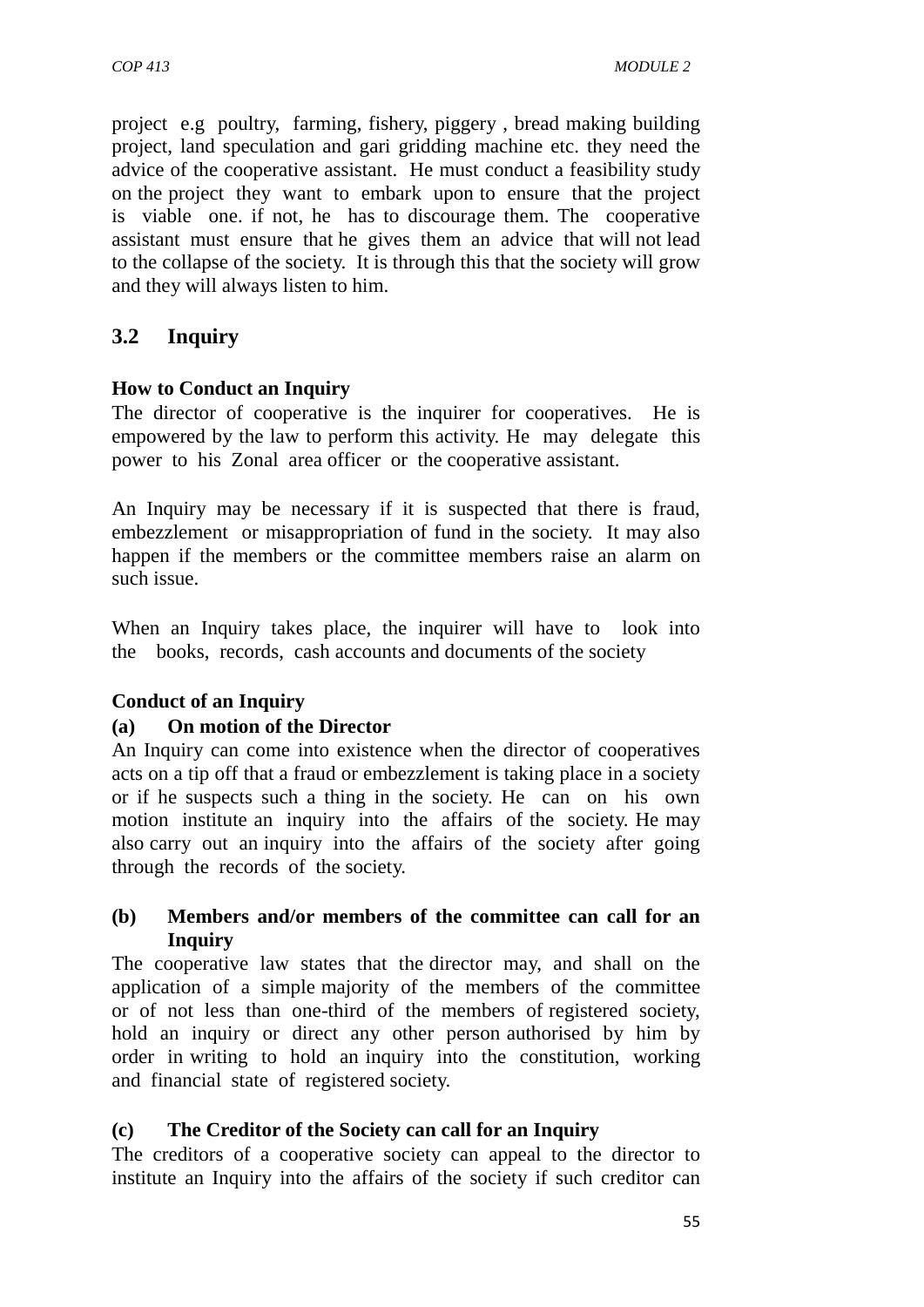project e.g poultry, farming, fishery, piggery , bread making building project, land speculation and gari gridding machine etc. they need the advice of the cooperative assistant. He must conduct a feasibility study on the project they want to embark upon to ensure that the project is viable one. if not, he has to discourage them. The cooperative assistant must ensure that he gives them an advice that will not lead to the collapse of the society. It is through this that the society will grow and they will always listen to him.

## 3.2 Inquiry

**How to Conduct an Inquiry**

The director of cooperative is the inquirer for cooperatives. He is empowered by the law to perform this activity. He may delegate this power to his Zonal area officer or the cooperative assistant.

An Inquiry may be necessary if it is suspected that there is fraud, embezzlement or misappropriation of fund in the society. It may also happen if the members or the committee members raise an alarm on such issue.

When an Inquiry takes place, the inquirer will have to look into the books, records, cash accounts and documents of the society

**Conduct of an Inquiry**

**(a) On motion of the Director**

An Inquiry can come into existence when the director of cooperatives acts on a tip off that a fraud or embezzlement is taking place in a society or if he suspects such a thing in the society. He can on his own motion institute an inquiry into the affairs of the society. He may also carry out an inquiry into the affairs of the society after going through the records of the society.

**(b) Members and/or members of the committee can call for an Inquiry**

The cooperative law states that the director may, and shall on the application of a simple majority of the members of the committee or of not less than one-third of the members of registered society, hold an inquiry or direct any other person authorised by him by order in writing to hold an inquiry into the constitution, working and financial state of registered society.

**(c) The Creditor of the Society can call for an Inquiry**

The creditors of a cooperative society can appeal to the director to institute an Inquiry into the affairs of the society if such creditor can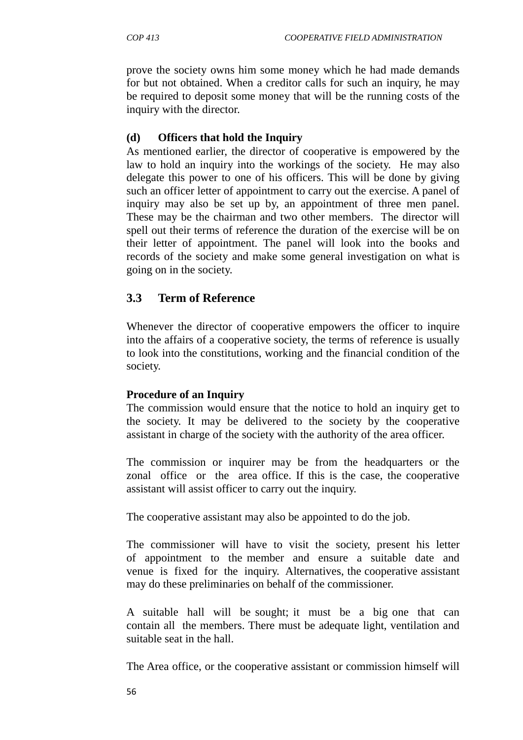prove the society owns him some money which he had made demands for but not obtained. When a creditor calls for such an inquiry, he may be required to deposit some money that will be the running costs of the inquiry with the director.

**(d) Officers that hold the Inquiry**

As mentioned earlier, the director of cooperative is empowered by the law to hold an inquiry into the workings of the society. He may also delegate this power to one of his officers. This will be done by giving such an officer letter of appointment to carry out the exercise. A panel of inquiry may also be set up by, an appointment of three men panel. These may be the chairman and two other members. The director will spell out their terms of reference the duration of the exercise will be on their letter of appointment. The panel will look into the books and records of the society and make some general investigation on what is going on in the society.

## 3.3 Term of Reference

Whenever the director of cooperative empowers the officer to inquire into the affairs of a cooperative society, the terms of reference is usually to look into the constitutions, working and the financial condition of the society.

**Procedure of an Inquiry**

The commission would ensure that the notice to hold an inquiry get to the society. It may be delivered to the society by the cooperative assistant in charge of the society with the authority of the area officer.

The commission or inquirer may be from the headquarters or the zonal office or the area office. If this is the case, the cooperative assistant will assist officer to carry out the inquiry.

The cooperative assistant may also be appointed to do the job.

The commissioner will have to visit the society, present his letter of appointment to the member and ensure a suitable date and venue is fixed for the inquiry. Alternatives, the cooperative assistant may do these preliminaries on behalf of the commissioner.

A suitable hall will be sought; it must be a big one that can contain all the members. There must be adequate light, ventilation and suitable seat in the hall.

The Area office, or the cooperative assistant or commission himself will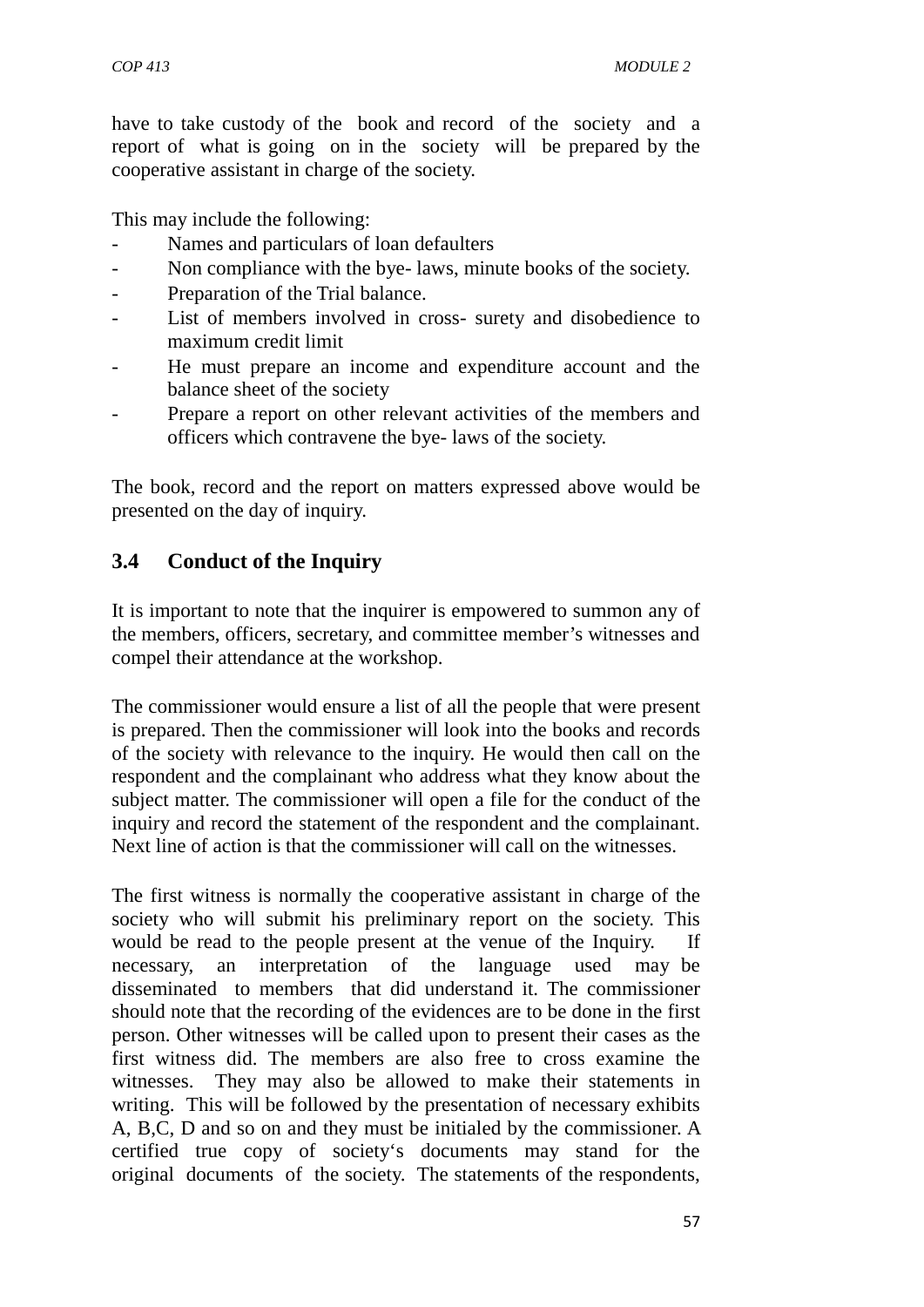have to take custody of the book and record of the society and a report of what is going on in the society will be prepared by the cooperative assistant in charge of the society.

This may include the following:

- Names and particulars of loan defaulters
- Non compliance with the bye- laws, minute books of the society.
- Preparation of the Trial balance.
- List of members involved in cross- surety and disobedience to maximum credit limit
- He must prepare an income and expenditure account and the balance sheet of the society
- Prepare a report on other relevant activities of the members and officers which contravene the bye- laws of the society.

The book, record and the report on matters expressed above would be presented on the day of inquiry.

## 3.4 Conduct of the Inquiry

It is important to note that the inquirer is empowered to summon any of the members, officers, secretary, and committee member's witnesses and compel their attendance at the workshop.

The commissioner would ensure a list of all the people that were present is prepared. Then the commissioner will look into the books and records of the society with relevance to the inquiry. He would then call on the respondent and the complainant who address what they know about the subject matter. The commissioner will open a file for the conduct of the inquiry and record the statement of the respondent and the complainant. Next line of action is that the commissioner will call on the witnesses.

The first witness is normally the cooperative assistant in charge of the society who will submit his preliminary report on the society. This would be read to the people present at the venue of the Inquiry. If necessary, an interpretation of the language used may be disseminated to members that did understand it. The commissioner should note that the recording of the evidences are to be done in the first person. Other witnesses will be called upon to present their cases as the first witness did. The members are also free to cross examine the witnesses. They may also be allowed to make their statements in writing. This will be followed by the presentation of necessary exhibits A, B,C, D and so on and they must be initialed by the commissioner. A certified true copy of society's documents may stand for the original documents of the society. The statements of the respondents,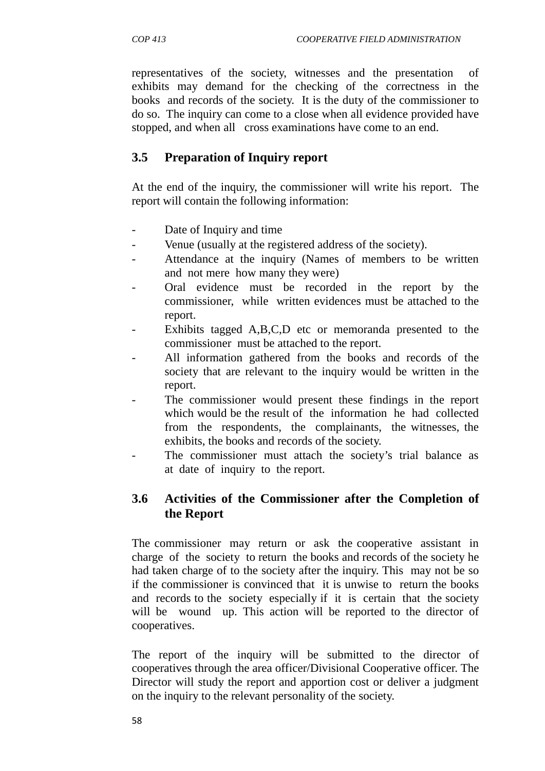representatives of the society, witnesses and the presentation of exhibits may demand for the checking of the correctness in the books and records of the society. It is the duty of the commissioner to do so. The inquiry can come to a close when all evidence provided have stopped, and when all cross examinations have come to an end.

### 3.5 Preparation of Inquiry report

At the end of the inquiry, the commissioner will write his report. The report will contain the following information:

- Date of Inquiry and time
- Venue (usually at the registered address of the society).
- Attendance at the inquiry (Names of members to be written and not mere how many they were)
- Oral evidence must be recorded in the report by the commissioner, while written evidences must be attached to the report.
- Exhibits tagged A,B,C,D etc or memoranda presented to the commissioner must be attached to the report.
- All information gathered from the books and records of the society that are relevant to the inquiry would be written in the report.
- The commissioner would present these findings in the report which would be the result of the information he had collected from the respondents, the complainants, the witnesses, the exhibits, the books and records of the society.
- The commissioner must attach the society's trial balance as at date of inquiry to the report.

### 3.6 Activities of the Commissioner after the Completion of the Report

The commissioner may return or ask the cooperative assistant in charge of the society to return the books and records of the society he had taken charge of to the society after the inquiry. This may not be so if the commissioner is convinced that it is unwise to return the books and records to the society especially if it is certain that the society will be wound up. This action will be reported to the director of cooperatives.

The report of the inquiry will be submitted to the director of cooperatives through the area officer/Divisional Cooperative officer. The Director will study the report and apportion cost or deliver a judgment on the inquiry to the relevant personality of the society.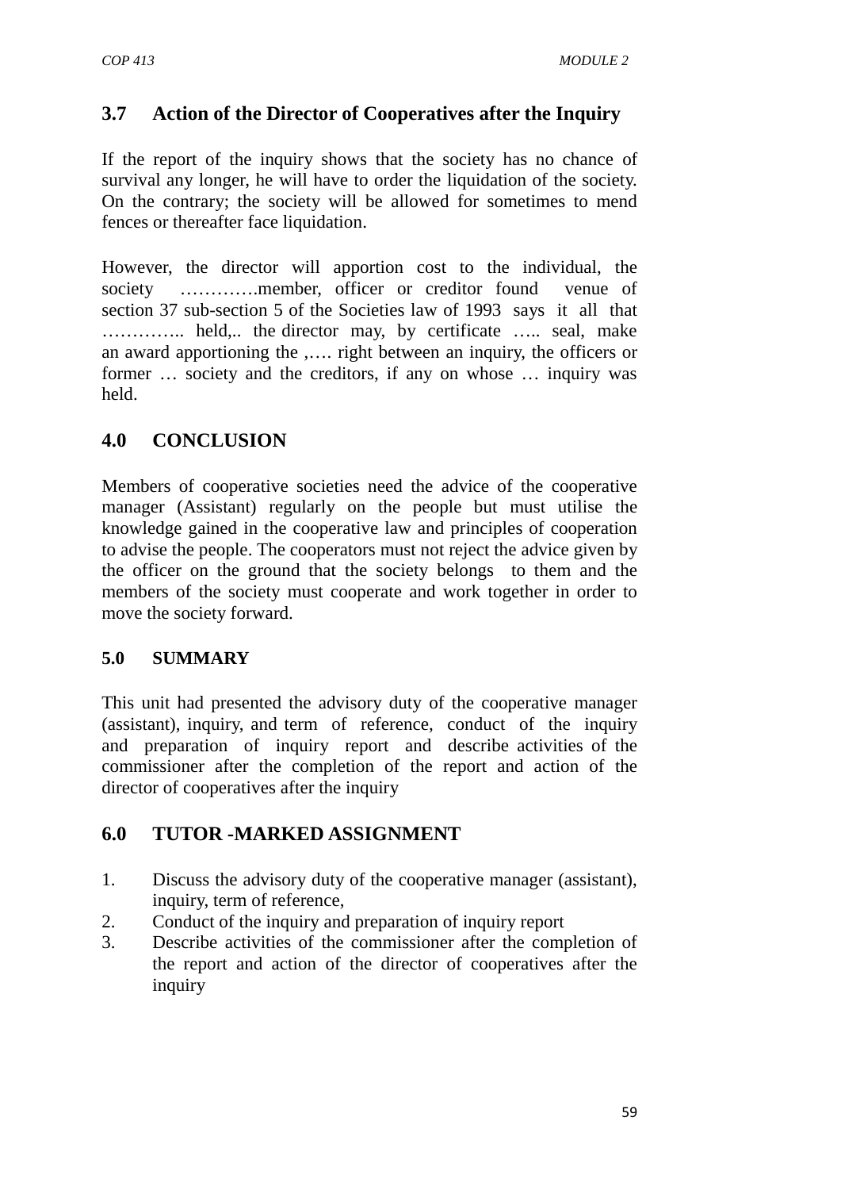## 3.7 Action of the Director of Cooperatives after the Inquiry

If the report of the inquiry shows that the society has no chance of survival any longer, he will have to order the liquidation of the society. On the contrary; the society will be allowed for sometimes to mend fences or thereafter face liquidation.

However, the director will apportion cost to the individual, the society ………….member, officer or creditor found venue of section 37 sub-section 5 of the Societies law of 1993 says it all that ………….. held,.. the director may, by certificate ….. seal, make an award apportioning the ,…. right between an inquiry, the officers or former … society and the creditors, if any on whose … inquiry was held.

## 4.0 CONCLUSION

Members of cooperative societies need the advice of the cooperative manager (Assistant) regularly on the people but must utilise the knowledge gained in the cooperative law and principles of cooperation to advise the people. The cooperators must not reject the advice given by the officer on the ground that the society belongs to them and the members of the society must cooperate and work together in order to move the society forward.

## 5.0 SUMMARY

This unit had presented the advisory duty of the cooperative manager (assistant), inquiry, and term of reference, conduct of the inquiry and preparation of inquiry report and describe activities of the commissioner after the completion of the report and action of the director of cooperatives after the inquiry

## 6.0 TUTOR -MARKED ASSIGNMENT

1. Discuss the advisory duty of the cooperative manager (assistant), inquiry, term of reference,
2. Conduct of the inquiry and preparation of inquiry report
3. Describe activities of the commissioner after the completion of the report and action of the director of cooperatives after the inquiry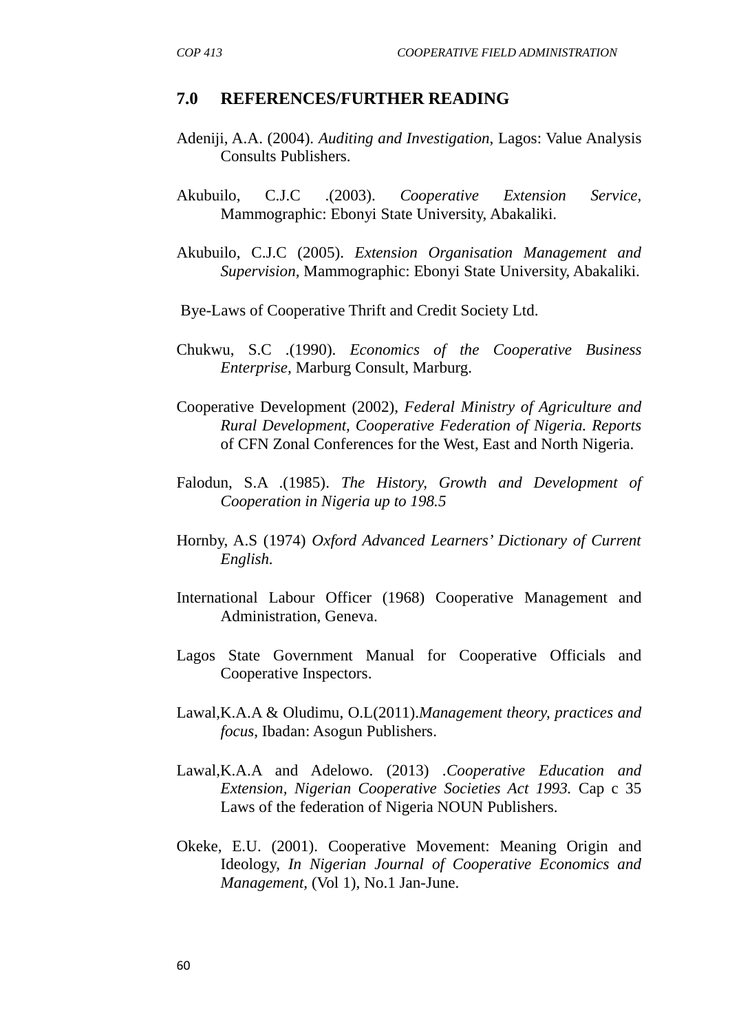## 7.0 REFERENCES/FURTHER READING

Adeniji, A.A. (2004). *Auditing and Investigation*, Lagos: Value Analysis Consults Publishers.

Akubuilo, C.J.C .(2003). *Cooperative Extension Service*, Mammographic: Ebonyi State University, Abakaliki.

Akubuilo, C.J.C (2005). *Extension Organisation Management and Supervision*, Mammographic: Ebonyi State University, Abakaliki.

Bye-Laws of Cooperative Thrift and Credit Society Ltd.

Chukwu, S.C .(1990). *Economics of the Cooperative Business Enterprise*, Marburg Consult, Marburg.

Cooperative Development (2002), *Federal Ministry of Agriculture and Rural Development, Cooperative Federation of Nigeria. Reports* of CFN Zonal Conferences for the West, East and North Nigeria.

Falodun, S.A .(1985). *The History, Growth and Development of Cooperation in Nigeria up to 198.5*

Hornby, A.S (1974) *Oxford Advanced Learners' Dictionary of Current English.*

International Labour Officer (1968) Cooperative Management and Administration, Geneva.

Lagos State Government Manual for Cooperative Officials and Cooperative Inspectors.

Lawal,K.A.A & Oludimu, O.L(2011).*Management theory, practices and focus*, Ibadan: Asogun Publishers.

Lawal,K.A.A and Adelowo. (2013) .*Cooperative Education and Extension, Nigerian Cooperative Societies Act 1993.* Cap c 35 Laws of the federation of Nigeria NOUN Publishers.

Okeke, E.U. (2001). Cooperative Movement: Meaning Origin and Ideology, *In Nigerian Journal of Cooperative Economics and Management,* (Vol 1), No.1 Jan-June.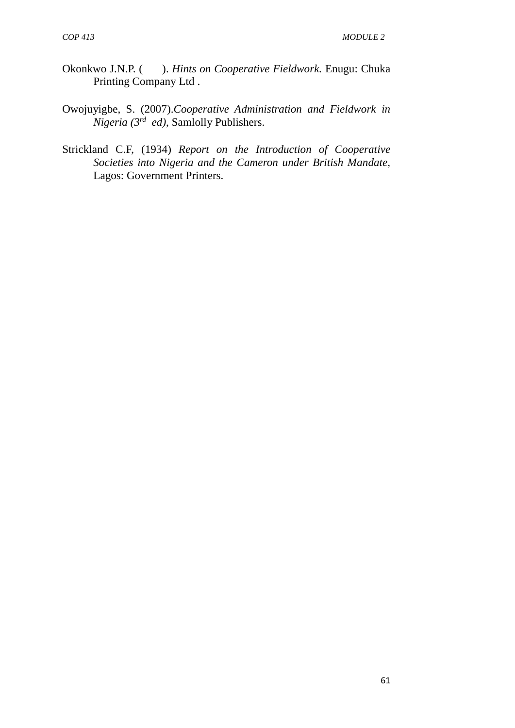Okonkwo J.N.P. (      ). *Hints on Cooperative Fieldwork.* Enugu: Chuka Printing Company Ltd .

Owojuyigbe, S. (2007).*Cooperative Administration and Fieldwork in Nigeria (3rd ed)*, Samlolly Publishers.

Strickland C.F, (1934) *Report on the Introduction of Cooperative Societies into Nigeria and the Cameron under British Mandate*, Lagos: Government Printers.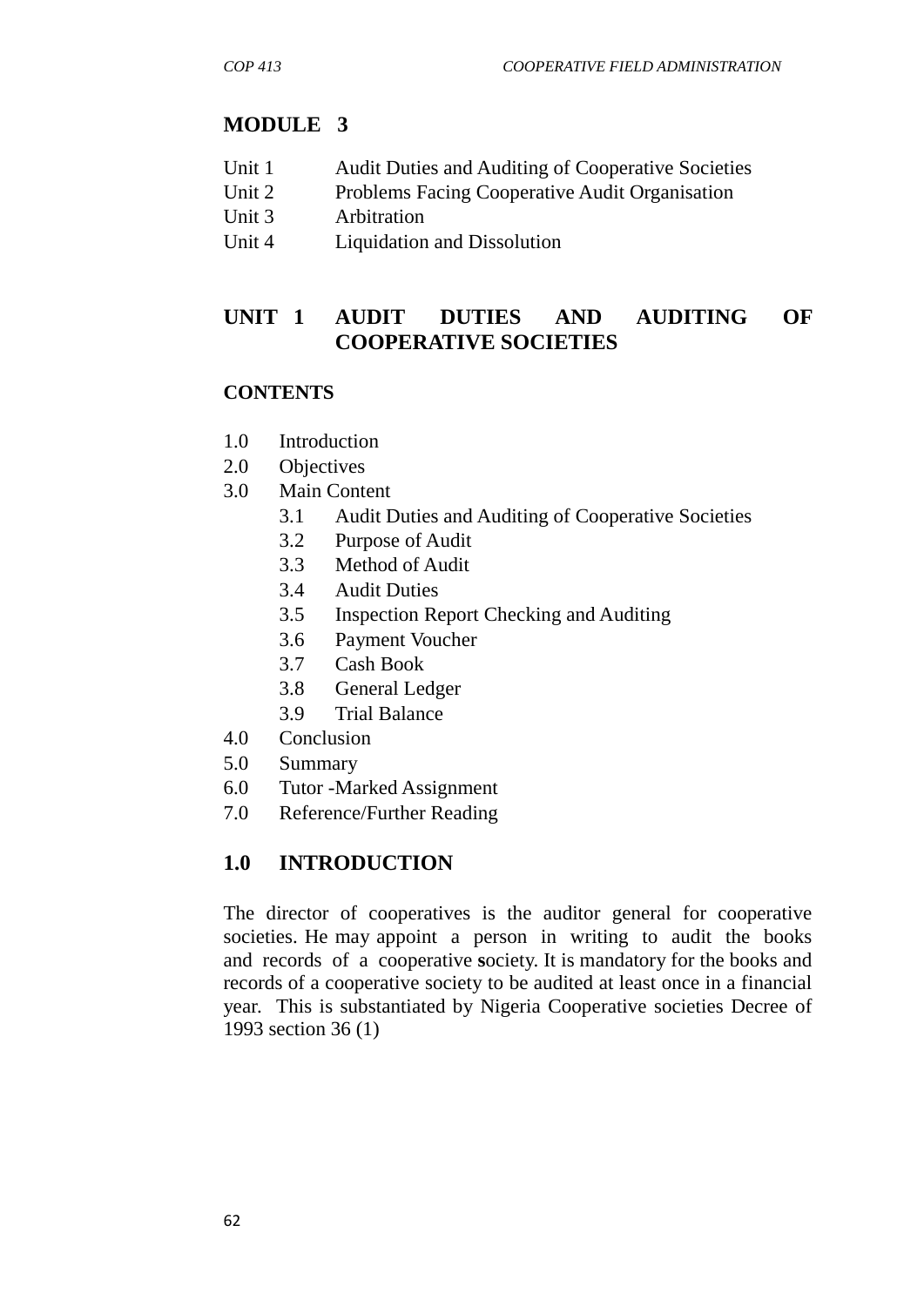# MODULE 3

Unit 1 Audit Duties and Auditing of Cooperative Societies
Unit 2 Problems Facing Cooperative Audit Organisation
Unit 3 Arbitration
Unit 4 Liquidation and Dissolution

## UNIT 1 AUDIT DUTIES AND AUDITING OF COOPERATIVE SOCIETIES

### CONTENTS

1.0 Introduction
2.0 Objectives
3.0 Main Content
 3.1 Audit Duties and Auditing of Cooperative Societies
 3.2 Purpose of Audit
 3.3 Method of Audit
 3.4 Audit Duties
 3.5 Inspection Report Checking and Auditing
 3.6 Payment Voucher
 3.7 Cash Book
 3.8 General Ledger
 3.9 Trial Balance
4.0 Conclusion
5.0 Summary
6.0 Tutor -Marked Assignment
7.0 Reference/Further Reading

### 1.0 INTRODUCTION

The director of cooperatives is the auditor general for cooperative societies. He may appoint a person in writing to audit the books and records of a cooperative society. It is mandatory for the books and records of a cooperative society to be audited at least once in a financial year. This is substantiated by Nigeria Cooperative societies Decree of 1993 section 36 (1)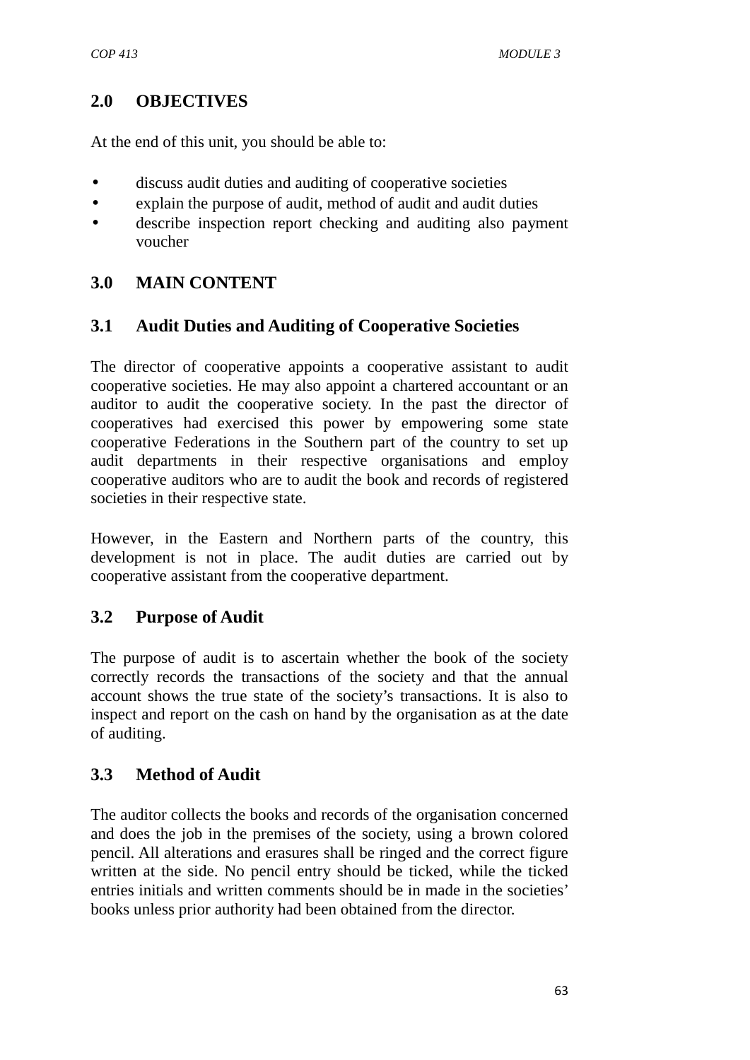## 2.0 OBJECTIVES

At the end of this unit, you should be able to:

- discuss audit duties and auditing of cooperative societies
- explain the purpose of audit, method of audit and audit duties
- describe inspection report checking and auditing also payment voucher

## 3.0 MAIN CONTENT

### 3.1 Audit Duties and Auditing of Cooperative Societies

The director of cooperative appoints a cooperative assistant to audit cooperative societies. He may also appoint a chartered accountant or an auditor to audit the cooperative society. In the past the director of cooperatives had exercised this power by empowering some state cooperative Federations in the Southern part of the country to set up audit departments in their respective organisations and employ cooperative auditors who are to audit the book and records of registered societies in their respective state.

However, in the Eastern and Northern parts of the country, this development is not in place. The audit duties are carried out by cooperative assistant from the cooperative department.

### 3.2 Purpose of Audit

The purpose of audit is to ascertain whether the book of the society correctly records the transactions of the society and that the annual account shows the true state of the society's transactions. It is also to inspect and report on the cash on hand by the organisation as at the date of auditing.

### 3.3 Method of Audit

The auditor collects the books and records of the organisation concerned and does the job in the premises of the society, using a brown colored pencil. All alterations and erasures shall be ringed and the correct figure written at the side. No pencil entry should be ticked, while the ticked entries initials and written comments should be in made in the societies' books unless prior authority had been obtained from the director.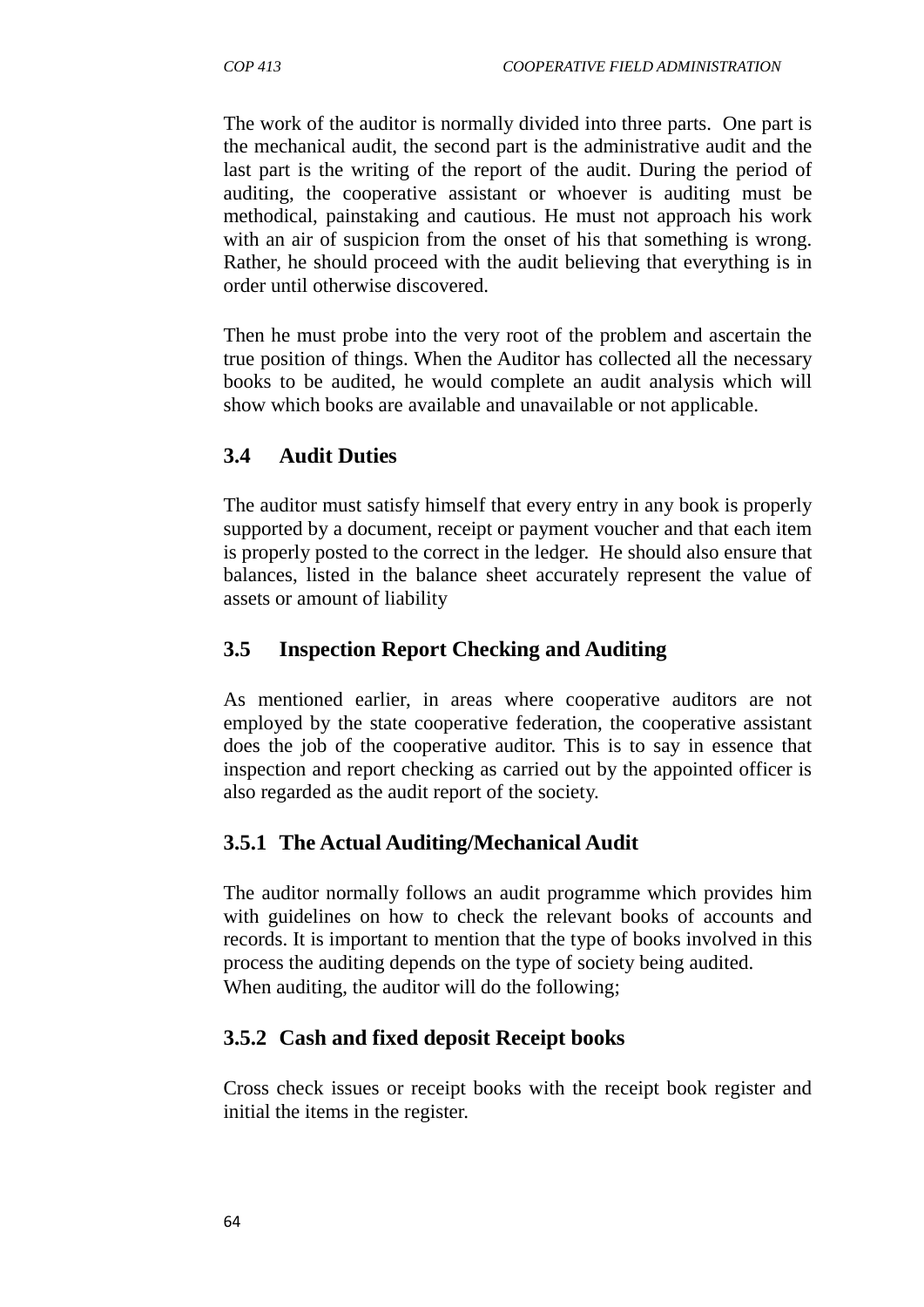The work of the auditor is normally divided into three parts. One part is the mechanical audit, the second part is the administrative audit and the last part is the writing of the report of the audit. During the period of auditing, the cooperative assistant or whoever is auditing must be methodical, painstaking and cautious. He must not approach his work with an air of suspicion from the onset of his that something is wrong. Rather, he should proceed with the audit believing that everything is in order until otherwise discovered.

Then he must probe into the very root of the problem and ascertain the true position of things. When the Auditor has collected all the necessary books to be audited, he would complete an audit analysis which will show which books are available and unavailable or not applicable.

## 3.4 Audit Duties

The auditor must satisfy himself that every entry in any book is properly supported by a document, receipt or payment voucher and that each item is properly posted to the correct in the ledger. He should also ensure that balances, listed in the balance sheet accurately represent the value of assets or amount of liability

## 3.5 Inspection Report Checking and Auditing

As mentioned earlier, in areas where cooperative auditors are not employed by the state cooperative federation, the cooperative assistant does the job of the cooperative auditor. This is to say in essence that inspection and report checking as carried out by the appointed officer is also regarded as the audit report of the society.

### 3.5.1 The Actual Auditing/Mechanical Audit

The auditor normally follows an audit programme which provides him with guidelines on how to check the relevant books of accounts and records. It is important to mention that the type of books involved in this process the auditing depends on the type of society being audited.
When auditing, the auditor will do the following;

### 3.5.2 Cash and fixed deposit Receipt books

Cross check issues or receipt books with the receipt book register and initial the items in the register.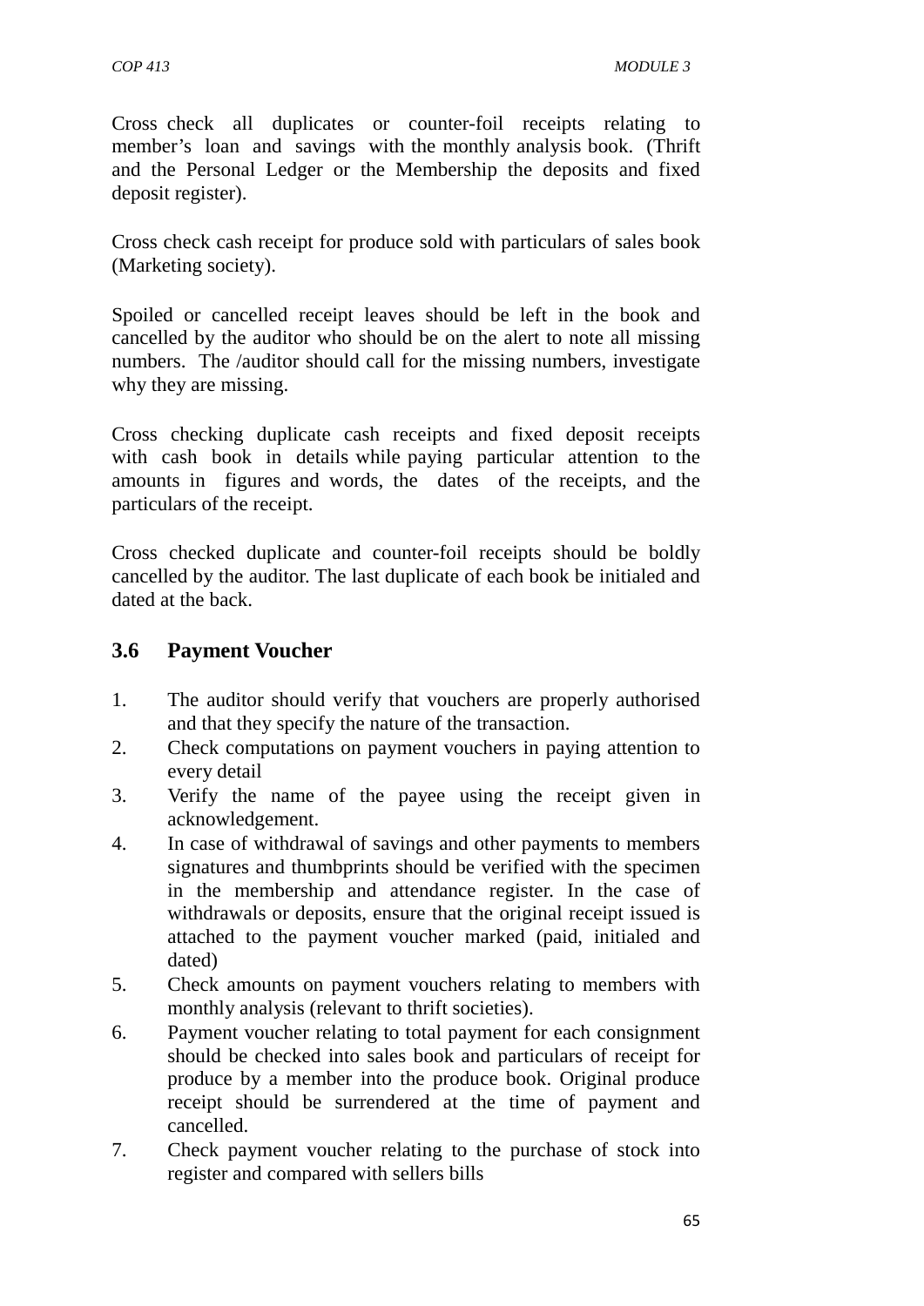Cross check all duplicates or counter-foil receipts relating to member's loan and savings with the monthly analysis book. (Thrift and the Personal Ledger or the Membership the deposits and fixed deposit register).

Cross check cash receipt for produce sold with particulars of sales book (Marketing society).

Spoiled or cancelled receipt leaves should be left in the book and cancelled by the auditor who should be on the alert to note all missing numbers. The /auditor should call for the missing numbers, investigate why they are missing.

Cross checking duplicate cash receipts and fixed deposit receipts with cash book in details while paying particular attention to the amounts in figures and words, the dates of the receipts, and the particulars of the receipt.

Cross checked duplicate and counter-foil receipts should be boldly cancelled by the auditor. The last duplicate of each book be initialed and dated at the back.

## 3.6 Payment Voucher

1. The auditor should verify that vouchers are properly authorised and that they specify the nature of the transaction.
2. Check computations on payment vouchers in paying attention to every detail
3. Verify the name of the payee using the receipt given in acknowledgement.
4. In case of withdrawal of savings and other payments to members signatures and thumbprints should be verified with the specimen in the membership and attendance register. In the case of withdrawals or deposits, ensure that the original receipt issued is attached to the payment voucher marked (paid, initialed and dated)
5. Check amounts on payment vouchers relating to members with monthly analysis (relevant to thrift societies).
6. Payment voucher relating to total payment for each consignment should be checked into sales book and particulars of receipt for produce by a member into the produce book. Original produce receipt should be surrendered at the time of payment and cancelled.
7. Check payment voucher relating to the purchase of stock into register and compared with sellers bills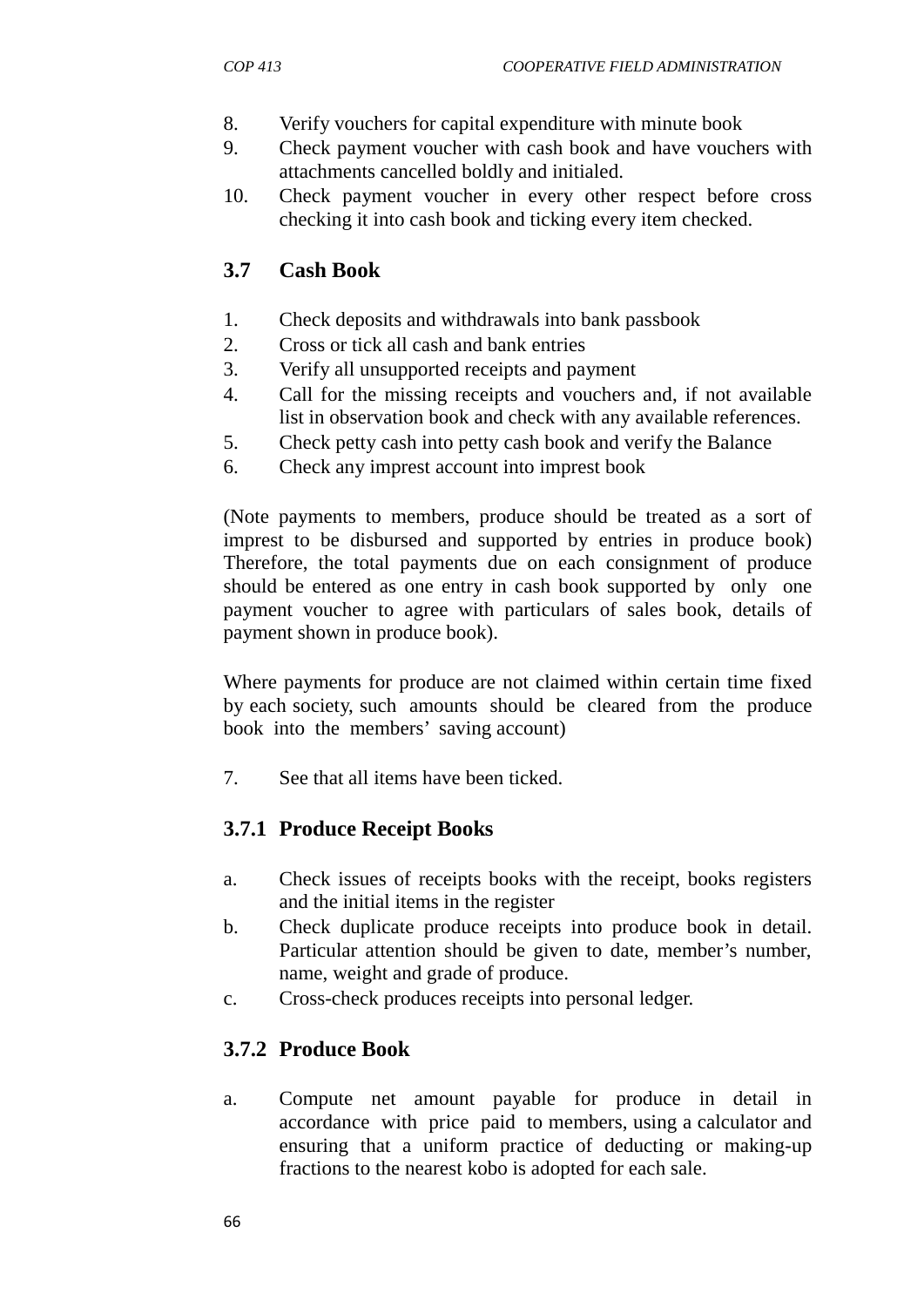8. Verify vouchers for capital expenditure with minute book
9. Check payment voucher with cash book and have vouchers with attachments cancelled boldly and initialed.
10. Check payment voucher in every other respect before cross checking it into cash book and ticking every item checked.

### 3.7 Cash Book

1. Check deposits and withdrawals into bank passbook
2. Cross or tick all cash and bank entries
3. Verify all unsupported receipts and payment
4. Call for the missing receipts and vouchers and, if not available list in observation book and check with any available references.
5. Check petty cash into petty cash book and verify the Balance
6. Check any imprest account into imprest book

(Note payments to members, produce should be treated as a sort of imprest to be disbursed and supported by entries in produce book) Therefore, the total payments due on each consignment of produce should be entered as one entry in cash book supported by only one payment voucher to agree with particulars of sales book, details of payment shown in produce book).

Where payments for produce are not claimed within certain time fixed by each society, such amounts should be cleared from the produce book into the members' saving account)

7. See that all items have been ticked.

#### 3.7.1 Produce Receipt Books

a. Check issues of receipts books with the receipt, books registers and the initial items in the register
b. Check duplicate produce receipts into produce book in detail. Particular attention should be given to date, member's number, name, weight and grade of produce.
c. Cross-check produces receipts into personal ledger.

#### 3.7.2 Produce Book

a. Compute net amount payable for produce in detail in accordance with price paid to members, using a calculator and ensuring that a uniform practice of deducting or making-up fractions to the nearest kobo is adopted for each sale.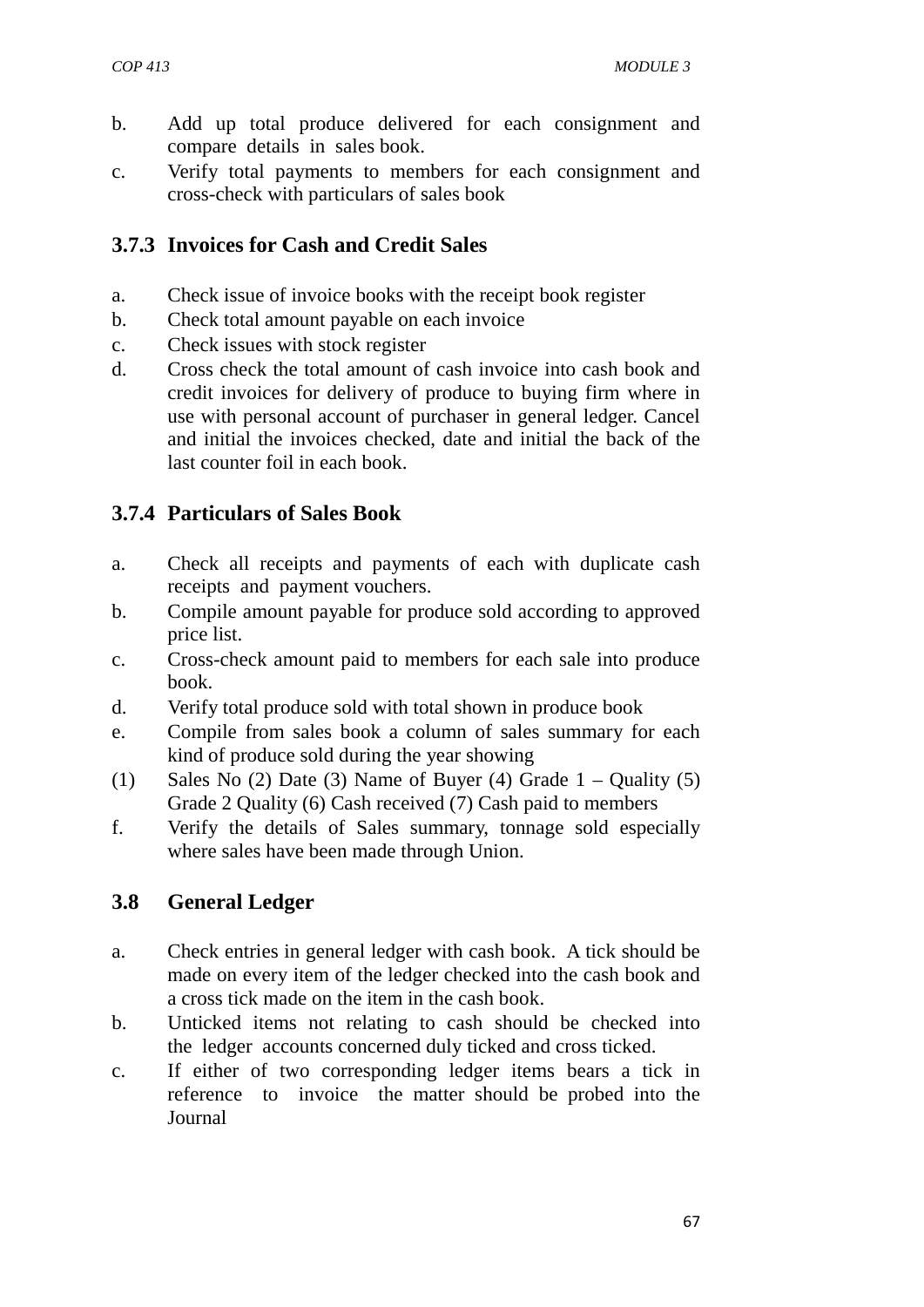b. Add up total produce delivered for each consignment and compare details in sales book.
c. Verify total payments to members for each consignment and cross-check with particulars of sales book

### 3.7.3 Invoices for Cash and Credit Sales

a. Check issue of invoice books with the receipt book register
b. Check total amount payable on each invoice
c. Check issues with stock register
d. Cross check the total amount of cash invoice into cash book and credit invoices for delivery of produce to buying firm where in use with personal account of purchaser in general ledger. Cancel and initial the invoices checked, date and initial the back of the last counter foil in each book.

### 3.7.4 Particulars of Sales Book

a. Check all receipts and payments of each with duplicate cash receipts and payment vouchers.
b. Compile amount payable for produce sold according to approved price list.
c. Cross-check amount paid to members for each sale into produce book.
d. Verify total produce sold with total shown in produce book
e. Compile from sales book a column of sales summary for each kind of produce sold during the year showing
(1) Sales No (2) Date (3) Name of Buyer (4) Grade 1 – Quality (5) Grade 2 Quality (6) Cash received (7) Cash paid to members
f. Verify the details of Sales summary, tonnage sold especially where sales have been made through Union.

## 3.8 General Ledger

a. Check entries in general ledger with cash book. A tick should be made on every item of the ledger checked into the cash book and a cross tick made on the item in the cash book.
b. Unticked items not relating to cash should be checked into the ledger accounts concerned duly ticked and cross ticked.
c. If either of two corresponding ledger items bears a tick in reference to invoice the matter should be probed into the Journal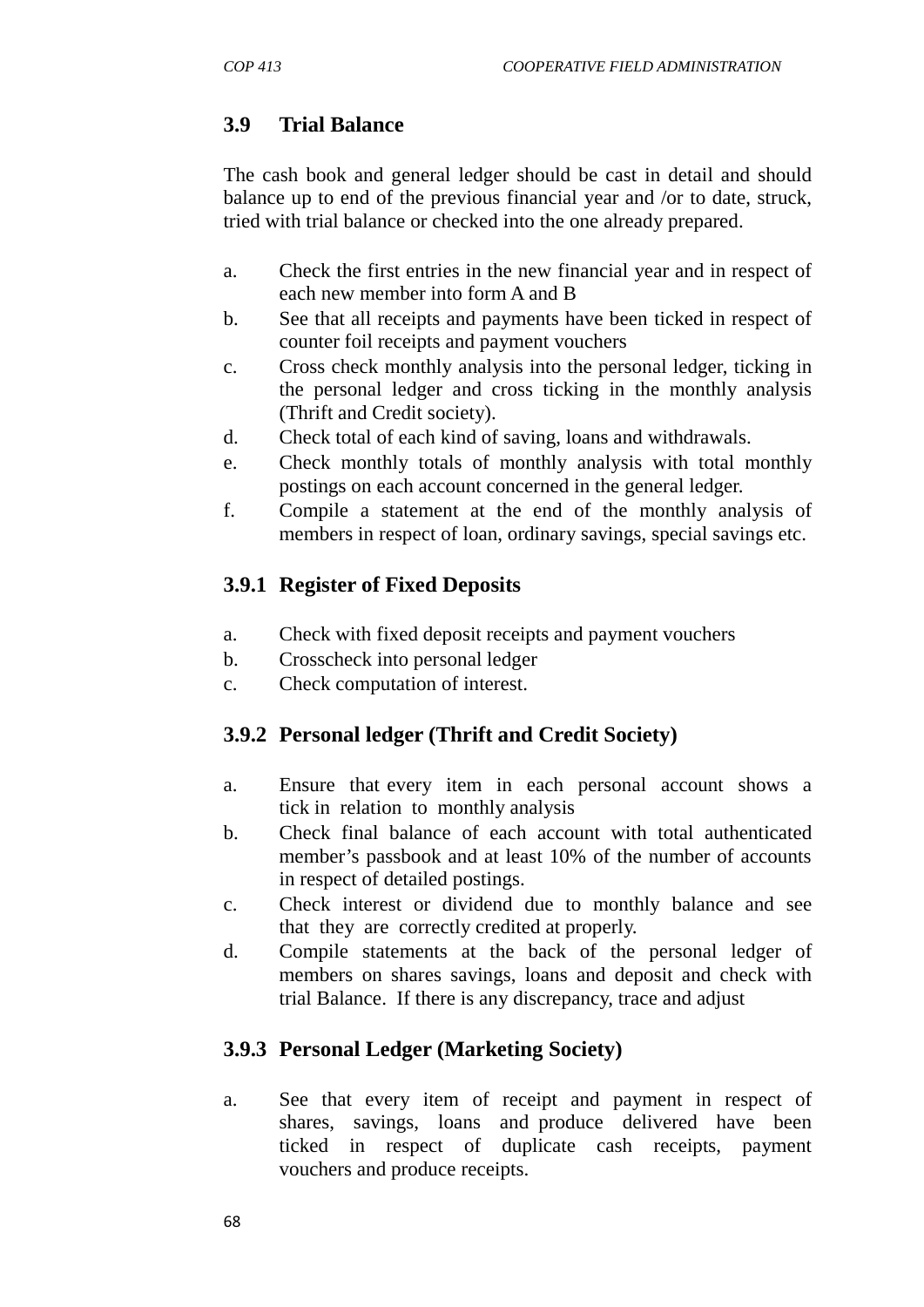### 3.9 Trial Balance

The cash book and general ledger should be cast in detail and should balance up to end of the previous financial year and /or to date, struck, tried with trial balance or checked into the one already prepared.

a. Check the first entries in the new financial year and in respect of each new member into form A and B
b. See that all receipts and payments have been ticked in respect of counter foil receipts and payment vouchers
c. Cross check monthly analysis into the personal ledger, ticking in the personal ledger and cross ticking in the monthly analysis (Thrift and Credit society).
d. Check total of each kind of saving, loans and withdrawals.
e. Check monthly totals of monthly analysis with total monthly postings on each account concerned in the general ledger.
f. Compile a statement at the end of the monthly analysis of members in respect of loan, ordinary savings, special savings etc.

#### 3.9.1 Register of Fixed Deposits

a. Check with fixed deposit receipts and payment vouchers
b. Crosscheck into personal ledger
c. Check computation of interest.

#### 3.9.2 Personal ledger (Thrift and Credit Society)

a. Ensure that every item in each personal account shows a tick in relation to monthly analysis
b. Check final balance of each account with total authenticated member's passbook and at least 10% of the number of accounts in respect of detailed postings.
c. Check interest or dividend due to monthly balance and see that they are correctly credited at properly.
d. Compile statements at the back of the personal ledger of members on shares savings, loans and deposit and check with trial Balance. If there is any discrepancy, trace and adjust

#### 3.9.3 Personal Ledger (Marketing Society)

a. See that every item of receipt and payment in respect of shares, savings, loans and produce delivered have been ticked in respect of duplicate cash receipts, payment vouchers and produce receipts.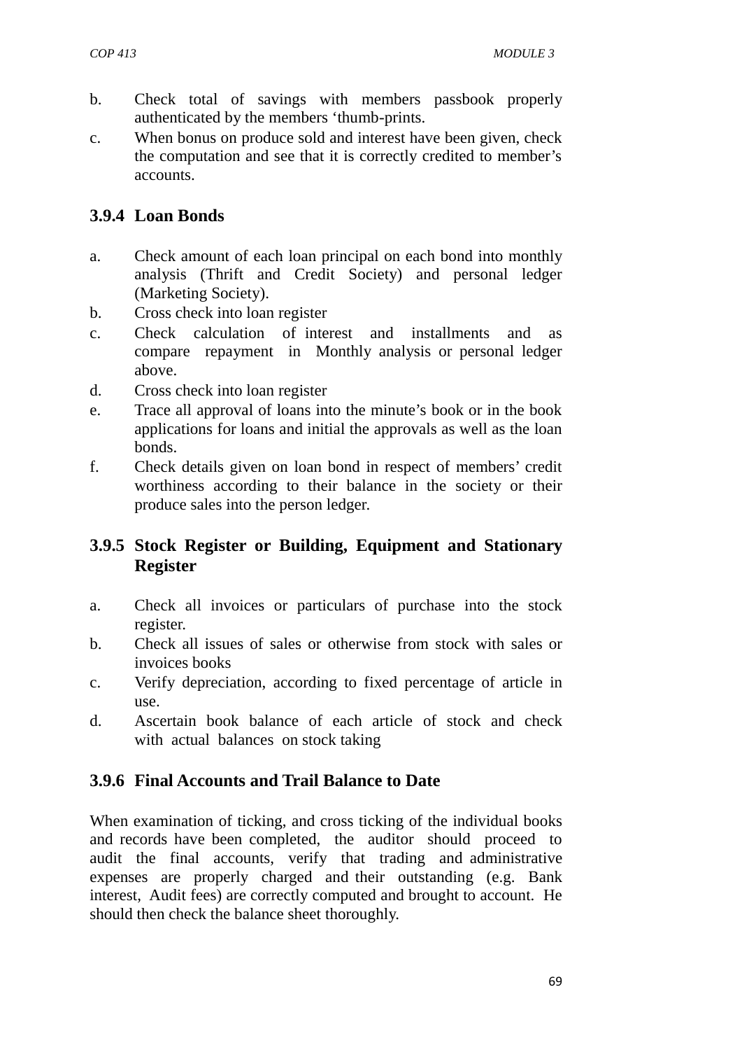b. Check total of savings with members passbook properly authenticated by the members 'thumb-prints.
c. When bonus on produce sold and interest have been given, check the computation and see that it is correctly credited to member's accounts.

### 3.9.4 Loan Bonds

a. Check amount of each loan principal on each bond into monthly analysis (Thrift and Credit Society) and personal ledger (Marketing Society).
b. Cross check into loan register
c. Check calculation of interest and installments and as compare repayment in Monthly analysis or personal ledger above.
d. Cross check into loan register
e. Trace all approval of loans into the minute's book or in the book applications for loans and initial the approvals as well as the loan bonds.
f. Check details given on loan bond in respect of members' credit worthiness according to their balance in the society or their produce sales into the person ledger.

### 3.9.5 Stock Register or Building, Equipment and Stationary Register

a. Check all invoices or particulars of purchase into the stock register.
b. Check all issues of sales or otherwise from stock with sales or invoices books
c. Verify depreciation, according to fixed percentage of article in use.
d. Ascertain book balance of each article of stock and check with actual balances on stock taking

### 3.9.6 Final Accounts and Trail Balance to Date

When examination of ticking, and cross ticking of the individual books and records have been completed, the auditor should proceed to audit the final accounts, verify that trading and administrative expenses are properly charged and their outstanding (e.g. Bank interest, Audit fees) are correctly computed and brought to account. He should then check the balance sheet thoroughly.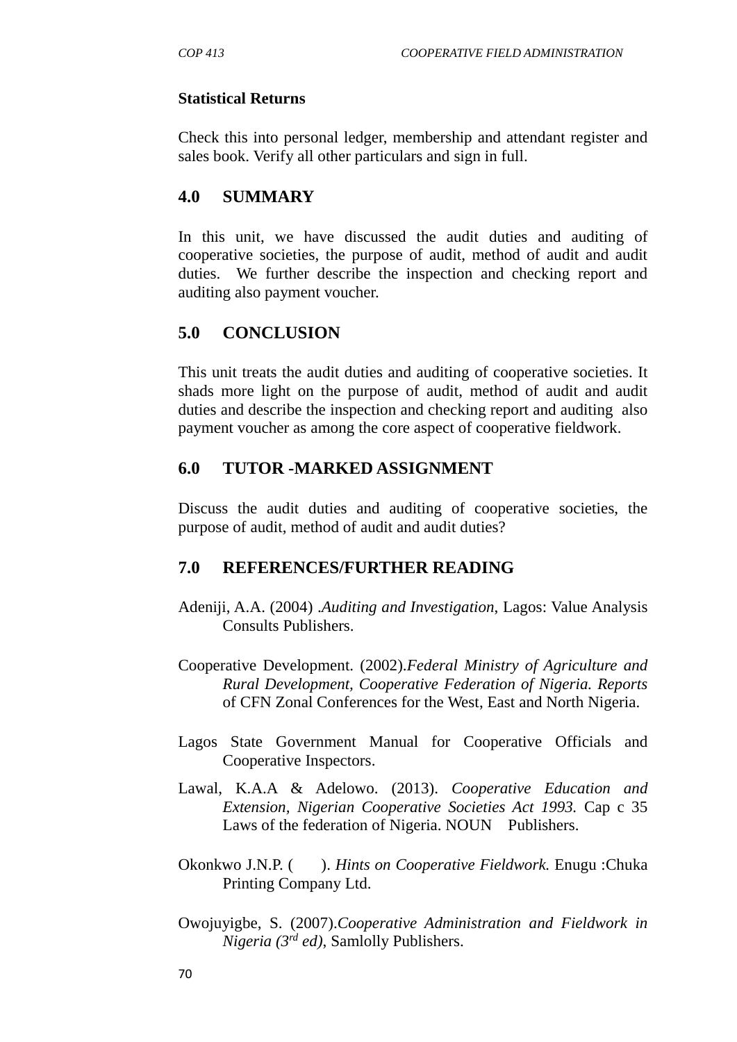**Statistical Returns**

Check this into personal ledger, membership and attendant register and sales book. Verify all other particulars and sign in full.

## 4.0 SUMMARY

In this unit, we have discussed the audit duties and auditing of cooperative societies, the purpose of audit, method of audit and audit duties. We further describe the inspection and checking report and auditing also payment voucher.

## 5.0 CONCLUSION

This unit treats the audit duties and auditing of cooperative societies. It shads more light on the purpose of audit, method of audit and audit duties and describe the inspection and checking report and auditing also payment voucher as among the core aspect of cooperative fieldwork.

## 6.0 TUTOR -MARKED ASSIGNMENT

Discuss the audit duties and auditing of cooperative societies, the purpose of audit, method of audit and audit duties?

## 7.0 REFERENCES/FURTHER READING

Adeniji, A.A. (2004) .*Auditing and Investigation*, Lagos: Value Analysis Consults Publishers.

Cooperative Development. (2002).*Federal Ministry of Agriculture and Rural Development, Cooperative Federation of Nigeria. Reports* of CFN Zonal Conferences for the West, East and North Nigeria.

Lagos State Government Manual for Cooperative Officials and Cooperative Inspectors.

Lawal, K.A.A & Adelowo. (2013). *Cooperative Education and Extension, Nigerian Cooperative Societies Act 1993.* Cap c 35 Laws of the federation of Nigeria. NOUN Publishers.

Okonkwo J.N.P. ( ). *Hints on Cooperative Fieldwork.* Enugu :Chuka Printing Company Ltd.

Owojuyigbe, S. (2007).*Cooperative Administration and Fieldwork in Nigeria (3rd ed)*, Samlolly Publishers.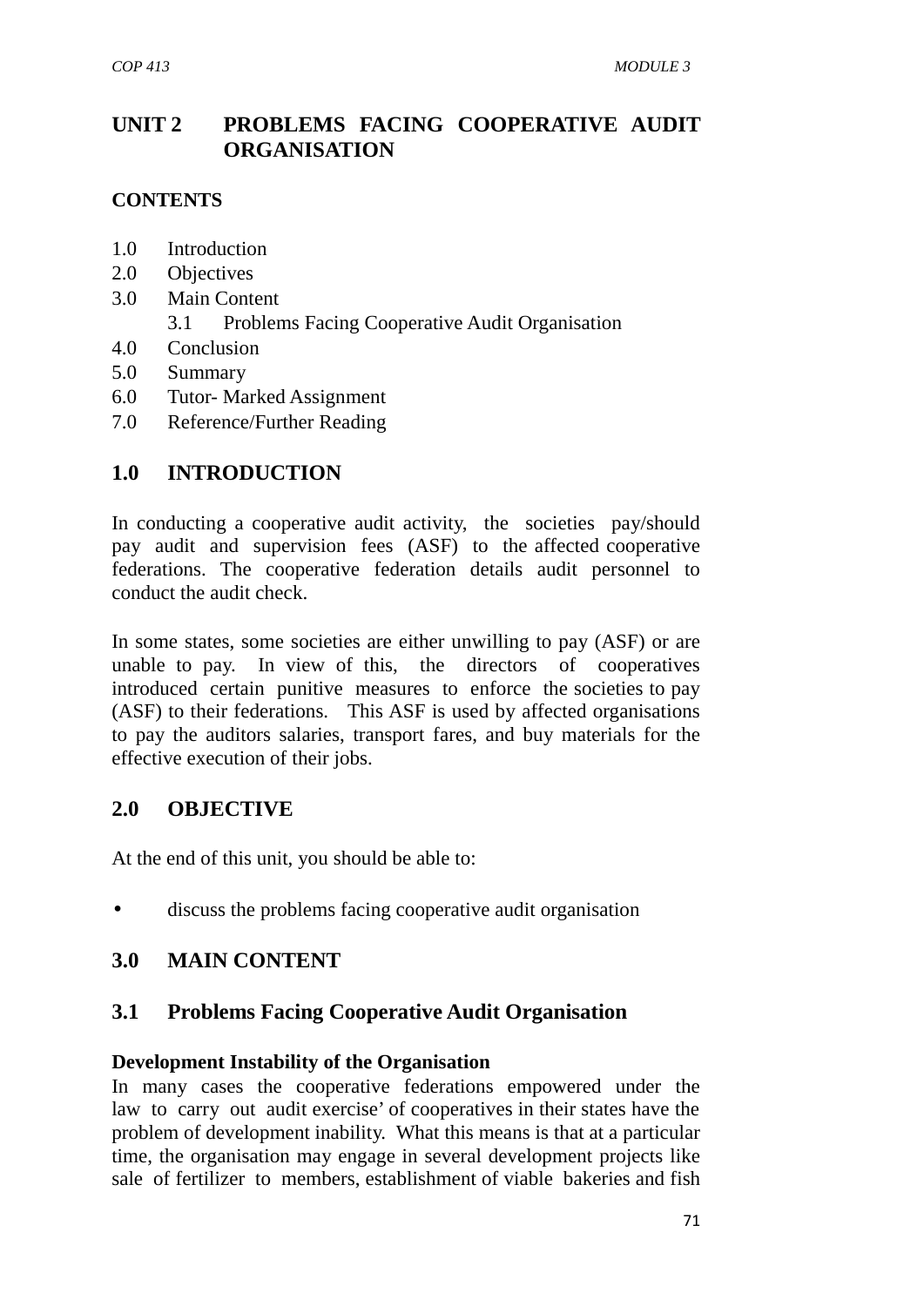# UNIT 2 PROBLEMS FACING COOPERATIVE AUDIT ORGANISATION

**CONTENTS**

1.0 Introduction
2.0 Objectives
3.0 Main Content
    3.1 Problems Facing Cooperative Audit Organisation
4.0 Conclusion
5.0 Summary
6.0 Tutor- Marked Assignment
7.0 Reference/Further Reading

## 1.0 INTRODUCTION

In conducting a cooperative audit activity, the societies pay/should pay audit and supervision fees (ASF) to the affected cooperative federations. The cooperative federation details audit personnel to conduct the audit check.

In some states, some societies are either unwilling to pay (ASF) or are unable to pay. In view of this, the directors of cooperatives introduced certain punitive measures to enforce the societies to pay (ASF) to their federations. This ASF is used by affected organisations to pay the auditors salaries, transport fares, and buy materials for the effective execution of their jobs.

## 2.0 OBJECTIVE

At the end of this unit, you should be able to:

- discuss the problems facing cooperative audit organisation

## 3.0 MAIN CONTENT

### 3.1 Problems Facing Cooperative Audit Organisation

**Development Instability of the Organisation**
In many cases the cooperative federations empowered under the law to carry out audit exercise' of cooperatives in their states have the problem of development inability. What this means is that at a particular time, the organisation may engage in several development projects like sale of fertilizer to members, establishment of viable bakeries and fish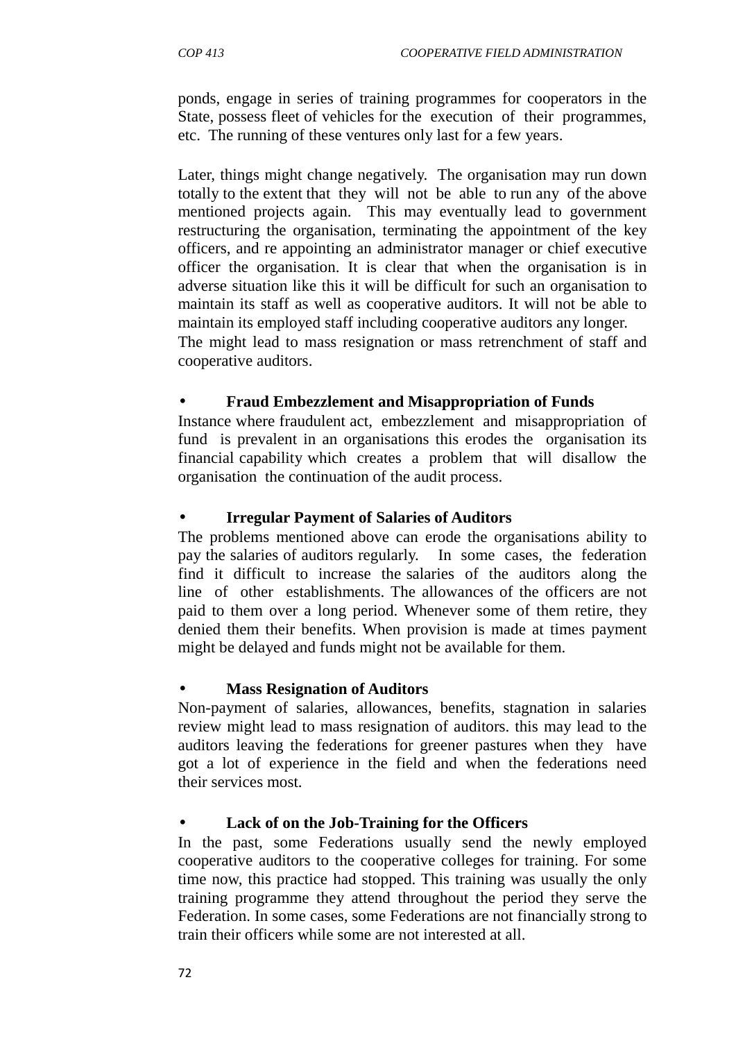ponds, engage in series of training programmes for cooperators in the State, possess fleet of vehicles for the execution of their programmes, etc. The running of these ventures only last for a few years.

Later, things might change negatively. The organisation may run down totally to the extent that they will not be able to run any of the above mentioned projects again. This may eventually lead to government restructuring the organisation, terminating the appointment of the key officers, and re appointing an administrator manager or chief executive officer the organisation. It is clear that when the organisation is in adverse situation like this it will be difficult for such an organisation to maintain its staff as well as cooperative auditors. It will not be able to maintain its employed staff including cooperative auditors any longer. The might lead to mass resignation or mass retrenchment of staff and cooperative auditors.

- **Fraud Embezzlement and Misappropriation of Funds**

Instance where fraudulent act, embezzlement and misappropriation of fund is prevalent in an organisations this erodes the organisation its financial capability which creates a problem that will disallow the organisation the continuation of the audit process.

- **Irregular Payment of Salaries of Auditors**

The problems mentioned above can erode the organisations ability to pay the salaries of auditors regularly. In some cases, the federation find it difficult to increase the salaries of the auditors along the line of other establishments. The allowances of the officers are not paid to them over a long period. Whenever some of them retire, they denied them their benefits. When provision is made at times payment might be delayed and funds might not be available for them.

- **Mass Resignation of Auditors**

Non-payment of salaries, allowances, benefits, stagnation in salaries review might lead to mass resignation of auditors. this may lead to the auditors leaving the federations for greener pastures when they have got a lot of experience in the field and when the federations need their services most.

- **Lack of on the Job-Training for the Officers**

In the past, some Federations usually send the newly employed cooperative auditors to the cooperative colleges for training. For some time now, this practice had stopped. This training was usually the only training programme they attend throughout the period they serve the Federation. In some cases, some Federations are not financially strong to train their officers while some are not interested at all.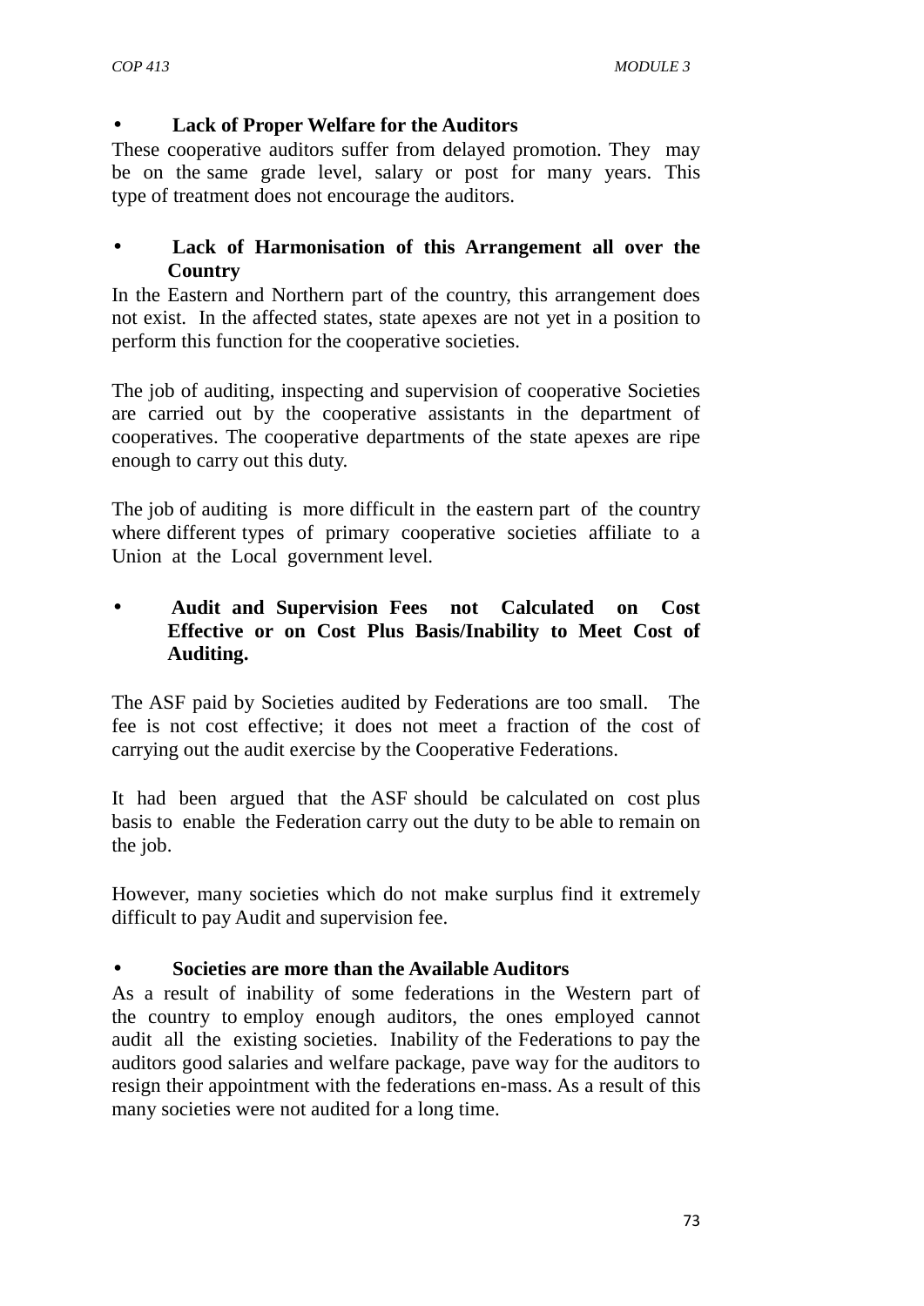- **Lack of Proper Welfare for the Auditors**

These cooperative auditors suffer from delayed promotion. They may be on the same grade level, salary or post for many years. This type of treatment does not encourage the auditors.

- **Lack of Harmonisation of this Arrangement all over the Country**

In the Eastern and Northern part of the country, this arrangement does not exist. In the affected states, state apexes are not yet in a position to perform this function for the cooperative societies.

The job of auditing, inspecting and supervision of cooperative Societies are carried out by the cooperative assistants in the department of cooperatives. The cooperative departments of the state apexes are ripe enough to carry out this duty.

The job of auditing is more difficult in the eastern part of the country where different types of primary cooperative societies affiliate to a Union at the Local government level.

- **Audit and Supervision Fees not Calculated on Cost Effective or on Cost Plus Basis/Inability to Meet Cost of Auditing.**

The ASF paid by Societies audited by Federations are too small. The fee is not cost effective; it does not meet a fraction of the cost of carrying out the audit exercise by the Cooperative Federations.

It had been argued that the ASF should be calculated on cost plus basis to enable the Federation carry out the duty to be able to remain on the job.

However, many societies which do not make surplus find it extremely difficult to pay Audit and supervision fee.

- **Societies are more than the Available Auditors**

As a result of inability of some federations in the Western part of the country to employ enough auditors, the ones employed cannot audit all the existing societies. Inability of the Federations to pay the auditors good salaries and welfare package, pave way for the auditors to resign their appointment with the federations en-mass. As a result of this many societies were not audited for a long time.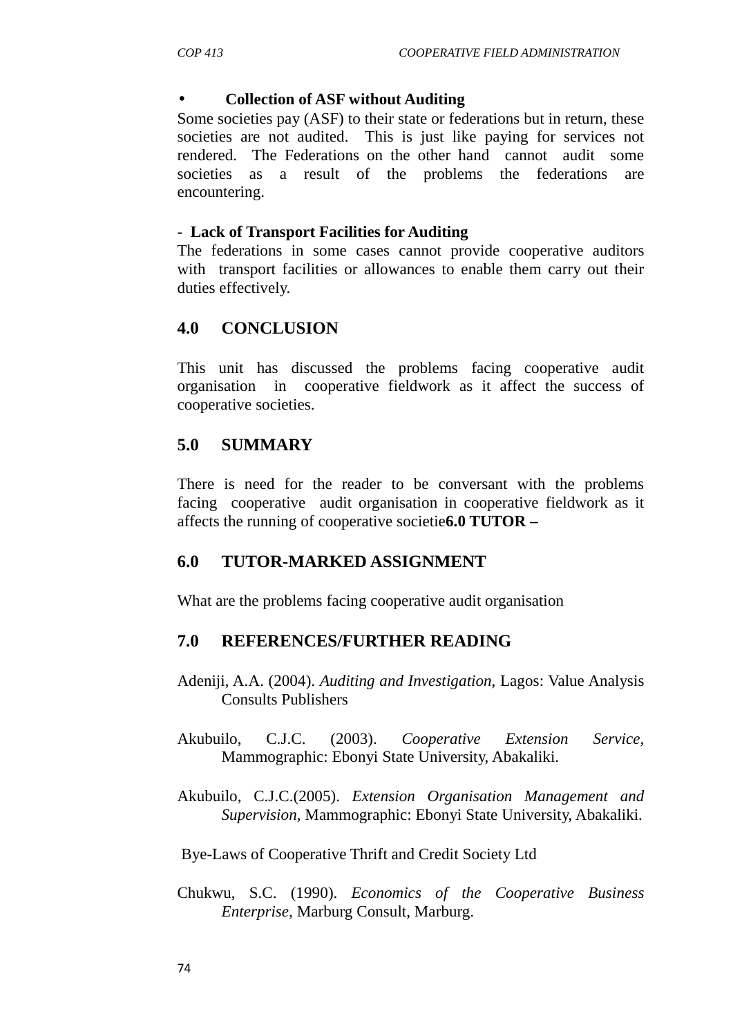- **Collection of ASF without Auditing**

Some societies pay (ASF) to their state or federations but in return, these societies are not audited. This is just like paying for services not rendered. The Federations on the other hand cannot audit some societies as a result of the problems the federations are encountering.

**- Lack of Transport Facilities for Auditing**

The federations in some cases cannot provide cooperative auditors with transport facilities or allowances to enable them carry out their duties effectively.

## 4.0 CONCLUSION

This unit has discussed the problems facing cooperative audit organisation in cooperative fieldwork as it affect the success of cooperative societies.

## 5.0 SUMMARY

There is need for the reader to be conversant with the problems facing cooperative audit organisation in cooperative fieldwork as it affects the running of cooperative societie**6.0 TUTOR –**

## 6.0 TUTOR-MARKED ASSIGNMENT

What are the problems facing cooperative audit organisation

## 7.0 REFERENCES/FURTHER READING

Adeniji, A.A. (2004). *Auditing and Investigation,* Lagos: Value Analysis Consults Publishers

Akubuilo, C.J.C. (2003). *Cooperative Extension Service,* Mammographic: Ebonyi State University, Abakaliki.

Akubuilo, C.J.C.(2005). *Extension Organisation Management and Supervision,* Mammographic: Ebonyi State University, Abakaliki.

Bye-Laws of Cooperative Thrift and Credit Society Ltd

Chukwu, S.C. (1990). *Economics of the Cooperative Business Enterprise,* Marburg Consult, Marburg.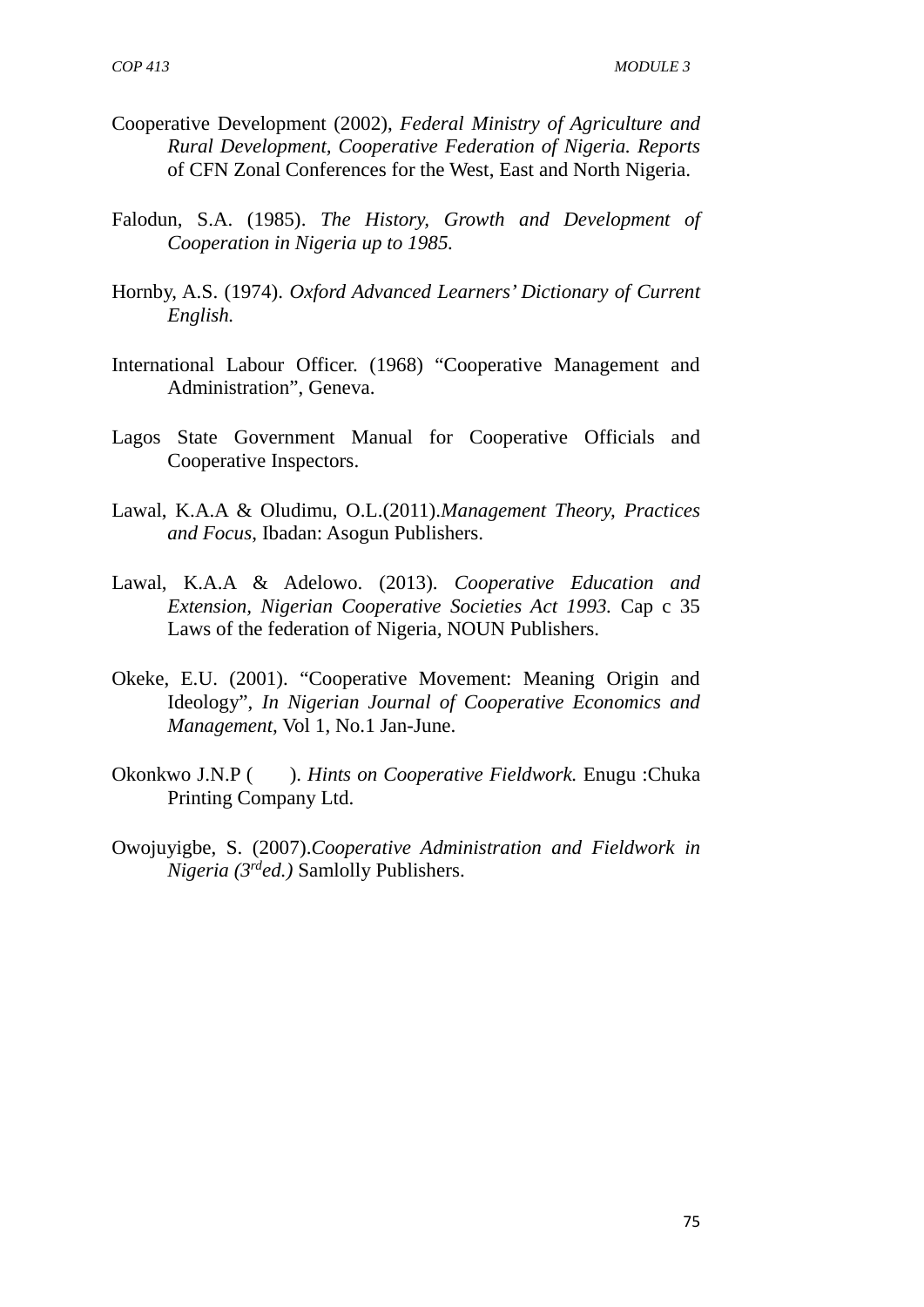Cooperative Development (2002), *Federal Ministry of Agriculture and Rural Development, Cooperative Federation of Nigeria. Reports* of CFN Zonal Conferences for the West, East and North Nigeria.

Falodun, S.A. (1985). *The History, Growth and Development of Cooperation in Nigeria up to 1985.*

Hornby, A.S. (1974). *Oxford Advanced Learners' Dictionary of Current English.*

International Labour Officer. (1968) "Cooperative Management and Administration", Geneva.

Lagos State Government Manual for Cooperative Officials and Cooperative Inspectors.

Lawal, K.A.A & Oludimu, O.L.(2011).*Management Theory, Practices and Focus*, Ibadan: Asogun Publishers.

Lawal, K.A.A & Adelowo. (2013). *Cooperative Education and Extension, Nigerian Cooperative Societies Act 1993.* Cap c 35 Laws of the federation of Nigeria, NOUN Publishers.

Okeke, E.U. (2001). "Cooperative Movement: Meaning Origin and Ideology", *In Nigerian Journal of Cooperative Economics and Management,* Vol 1, No.1 Jan-June.

Okonkwo J.N.P ( ). *Hints on Cooperative Fieldwork.* Enugu :Chuka Printing Company Ltd.

Owojuyigbe, S. (2007).*Cooperative Administration and Fieldwork in Nigeria (3rd ed.)* Samlolly Publishers.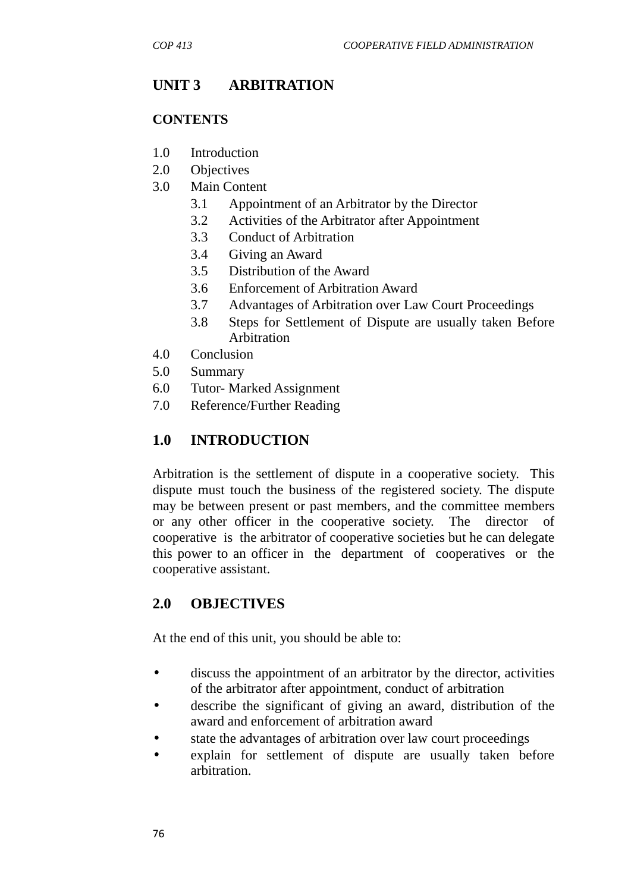# UNIT 3 ARBITRATION

**CONTENTS**

1.0 Introduction
2.0 Objectives
3.0 Main Content
 3.1 Appointment of an Arbitrator by the Director
 3.2 Activities of the Arbitrator after Appointment
 3.3 Conduct of Arbitration
 3.4 Giving an Award
 3.5 Distribution of the Award
 3.6 Enforcement of Arbitration Award
 3.7 Advantages of Arbitration over Law Court Proceedings
 3.8 Steps for Settlement of Dispute are usually taken Before Arbitration
4.0 Conclusion
5.0 Summary
6.0 Tutor- Marked Assignment
7.0 Reference/Further Reading

## 1.0 INTRODUCTION

Arbitration is the settlement of dispute in a cooperative society. This dispute must touch the business of the registered society. The dispute may be between present or past members, and the committee members or any other officer in the cooperative society. The director of cooperative is the arbitrator of cooperative societies but he can delegate this power to an officer in the department of cooperatives or the cooperative assistant.

## 2.0 OBJECTIVES

At the end of this unit, you should be able to:

- discuss the appointment of an arbitrator by the director, activities of the arbitrator after appointment, conduct of arbitration
- describe the significant of giving an award, distribution of the award and enforcement of arbitration award
- state the advantages of arbitration over law court proceedings
- explain for settlement of dispute are usually taken before arbitration.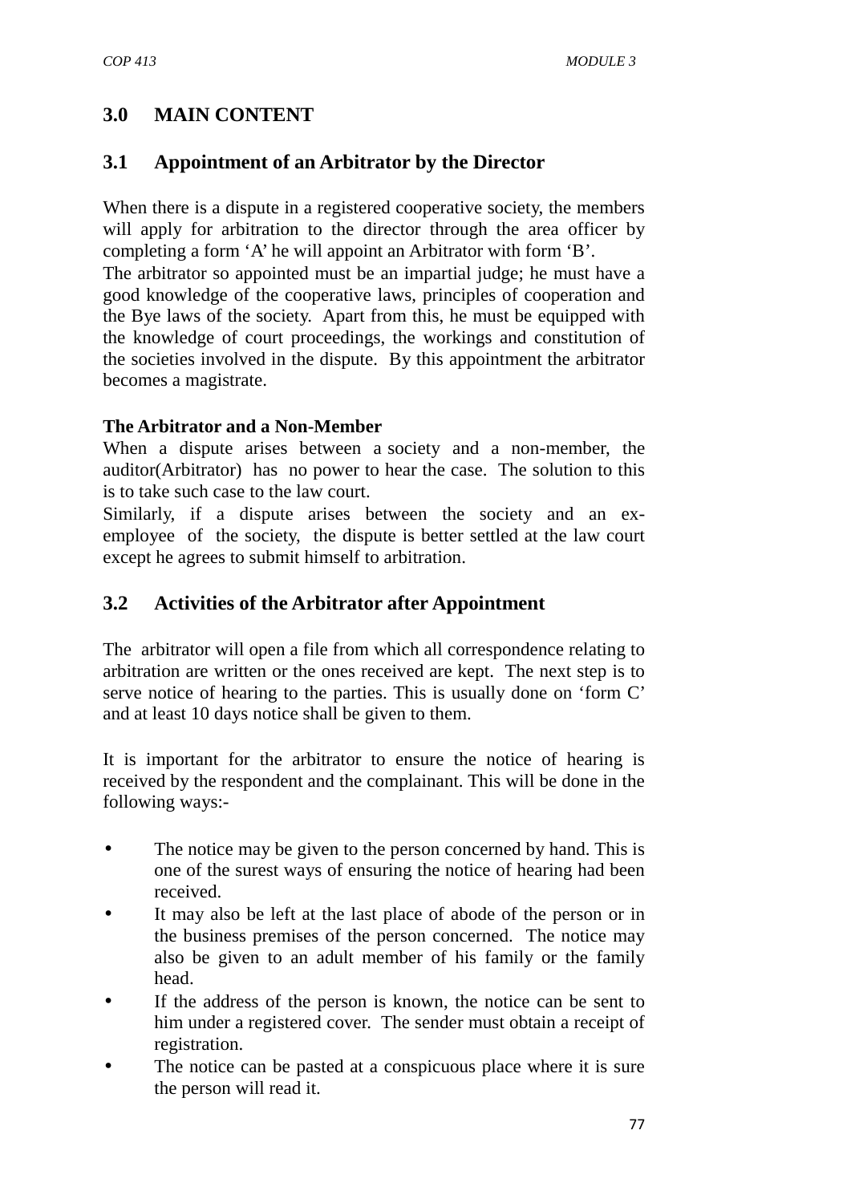## 3.0 MAIN CONTENT

### 3.1 Appointment of an Arbitrator by the Director

When there is a dispute in a registered cooperative society, the members will apply for arbitration to the director through the area officer by completing a form 'A' he will appoint an Arbitrator with form 'B'.

The arbitrator so appointed must be an impartial judge; he must have a good knowledge of the cooperative laws, principles of cooperation and the Bye laws of the society. Apart from this, he must be equipped with the knowledge of court proceedings, the workings and constitution of the societies involved in the dispute. By this appointment the arbitrator becomes a magistrate.

**The Arbitrator and a Non-Member**

When a dispute arises between a society and a non-member, the auditor(Arbitrator) has no power to hear the case. The solution to this is to take such case to the law court.

Similarly, if a dispute arises between the society and an ex-employee of the society, the dispute is better settled at the law court except he agrees to submit himself to arbitration.

### 3.2 Activities of the Arbitrator after Appointment

The arbitrator will open a file from which all correspondence relating to arbitration are written or the ones received are kept. The next step is to serve notice of hearing to the parties. This is usually done on 'form C' and at least 10 days notice shall be given to them.

It is important for the arbitrator to ensure the notice of hearing is received by the respondent and the complainant. This will be done in the following ways:-

- The notice may be given to the person concerned by hand. This is one of the surest ways of ensuring the notice of hearing had been received.
- It may also be left at the last place of abode of the person or in the business premises of the person concerned. The notice may also be given to an adult member of his family or the family head.
- If the address of the person is known, the notice can be sent to him under a registered cover. The sender must obtain a receipt of registration.
- The notice can be pasted at a conspicuous place where it is sure the person will read it.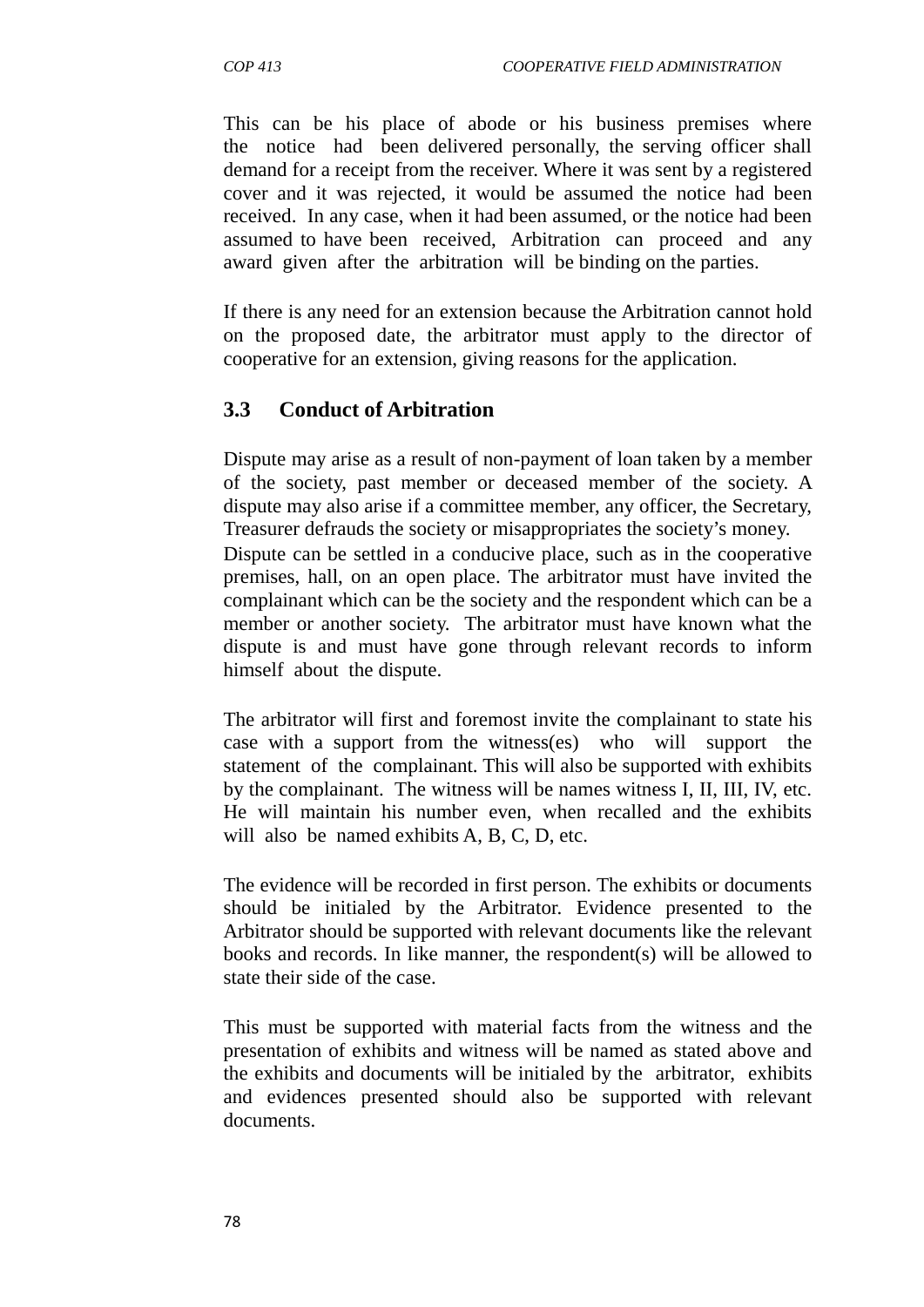This can be his place of abode or his business premises where the notice had been delivered personally, the serving officer shall demand for a receipt from the receiver. Where it was sent by a registered cover and it was rejected, it would be assumed the notice had been received. In any case, when it had been assumed, or the notice had been assumed to have been received, Arbitration can proceed and any award given after the arbitration will be binding on the parties.

If there is any need for an extension because the Arbitration cannot hold on the proposed date, the arbitrator must apply to the director of cooperative for an extension, giving reasons for the application.

## 3.3 Conduct of Arbitration

Dispute may arise as a result of non-payment of loan taken by a member of the society, past member or deceased member of the society. A dispute may also arise if a committee member, any officer, the Secretary, Treasurer defrauds the society or misappropriates the society's money.
Dispute can be settled in a conducive place, such as in the cooperative premises, hall, on an open place. The arbitrator must have invited the complainant which can be the society and the respondent which can be a member or another society. The arbitrator must have known what the dispute is and must have gone through relevant records to inform himself about the dispute.

The arbitrator will first and foremost invite the complainant to state his case with a support from the witness(es) who will support the statement of the complainant. This will also be supported with exhibits by the complainant. The witness will be names witness I, II, III, IV, etc. He will maintain his number even, when recalled and the exhibits will also be named exhibits A, B, C, D, etc.

The evidence will be recorded in first person. The exhibits or documents should be initialed by the Arbitrator. Evidence presented to the Arbitrator should be supported with relevant documents like the relevant books and records. In like manner, the respondent(s) will be allowed to state their side of the case.

This must be supported with material facts from the witness and the presentation of exhibits and witness will be named as stated above and the exhibits and documents will be initialed by the arbitrator, exhibits and evidences presented should also be supported with relevant documents.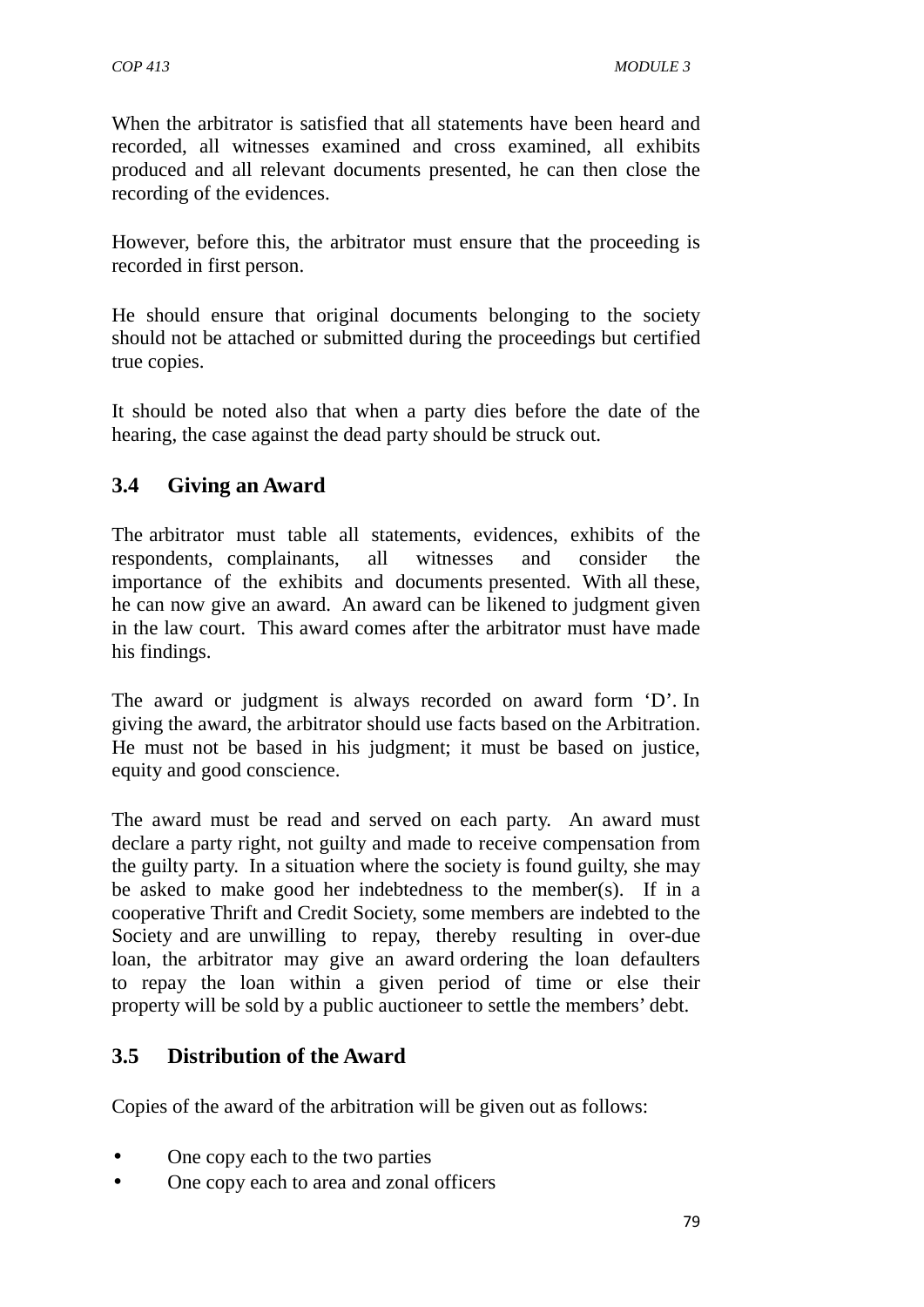When the arbitrator is satisfied that all statements have been heard and recorded, all witnesses examined and cross examined, all exhibits produced and all relevant documents presented, he can then close the recording of the evidences.

However, before this, the arbitrator must ensure that the proceeding is recorded in first person.

He should ensure that original documents belonging to the society should not be attached or submitted during the proceedings but certified true copies.

It should be noted also that when a party dies before the date of the hearing, the case against the dead party should be struck out.

## 3.4 Giving an Award

The arbitrator must table all statements, evidences, exhibits of the respondents, complainants, all witnesses and consider the importance of the exhibits and documents presented. With all these, he can now give an award. An award can be likened to judgment given in the law court. This award comes after the arbitrator must have made his findings.

The award or judgment is always recorded on award form 'D'. In giving the award, the arbitrator should use facts based on the Arbitration. He must not be based in his judgment; it must be based on justice, equity and good conscience.

The award must be read and served on each party. An award must declare a party right, not guilty and made to receive compensation from the guilty party. In a situation where the society is found guilty, she may be asked to make good her indebtedness to the member(s). If in a cooperative Thrift and Credit Society, some members are indebted to the Society and are unwilling to repay, thereby resulting in over-due loan, the arbitrator may give an award ordering the loan defaulters to repay the loan within a given period of time or else their property will be sold by a public auctioneer to settle the members' debt.

## 3.5 Distribution of the Award

Copies of the award of the arbitration will be given out as follows:

- One copy each to the two parties
- One copy each to area and zonal officers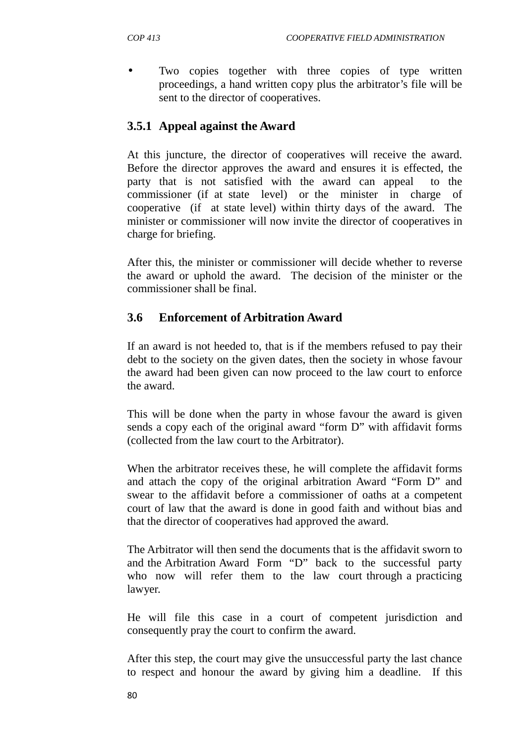- Two copies together with three copies of type written proceedings, a hand written copy plus the arbitrator's file will be sent to the director of cooperatives.

### 3.5.1 Appeal against the Award

At this juncture, the director of cooperatives will receive the award. Before the director approves the award and ensures it is effected, the party that is not satisfied with the award can appeal to the commissioner (if at state level) or the minister in charge of cooperative (if at state level) within thirty days of the award. The minister or commissioner will now invite the director of cooperatives in charge for briefing.

After this, the minister or commissioner will decide whether to reverse the award or uphold the award. The decision of the minister or the commissioner shall be final.

## 3.6 Enforcement of Arbitration Award

If an award is not heeded to, that is if the members refused to pay their debt to the society on the given dates, then the society in whose favour the award had been given can now proceed to the law court to enforce the award.

This will be done when the party in whose favour the award is given sends a copy each of the original award "form D" with affidavit forms (collected from the law court to the Arbitrator).

When the arbitrator receives these, he will complete the affidavit forms and attach the copy of the original arbitration Award "Form D" and swear to the affidavit before a commissioner of oaths at a competent court of law that the award is done in good faith and without bias and that the director of cooperatives had approved the award.

The Arbitrator will then send the documents that is the affidavit sworn to and the Arbitration Award Form "D" back to the successful party who now will refer them to the law court through a practicing lawyer.

He will file this case in a court of competent jurisdiction and consequently pray the court to confirm the award.

After this step, the court may give the unsuccessful party the last chance to respect and honour the award by giving him a deadline. If this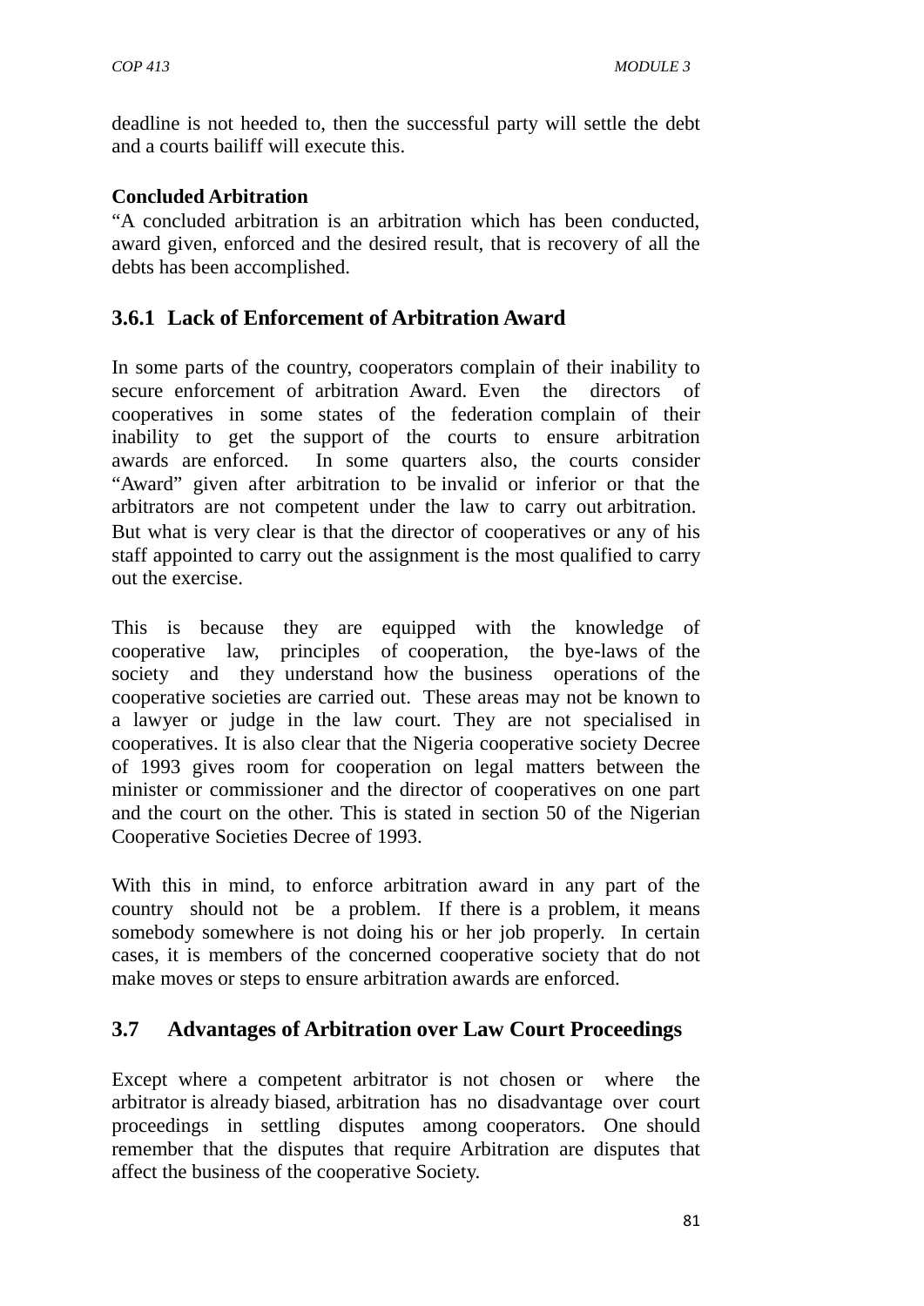deadline is not heeded to, then the successful party will settle the debt and a courts bailiff will execute this.

**Concluded Arbitration**

"A concluded arbitration is an arbitration which has been conducted, award given, enforced and the desired result, that is recovery of all the debts has been accomplished.

### 3.6.1 Lack of Enforcement of Arbitration Award

In some parts of the country, cooperators complain of their inability to secure enforcement of arbitration Award. Even the directors of cooperatives in some states of the federation complain of their inability to get the support of the courts to ensure arbitration awards are enforced. In some quarters also, the courts consider "Award" given after arbitration to be invalid or inferior or that the arbitrators are not competent under the law to carry out arbitration. But what is very clear is that the director of cooperatives or any of his staff appointed to carry out the assignment is the most qualified to carry out the exercise.

This is because they are equipped with the knowledge of cooperative law, principles of cooperation, the bye-laws of the society and they understand how the business operations of the cooperative societies are carried out. These areas may not be known to a lawyer or judge in the law court. They are not specialised in cooperatives. It is also clear that the Nigeria cooperative society Decree of 1993 gives room for cooperation on legal matters between the minister or commissioner and the director of cooperatives on one part and the court on the other. This is stated in section 50 of the Nigerian Cooperative Societies Decree of 1993.

With this in mind, to enforce arbitration award in any part of the country should not be a problem. If there is a problem, it means somebody somewhere is not doing his or her job properly. In certain cases, it is members of the concerned cooperative society that do not make moves or steps to ensure arbitration awards are enforced.

## 3.7 Advantages of Arbitration over Law Court Proceedings

Except where a competent arbitrator is not chosen or where the arbitrator is already biased, arbitration has no disadvantage over court proceedings in settling disputes among cooperators. One should remember that the disputes that require Arbitration are disputes that affect the business of the cooperative Society.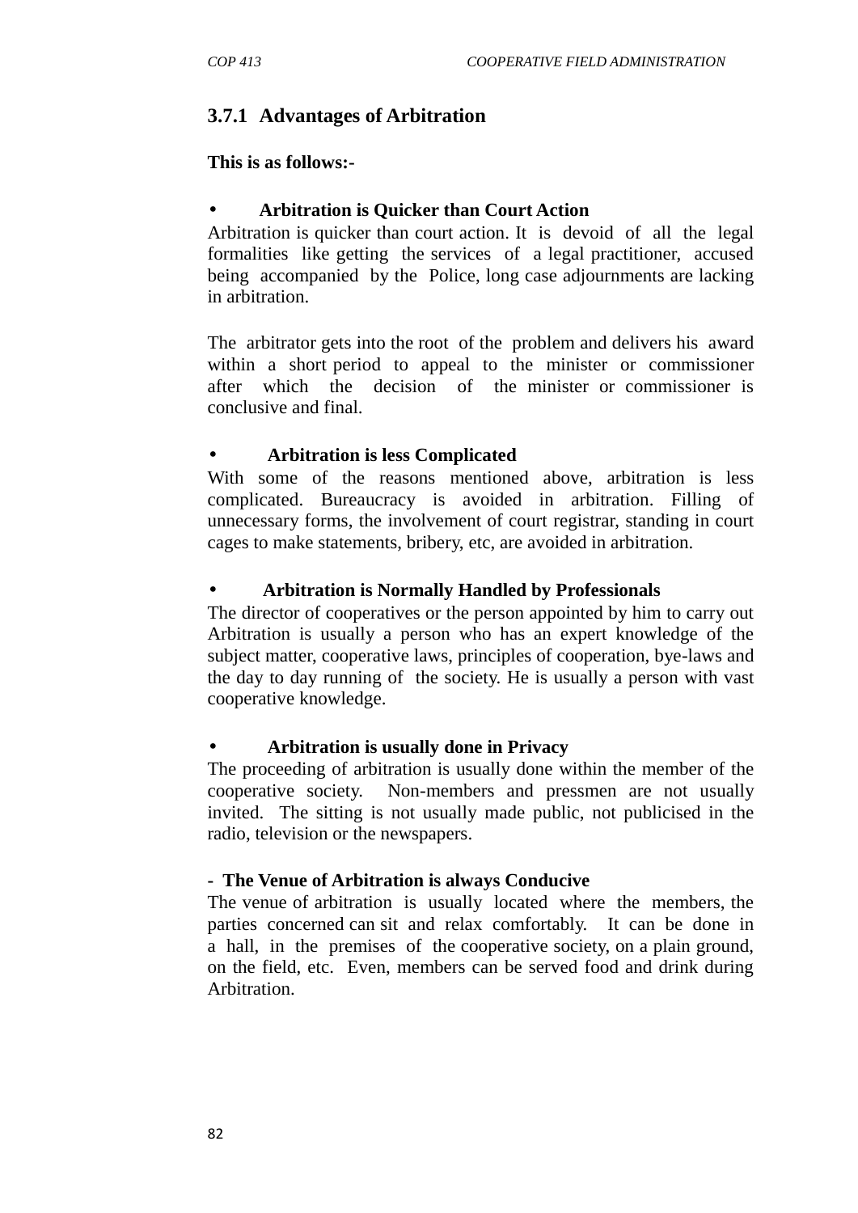### 3.7.1 Advantages of Arbitration

**This is as follows:-**

- **Arbitration is Quicker than Court Action**

Arbitration is quicker than court action. It is devoid of all the legal formalities like getting the services of a legal practitioner, accused being accompanied by the Police, long case adjournments are lacking in arbitration.

The arbitrator gets into the root of the problem and delivers his award within a short period to appeal to the minister or commissioner after which the decision of the minister or commissioner is conclusive and final.

- **Arbitration is less Complicated**

With some of the reasons mentioned above, arbitration is less complicated. Bureaucracy is avoided in arbitration. Filling of unnecessary forms, the involvement of court registrar, standing in court cages to make statements, bribery, etc, are avoided in arbitration.

- **Arbitration is Normally Handled by Professionals**

The director of cooperatives or the person appointed by him to carry out Arbitration is usually a person who has an expert knowledge of the subject matter, cooperative laws, principles of cooperation, bye-laws and the day to day running of the society. He is usually a person with vast cooperative knowledge.

- **Arbitration is usually done in Privacy**

The proceeding of arbitration is usually done within the member of the cooperative society. Non-members and pressmen are not usually invited. The sitting is not usually made public, not publicised in the radio, television or the newspapers.

- **The Venue of Arbitration is always Conducive**

The venue of arbitration is usually located where the members, the parties concerned can sit and relax comfortably. It can be done in a hall, in the premises of the cooperative society, on a plain ground, on the field, etc. Even, members can be served food and drink during Arbitration.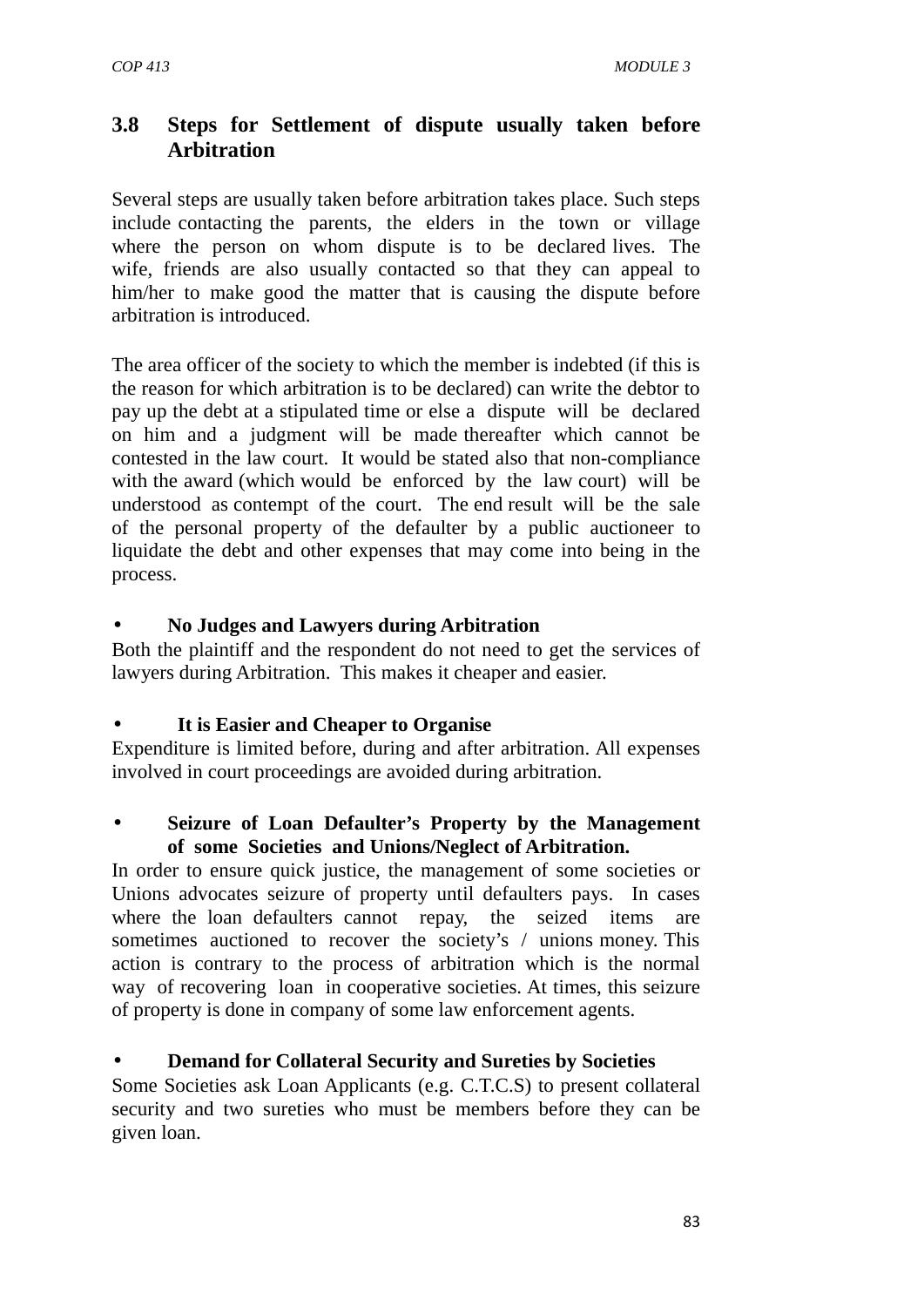## 3.8 Steps for Settlement of dispute usually taken before Arbitration

Several steps are usually taken before arbitration takes place. Such steps include contacting the parents, the elders in the town or village where the person on whom dispute is to be declared lives. The wife, friends are also usually contacted so that they can appeal to him/her to make good the matter that is causing the dispute before arbitration is introduced.

The area officer of the society to which the member is indebted (if this is the reason for which arbitration is to be declared) can write the debtor to pay up the debt at a stipulated time or else a dispute will be declared on him and a judgment will be made thereafter which cannot be contested in the law court. It would be stated also that non-compliance with the award (which would be enforced by the law court) will be understood as contempt of the court. The end result will be the sale of the personal property of the defaulter by a public auctioneer to liquidate the debt and other expenses that may come into being in the process.

- **No Judges and Lawyers during Arbitration**

Both the plaintiff and the respondent do not need to get the services of lawyers during Arbitration. This makes it cheaper and easier.

- **It is Easier and Cheaper to Organise**

Expenditure is limited before, during and after arbitration. All expenses involved in court proceedings are avoided during arbitration.

- **Seizure of Loan Defaulter's Property by the Management of some Societies and Unions/Neglect of Arbitration.**

In order to ensure quick justice, the management of some societies or Unions advocates seizure of property until defaulters pays. In cases where the loan defaulters cannot repay, the seized items are sometimes auctioned to recover the society's / unions money. This action is contrary to the process of arbitration which is the normal way of recovering loan in cooperative societies. At times, this seizure of property is done in company of some law enforcement agents.

- **Demand for Collateral Security and Sureties by Societies**

Some Societies ask Loan Applicants (e.g. C.T.C.S) to present collateral security and two sureties who must be members before they can be given loan.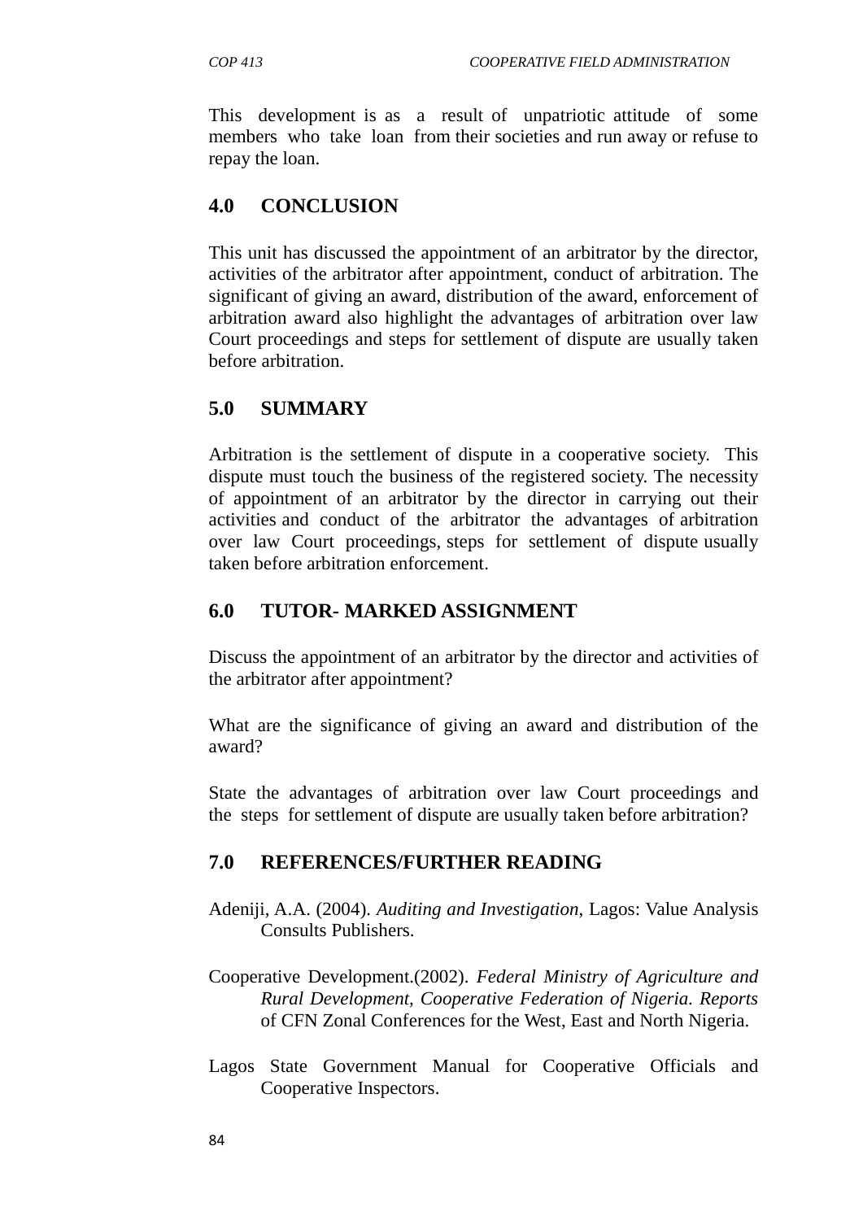This development is as a result of unpatriotic attitude of some members who take loan from their societies and run away or refuse to repay the loan.

## 4.0 CONCLUSION

This unit has discussed the appointment of an arbitrator by the director, activities of the arbitrator after appointment, conduct of arbitration. The significant of giving an award, distribution of the award, enforcement of arbitration award also highlight the advantages of arbitration over law Court proceedings and steps for settlement of dispute are usually taken before arbitration.

## 5.0 SUMMARY

Arbitration is the settlement of dispute in a cooperative society. This dispute must touch the business of the registered society. The necessity of appointment of an arbitrator by the director in carrying out their activities and conduct of the arbitrator the advantages of arbitration over law Court proceedings, steps for settlement of dispute usually taken before arbitration enforcement.

## 6.0 TUTOR- MARKED ASSIGNMENT

Discuss the appointment of an arbitrator by the director and activities of the arbitrator after appointment?

What are the significance of giving an award and distribution of the award?

State the advantages of arbitration over law Court proceedings and the steps for settlement of dispute are usually taken before arbitration?

## 7.0 REFERENCES/FURTHER READING

Adeniji, A.A. (2004). *Auditing and Investigation*, Lagos: Value Analysis Consults Publishers.

Cooperative Development.(2002). *Federal Ministry of Agriculture and Rural Development, Cooperative Federation of Nigeria. Reports* of CFN Zonal Conferences for the West, East and North Nigeria.

Lagos State Government Manual for Cooperative Officials and Cooperative Inspectors.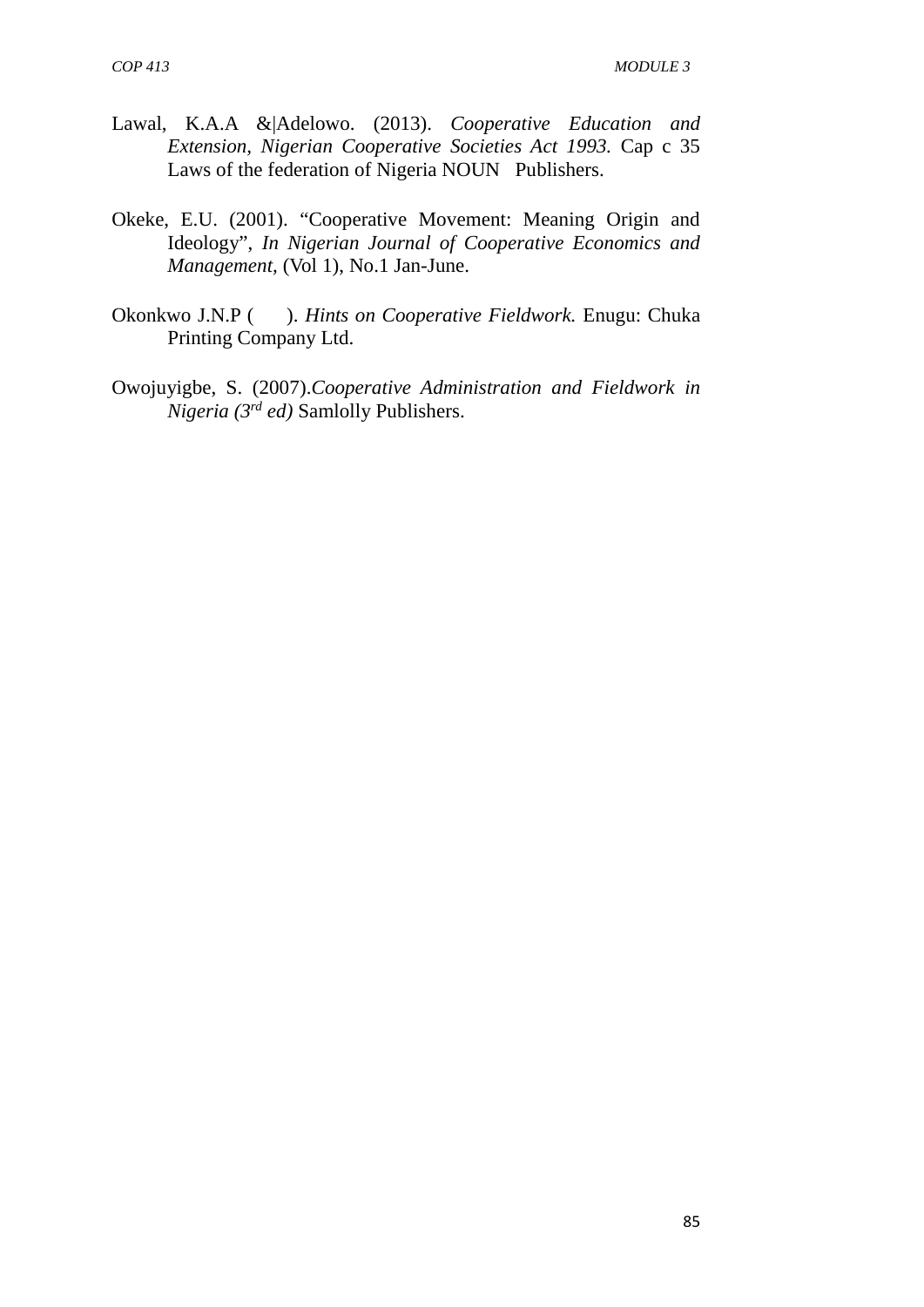Lawal, K.A.A &|Adelowo. (2013). *Cooperative Education and Extension, Nigerian Cooperative Societies Act 1993.* Cap c 35 Laws of the federation of Nigeria NOUN Publishers.

Okeke, E.U. (2001). "Cooperative Movement: Meaning Origin and Ideology", *In Nigerian Journal of Cooperative Economics and Management,* (Vol 1), No.1 Jan-June.

Okonkwo J.N.P ( ). *Hints on Cooperative Fieldwork.* Enugu: Chuka Printing Company Ltd.

Owojuyigbe, S. (2007).*Cooperative Administration and Fieldwork in Nigeria (3rd ed)* Samlolly Publishers.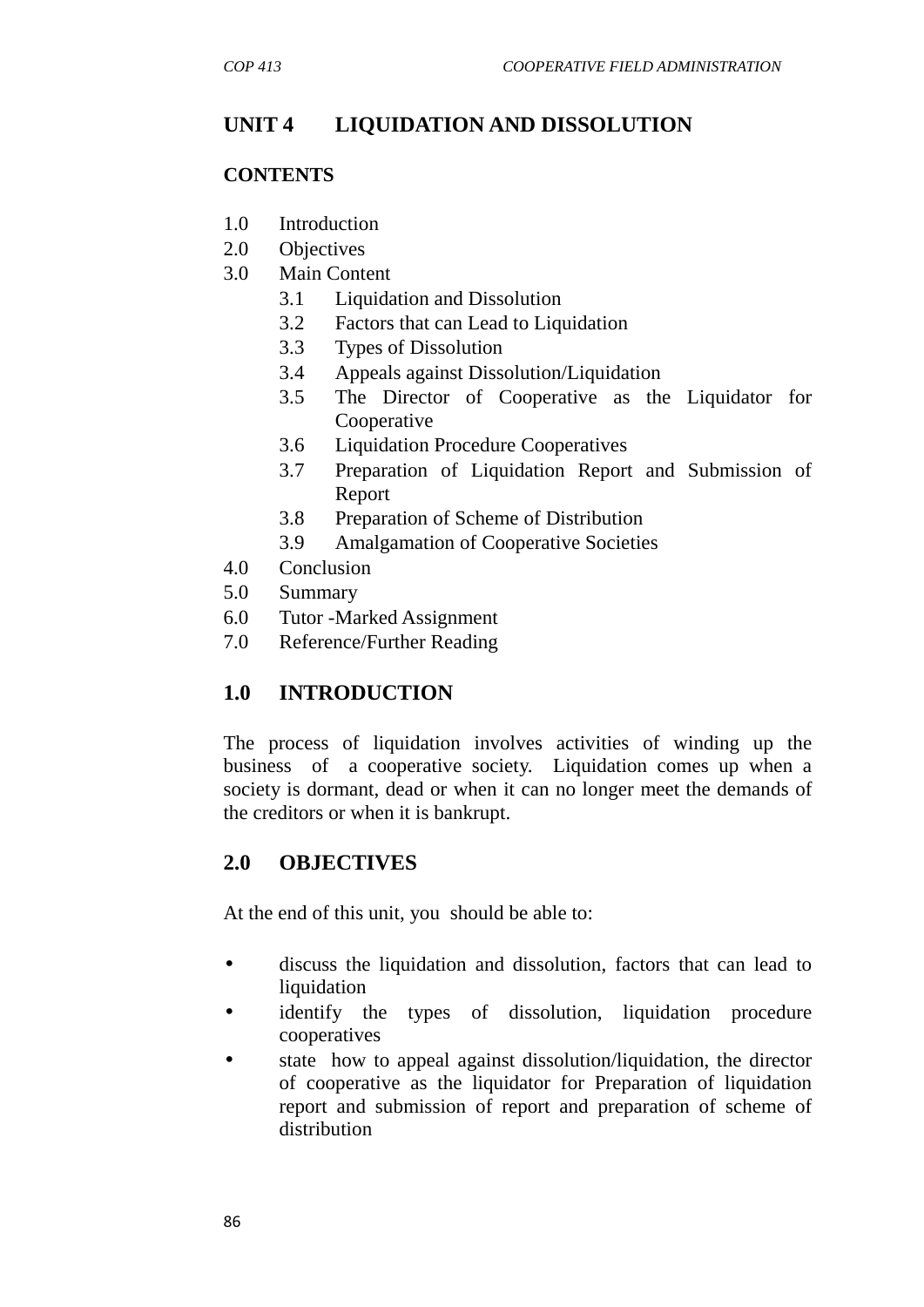# UNIT 4 LIQUIDATION AND DISSOLUTION

## CONTENTS

1.0 Introduction
2.0 Objectives
3.0 Main Content
  3.1 Liquidation and Dissolution
  3.2 Factors that can Lead to Liquidation
  3.3 Types of Dissolution
  3.4 Appeals against Dissolution/Liquidation
  3.5 The Director of Cooperative as the Liquidator for Cooperative
  3.6 Liquidation Procedure Cooperatives
  3.7 Preparation of Liquidation Report and Submission of Report
  3.8 Preparation of Scheme of Distribution
  3.9 Amalgamation of Cooperative Societies
4.0 Conclusion
5.0 Summary
6.0 Tutor -Marked Assignment
7.0 Reference/Further Reading

## 1.0 INTRODUCTION

The process of liquidation involves activities of winding up the business of a cooperative society. Liquidation comes up when a society is dormant, dead or when it can no longer meet the demands of the creditors or when it is bankrupt.

## 2.0 OBJECTIVES

At the end of this unit, you should be able to:

- discuss the liquidation and dissolution, factors that can lead to liquidation
- identify the types of dissolution, liquidation procedure cooperatives
- state how to appeal against dissolution/liquidation, the director of cooperative as the liquidator for Preparation of liquidation report and submission of report and preparation of scheme of distribution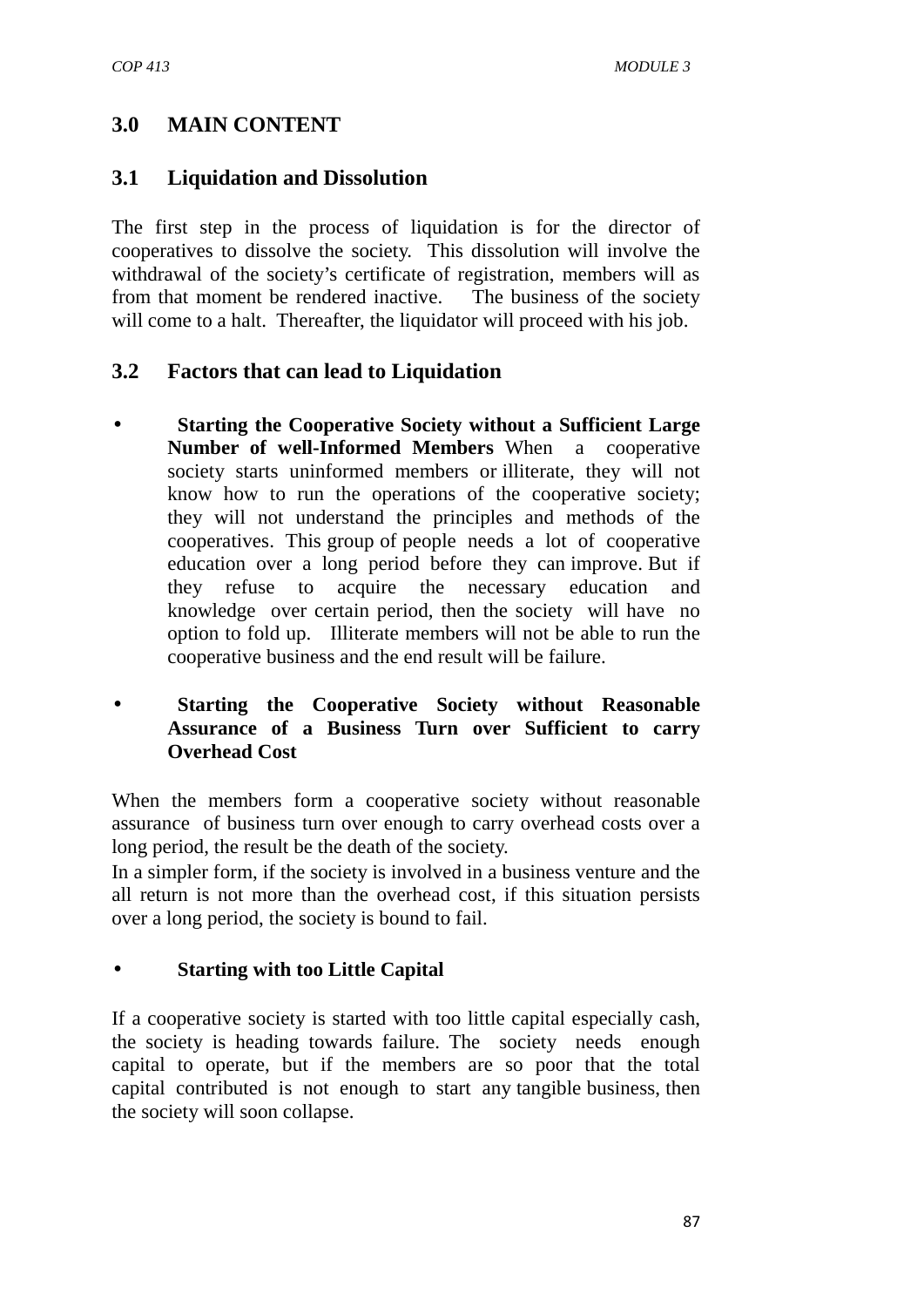## 3.0 MAIN CONTENT

### 3.1 Liquidation and Dissolution

The first step in the process of liquidation is for the director of cooperatives to dissolve the society. This dissolution will involve the withdrawal of the society's certificate of registration, members will as from that moment be rendered inactive. The business of the society will come to a halt. Thereafter, the liquidator will proceed with his job.

### 3.2 Factors that can lead to Liquidation

- **Starting the Cooperative Society without a Sufficient Large Number of well-Informed Members** When a cooperative society starts uninformed members or illiterate, they will not know how to run the operations of the cooperative society; they will not understand the principles and methods of the cooperatives. This group of people needs a lot of cooperative education over a long period before they can improve. But if they refuse to acquire the necessary education and knowledge over certain period, then the society will have no option to fold up. Illiterate members will not be able to run the cooperative business and the end result will be failure.

- **Starting the Cooperative Society without Reasonable Assurance of a Business Turn over Sufficient to carry Overhead Cost**

When the members form a cooperative society without reasonable assurance of business turn over enough to carry overhead costs over a long period, the result be the death of the society.

In a simpler form, if the society is involved in a business venture and the all return is not more than the overhead cost, if this situation persists over a long period, the society is bound to fail.

- **Starting with too Little Capital**

If a cooperative society is started with too little capital especially cash, the society is heading towards failure. The society needs enough capital to operate, but if the members are so poor that the total capital contributed is not enough to start any tangible business, then the society will soon collapse.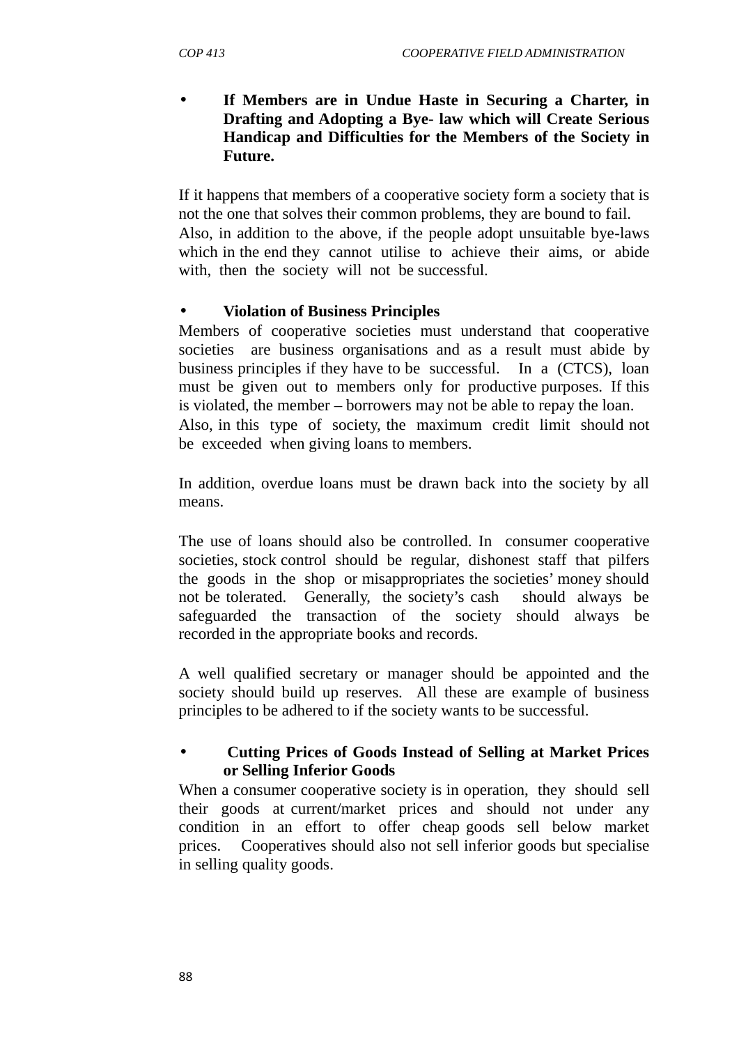- **If Members are in Undue Haste in Securing a Charter, in Drafting and Adopting a Bye- law which will Create Serious Handicap and Difficulties for the Members of the Society in Future.**

If it happens that members of a cooperative society form a society that is not the one that solves their common problems, they are bound to fail. Also, in addition to the above, if the people adopt unsuitable bye-laws which in the end they cannot utilise to achieve their aims, or abide with, then the society will not be successful.

- **Violation of Business Principles**

Members of cooperative societies must understand that cooperative societies are business organisations and as a result must abide by business principles if they have to be successful. In a (CTCS), loan must be given out to members only for productive purposes. If this is violated, the member – borrowers may not be able to repay the loan. Also, in this type of society, the maximum credit limit should not be exceeded when giving loans to members.

In addition, overdue loans must be drawn back into the society by all means.

The use of loans should also be controlled. In consumer cooperative societies, stock control should be regular, dishonest staff that pilfers the goods in the shop or misappropriates the societies' money should not be tolerated. Generally, the society's cash should always be safeguarded the transaction of the society should always be recorded in the appropriate books and records.

A well qualified secretary or manager should be appointed and the society should build up reserves. All these are example of business principles to be adhered to if the society wants to be successful.

- **Cutting Prices of Goods Instead of Selling at Market Prices or Selling Inferior Goods**

When a consumer cooperative society is in operation, they should sell their goods at current/market prices and should not under any condition in an effort to offer cheap goods sell below market prices. Cooperatives should also not sell inferior goods but specialise in selling quality goods.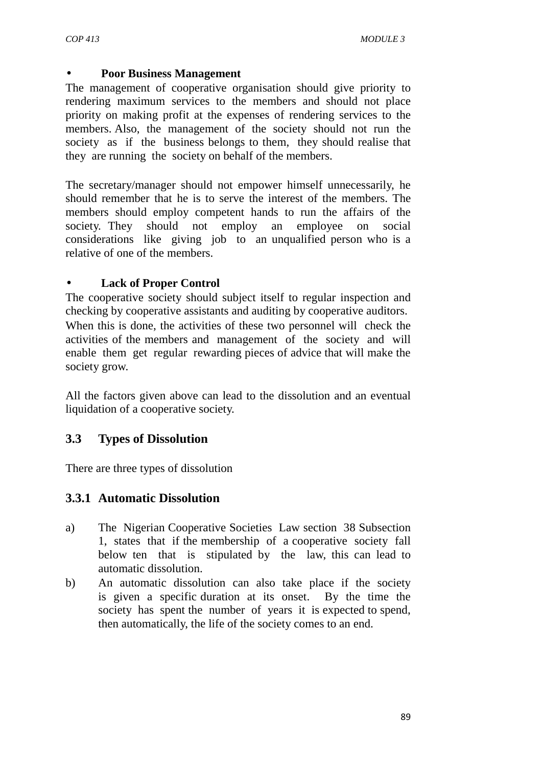- **Poor Business Management**

The management of cooperative organisation should give priority to rendering maximum services to the members and should not place priority on making profit at the expenses of rendering services to the members. Also, the management of the society should not run the society as if the business belongs to them, they should realise that they are running the society on behalf of the members.

The secretary/manager should not empower himself unnecessarily, he should remember that he is to serve the interest of the members. The members should employ competent hands to run the affairs of the society. They should not employ an employee on social considerations like giving job to an unqualified person who is a relative of one of the members.

- **Lack of Proper Control**

The cooperative society should subject itself to regular inspection and checking by cooperative assistants and auditing by cooperative auditors. When this is done, the activities of these two personnel will check the activities of the members and management of the society and will enable them get regular rewarding pieces of advice that will make the society grow.

All the factors given above can lead to the dissolution and an eventual liquidation of a cooperative society.

## 3.3 Types of Dissolution

There are three types of dissolution

### 3.3.1 Automatic Dissolution

a) The Nigerian Cooperative Societies Law section 38 Subsection 1, states that if the membership of a cooperative society fall below ten that is stipulated by the law, this can lead to automatic dissolution.

b) An automatic dissolution can also take place if the society is given a specific duration at its onset. By the time the society has spent the number of years it is expected to spend, then automatically, the life of the society comes to an end.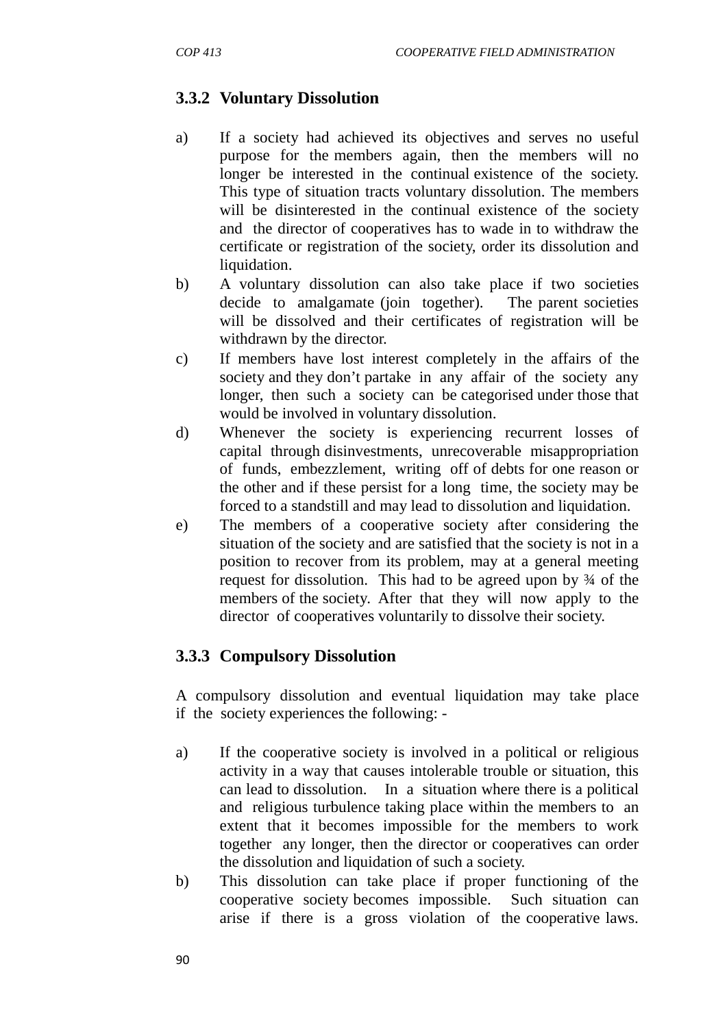### 3.3.2 Voluntary Dissolution

a) If a society had achieved its objectives and serves no useful purpose for the members again, then the members will no longer be interested in the continual existence of the society. This type of situation tracts voluntary dissolution. The members will be disinterested in the continual existence of the society and the director of cooperatives has to wade in to withdraw the certificate or registration of the society, order its dissolution and liquidation.

b) A voluntary dissolution can also take place if two societies decide to amalgamate (join together). The parent societies will be dissolved and their certificates of registration will be withdrawn by the director.

c) If members have lost interest completely in the affairs of the society and they don't partake in any affair of the society any longer, then such a society can be categorised under those that would be involved in voluntary dissolution.

d) Whenever the society is experiencing recurrent losses of capital through disinvestments, unrecoverable misappropriation of funds, embezzlement, writing off of debts for one reason or the other and if these persist for a long time, the society may be forced to a standstill and may lead to dissolution and liquidation.

e) The members of a cooperative society after considering the situation of the society and are satisfied that the society is not in a position to recover from its problem, may at a general meeting request for dissolution. This had to be agreed upon by ¾ of the members of the society. After that they will now apply to the director of cooperatives voluntarily to dissolve their society.

### 3.3.3 Compulsory Dissolution

A compulsory dissolution and eventual liquidation may take place if the society experiences the following: -

a) If the cooperative society is involved in a political or religious activity in a way that causes intolerable trouble or situation, this can lead to dissolution. In a situation where there is a political and religious turbulence taking place within the members to an extent that it becomes impossible for the members to work together any longer, then the director or cooperatives can order the dissolution and liquidation of such a society.

b) This dissolution can take place if proper functioning of the cooperative society becomes impossible. Such situation can arise if there is a gross violation of the cooperative laws.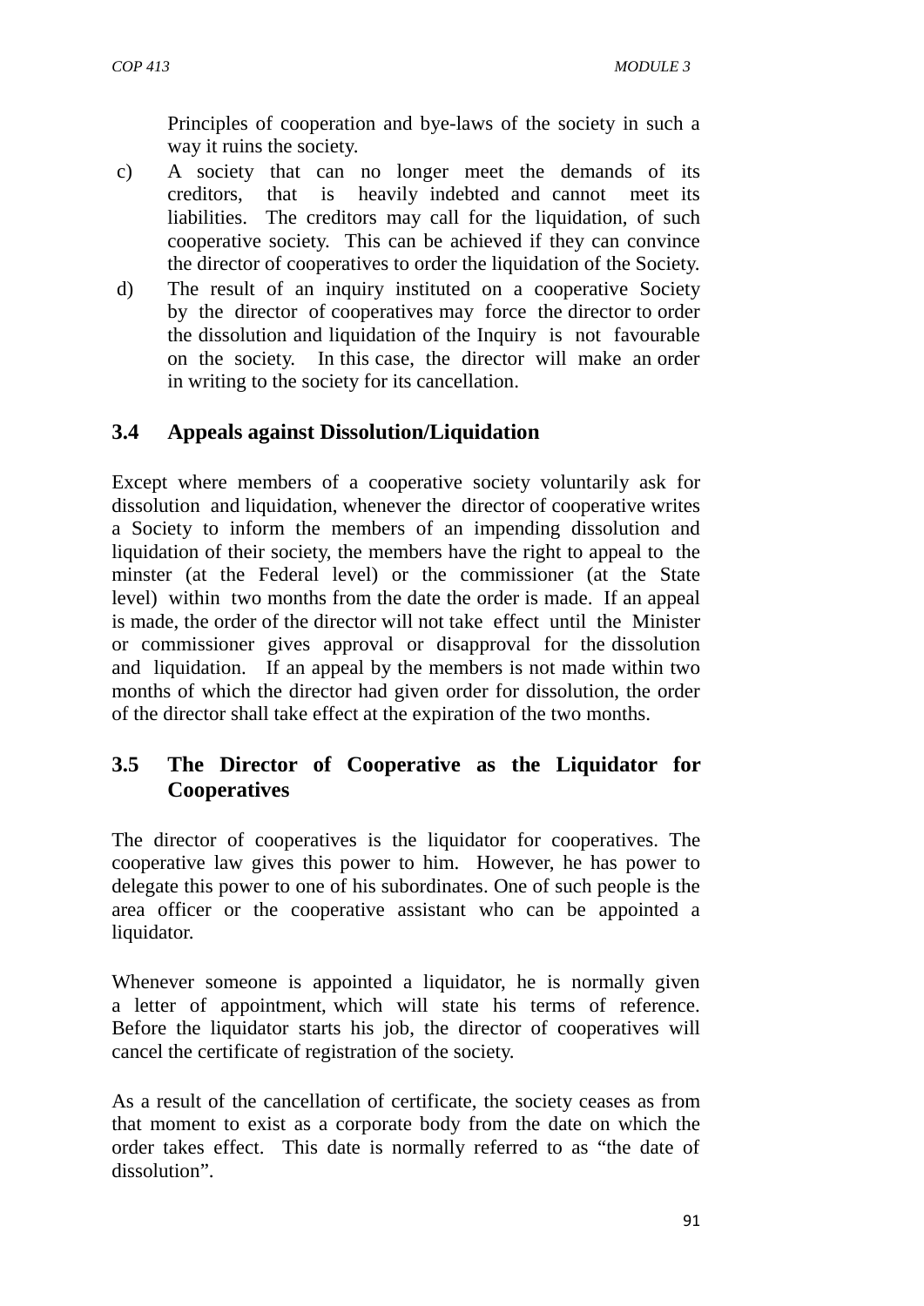Principles of cooperation and bye-laws of the society in such a way it ruins the society.

c) A society that can no longer meet the demands of its creditors, that is heavily indebted and cannot meet its liabilities. The creditors may call for the liquidation, of such cooperative society. This can be achieved if they can convince the director of cooperatives to order the liquidation of the Society.

d) The result of an inquiry instituted on a cooperative Society by the director of cooperatives may force the director to order the dissolution and liquidation of the Inquiry is not favourable on the society. In this case, the director will make an order in writing to the society for its cancellation.

## 3.4 Appeals against Dissolution/Liquidation

Except where members of a cooperative society voluntarily ask for dissolution and liquidation, whenever the director of cooperative writes a Society to inform the members of an impending dissolution and liquidation of their society, the members have the right to appeal to the minster (at the Federal level) or the commissioner (at the State level) within two months from the date the order is made. If an appeal is made, the order of the director will not take effect until the Minister or commissioner gives approval or disapproval for the dissolution and liquidation. If an appeal by the members is not made within two months of which the director had given order for dissolution, the order of the director shall take effect at the expiration of the two months.

## 3.5 The Director of Cooperative as the Liquidator for Cooperatives

The director of cooperatives is the liquidator for cooperatives. The cooperative law gives this power to him. However, he has power to delegate this power to one of his subordinates. One of such people is the area officer or the cooperative assistant who can be appointed a liquidator.

Whenever someone is appointed a liquidator, he is normally given a letter of appointment, which will state his terms of reference. Before the liquidator starts his job, the director of cooperatives will cancel the certificate of registration of the society.

As a result of the cancellation of certificate, the society ceases as from that moment to exist as a corporate body from the date on which the order takes effect. This date is normally referred to as "the date of dissolution".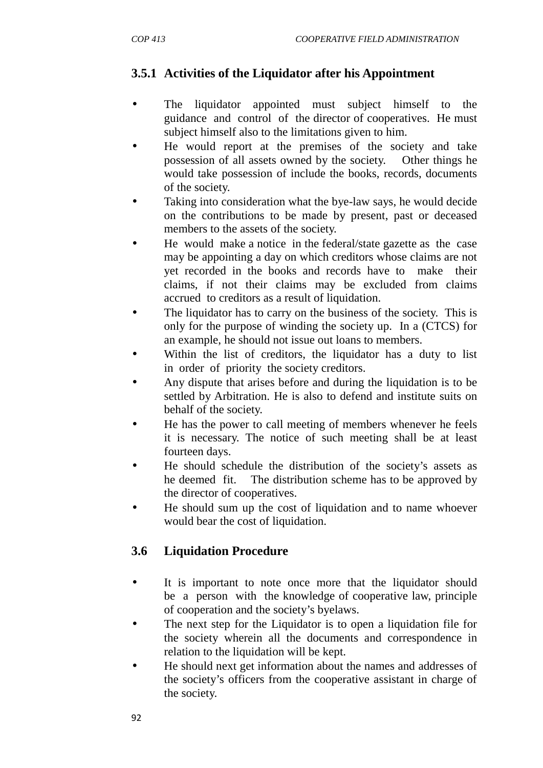### 3.5.1 Activities of the Liquidator after his Appointment

- The liquidator appointed must subject himself to the guidance and control of the director of cooperatives. He must subject himself also to the limitations given to him.
- He would report at the premises of the society and take possession of all assets owned by the society. Other things he would take possession of include the books, records, documents of the society.
- Taking into consideration what the bye-law says, he would decide on the contributions to be made by present, past or deceased members to the assets of the society.
- He would make a notice in the federal/state gazette as the case may be appointing a day on which creditors whose claims are not yet recorded in the books and records have to make their claims, if not their claims may be excluded from claims accrued to creditors as a result of liquidation.
- The liquidator has to carry on the business of the society. This is only for the purpose of winding the society up. In a (CTCS) for an example, he should not issue out loans to members.
- Within the list of creditors, the liquidator has a duty to list in order of priority the society creditors.
- Any dispute that arises before and during the liquidation is to be settled by Arbitration. He is also to defend and institute suits on behalf of the society.
- He has the power to call meeting of members whenever he feels it is necessary. The notice of such meeting shall be at least fourteen days.
- He should schedule the distribution of the society's assets as he deemed fit. The distribution scheme has to be approved by the director of cooperatives.
- He should sum up the cost of liquidation and to name whoever would bear the cost of liquidation.

## 3.6 Liquidation Procedure

- It is important to note once more that the liquidator should be a person with the knowledge of cooperative law, principle of cooperation and the society's byelaws.
- The next step for the Liquidator is to open a liquidation file for the society wherein all the documents and correspondence in relation to the liquidation will be kept.
- He should next get information about the names and addresses of the society's officers from the cooperative assistant in charge of the society.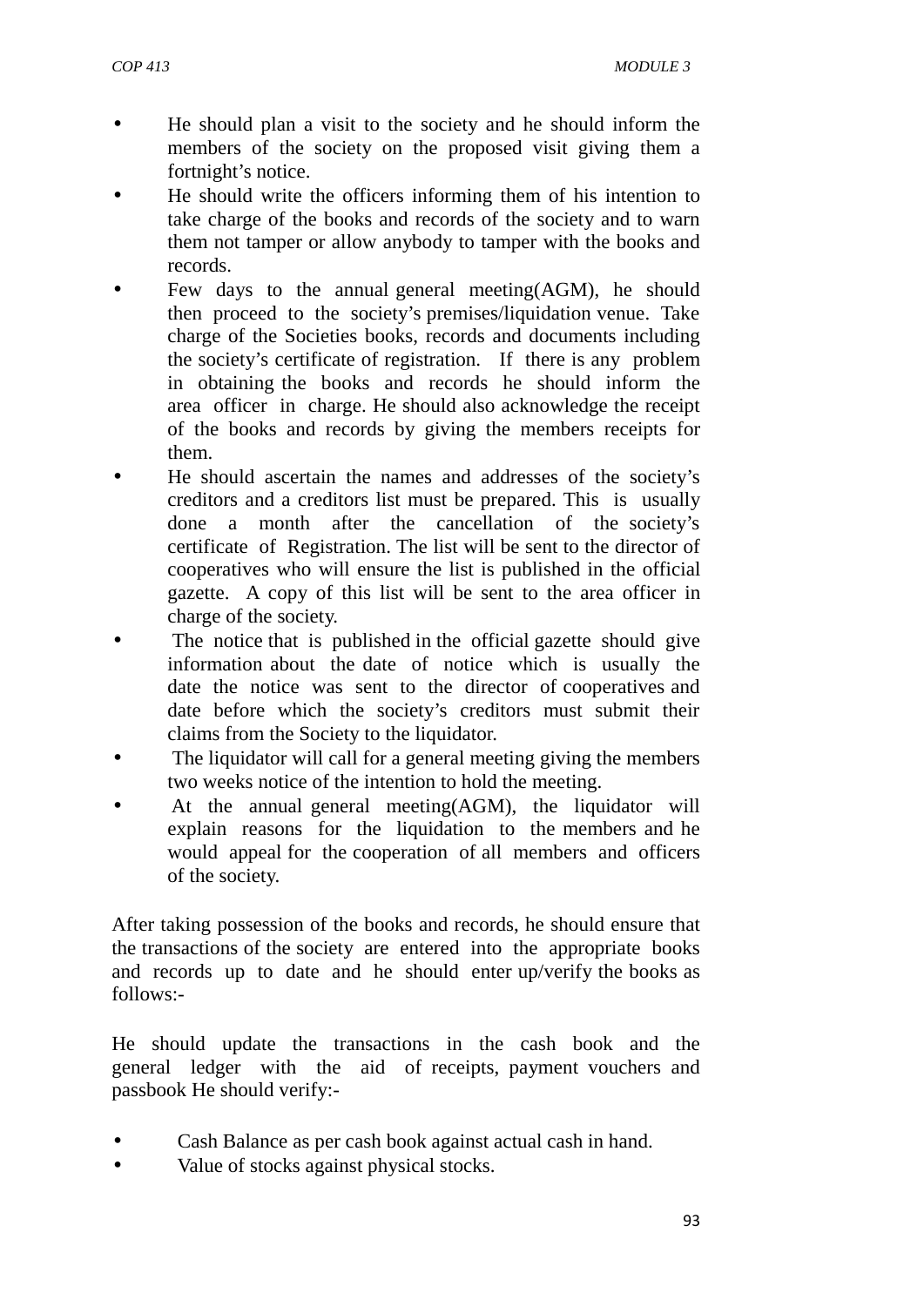- He should plan a visit to the society and he should inform the members of the society on the proposed visit giving them a fortnight's notice.
- He should write the officers informing them of his intention to take charge of the books and records of the society and to warn them not tamper or allow anybody to tamper with the books and records.
- Few days to the annual general meeting(AGM), he should then proceed to the society's premises/liquidation venue. Take charge of the Societies books, records and documents including the society's certificate of registration. If there is any problem in obtaining the books and records he should inform the area officer in charge. He should also acknowledge the receipt of the books and records by giving the members receipts for them.
- He should ascertain the names and addresses of the society's creditors and a creditors list must be prepared. This is usually done a month after the cancellation of the society's certificate of Registration. The list will be sent to the director of cooperatives who will ensure the list is published in the official gazette. A copy of this list will be sent to the area officer in charge of the society.
- The notice that is published in the official gazette should give information about the date of notice which is usually the date the notice was sent to the director of cooperatives and date before which the society's creditors must submit their claims from the Society to the liquidator.
- The liquidator will call for a general meeting giving the members two weeks notice of the intention to hold the meeting.
- At the annual general meeting(AGM), the liquidator will explain reasons for the liquidation to the members and he would appeal for the cooperation of all members and officers of the society.

After taking possession of the books and records, he should ensure that the transactions of the society are entered into the appropriate books and records up to date and he should enter up/verify the books as follows:-

He should update the transactions in the cash book and the general ledger with the aid of receipts, payment vouchers and passbook He should verify:-

- Cash Balance as per cash book against actual cash in hand.
- Value of stocks against physical stocks.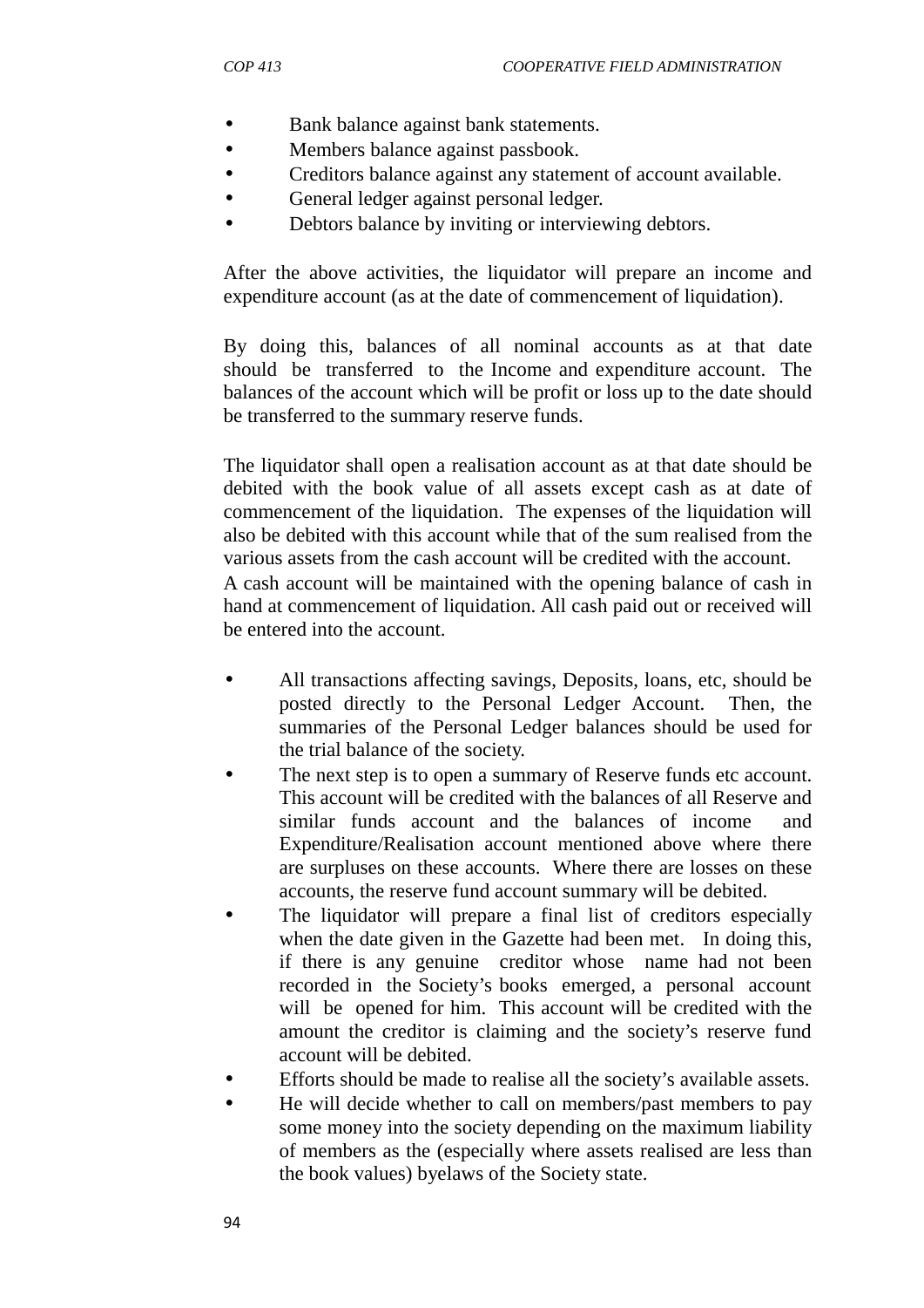- Bank balance against bank statements.
- Members balance against passbook.
- Creditors balance against any statement of account available.
- General ledger against personal ledger.
- Debtors balance by inviting or interviewing debtors.

After the above activities, the liquidator will prepare an income and expenditure account (as at the date of commencement of liquidation).

By doing this, balances of all nominal accounts as at that date should be transferred to the Income and expenditure account. The balances of the account which will be profit or loss up to the date should be transferred to the summary reserve funds.

The liquidator shall open a realisation account as at that date should be debited with the book value of all assets except cash as at date of commencement of the liquidation. The expenses of the liquidation will also be debited with this account while that of the sum realised from the various assets from the cash account will be credited with the account.

A cash account will be maintained with the opening balance of cash in hand at commencement of liquidation. All cash paid out or received will be entered into the account.

- All transactions affecting savings, Deposits, loans, etc, should be posted directly to the Personal Ledger Account. Then, the summaries of the Personal Ledger balances should be used for the trial balance of the society.
- The next step is to open a summary of Reserve funds etc account. This account will be credited with the balances of all Reserve and similar funds account and the balances of income and Expenditure/Realisation account mentioned above where there are surpluses on these accounts. Where there are losses on these accounts, the reserve fund account summary will be debited.
- The liquidator will prepare a final list of creditors especially when the date given in the Gazette had been met. In doing this, if there is any genuine creditor whose name had not been recorded in the Society's books emerged, a personal account will be opened for him. This account will be credited with the amount the creditor is claiming and the society's reserve fund account will be debited.
- Efforts should be made to realise all the society's available assets.
- He will decide whether to call on members/past members to pay some money into the society depending on the maximum liability of members as the (especially where assets realised are less than the book values) byelaws of the Society state.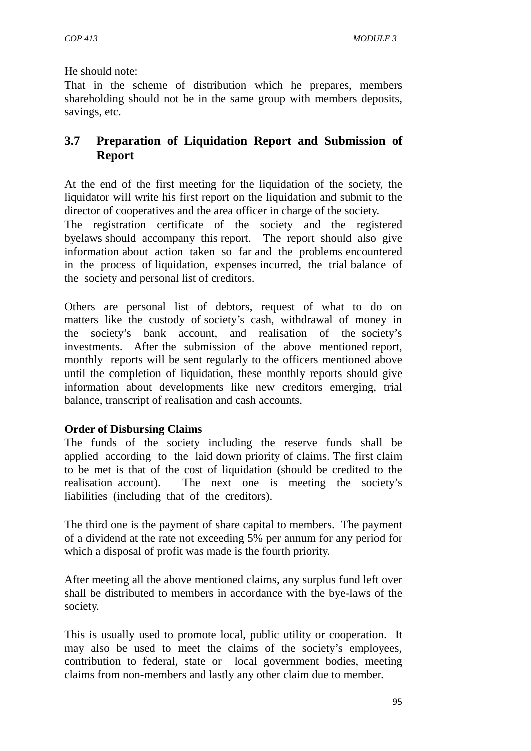He should note:

That in the scheme of distribution which he prepares, members shareholding should not be in the same group with members deposits, savings, etc.

## 3.7 Preparation of Liquidation Report and Submission of Report

At the end of the first meeting for the liquidation of the society, the liquidator will write his first report on the liquidation and submit to the director of cooperatives and the area officer in charge of the society. The registration certificate of the society and the registered byelaws should accompany this report. The report should also give information about action taken so far and the problems encountered in the process of liquidation, expenses incurred, the trial balance of the society and personal list of creditors.

Others are personal list of debtors, request of what to do on matters like the custody of society's cash, withdrawal of money in the society's bank account, and realisation of the society's investments. After the submission of the above mentioned report, monthly reports will be sent regularly to the officers mentioned above until the completion of liquidation, these monthly reports should give information about developments like new creditors emerging, trial balance, transcript of realisation and cash accounts.

**Order of Disbursing Claims**

The funds of the society including the reserve funds shall be applied according to the laid down priority of claims. The first claim to be met is that of the cost of liquidation (should be credited to the realisation account). The next one is meeting the society's liabilities (including that of the creditors).

The third one is the payment of share capital to members. The payment of a dividend at the rate not exceeding 5% per annum for any period for which a disposal of profit was made is the fourth priority.

After meeting all the above mentioned claims, any surplus fund left over shall be distributed to members in accordance with the bye-laws of the society.

This is usually used to promote local, public utility or cooperation. It may also be used to meet the claims of the society's employees, contribution to federal, state or local government bodies, meeting claims from non-members and lastly any other claim due to member.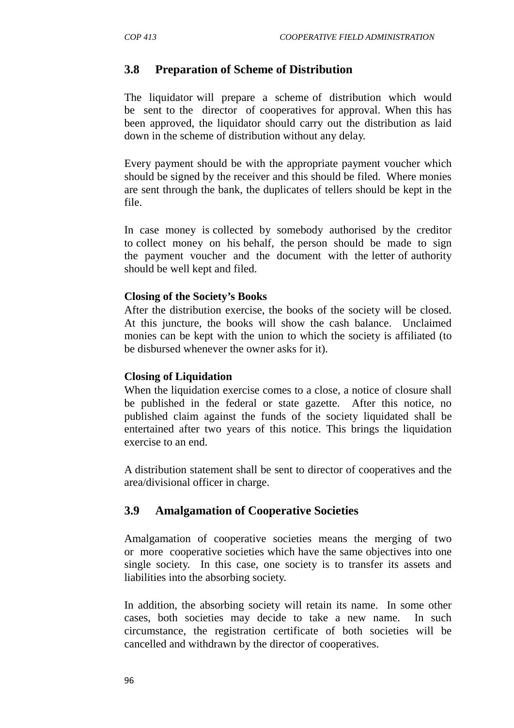## 3.8 Preparation of Scheme of Distribution

The liquidator will prepare a scheme of distribution which would be sent to the director of cooperatives for approval. When this has been approved, the liquidator should carry out the distribution as laid down in the scheme of distribution without any delay.

Every payment should be with the appropriate payment voucher which should be signed by the receiver and this should be filed. Where monies are sent through the bank, the duplicates of tellers should be kept in the file.

In case money is collected by somebody authorised by the creditor to collect money on his behalf, the person should be made to sign the payment voucher and the document with the letter of authority should be well kept and filed.

**Closing of the Society's Books**

After the distribution exercise, the books of the society will be closed. At this juncture, the books will show the cash balance. Unclaimed monies can be kept with the union to which the society is affiliated (to be disbursed whenever the owner asks for it).

**Closing of Liquidation**

When the liquidation exercise comes to a close, a notice of closure shall be published in the federal or state gazette. After this notice, no published claim against the funds of the society liquidated shall be entertained after two years of this notice. This brings the liquidation exercise to an end.

A distribution statement shall be sent to director of cooperatives and the area/divisional officer in charge.

## 3.9 Amalgamation of Cooperative Societies

Amalgamation of cooperative societies means the merging of two or more cooperative societies which have the same objectives into one single society. In this case, one society is to transfer its assets and liabilities into the absorbing society.

In addition, the absorbing society will retain its name. In some other cases, both societies may decide to take a new name. In such circumstance, the registration certificate of both societies will be cancelled and withdrawn by the director of cooperatives.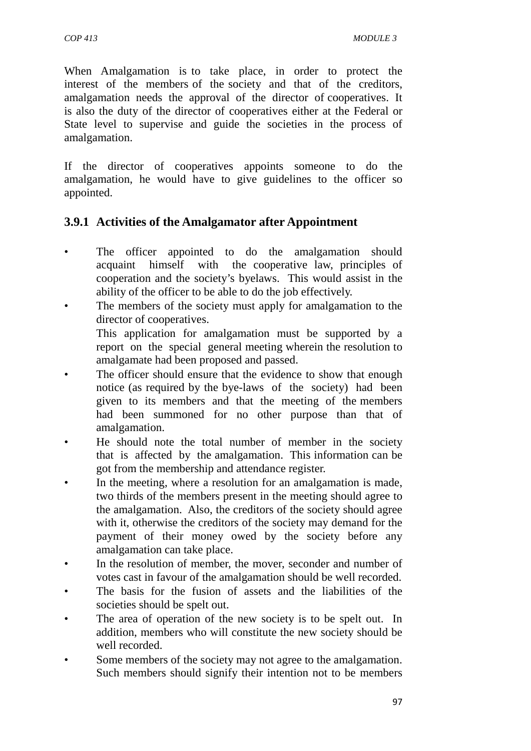When Amalgamation is to take place, in order to protect the interest of the members of the society and that of the creditors, amalgamation needs the approval of the director of cooperatives. It is also the duty of the director of cooperatives either at the Federal or State level to supervise and guide the societies in the process of amalgamation.

If the director of cooperatives appoints someone to do the amalgamation, he would have to give guidelines to the officer so appointed.

### 3.9.1 Activities of the Amalgamator after Appointment

- The officer appointed to do the amalgamation should acquaint himself with the cooperative law, principles of cooperation and the society's byelaws. This would assist in the ability of the officer to be able to do the job effectively.
- The members of the society must apply for amalgamation to the director of cooperatives.

  This application for amalgamation must be supported by a report on the special general meeting wherein the resolution to amalgamate had been proposed and passed.
- The officer should ensure that the evidence to show that enough notice (as required by the bye-laws of the society) had been given to its members and that the meeting of the members had been summoned for no other purpose than that of amalgamation.
- He should note the total number of member in the society that is affected by the amalgamation. This information can be got from the membership and attendance register.
- In the meeting, where a resolution for an amalgamation is made, two thirds of the members present in the meeting should agree to the amalgamation. Also, the creditors of the society should agree with it, otherwise the creditors of the society may demand for the payment of their money owed by the society before any amalgamation can take place.
- In the resolution of member, the mover, seconder and number of votes cast in favour of the amalgamation should be well recorded.
- The basis for the fusion of assets and the liabilities of the societies should be spelt out.
- The area of operation of the new society is to be spelt out. In addition, members who will constitute the new society should be well recorded.
- Some members of the society may not agree to the amalgamation. Such members should signify their intention not to be members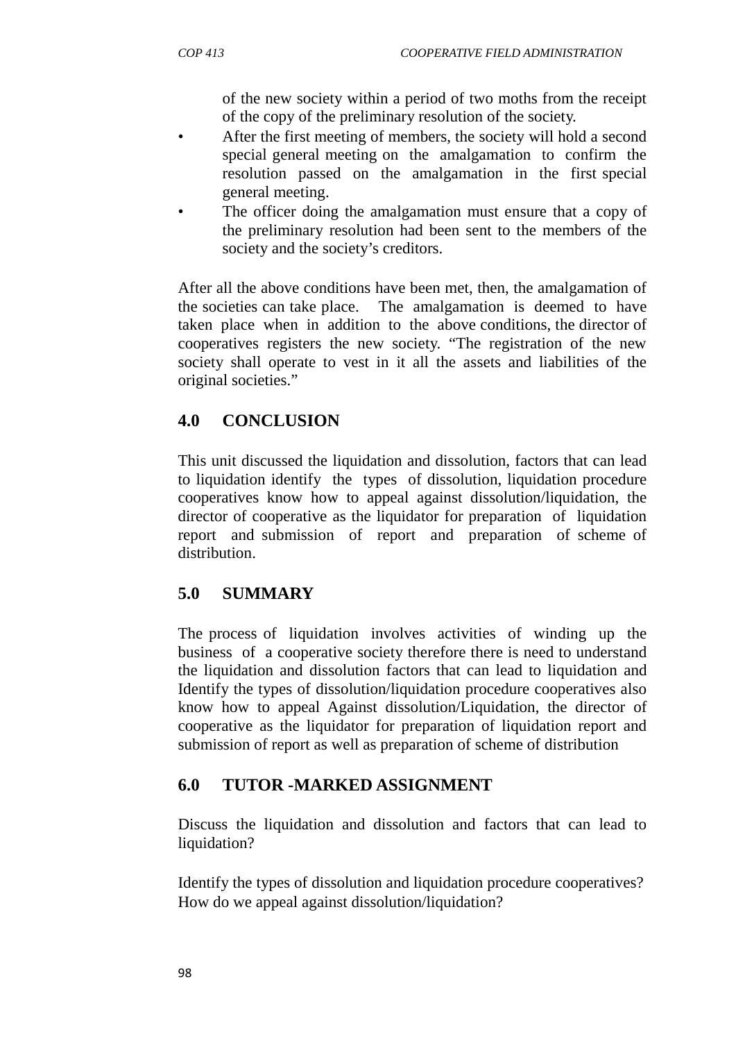of the new society within a period of two moths from the receipt of the copy of the preliminary resolution of the society.

- After the first meeting of members, the society will hold a second special general meeting on the amalgamation to confirm the resolution passed on the amalgamation in the first special general meeting.
- The officer doing the amalgamation must ensure that a copy of the preliminary resolution had been sent to the members of the society and the society's creditors.

After all the above conditions have been met, then, the amalgamation of the societies can take place. The amalgamation is deemed to have taken place when in addition to the above conditions, the director of cooperatives registers the new society. "The registration of the new society shall operate to vest in it all the assets and liabilities of the original societies."

## 4.0 CONCLUSION

This unit discussed the liquidation and dissolution, factors that can lead to liquidation identify the types of dissolution, liquidation procedure cooperatives know how to appeal against dissolution/liquidation, the director of cooperative as the liquidator for preparation of liquidation report and submission of report and preparation of scheme of distribution.

## 5.0 SUMMARY

The process of liquidation involves activities of winding up the business of a cooperative society therefore there is need to understand the liquidation and dissolution factors that can lead to liquidation and Identify the types of dissolution/liquidation procedure cooperatives also know how to appeal Against dissolution/Liquidation, the director of cooperative as the liquidator for preparation of liquidation report and submission of report as well as preparation of scheme of distribution

## 6.0 TUTOR -MARKED ASSIGNMENT

Discuss the liquidation and dissolution and factors that can lead to liquidation?

Identify the types of dissolution and liquidation procedure cooperatives?
How do we appeal against dissolution/liquidation?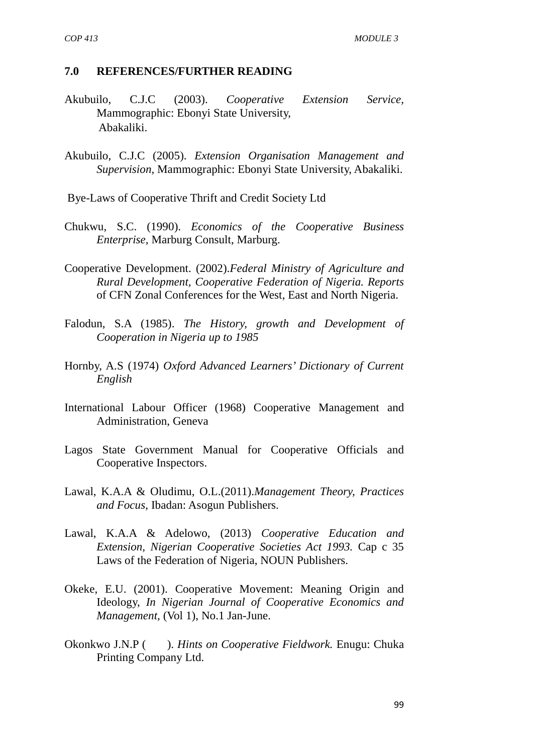## 7.0 REFERENCES/FURTHER READING

Akubuilo, C.J.C (2003). *Cooperative Extension Service*, Mammographic: Ebonyi State University, Abakaliki.

Akubuilo, C.J.C (2005). *Extension Organisation Management and Supervision*, Mammographic: Ebonyi State University, Abakaliki.

Bye-Laws of Cooperative Thrift and Credit Society Ltd

Chukwu, S.C. (1990). *Economics of the Cooperative Business Enterprise*, Marburg Consult, Marburg.

Cooperative Development. (2002).*Federal Ministry of Agriculture and Rural Development, Cooperative Federation of Nigeria. Reports* of CFN Zonal Conferences for the West, East and North Nigeria.

Falodun, S.A (1985). *The History, growth and Development of Cooperation in Nigeria up to 1985*

Hornby, A.S (1974) *Oxford Advanced Learners' Dictionary of Current English*

International Labour Officer (1968) Cooperative Management and Administration, Geneva

Lagos State Government Manual for Cooperative Officials and Cooperative Inspectors.

Lawal, K.A.A & Oludimu, O.L.(2011).*Management Theory, Practices and Focus*, Ibadan: Asogun Publishers.

Lawal, K.A.A & Adelowo, (2013) *Cooperative Education and Extension, Nigerian Cooperative Societies Act 1993.* Cap c 35 Laws of the Federation of Nigeria, NOUN Publishers.

Okeke, E.U. (2001). Cooperative Movement: Meaning Origin and Ideology, *In Nigerian Journal of Cooperative Economics and Management,* (Vol 1), No.1 Jan-June.

Okonkwo J.N.P ( ). *Hints on Cooperative Fieldwork.* Enugu: Chuka Printing Company Ltd.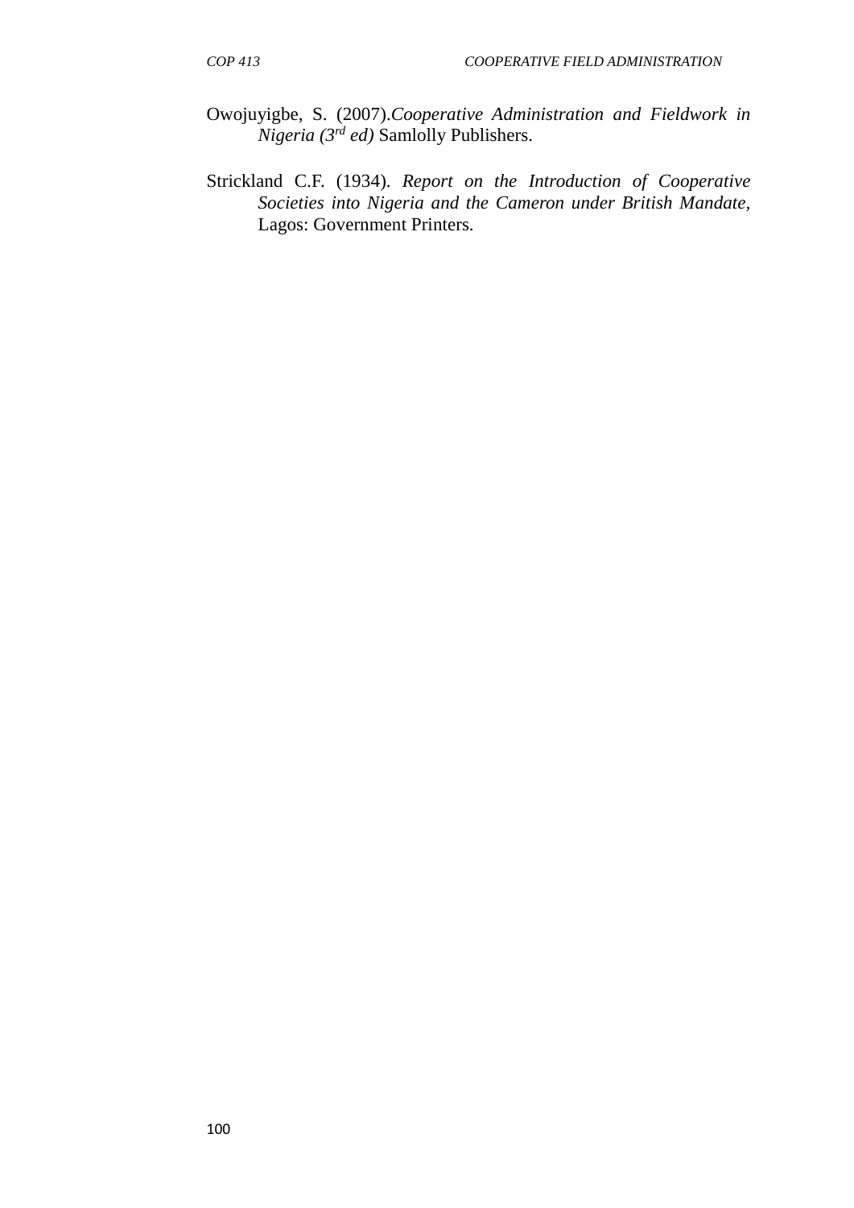Owojuyigbe, S. (2007).*Cooperative Administration and Fieldwork in Nigeria (3rd ed)* Samlolly Publishers.

Strickland C.F. (1934). *Report on the Introduction of Cooperative Societies into Nigeria and the Cameron under British Mandate,* Lagos: Government Printers.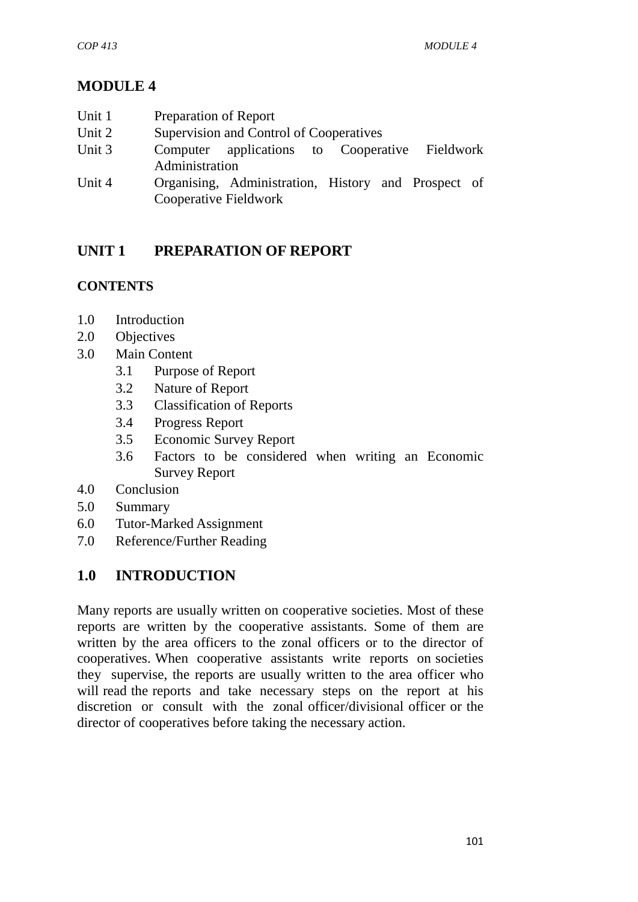# MODULE 4

| | |
|---|---|
| Unit 1 | Preparation of Report |
| Unit 2 | Supervision and Control of Cooperatives |
| Unit 3 | Computer applications to Cooperative Fieldwork Administration |
| Unit 4 | Organising, Administration, History and Prospect of Cooperative Fieldwork |

## UNIT 1 PREPARATION OF REPORT

### CONTENTS

1.0 Introduction
2.0 Objectives
3.0 Main Content
  3.1 Purpose of Report
  3.2 Nature of Report
  3.3 Classification of Reports
  3.4 Progress Report
  3.5 Economic Survey Report
  3.6 Factors to be considered when writing an Economic Survey Report
4.0 Conclusion
5.0 Summary
6.0 Tutor-Marked Assignment
7.0 Reference/Further Reading

## 1.0 INTRODUCTION

Many reports are usually written on cooperative societies. Most of these reports are written by the cooperative assistants. Some of them are written by the area officers to the zonal officers or to the director of cooperatives. When cooperative assistants write reports on societies they supervise, the reports are usually written to the area officer who will read the reports and take necessary steps on the report at his discretion or consult with the zonal officer/divisional officer or the director of cooperatives before taking the necessary action.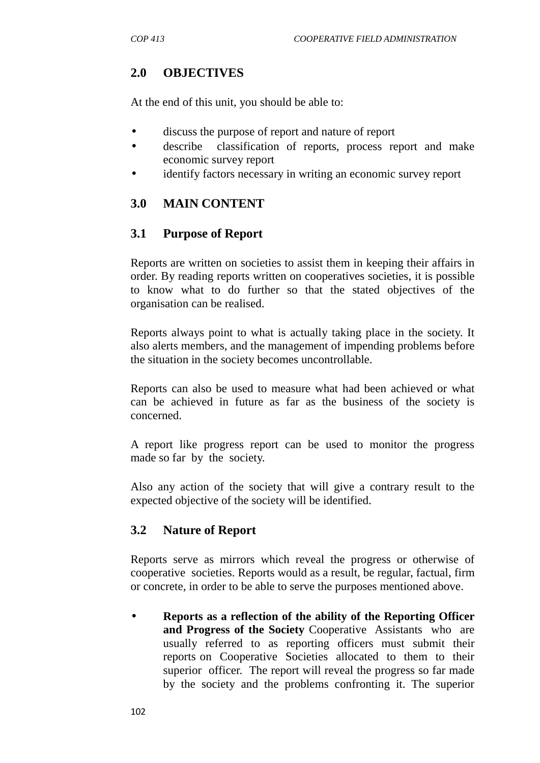## 2.0 OBJECTIVES

At the end of this unit, you should be able to:

- discuss the purpose of report and nature of report
- describe classification of reports, process report and make economic survey report
- identify factors necessary in writing an economic survey report

## 3.0 MAIN CONTENT

### 3.1 Purpose of Report

Reports are written on societies to assist them in keeping their affairs in order. By reading reports written on cooperatives societies, it is possible to know what to do further so that the stated objectives of the organisation can be realised.

Reports always point to what is actually taking place in the society. It also alerts members, and the management of impending problems before the situation in the society becomes uncontrollable.

Reports can also be used to measure what had been achieved or what can be achieved in future as far as the business of the society is concerned.

A report like progress report can be used to monitor the progress made so far by the society.

Also any action of the society that will give a contrary result to the expected objective of the society will be identified.

### 3.2 Nature of Report

Reports serve as mirrors which reveal the progress or otherwise of cooperative societies. Reports would as a result, be regular, factual, firm or concrete, in order to be able to serve the purposes mentioned above.

- **Reports as a reflection of the ability of the Reporting Officer and Progress of the Society** Cooperative Assistants who are usually referred to as reporting officers must submit their reports on Cooperative Societies allocated to them to their superior officer. The report will reveal the progress so far made by the society and the problems confronting it. The superior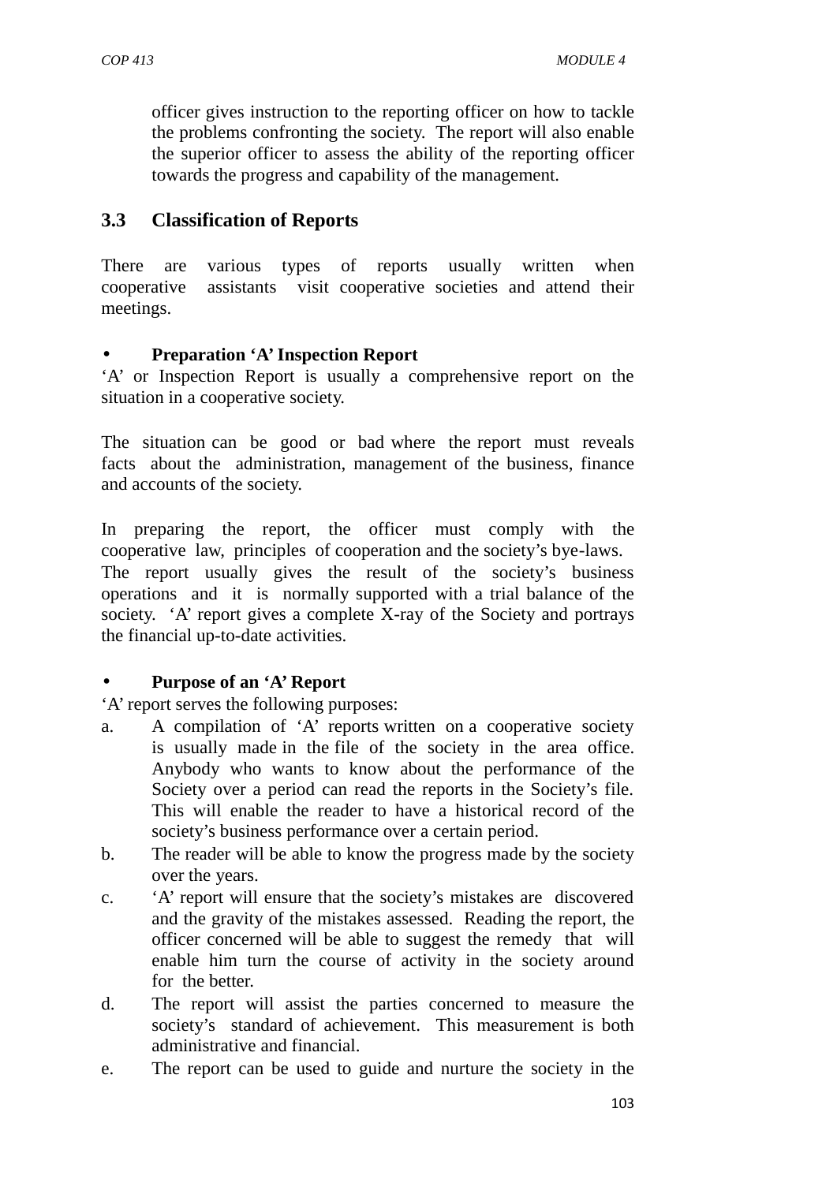officer gives instruction to the reporting officer on how to tackle the problems confronting the society. The report will also enable the superior officer to assess the ability of the reporting officer towards the progress and capability of the management.

## 3.3 Classification of Reports

There are various types of reports usually written when cooperative assistants visit cooperative societies and attend their meetings.

- **Preparation 'A' Inspection Report**

'A' or Inspection Report is usually a comprehensive report on the situation in a cooperative society.

The situation can be good or bad where the report must reveals facts about the administration, management of the business, finance and accounts of the society.

In preparing the report, the officer must comply with the cooperative law, principles of cooperation and the society's bye-laws. The report usually gives the result of the society's business operations and it is normally supported with a trial balance of the society. 'A' report gives a complete X-ray of the Society and portrays the financial up-to-date activities.

- **Purpose of an 'A' Report**

'A' report serves the following purposes:

a. A compilation of 'A' reports written on a cooperative society is usually made in the file of the society in the area office. Anybody who wants to know about the performance of the Society over a period can read the reports in the Society's file. This will enable the reader to have a historical record of the society's business performance over a certain period.
b. The reader will be able to know the progress made by the society over the years.
c. 'A' report will ensure that the society's mistakes are discovered and the gravity of the mistakes assessed. Reading the report, the officer concerned will be able to suggest the remedy that will enable him turn the course of activity in the society around for the better.
d. The report will assist the parties concerned to measure the society's standard of achievement. This measurement is both administrative and financial.
e. The report can be used to guide and nurture the society in the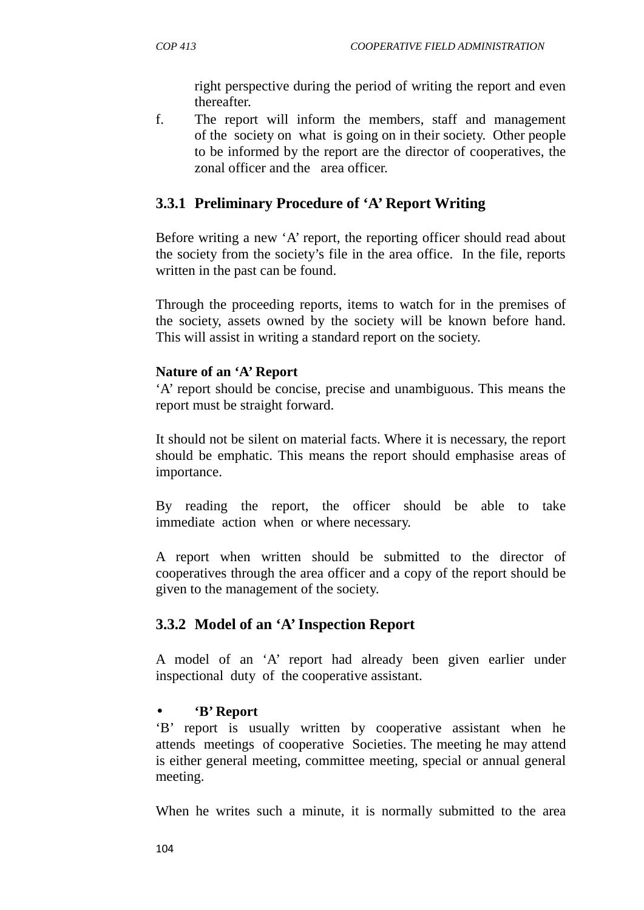right perspective during the period of writing the report and even thereafter.

f. The report will inform the members, staff and management of the society on what is going on in their society. Other people to be informed by the report are the director of cooperatives, the zonal officer and the area officer.

### 3.3.1 Preliminary Procedure of ‘A’ Report Writing

Before writing a new ‘A’ report, the reporting officer should read about the society from the society’s file in the area office. In the file, reports written in the past can be found.

Through the proceeding reports, items to watch for in the premises of the society, assets owned by the society will be known before hand. This will assist in writing a standard report on the society.

**Nature of an ‘A’ Report**

‘A’ report should be concise, precise and unambiguous. This means the report must be straight forward.

It should not be silent on material facts. Where it is necessary, the report should be emphatic. This means the report should emphasise areas of importance.

By reading the report, the officer should be able to take immediate action when or where necessary.

A report when written should be submitted to the director of cooperatives through the area officer and a copy of the report should be given to the management of the society.

### 3.3.2 Model of an ‘A’ Inspection Report

A model of an ‘A’ report had already been given earlier under inspectional duty of the cooperative assistant.

- **‘B’ Report**

‘B’ report is usually written by cooperative assistant when he attends meetings of cooperative Societies. The meeting he may attend is either general meeting, committee meeting, special or annual general meeting.

When he writes such a minute, it is normally submitted to the area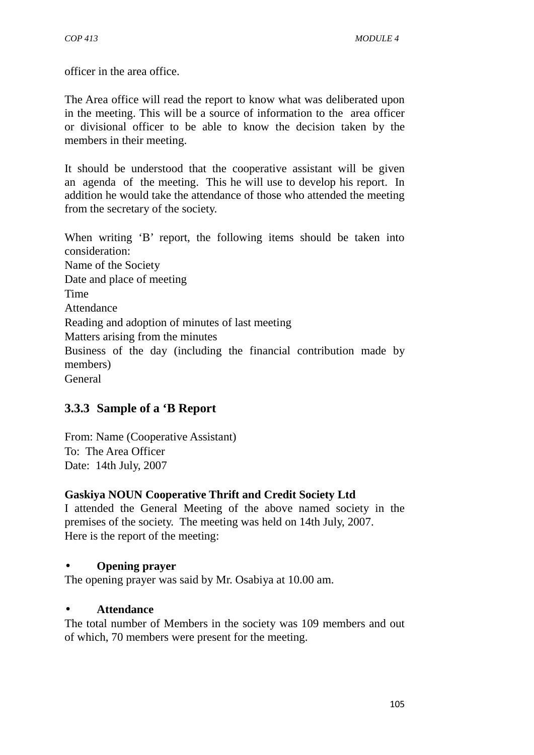officer in the area office.

The Area office will read the report to know what was deliberated upon in the meeting. This will be a source of information to the area officer or divisional officer to be able to know the decision taken by the members in their meeting.

It should be understood that the cooperative assistant will be given an agenda of the meeting. This he will use to develop his report. In addition he would take the attendance of those who attended the meeting from the secretary of the society.

When writing 'B' report, the following items should be taken into consideration:
Name of the Society
Date and place of meeting
Time
Attendance
Reading and adoption of minutes of last meeting
Matters arising from the minutes
Business of the day (including the financial contribution made by members)
General

### 3.3.3 Sample of a 'B Report

From: Name (Cooperative Assistant)
To: The Area Officer
Date: 14th July, 2007

**Gaskiya NOUN Cooperative Thrift and Credit Society Ltd**
I attended the General Meeting of the above named society in the premises of the society. The meeting was held on 14th July, 2007.
Here is the report of the meeting:

- **Opening prayer**

The opening prayer was said by Mr. Osabiya at 10.00 am.

- **Attendance**

The total number of Members in the society was 109 members and out of which, 70 members were present for the meeting.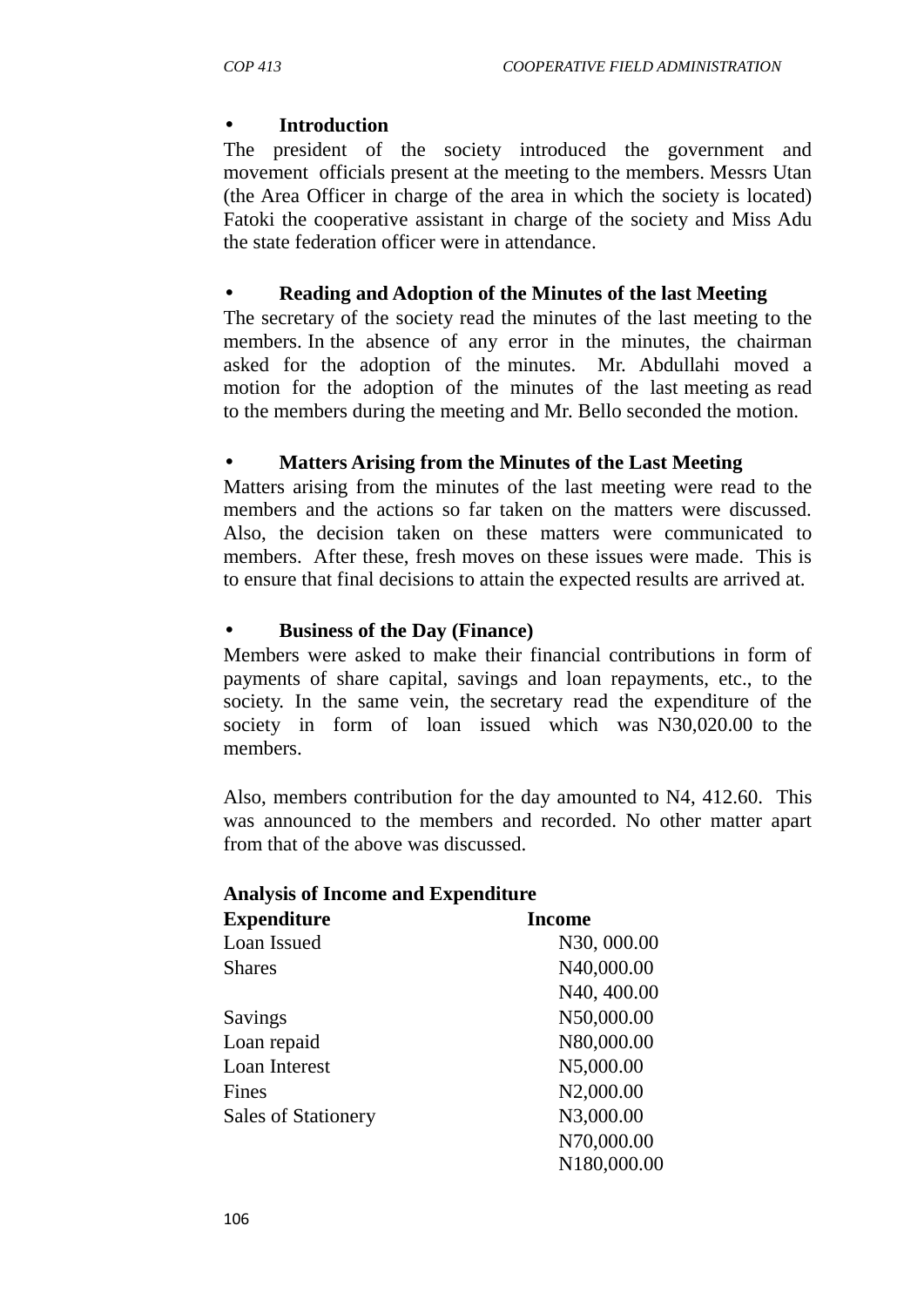- **Introduction**

The president of the society introduced the government and movement officials present at the meeting to the members. Messrs Utan (the Area Officer in charge of the area in which the society is located) Fatoki the cooperative assistant in charge of the society and Miss Adu the state federation officer were in attendance.

- **Reading and Adoption of the Minutes of the last Meeting**

The secretary of the society read the minutes of the last meeting to the members. In the absence of any error in the minutes, the chairman asked for the adoption of the minutes. Mr. Abdullahi moved a motion for the adoption of the minutes of the last meeting as read to the members during the meeting and Mr. Bello seconded the motion.

- **Matters Arising from the Minutes of the Last Meeting**

Matters arising from the minutes of the last meeting were read to the members and the actions so far taken on the matters were discussed. Also, the decision taken on these matters were communicated to members. After these, fresh moves on these issues were made. This is to ensure that final decisions to attain the expected results are arrived at.

- **Business of the Day (Finance)**

Members were asked to make their financial contributions in form of payments of share capital, savings and loan repayments, etc., to the society. In the same vein, the secretary read the expenditure of the society in form of loan issued which was N30,020.00 to the members.

Also, members contribution for the day amounted to N4, 412.60. This was announced to the members and recorded. No other matter apart from that of the above was discussed.

**Analysis of Income and Expenditure**

| **Expenditure** | **Income** |
|---|---|
| Loan Issued | N30, 000.00 |
| Shares | N40,000.00 |
| | N40, 400.00 |
| Savings | N50,000.00 |
| Loan repaid | N80,000.00 |
| Loan Interest | N5,000.00 |
| Fines | N2,000.00 |
| Sales of Stationery | N3,000.00 |
| | N70,000.00 |
| | N180,000.00 |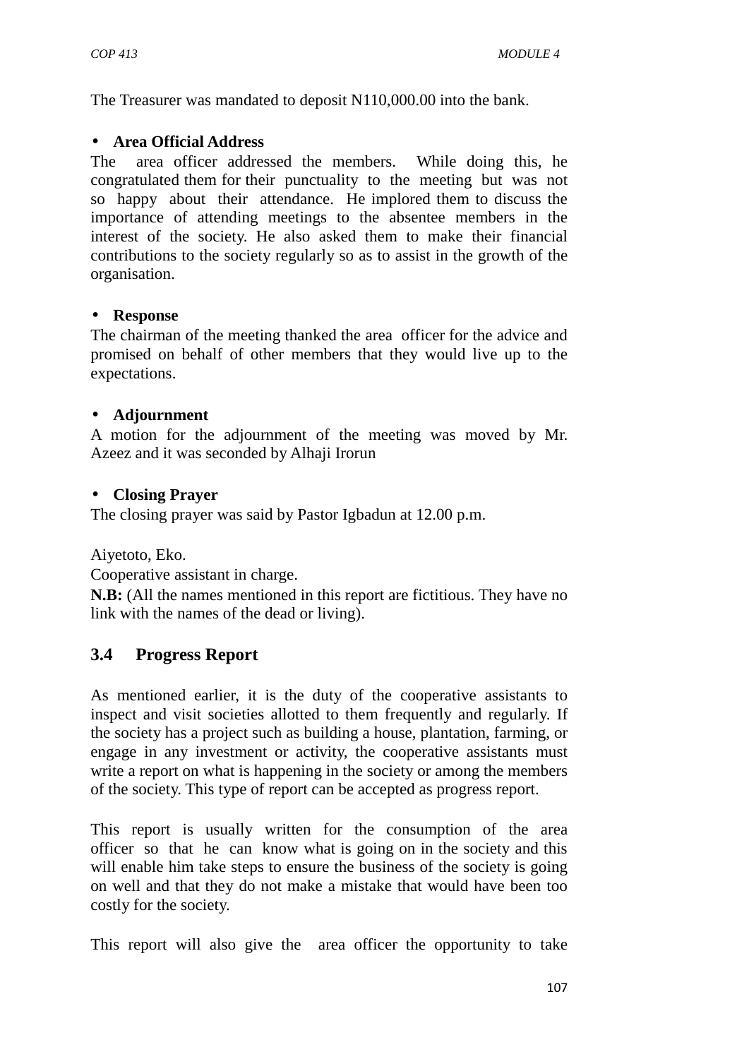The Treasurer was mandated to deposit N110,000.00 into the bank.

- **Area Official Address**

The area officer addressed the members. While doing this, he congratulated them for their punctuality to the meeting but was not so happy about their attendance. He implored them to discuss the importance of attending meetings to the absentee members in the interest of the society. He also asked them to make their financial contributions to the society regularly so as to assist in the growth of the organisation.

- **Response**

The chairman of the meeting thanked the area officer for the advice and promised on behalf of other members that they would live up to the expectations.

- **Adjournment**

A motion for the adjournment of the meeting was moved by Mr. Azeez and it was seconded by Alhaji Irorun

- **Closing Prayer**

The closing prayer was said by Pastor Igbadun at 12.00 p.m.

Aiyetoto, Eko.
Cooperative assistant in charge.

**N.B:** (All the names mentioned in this report are fictitious. They have no link with the names of the dead or living).

## 3.4 Progress Report

As mentioned earlier, it is the duty of the cooperative assistants to inspect and visit societies allotted to them frequently and regularly. If the society has a project such as building a house, plantation, farming, or engage in any investment or activity, the cooperative assistants must write a report on what is happening in the society or among the members of the society. This type of report can be accepted as progress report.

This report is usually written for the consumption of the area officer so that he can know what is going on in the society and this will enable him take steps to ensure the business of the society is going on well and that they do not make a mistake that would have been too costly for the society.

This report will also give the area officer the opportunity to take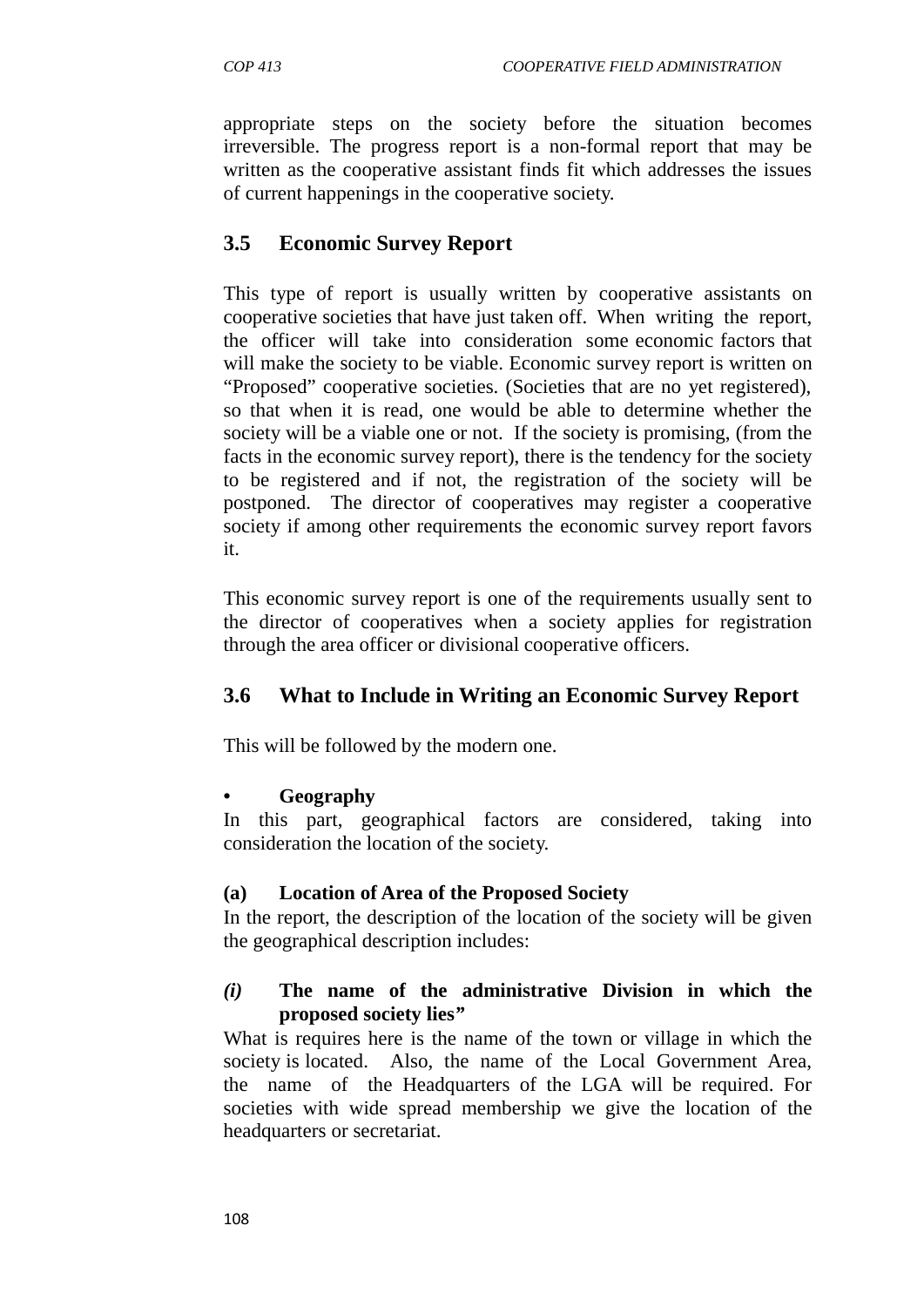appropriate steps on the society before the situation becomes irreversible. The progress report is a non-formal report that may be written as the cooperative assistant finds fit which addresses the issues of current happenings in the cooperative society.

## 3.5 Economic Survey Report

This type of report is usually written by cooperative assistants on cooperative societies that have just taken off. When writing the report, the officer will take into consideration some economic factors that will make the society to be viable. Economic survey report is written on "Proposed" cooperative societies. (Societies that are no yet registered), so that when it is read, one would be able to determine whether the society will be a viable one or not. If the society is promising, (from the facts in the economic survey report), there is the tendency for the society to be registered and if not, the registration of the society will be postponed. The director of cooperatives may register a cooperative society if among other requirements the economic survey report favors it.

This economic survey report is one of the requirements usually sent to the director of cooperatives when a society applies for registration through the area officer or divisional cooperative officers.

## 3.6 What to Include in Writing an Economic Survey Report

This will be followed by the modern one.

- **Geography**

In this part, geographical factors are considered, taking into consideration the location of the society.

**(a) Location of Area of the Proposed Society**

In the report, the description of the location of the society will be given the geographical description includes:

***(i)*** **The name of the administrative Division in which the proposed society lies"**

What is requires here is the name of the town or village in which the society is located. Also, the name of the Local Government Area, the name of the Headquarters of the LGA will be required. For societies with wide spread membership we give the location of the headquarters or secretariat.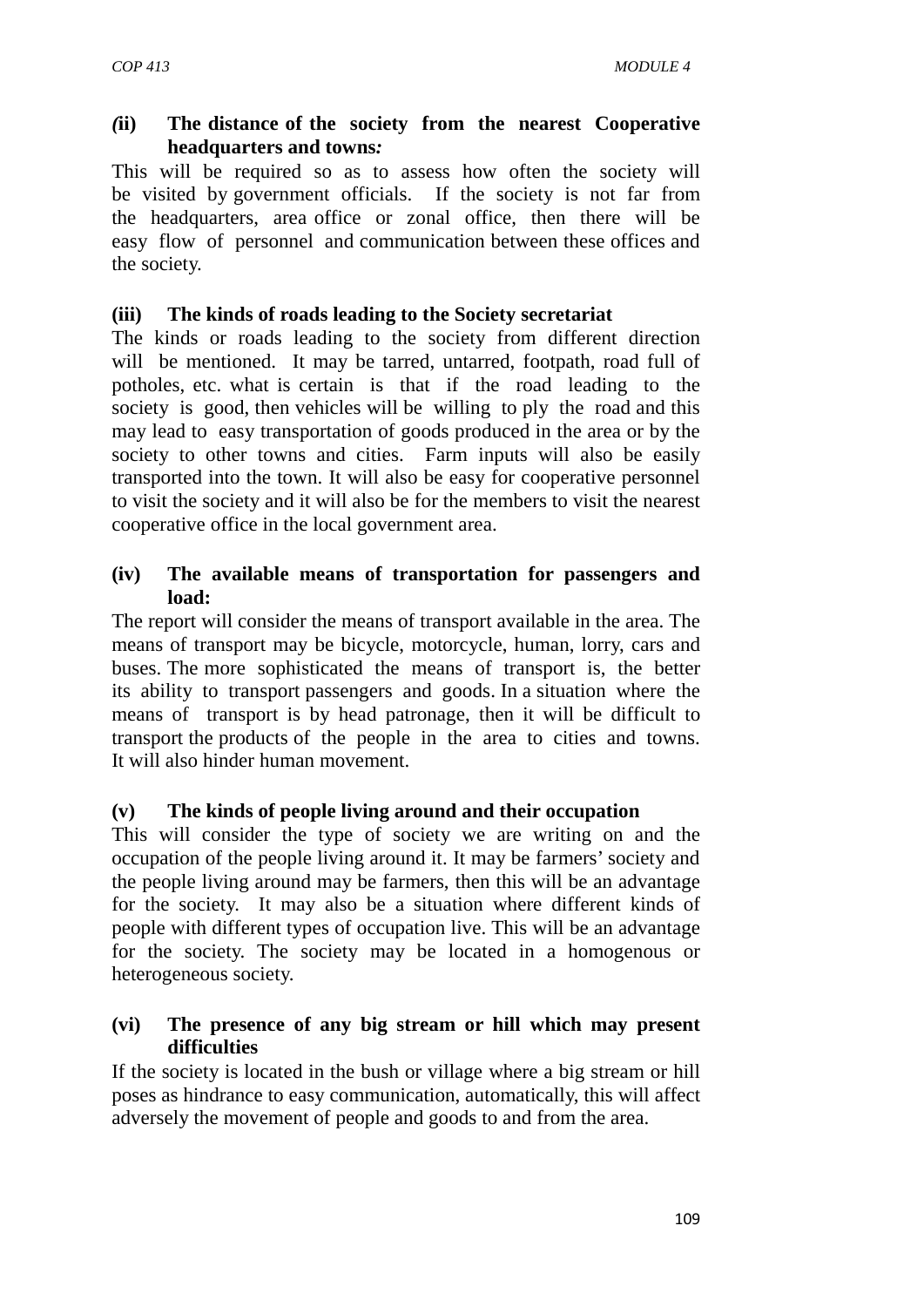**(ii) The distance of the society from the nearest Cooperative headquarters and towns:**

This will be required so as to assess how often the society will be visited by government officials. If the society is not far from the headquarters, area office or zonal office, then there will be easy flow of personnel and communication between these offices and the society.

**(iii) The kinds of roads leading to the Society secretariat**

The kinds or roads leading to the society from different direction will be mentioned. It may be tarred, untarred, footpath, road full of potholes, etc. what is certain is that if the road leading to the society is good, then vehicles will be willing to ply the road and this may lead to easy transportation of goods produced in the area or by the society to other towns and cities. Farm inputs will also be easily transported into the town. It will also be easy for cooperative personnel to visit the society and it will also be for the members to visit the nearest cooperative office in the local government area.

**(iv) The available means of transportation for passengers and load:**

The report will consider the means of transport available in the area. The means of transport may be bicycle, motorcycle, human, lorry, cars and buses. The more sophisticated the means of transport is, the better its ability to transport passengers and goods. In a situation where the means of transport is by head patronage, then it will be difficult to transport the products of the people in the area to cities and towns. It will also hinder human movement.

**(v) The kinds of people living around and their occupation**

This will consider the type of society we are writing on and the occupation of the people living around it. It may be farmers' society and the people living around may be farmers, then this will be an advantage for the society. It may also be a situation where different kinds of people with different types of occupation live. This will be an advantage for the society. The society may be located in a homogenous or heterogeneous society.

**(vi) The presence of any big stream or hill which may present difficulties**

If the society is located in the bush or village where a big stream or hill poses as hindrance to easy communication, automatically, this will affect adversely the movement of people and goods to and from the area.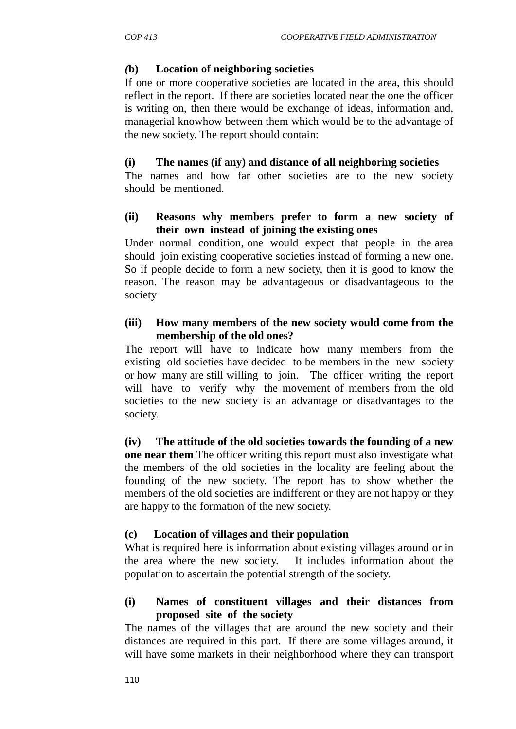**(b) Location of neighboring societies**

If one or more cooperative societies are located in the area, this should reflect in the report. If there are societies located near the one the officer is writing on, then there would be exchange of ideas, information and, managerial knowhow between them which would be to the advantage of the new society. The report should contain:

**(i) The names (if any) and distance of all neighboring societies**

The names and how far other societies are to the new society should be mentioned.

**(ii) Reasons why members prefer to form a new society of their own instead of joining the existing ones**

Under normal condition, one would expect that people in the area should join existing cooperative societies instead of forming a new one. So if people decide to form a new society, then it is good to know the reason. The reason may be advantageous or disadvantageous to the society

**(iii) How many members of the new society would come from the membership of the old ones?**

The report will have to indicate how many members from the existing old societies have decided to be members in the new society or how many are still willing to join. The officer writing the report will have to verify why the movement of members from the old societies to the new society is an advantage or disadvantages to the society.

**(iv) The attitude of the old societies towards the founding of a new one near them** The officer writing this report must also investigate what the members of the old societies in the locality are feeling about the founding of the new society. The report has to show whether the members of the old societies are indifferent or they are not happy or they are happy to the formation of the new society.

**(c) Location of villages and their population**

What is required here is information about existing villages around or in the area where the new society. It includes information about the population to ascertain the potential strength of the society.

**(i) Names of constituent villages and their distances from proposed site of the society**

The names of the villages that are around the new society and their distances are required in this part. If there are some villages around, it will have some markets in their neighborhood where they can transport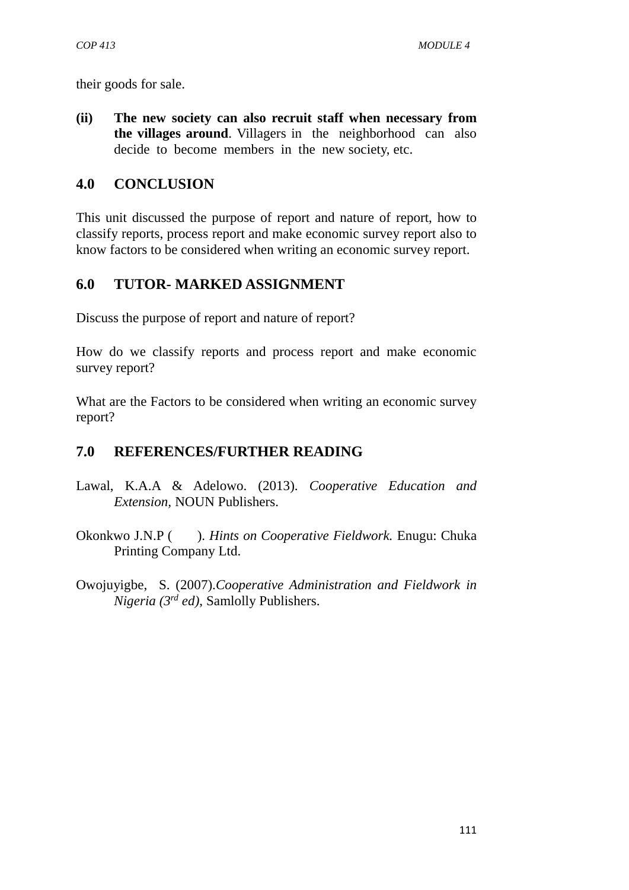their goods for sale.

**(ii)** **The new society can also recruit staff when necessary from the villages around**. Villagers in the neighborhood can also decide to become members in the new society, etc.

## 4.0 CONCLUSION

This unit discussed the purpose of report and nature of report, how to classify reports, process report and make economic survey report also to know factors to be considered when writing an economic survey report.

## 6.0 TUTOR- MARKED ASSIGNMENT

Discuss the purpose of report and nature of report?

How do we classify reports and process report and make economic survey report?

What are the Factors to be considered when writing an economic survey report?

## 7.0 REFERENCES/FURTHER READING

Lawal, K.A.A & Adelowo. (2013). *Cooperative Education and Extension*, NOUN Publishers.

Okonkwo J.N.P ( ). *Hints on Cooperative Fieldwork.* Enugu: Chuka Printing Company Ltd.

Owojuyigbe, S. (2007).*Cooperative Administration and Fieldwork in Nigeria (3rd ed)*, Samlolly Publishers.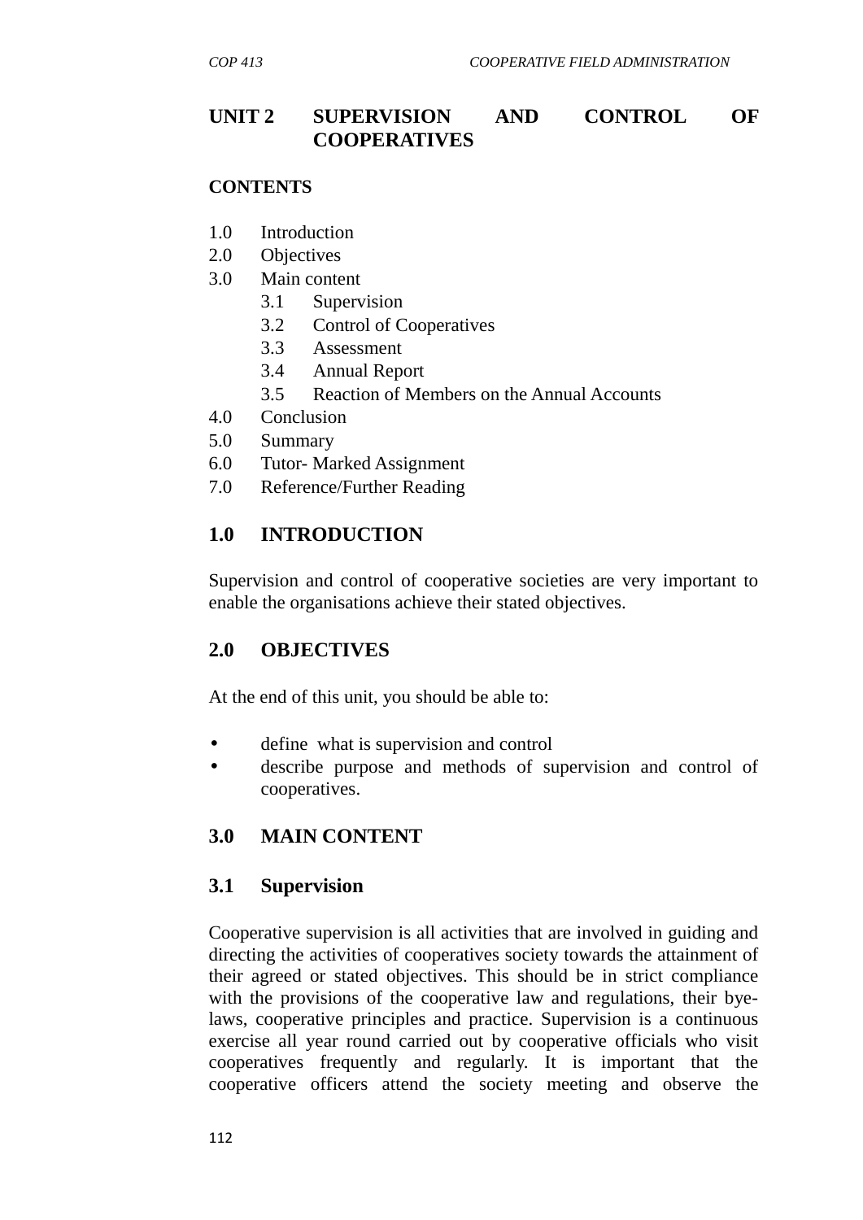# UNIT 2 SUPERVISION AND CONTROL OF COOPERATIVES

**CONTENTS**

1.0 Introduction
2.0 Objectives
3.0 Main content
 3.1 Supervision
 3.2 Control of Cooperatives
 3.3 Assessment
 3.4 Annual Report
 3.5 Reaction of Members on the Annual Accounts
4.0 Conclusion
5.0 Summary
6.0 Tutor- Marked Assignment
7.0 Reference/Further Reading

## 1.0 INTRODUCTION

Supervision and control of cooperative societies are very important to enable the organisations achieve their stated objectives.

## 2.0 OBJECTIVES

At the end of this unit, you should be able to:

- define what is supervision and control
- describe purpose and methods of supervision and control of cooperatives.

## 3.0 MAIN CONTENT

### 3.1 Supervision

Cooperative supervision is all activities that are involved in guiding and directing the activities of cooperatives society towards the attainment of their agreed or stated objectives. This should be in strict compliance with the provisions of the cooperative law and regulations, their bye-laws, cooperative principles and practice. Supervision is a continuous exercise all year round carried out by cooperative officials who visit cooperatives frequently and regularly. It is important that the cooperative officers attend the society meeting and observe the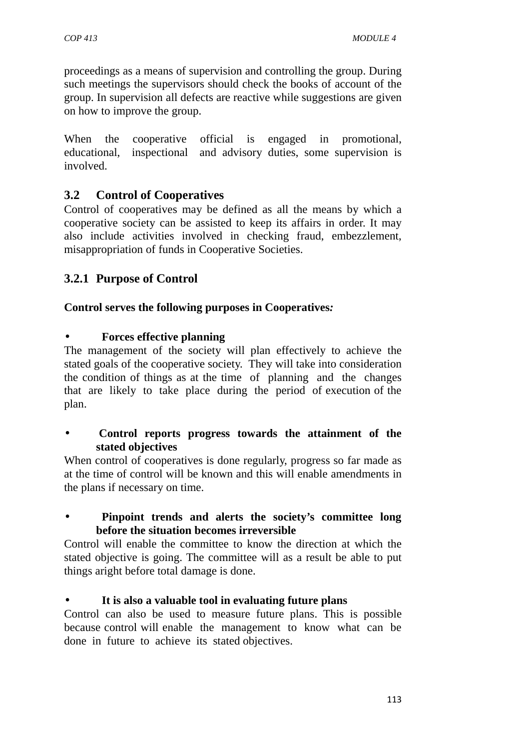proceedings as a means of supervision and controlling the group. During such meetings the supervisors should check the books of account of the group. In supervision all defects are reactive while suggestions are given on how to improve the group.

When the cooperative official is engaged in promotional, educational, inspectional and advisory duties, some supervision is involved.

## 3.2 Control of Cooperatives

Control of cooperatives may be defined as all the means by which a cooperative society can be assisted to keep its affairs in order. It may also include activities involved in checking fraud, embezzlement, misappropriation of funds in Cooperative Societies.

### 3.2.1 Purpose of Control

**Control serves the following purposes in Cooperatives*:***

- **Forces effective planning**

The management of the society will plan effectively to achieve the stated goals of the cooperative society. They will take into consideration the condition of things as at the time of planning and the changes that are likely to take place during the period of execution of the plan.

- **Control reports progress towards the attainment of the stated objectives**

When control of cooperatives is done regularly, progress so far made as at the time of control will be known and this will enable amendments in the plans if necessary on time.

- **Pinpoint trends and alerts the society's committee long before the situation becomes irreversible**

Control will enable the committee to know the direction at which the stated objective is going. The committee will as a result be able to put things aright before total damage is done.

- **It is also a valuable tool in evaluating future plans**

Control can also be used to measure future plans. This is possible because control will enable the management to know what can be done in future to achieve its stated objectives.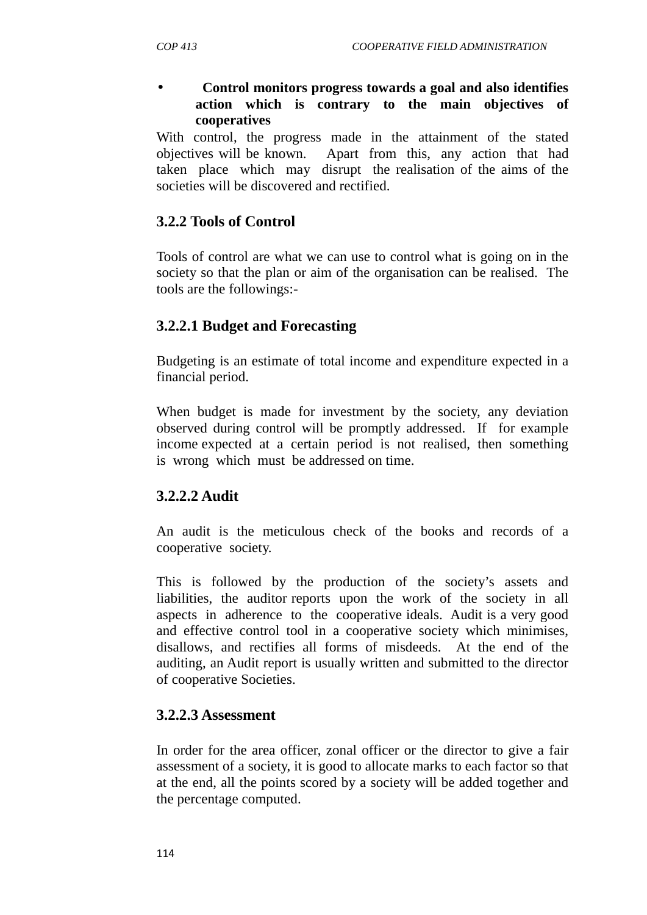- **Control monitors progress towards a goal and also identifies action which is contrary to the main objectives of cooperatives**

With control, the progress made in the attainment of the stated objectives will be known. Apart from this, any action that had taken place which may disrupt the realisation of the aims of the societies will be discovered and rectified.

### 3.2.2 Tools of Control

Tools of control are what we can use to control what is going on in the society so that the plan or aim of the organisation can be realised. The tools are the followings:-

#### 3.2.2.1 Budget and Forecasting

Budgeting is an estimate of total income and expenditure expected in a financial period.

When budget is made for investment by the society, any deviation observed during control will be promptly addressed. If for example income expected at a certain period is not realised, then something is wrong which must be addressed on time.

#### 3.2.2.2 Audit

An audit is the meticulous check of the books and records of a cooperative society.

This is followed by the production of the society's assets and liabilities, the auditor reports upon the work of the society in all aspects in adherence to the cooperative ideals. Audit is a very good and effective control tool in a cooperative society which minimises, disallows, and rectifies all forms of misdeeds. At the end of the auditing, an Audit report is usually written and submitted to the director of cooperative Societies.

#### 3.2.2.3 Assessment

In order for the area officer, zonal officer or the director to give a fair assessment of a society, it is good to allocate marks to each factor so that at the end, all the points scored by a society will be added together and the percentage computed.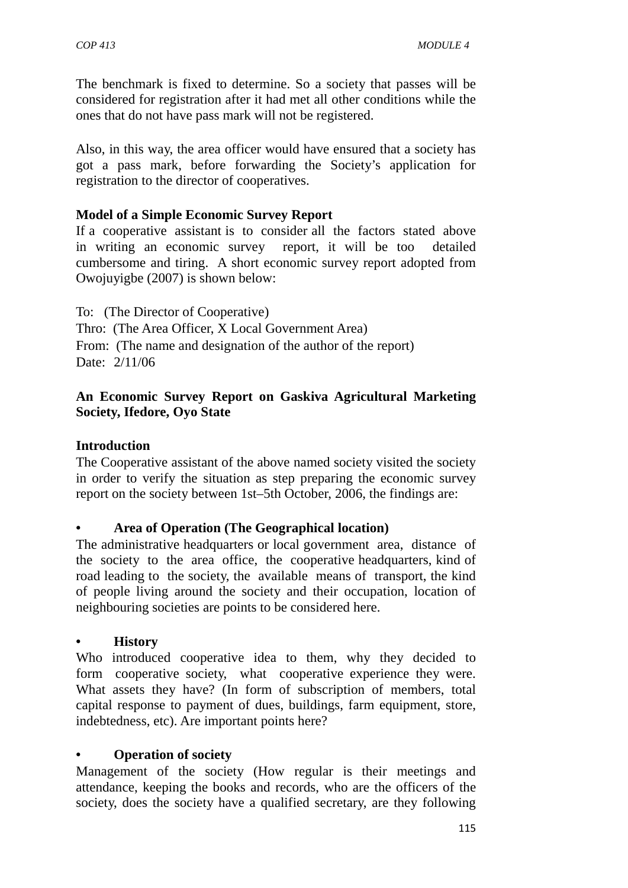The benchmark is fixed to determine. So a society that passes will be considered for registration after it had met all other conditions while the ones that do not have pass mark will not be registered.

Also, in this way, the area officer would have ensured that a society has got a pass mark, before forwarding the Society's application for registration to the director of cooperatives.

**Model of a Simple Economic Survey Report**

If a cooperative assistant is to consider all the factors stated above in writing an economic survey report, it will be too detailed cumbersome and tiring. A short economic survey report adopted from Owojuyigbe (2007) is shown below:

To: (The Director of Cooperative)
Thro: (The Area Officer, X Local Government Area)
From: (The name and designation of the author of the report)
Date: 2/11/06

**An Economic Survey Report on Gaskiva Agricultural Marketing Society, Ifedore, Oyo State**

**Introduction**

The Cooperative assistant of the above named society visited the society in order to verify the situation as step preparing the economic survey report on the society between 1st–5th October, 2006, the findings are:

- **Area of Operation (The Geographical location)**

The administrative headquarters or local government area, distance of the society to the area office, the cooperative headquarters, kind of road leading to the society, the available means of transport, the kind of people living around the society and their occupation, location of neighbouring societies are points to be considered here.

- **History**

Who introduced cooperative idea to them, why they decided to form cooperative society, what cooperative experience they were. What assets they have? (In form of subscription of members, total capital response to payment of dues, buildings, farm equipment, store, indebtedness, etc). Are important points here?

- **Operation of society**

Management of the society (How regular is their meetings and attendance, keeping the books and records, who are the officers of the society, does the society have a qualified secretary, are they following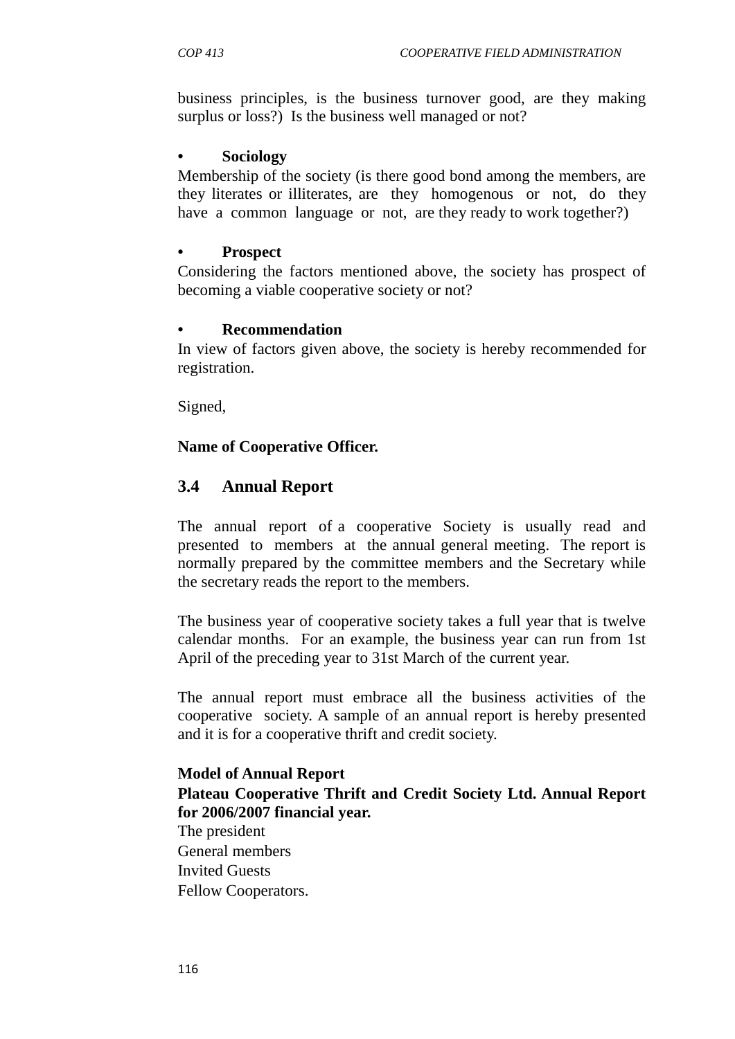business principles, is the business turnover good, are they making surplus or loss?) Is the business well managed or not?

- **Sociology**

Membership of the society (is there good bond among the members, are they literates or illiterates, are they homogenous or not, do they have a common language or not, are they ready to work together?)

- **Prospect**

Considering the factors mentioned above, the society has prospect of becoming a viable cooperative society or not?

- **Recommendation**

In view of factors given above, the society is hereby recommended for registration.

Signed,

**Name of Cooperative Officer.**

## 3.4 Annual Report

The annual report of a cooperative Society is usually read and presented to members at the annual general meeting. The report is normally prepared by the committee members and the Secretary while the secretary reads the report to the members.

The business year of cooperative society takes a full year that is twelve calendar months. For an example, the business year can run from 1st April of the preceding year to 31st March of the current year.

The annual report must embrace all the business activities of the cooperative society. A sample of an annual report is hereby presented and it is for a cooperative thrift and credit society.

**Model of Annual Report**

**Plateau Cooperative Thrift and Credit Society Ltd. Annual Report for 2006/2007 financial year.**

The president
General members
Invited Guests
Fellow Cooperators.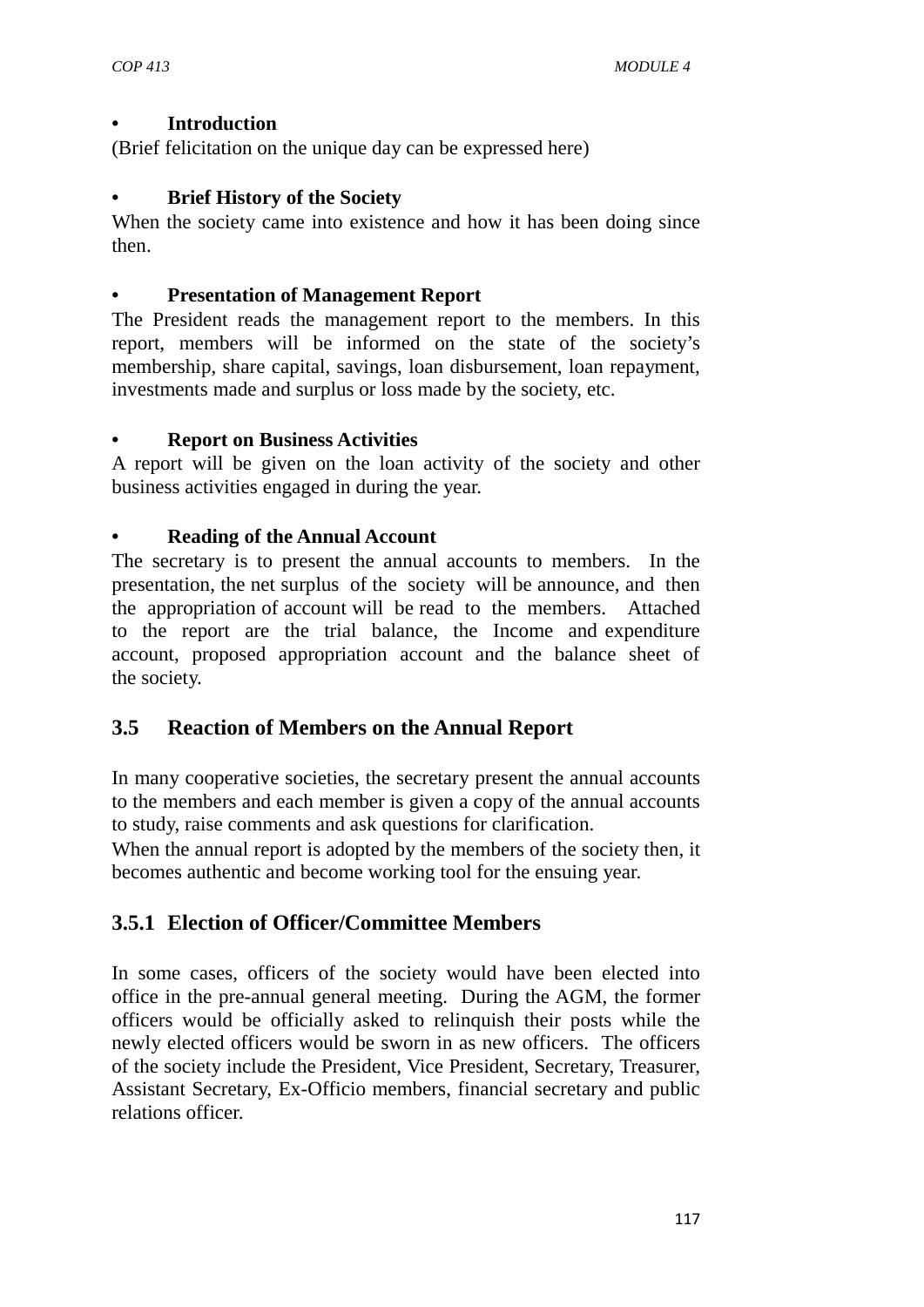- **Introduction**

(Brief felicitation on the unique day can be expressed here)

- **Brief History of the Society**

When the society came into existence and how it has been doing since then.

- **Presentation of Management Report**

The President reads the management report to the members. In this report, members will be informed on the state of the society's membership, share capital, savings, loan disbursement, loan repayment, investments made and surplus or loss made by the society, etc.

- **Report on Business Activities**

A report will be given on the loan activity of the society and other business activities engaged in during the year.

- **Reading of the Annual Account**

The secretary is to present the annual accounts to members. In the presentation, the net surplus of the society will be announce, and then the appropriation of account will be read to the members. Attached to the report are the trial balance, the Income and expenditure account, proposed appropriation account and the balance sheet of the society.

## 3.5 Reaction of Members on the Annual Report

In many cooperative societies, the secretary present the annual accounts to the members and each member is given a copy of the annual accounts to study, raise comments and ask questions for clarification.

When the annual report is adopted by the members of the society then, it becomes authentic and become working tool for the ensuing year.

### 3.5.1 Election of Officer/Committee Members

In some cases, officers of the society would have been elected into office in the pre-annual general meeting. During the AGM, the former officers would be officially asked to relinquish their posts while the newly elected officers would be sworn in as new officers. The officers of the society include the President, Vice President, Secretary, Treasurer, Assistant Secretary, Ex-Officio members, financial secretary and public relations officer.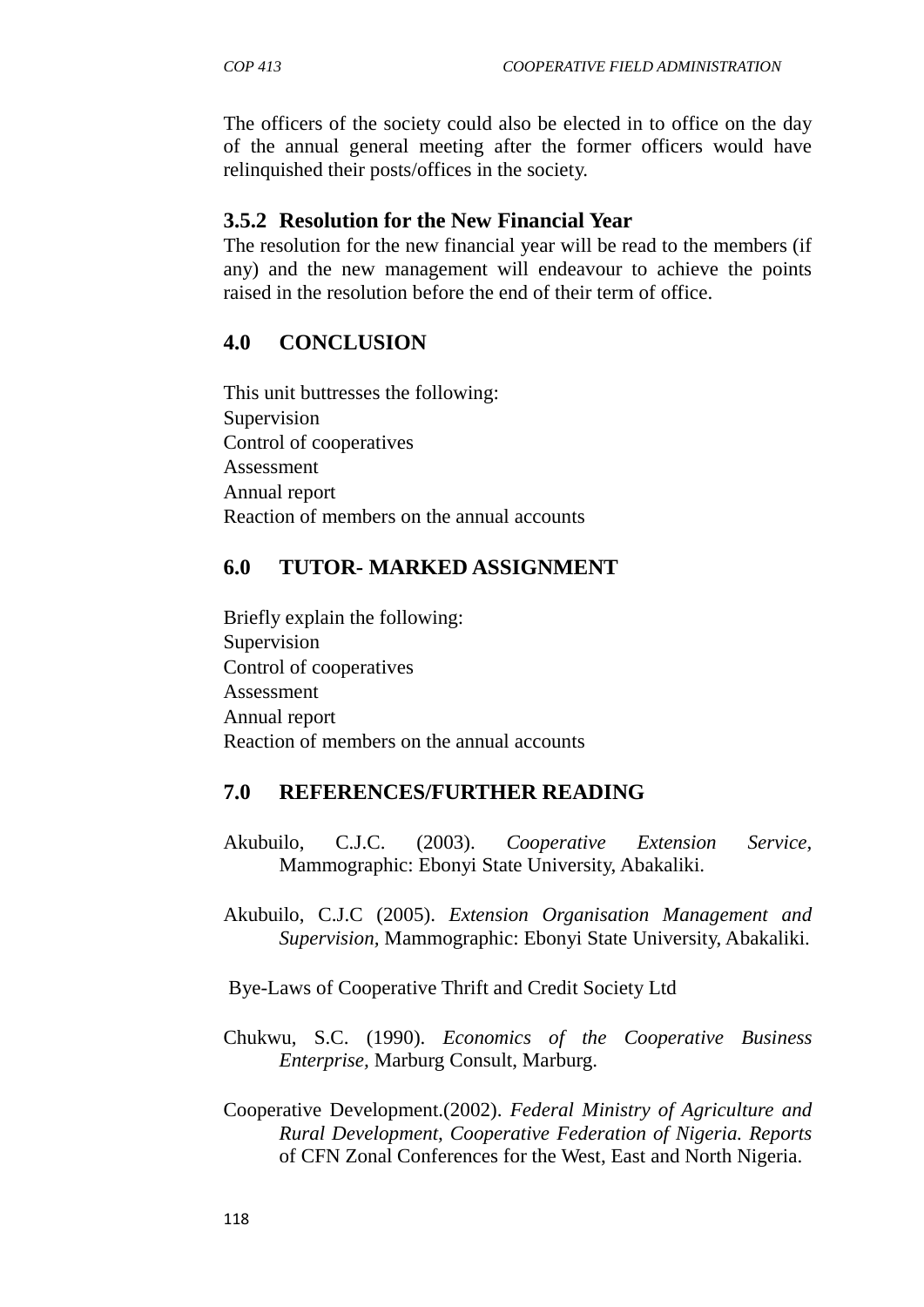The officers of the society could also be elected in to office on the day of the annual general meeting after the former officers would have relinquished their posts/offices in the society.

### 3.5.2 Resolution for the New Financial Year

The resolution for the new financial year will be read to the members (if any) and the new management will endeavour to achieve the points raised in the resolution before the end of their term of office.

## 4.0 CONCLUSION

This unit buttresses the following:
Supervision
Control of cooperatives
Assessment
Annual report
Reaction of members on the annual accounts

## 6.0 TUTOR- MARKED ASSIGNMENT

Briefly explain the following:
Supervision
Control of cooperatives
Assessment
Annual report
Reaction of members on the annual accounts

## 7.0 REFERENCES/FURTHER READING

Akubuilo, C.J.C. (2003). *Cooperative Extension Service*, Mammographic: Ebonyi State University, Abakaliki.

Akubuilo, C.J.C (2005). *Extension Organisation Management and Supervision,* Mammographic: Ebonyi State University, Abakaliki.

Bye-Laws of Cooperative Thrift and Credit Society Ltd

Chukwu, S.C. (1990). *Economics of the Cooperative Business Enterprise,* Marburg Consult, Marburg.

Cooperative Development.(2002). *Federal Ministry of Agriculture and Rural Development, Cooperative Federation of Nigeria. Reports* of CFN Zonal Conferences for the West, East and North Nigeria.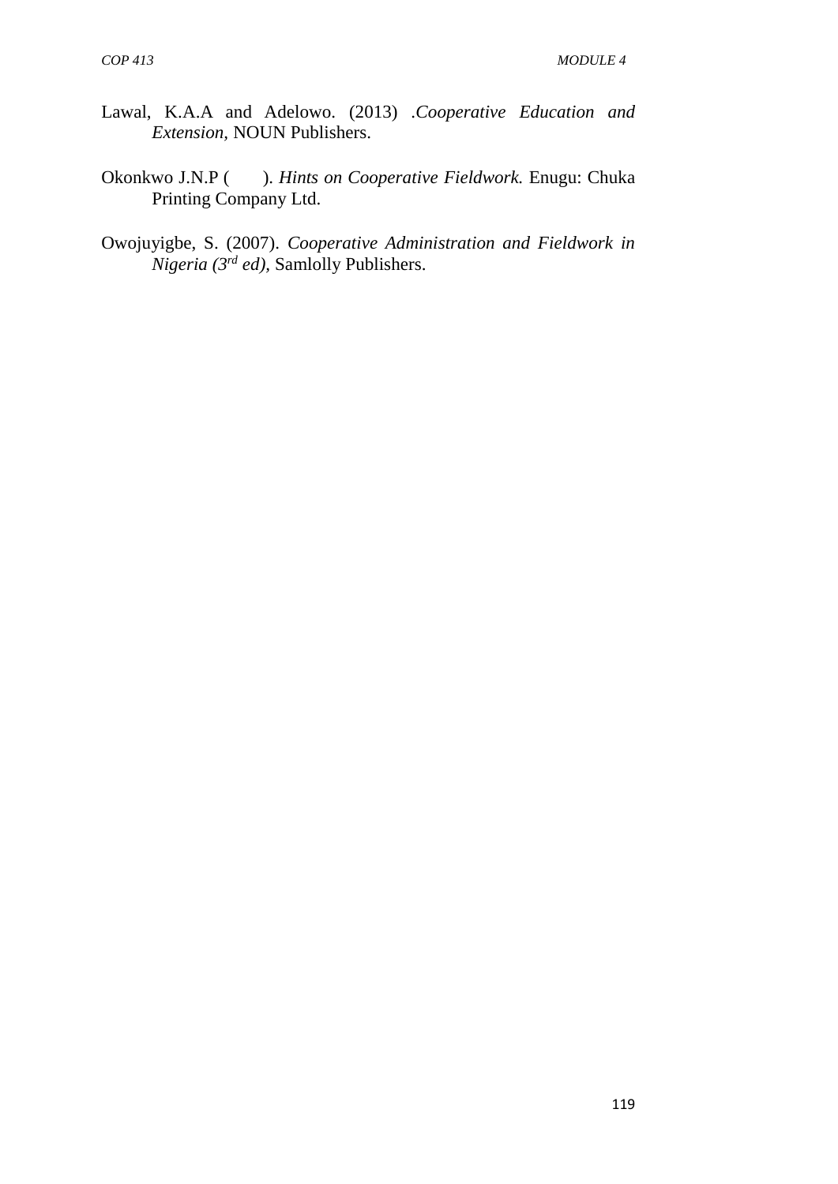Lawal, K.A.A and Adelowo. (2013) .*Cooperative Education and Extension,* NOUN Publishers.

Okonkwo J.N.P ( ). *Hints on Cooperative Fieldwork.* Enugu: Chuka Printing Company Ltd.

Owojuyigbe, S. (2007). *Cooperative Administration and Fieldwork in Nigeria (3rd ed),* Samlolly Publishers.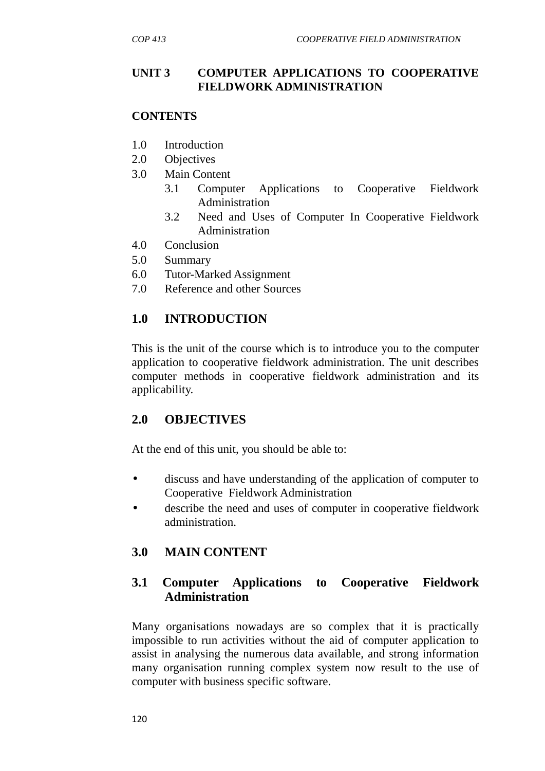# UNIT 3 COMPUTER APPLICATIONS TO COOPERATIVE FIELDWORK ADMINISTRATION

**CONTENTS**

1.0 Introduction
2.0 Objectives
3.0 Main Content
   3.1 Computer Applications to Cooperative Fieldwork Administration
   3.2 Need and Uses of Computer In Cooperative Fieldwork Administration
4.0 Conclusion
5.0 Summary
6.0 Tutor-Marked Assignment
7.0 Reference and other Sources

## 1.0 INTRODUCTION

This is the unit of the course which is to introduce you to the computer application to cooperative fieldwork administration. The unit describes computer methods in cooperative fieldwork administration and its applicability.

## 2.0 OBJECTIVES

At the end of this unit, you should be able to:

- discuss and have understanding of the application of computer to Cooperative Fieldwork Administration
- describe the need and uses of computer in cooperative fieldwork administration.

## 3.0 MAIN CONTENT

### 3.1 Computer Applications to Cooperative Fieldwork Administration

Many organisations nowadays are so complex that it is practically impossible to run activities without the aid of computer application to assist in analysing the numerous data available, and strong information many organisation running complex system now result to the use of computer with business specific software.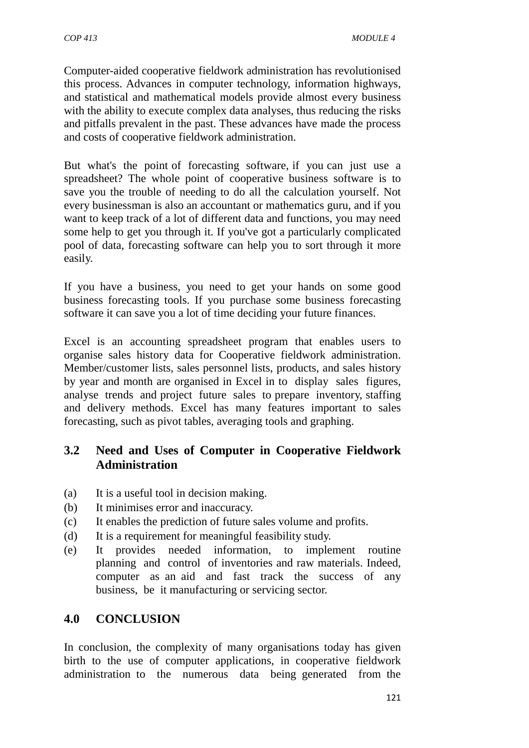Computer-aided cooperative fieldwork administration has revolutionised this process. Advances in computer technology, information highways, and statistical and mathematical models provide almost every business with the ability to execute complex data analyses, thus reducing the risks and pitfalls prevalent in the past. These advances have made the process and costs of cooperative fieldwork administration.

But what's the point of forecasting software, if you can just use a spreadsheet? The whole point of cooperative business software is to save you the trouble of needing to do all the calculation yourself. Not every businessman is also an accountant or mathematics guru, and if you want to keep track of a lot of different data and functions, you may need some help to get you through it. If you've got a particularly complicated pool of data, forecasting software can help you to sort through it more easily.

If you have a business, you need to get your hands on some good business forecasting tools. If you purchase some business forecasting software it can save you a lot of time deciding your future finances.

Excel is an accounting spreadsheet program that enables users to organise sales history data for Cooperative fieldwork administration. Member/customer lists, sales personnel lists, products, and sales history by year and month are organised in Excel in to display sales figures, analyse trends and project future sales to prepare inventory, staffing and delivery methods. Excel has many features important to sales forecasting, such as pivot tables, averaging tools and graphing.

## 3.2 Need and Uses of Computer in Cooperative Fieldwork Administration

(a) It is a useful tool in decision making.

(b) It minimises error and inaccuracy.

(c) It enables the prediction of future sales volume and profits.

(d) It is a requirement for meaningful feasibility study.

(e) It provides needed information, to implement routine planning and control of inventories and raw materials. Indeed, computer as an aid and fast track the success of any business, be it manufacturing or servicing sector.

## 4.0 CONCLUSION

In conclusion, the complexity of many organisations today has given birth to the use of computer applications, in cooperative fieldwork administration to the numerous data being generated from the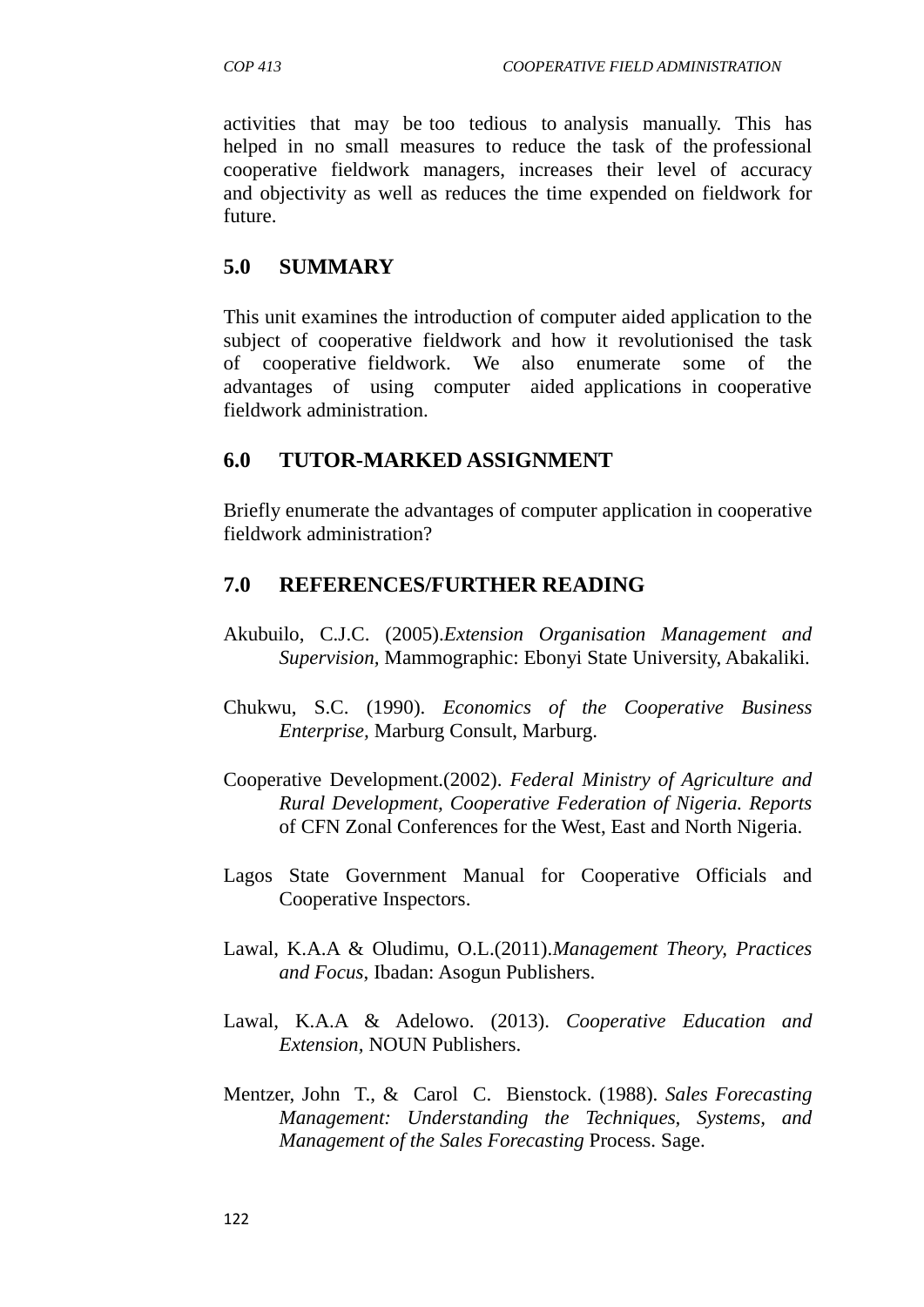activities that may be too tedious to analysis manually. This has helped in no small measures to reduce the task of the professional cooperative fieldwork managers, increases their level of accuracy and objectivity as well as reduces the time expended on fieldwork for future.

## 5.0 SUMMARY

This unit examines the introduction of computer aided application to the subject of cooperative fieldwork and how it revolutionised the task of cooperative fieldwork. We also enumerate some of the advantages of using computer aided applications in cooperative fieldwork administration.

## 6.0 TUTOR-MARKED ASSIGNMENT

Briefly enumerate the advantages of computer application in cooperative fieldwork administration?

## 7.0 REFERENCES/FURTHER READING

Akubuilo, C.J.C. (2005).*Extension Organisation Management and Supervision,* Mammographic: Ebonyi State University, Abakaliki.

Chukwu, S.C. (1990). *Economics of the Cooperative Business Enterprise,* Marburg Consult, Marburg.

Cooperative Development.(2002). *Federal Ministry of Agriculture and Rural Development, Cooperative Federation of Nigeria. Reports* of CFN Zonal Conferences for the West, East and North Nigeria.

Lagos State Government Manual for Cooperative Officials and Cooperative Inspectors.

Lawal, K.A.A & Oludimu, O.L.(2011).*Management Theory, Practices and Focus,* Ibadan: Asogun Publishers.

Lawal, K.A.A & Adelowo. (2013). *Cooperative Education and Extension,* NOUN Publishers.

Mentzer, John T., & Carol C. Bienstock. (1988). *Sales Forecasting Management: Understanding the Techniques, Systems, and Management of the Sales Forecasting* Process. Sage.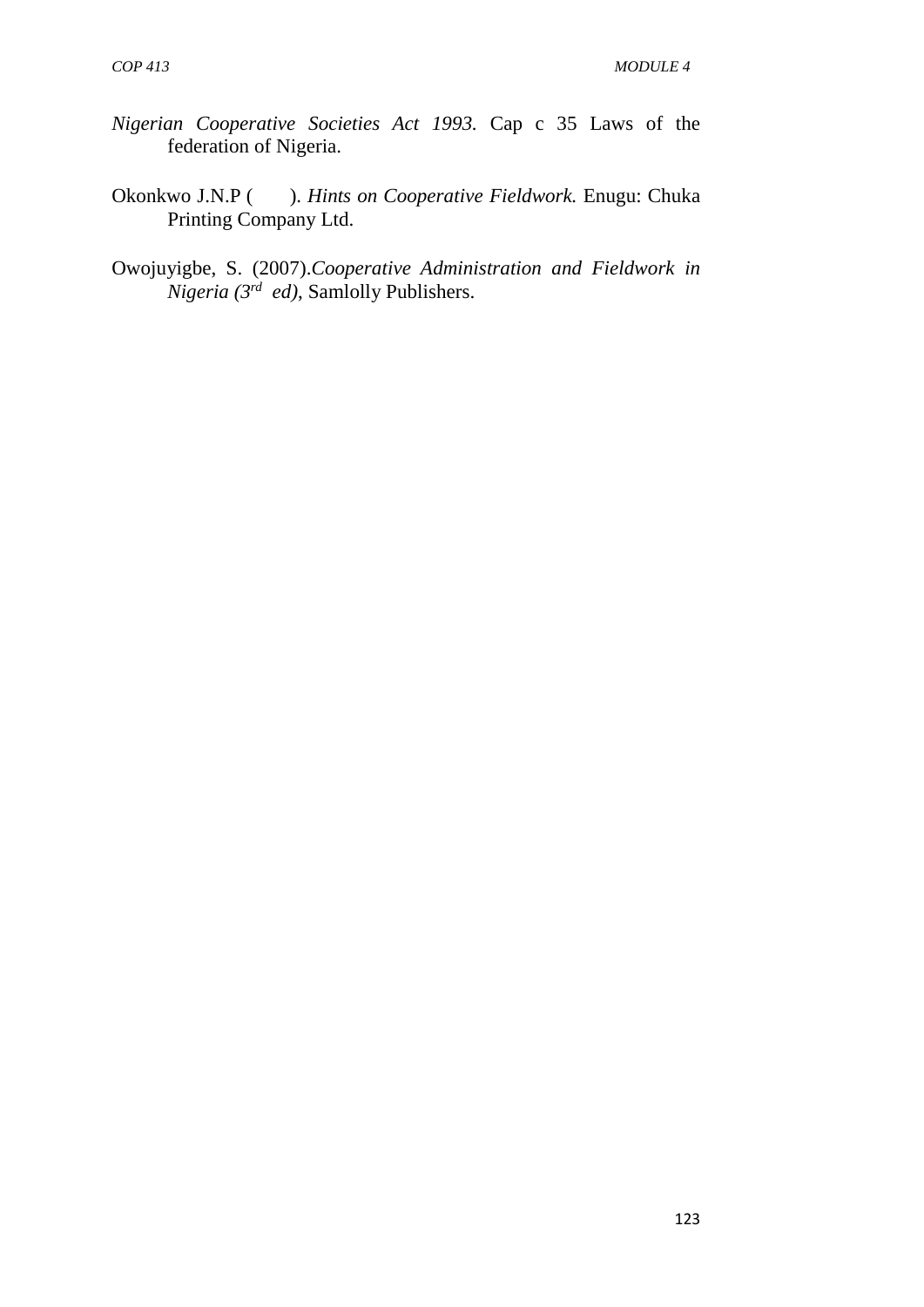*Nigerian Cooperative Societies Act 1993.* Cap c 35 Laws of the federation of Nigeria.

Okonkwo J.N.P (      ). *Hints on Cooperative Fieldwork.* Enugu: Chuka Printing Company Ltd.

Owojuyigbe, S. (2007).*Cooperative Administration and Fieldwork in Nigeria (3rd ed)*, Samlolly Publishers.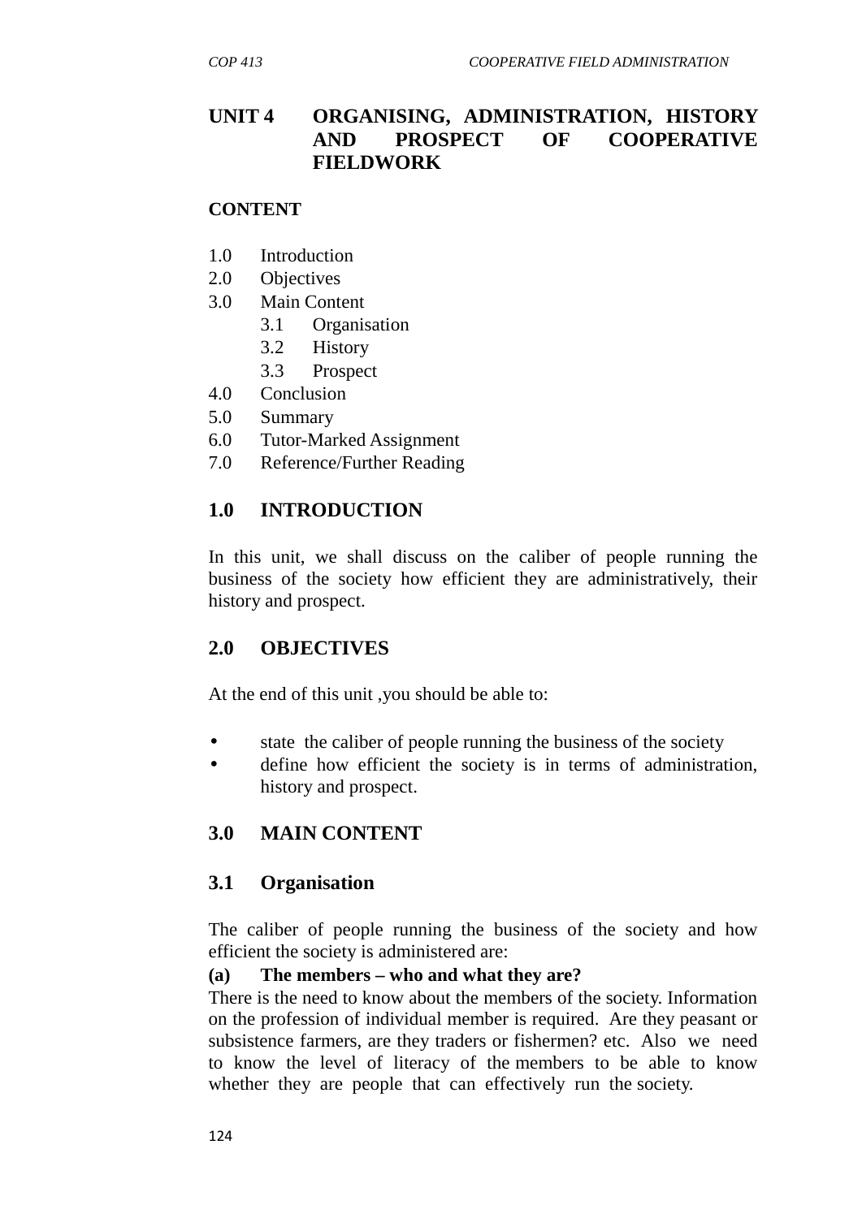# UNIT 4 ORGANISING, ADMINISTRATION, HISTORY AND PROSPECT OF COOPERATIVE FIELDWORK

**CONTENT**

1.0 Introduction
2.0 Objectives
3.0 Main Content
 3.1 Organisation
 3.2 History
 3.3 Prospect
4.0 Conclusion
5.0 Summary
6.0 Tutor-Marked Assignment
7.0 Reference/Further Reading

## 1.0 INTRODUCTION

In this unit, we shall discuss on the caliber of people running the business of the society how efficient they are administratively, their history and prospect.

## 2.0 OBJECTIVES

At the end of this unit ,you should be able to:

- state the caliber of people running the business of the society
- define how efficient the society is in terms of administration, history and prospect.

## 3.0 MAIN CONTENT

### 3.1 Organisation

The caliber of people running the business of the society and how efficient the society is administered are:

**(a) The members – who and what they are?**

There is the need to know about the members of the society. Information on the profession of individual member is required. Are they peasant or subsistence farmers, are they traders or fishermen? etc. Also we need to know the level of literacy of the members to be able to know whether they are people that can effectively run the society.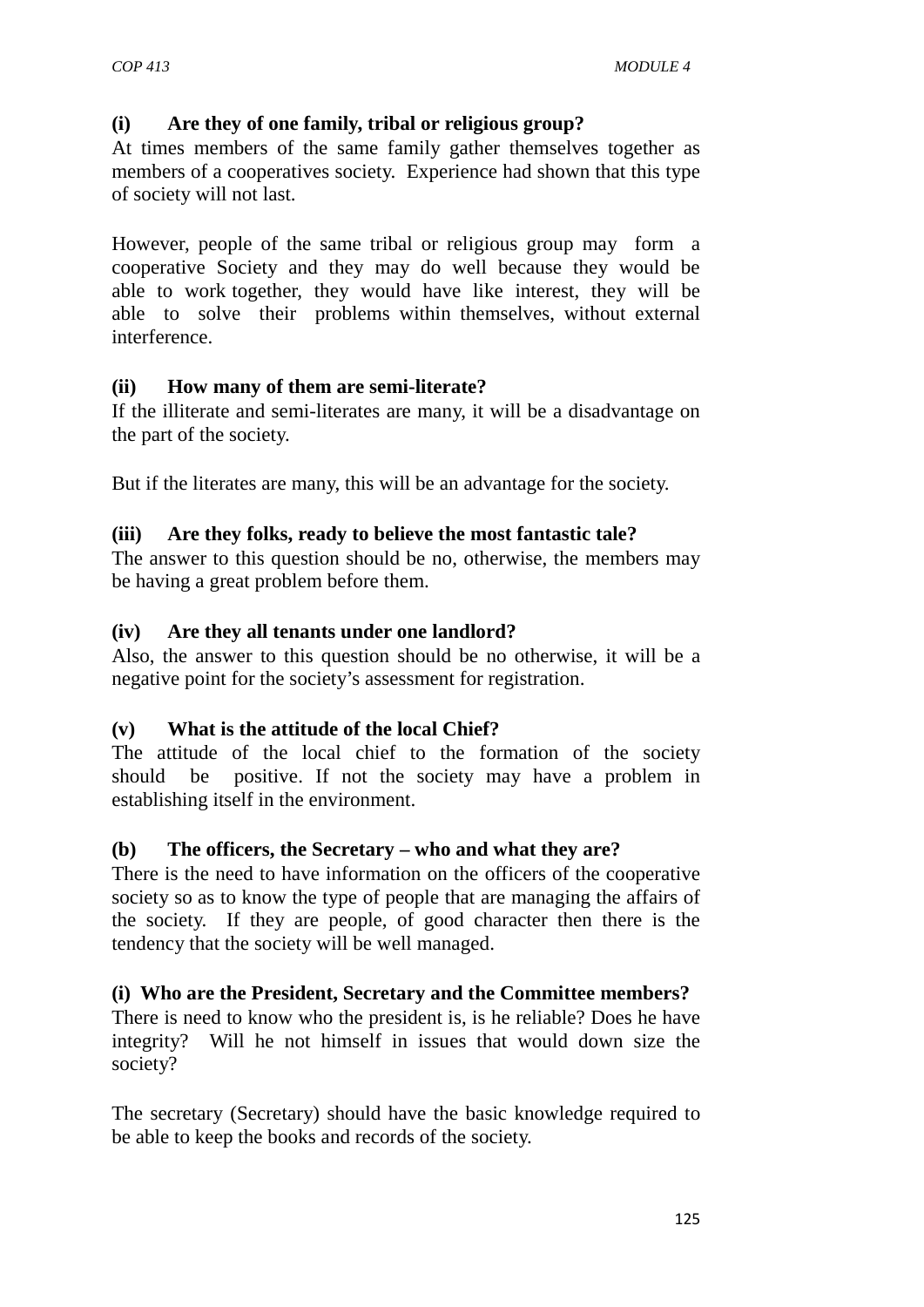**(i) Are they of one family, tribal or religious group?**

At times members of the same family gather themselves together as members of a cooperatives society. Experience had shown that this type of society will not last.

However, people of the same tribal or religious group may form a cooperative Society and they may do well because they would be able to work together, they would have like interest, they will be able to solve their problems within themselves, without external interference.

**(ii) How many of them are semi-literate?**

If the illiterate and semi-literates are many, it will be a disadvantage on the part of the society.

But if the literates are many, this will be an advantage for the society.

**(iii) Are they folks, ready to believe the most fantastic tale?**

The answer to this question should be no, otherwise, the members may be having a great problem before them.

**(iv) Are they all tenants under one landlord?**

Also, the answer to this question should be no otherwise, it will be a negative point for the society's assessment for registration.

**(v) What is the attitude of the local Chief?**

The attitude of the local chief to the formation of the society should be positive. If not the society may have a problem in establishing itself in the environment.

**(b) The officers, the Secretary – who and what they are?**

There is the need to have information on the officers of the cooperative society so as to know the type of people that are managing the affairs of the society. If they are people, of good character then there is the tendency that the society will be well managed.

**(i) Who are the President, Secretary and the Committee members?**

There is need to know who the president is, is he reliable? Does he have integrity? Will he not himself in issues that would down size the society?

The secretary (Secretary) should have the basic knowledge required to be able to keep the books and records of the society.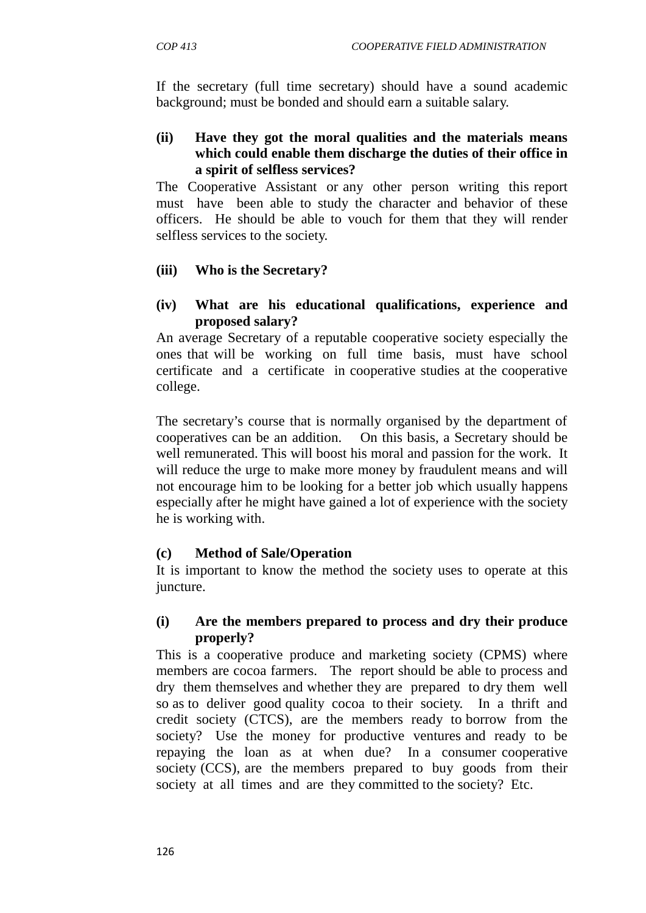If the secretary (full time secretary) should have a sound academic background; must be bonded and should earn a suitable salary.

**(ii) Have they got the moral qualities and the materials means which could enable them discharge the duties of their office in a spirit of selfless services?**

The Cooperative Assistant or any other person writing this report must have been able to study the character and behavior of these officers. He should be able to vouch for them that they will render selfless services to the society.

**(iii) Who is the Secretary?**

**(iv) What are his educational qualifications, experience and proposed salary?**

An average Secretary of a reputable cooperative society especially the ones that will be working on full time basis, must have school certificate and a certificate in cooperative studies at the cooperative college.

The secretary's course that is normally organised by the department of cooperatives can be an addition. On this basis, a Secretary should be well remunerated. This will boost his moral and passion for the work. It will reduce the urge to make more money by fraudulent means and will not encourage him to be looking for a better job which usually happens especially after he might have gained a lot of experience with the society he is working with.

**(c) Method of Sale/Operation**

It is important to know the method the society uses to operate at this juncture.

**(i) Are the members prepared to process and dry their produce properly?**

This is a cooperative produce and marketing society (CPMS) where members are cocoa farmers. The report should be able to process and dry them themselves and whether they are prepared to dry them well so as to deliver good quality cocoa to their society. In a thrift and credit society (CTCS), are the members ready to borrow from the society? Use the money for productive ventures and ready to be repaying the loan as at when due? In a consumer cooperative society (CCS), are the members prepared to buy goods from their society at all times and are they committed to the society? Etc.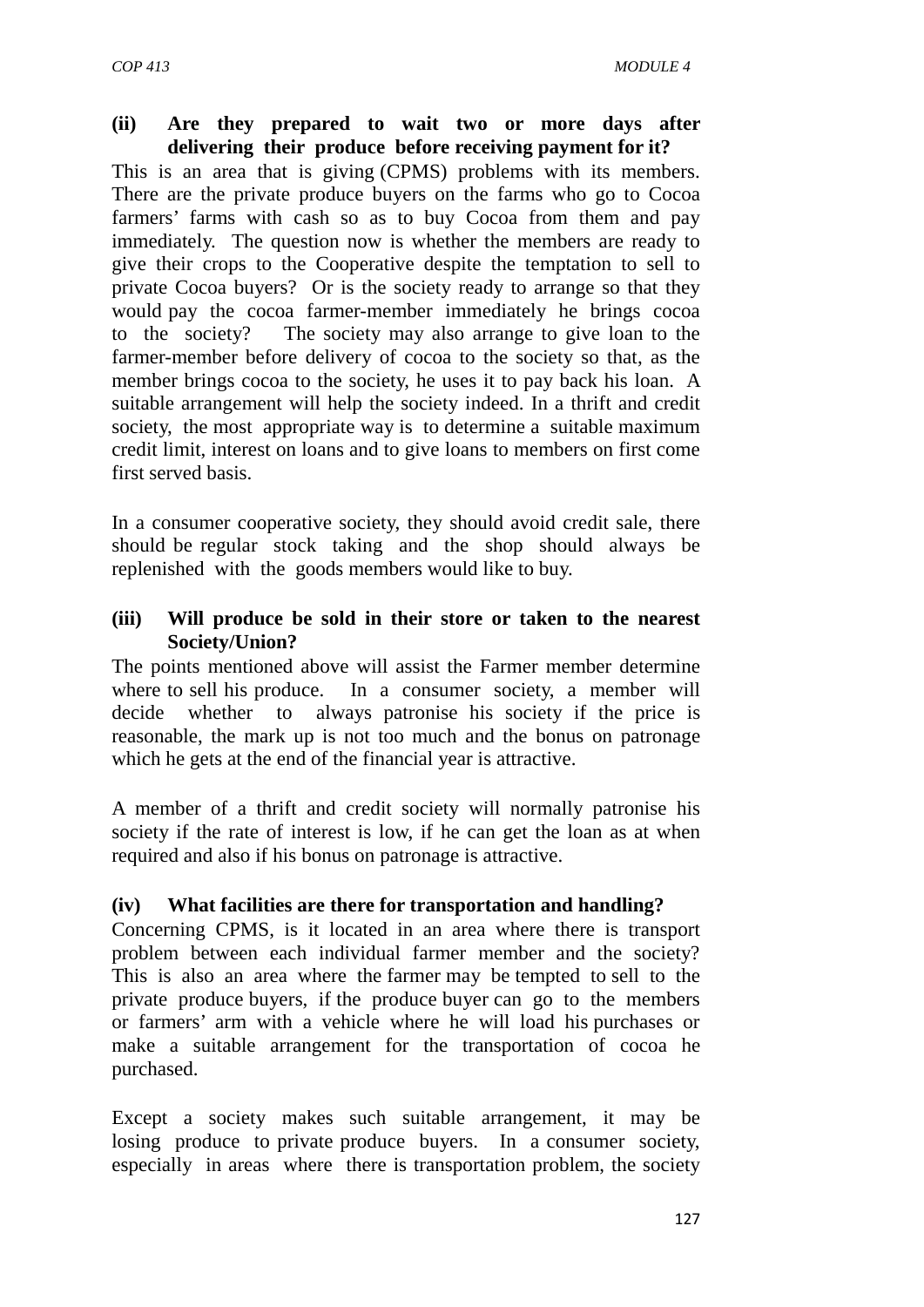**(ii) Are they prepared to wait two or more days after delivering their produce before receiving payment for it?**

This is an area that is giving (CPMS) problems with its members. There are the private produce buyers on the farms who go to Cocoa farmers' farms with cash so as to buy Cocoa from them and pay immediately. The question now is whether the members are ready to give their crops to the Cooperative despite the temptation to sell to private Cocoa buyers? Or is the society ready to arrange so that they would pay the cocoa farmer-member immediately he brings cocoa to the society? The society may also arrange to give loan to the farmer-member before delivery of cocoa to the society so that, as the member brings cocoa to the society, he uses it to pay back his loan. A suitable arrangement will help the society indeed. In a thrift and credit society, the most appropriate way is to determine a suitable maximum credit limit, interest on loans and to give loans to members on first come first served basis.

In a consumer cooperative society, they should avoid credit sale, there should be regular stock taking and the shop should always be replenished with the goods members would like to buy.

**(iii) Will produce be sold in their store or taken to the nearest Society/Union?**

The points mentioned above will assist the Farmer member determine where to sell his produce. In a consumer society, a member will decide whether to always patronise his society if the price is reasonable, the mark up is not too much and the bonus on patronage which he gets at the end of the financial year is attractive.

A member of a thrift and credit society will normally patronise his society if the rate of interest is low, if he can get the loan as at when required and also if his bonus on patronage is attractive.

**(iv) What facilities are there for transportation and handling?**

Concerning CPMS, is it located in an area where there is transport problem between each individual farmer member and the society? This is also an area where the farmer may be tempted to sell to the private produce buyers, if the produce buyer can go to the members or farmers' arm with a vehicle where he will load his purchases or make a suitable arrangement for the transportation of cocoa he purchased.

Except a society makes such suitable arrangement, it may be losing produce to private produce buyers. In a consumer society, especially in areas where there is transportation problem, the society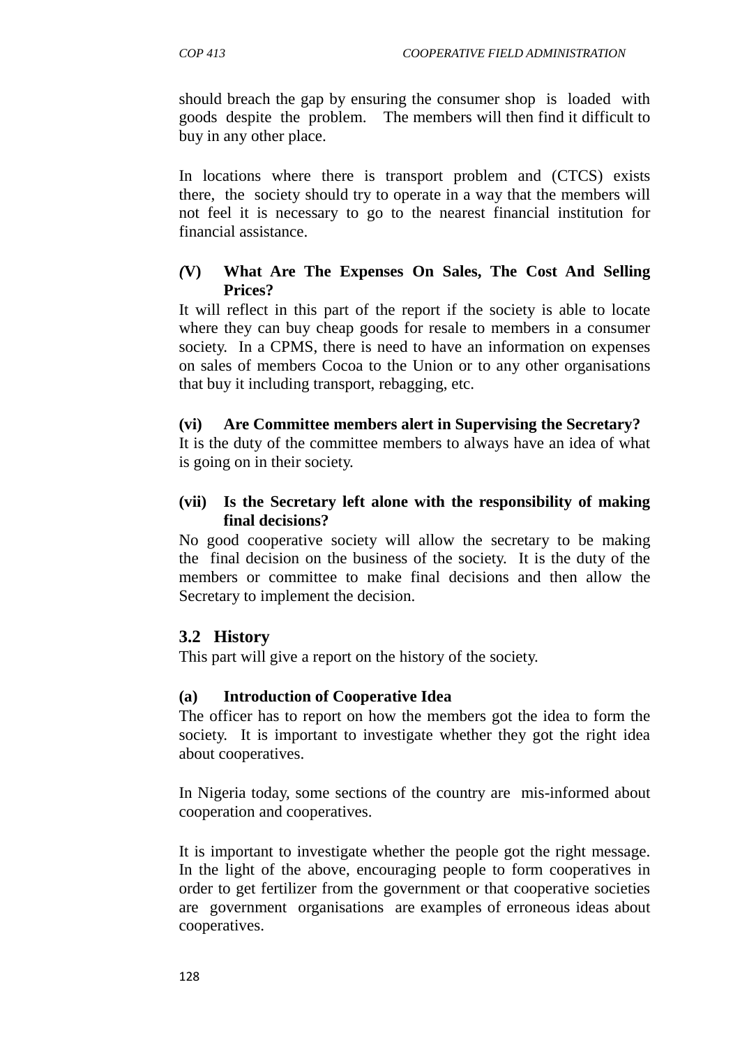should breach the gap by ensuring the consumer shop is loaded with goods despite the problem. The members will then find it difficult to buy in any other place.

In locations where there is transport problem and (CTCS) exists there, the society should try to operate in a way that the members will not feel it is necessary to go to the nearest financial institution for financial assistance.

**(V) What Are The Expenses On Sales, The Cost And Selling Prices?**

It will reflect in this part of the report if the society is able to locate where they can buy cheap goods for resale to members in a consumer society. In a CPMS, there is need to have an information on expenses on sales of members Cocoa to the Union or to any other organisations that buy it including transport, rebagging, etc.

**(vi) Are Committee members alert in Supervising the Secretary?**

It is the duty of the committee members to always have an idea of what is going on in their society.

**(vii) Is the Secretary left alone with the responsibility of making final decisions?**

No good cooperative society will allow the secretary to be making the final decision on the business of the society. It is the duty of the members or committee to make final decisions and then allow the Secretary to implement the decision.

## 3.2 History

This part will give a report on the history of the society.

**(a) Introduction of Cooperative Idea**

The officer has to report on how the members got the idea to form the society. It is important to investigate whether they got the right idea about cooperatives.

In Nigeria today, some sections of the country are mis-informed about cooperation and cooperatives.

It is important to investigate whether the people got the right message. In the light of the above, encouraging people to form cooperatives in order to get fertilizer from the government or that cooperative societies are government organisations are examples of erroneous ideas about cooperatives.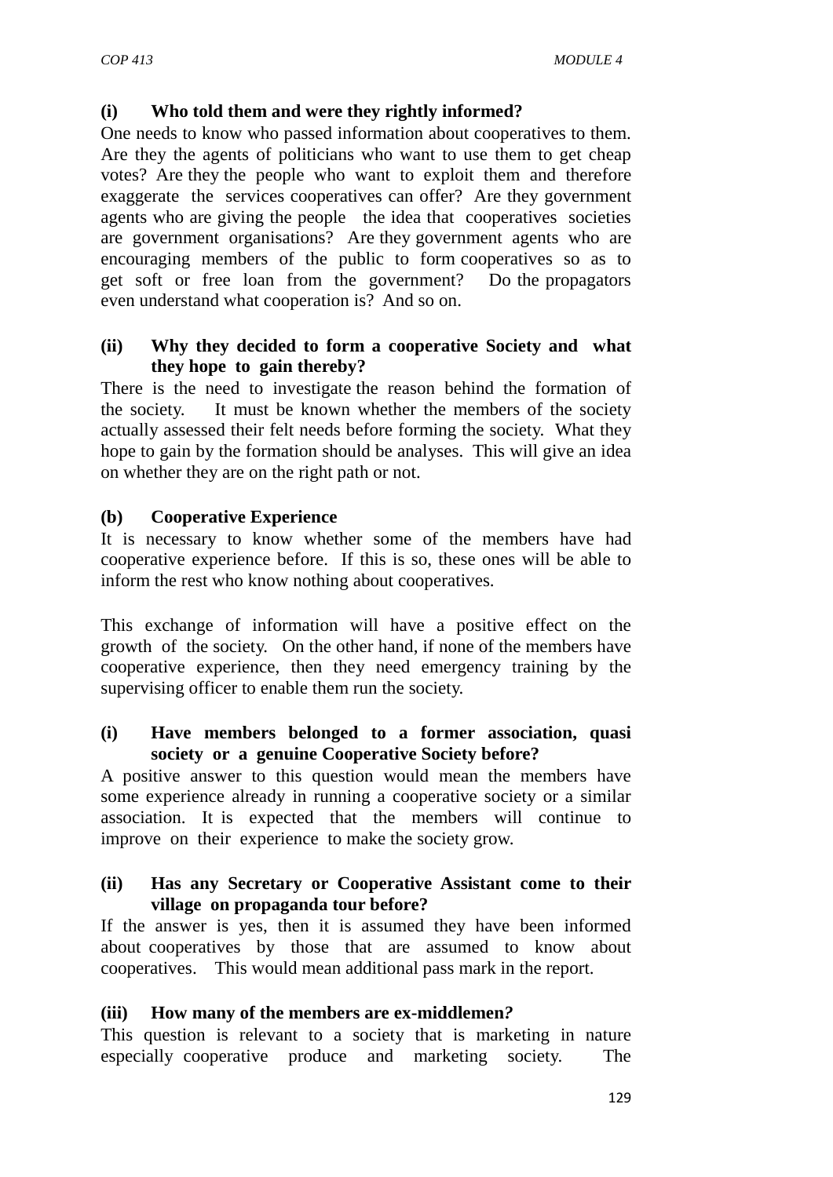**(i) Who told them and were they rightly informed?**

One needs to know who passed information about cooperatives to them. Are they the agents of politicians who want to use them to get cheap votes? Are they the people who want to exploit them and therefore exaggerate the services cooperatives can offer? Are they government agents who are giving the people the idea that cooperatives societies are government organisations? Are they government agents who are encouraging members of the public to form cooperatives so as to get soft or free loan from the government? Do the propagators even understand what cooperation is? And so on.

**(ii) Why they decided to form a cooperative Society and what they hope to gain thereby?**

There is the need to investigate the reason behind the formation of the society. It must be known whether the members of the society actually assessed their felt needs before forming the society. What they hope to gain by the formation should be analyses. This will give an idea on whether they are on the right path or not.

**(b) Cooperative Experience**

It is necessary to know whether some of the members have had cooperative experience before. If this is so, these ones will be able to inform the rest who know nothing about cooperatives.

This exchange of information will have a positive effect on the growth of the society. On the other hand, if none of the members have cooperative experience, then they need emergency training by the supervising officer to enable them run the society.

**(i) Have members belonged to a former association, quasi society or a genuine Cooperative Society before?**

A positive answer to this question would mean the members have some experience already in running a cooperative society or a similar association. It is expected that the members will continue to improve on their experience to make the society grow.

**(ii) Has any Secretary or Cooperative Assistant come to their village on propaganda tour before?**

If the answer is yes, then it is assumed they have been informed about cooperatives by those that are assumed to know about cooperatives. This would mean additional pass mark in the report.

**(iii) How many of the members are ex-middlemen*?***

This question is relevant to a society that is marketing in nature especially cooperative produce and marketing society. The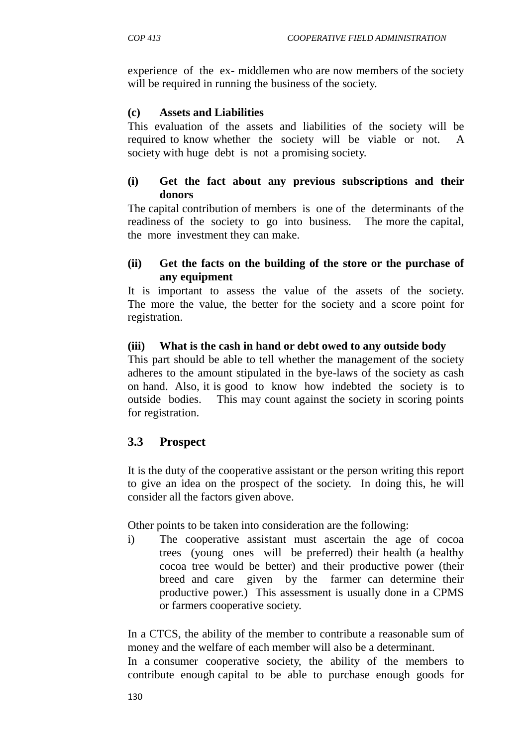experience of the ex- middlemen who are now members of the society will be required in running the business of the society.

**(c) Assets and Liabilities**

This evaluation of the assets and liabilities of the society will be required to know whether the society will be viable or not. A society with huge debt is not a promising society.

**(i) Get the fact about any previous subscriptions and their donors**

The capital contribution of members is one of the determinants of the readiness of the society to go into business. The more the capital, the more investment they can make.

**(ii) Get the facts on the building of the store or the purchase of any equipment**

It is important to assess the value of the assets of the society. The more the value, the better for the society and a score point for registration.

**(iii) What is the cash in hand or debt owed to any outside body**

This part should be able to tell whether the management of the society adheres to the amount stipulated in the bye-laws of the society as cash on hand. Also, it is good to know how indebted the society is to outside bodies. This may count against the society in scoring points for registration.

## 3.3 Prospect

It is the duty of the cooperative assistant or the person writing this report to give an idea on the prospect of the society. In doing this, he will consider all the factors given above.

Other points to be taken into consideration are the following:

i) The cooperative assistant must ascertain the age of cocoa trees (young ones will be preferred) their health (a healthy cocoa tree would be better) and their productive power (their breed and care given by the farmer can determine their productive power.) This assessment is usually done in a CPMS or farmers cooperative society.

In a CTCS, the ability of the member to contribute a reasonable sum of money and the welfare of each member will also be a determinant.

In a consumer cooperative society, the ability of the members to contribute enough capital to be able to purchase enough goods for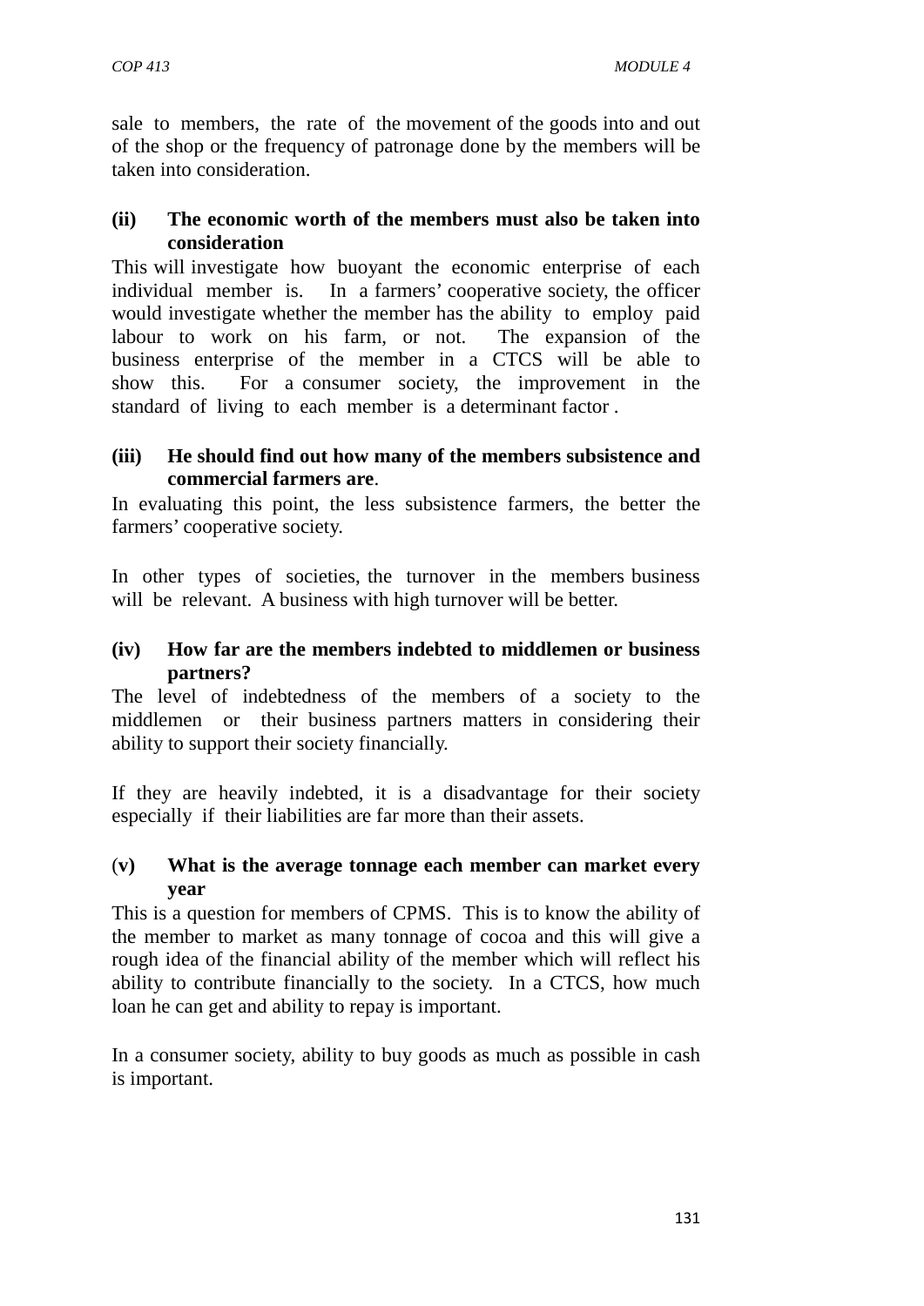sale to members, the rate of the movement of the goods into and out of the shop or the frequency of patronage done by the members will be taken into consideration.

**(ii) The economic worth of the members must also be taken into consideration**

This will investigate how buoyant the economic enterprise of each individual member is. In a farmers' cooperative society, the officer would investigate whether the member has the ability to employ paid labour to work on his farm, or not. The expansion of the business enterprise of the member in a CTCS will be able to show this. For a consumer society, the improvement in the standard of living to each member is a determinant factor .

**(iii) He should find out how many of the members subsistence and commercial farmers are**.

In evaluating this point, the less subsistence farmers, the better the farmers' cooperative society.

In other types of societies, the turnover in the members business will be relevant. A business with high turnover will be better.

**(iv) How far are the members indebted to middlemen or business partners?**

The level of indebtedness of the members of a society to the middlemen or their business partners matters in considering their ability to support their society financially.

If they are heavily indebted, it is a disadvantage for their society especially if their liabilities are far more than their assets.

(**v) What is the average tonnage each member can market every year**

This is a question for members of CPMS. This is to know the ability of the member to market as many tonnage of cocoa and this will give a rough idea of the financial ability of the member which will reflect his ability to contribute financially to the society. In a CTCS, how much loan he can get and ability to repay is important.

In a consumer society, ability to buy goods as much as possible in cash is important.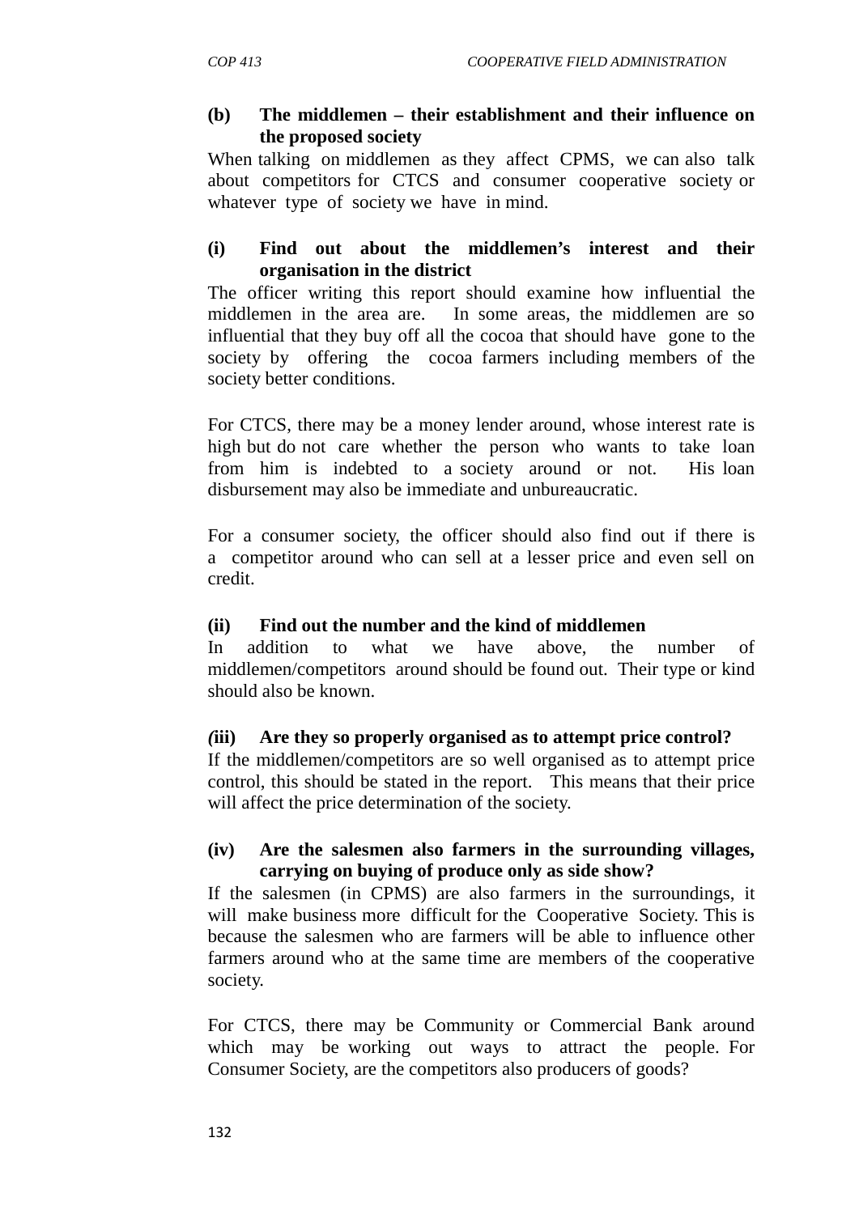**(b) The middlemen – their establishment and their influence on the proposed society**

When talking on middlemen as they affect CPMS, we can also talk about competitors for CTCS and consumer cooperative society or whatever type of society we have in mind.

**(i) Find out about the middlemen's interest and their organisation in the district**

The officer writing this report should examine how influential the middlemen in the area are. In some areas, the middlemen are so influential that they buy off all the cocoa that should have gone to the society by offering the cocoa farmers including members of the society better conditions.

For CTCS, there may be a money lender around, whose interest rate is high but do not care whether the person who wants to take loan from him is indebted to a society around or not. His loan disbursement may also be immediate and unbureaucratic.

For a consumer society, the officer should also find out if there is a competitor around who can sell at a lesser price and even sell on credit.

**(ii) Find out the number and the kind of middlemen**

In addition to what we have above, the number of middlemen/competitors around should be found out. Their type or kind should also be known.

***(*iii) Are they so properly organised as to attempt price control?**

If the middlemen/competitors are so well organised as to attempt price control, this should be stated in the report. This means that their price will affect the price determination of the society.

**(iv) Are the salesmen also farmers in the surrounding villages, carrying on buying of produce only as side show?**

If the salesmen (in CPMS) are also farmers in the surroundings, it will make business more difficult for the Cooperative Society. This is because the salesmen who are farmers will be able to influence other farmers around who at the same time are members of the cooperative society.

For CTCS, there may be Community or Commercial Bank around which may be working out ways to attract the people. For Consumer Society, are the competitors also producers of goods?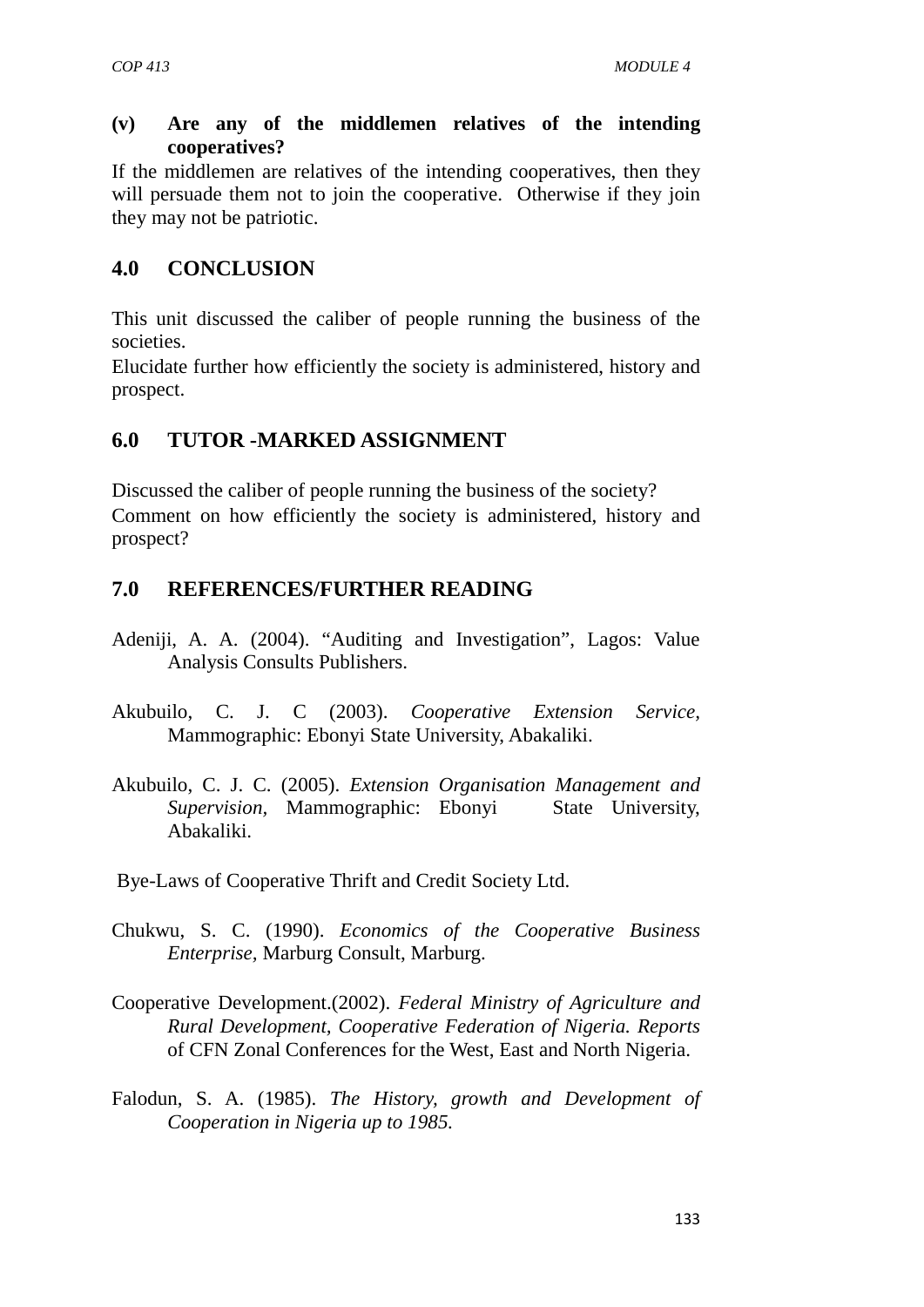**(v) Are any of the middlemen relatives of the intending cooperatives?**

If the middlemen are relatives of the intending cooperatives, then they will persuade them not to join the cooperative. Otherwise if they join they may not be patriotic.

## 4.0 CONCLUSION

This unit discussed the caliber of people running the business of the societies.

Elucidate further how efficiently the society is administered, history and prospect.

## 6.0 TUTOR -MARKED ASSIGNMENT

Discussed the caliber of people running the business of the society?

Comment on how efficiently the society is administered, history and prospect?

## 7.0 REFERENCES/FURTHER READING

Adeniji, A. A. (2004). "Auditing and Investigation", Lagos: Value Analysis Consults Publishers.

Akubuilo, C. J. C (2003). *Cooperative Extension Service*, Mammographic: Ebonyi State University, Abakaliki.

Akubuilo, C. J. C. (2005). *Extension Organisation Management and Supervision*, Mammographic: Ebonyi State University, Abakaliki.

Bye-Laws of Cooperative Thrift and Credit Society Ltd.

Chukwu, S. C. (1990). *Economics of the Cooperative Business Enterprise*, Marburg Consult, Marburg.

Cooperative Development.(2002). *Federal Ministry of Agriculture and Rural Development, Cooperative Federation of Nigeria. Reports* of CFN Zonal Conferences for the West, East and North Nigeria.

Falodun, S. A. (1985). *The History, growth and Development of Cooperation in Nigeria up to 1985.*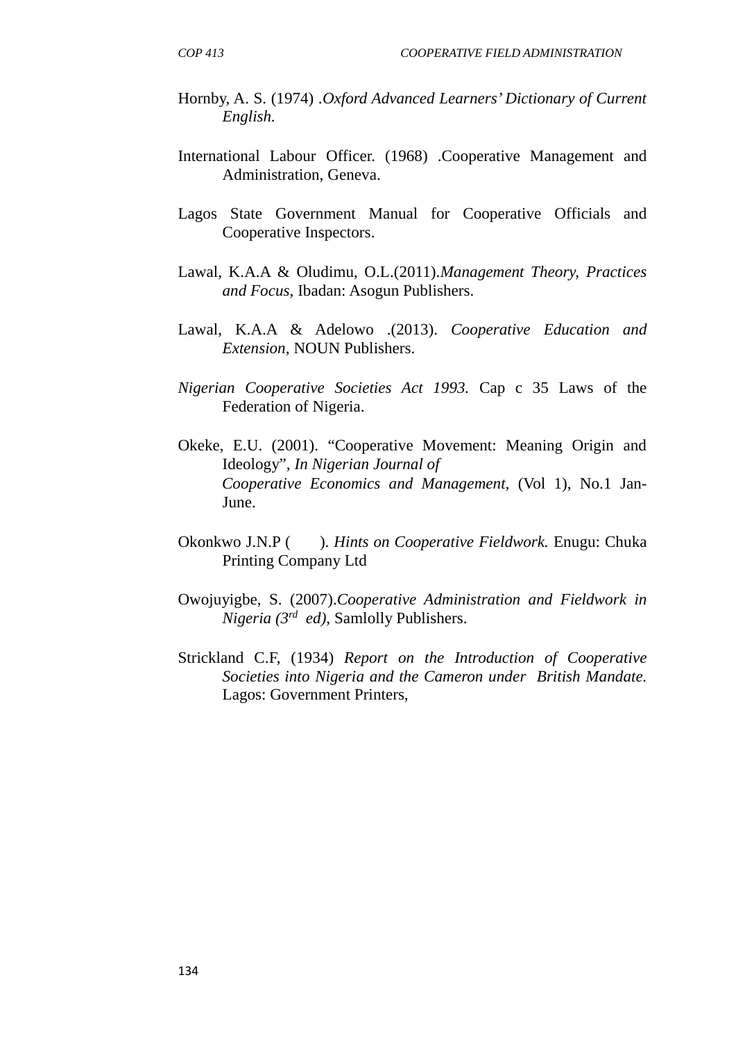Hornby, A. S. (1974) .*Oxford Advanced Learners' Dictionary of Current English.*

International Labour Officer. (1968) .Cooperative Management and Administration, Geneva.

Lagos State Government Manual for Cooperative Officials and Cooperative Inspectors.

Lawal, K.A.A & Oludimu, O.L.(2011).*Management Theory, Practices and Focus,* Ibadan: Asogun Publishers.

Lawal, K.A.A & Adelowo .(2013). *Cooperative Education and Extension,* NOUN Publishers.

*Nigerian Cooperative Societies Act 1993.* Cap c 35 Laws of the Federation of Nigeria.

Okeke, E.U. (2001). "Cooperative Movement: Meaning Origin and Ideology", *In Nigerian Journal of Cooperative Economics and Management,* (Vol 1), No.1 Jan-June.

Okonkwo J.N.P ( ). *Hints on Cooperative Fieldwork.* Enugu: Chuka Printing Company Ltd

Owojuyigbe, S. (2007).*Cooperative Administration and Fieldwork in Nigeria (3rd ed),* Samlolly Publishers.

Strickland C.F, (1934) *Report on the Introduction of Cooperative Societies into Nigeria and the Cameron under British Mandate.* Lagos: Government Printers,